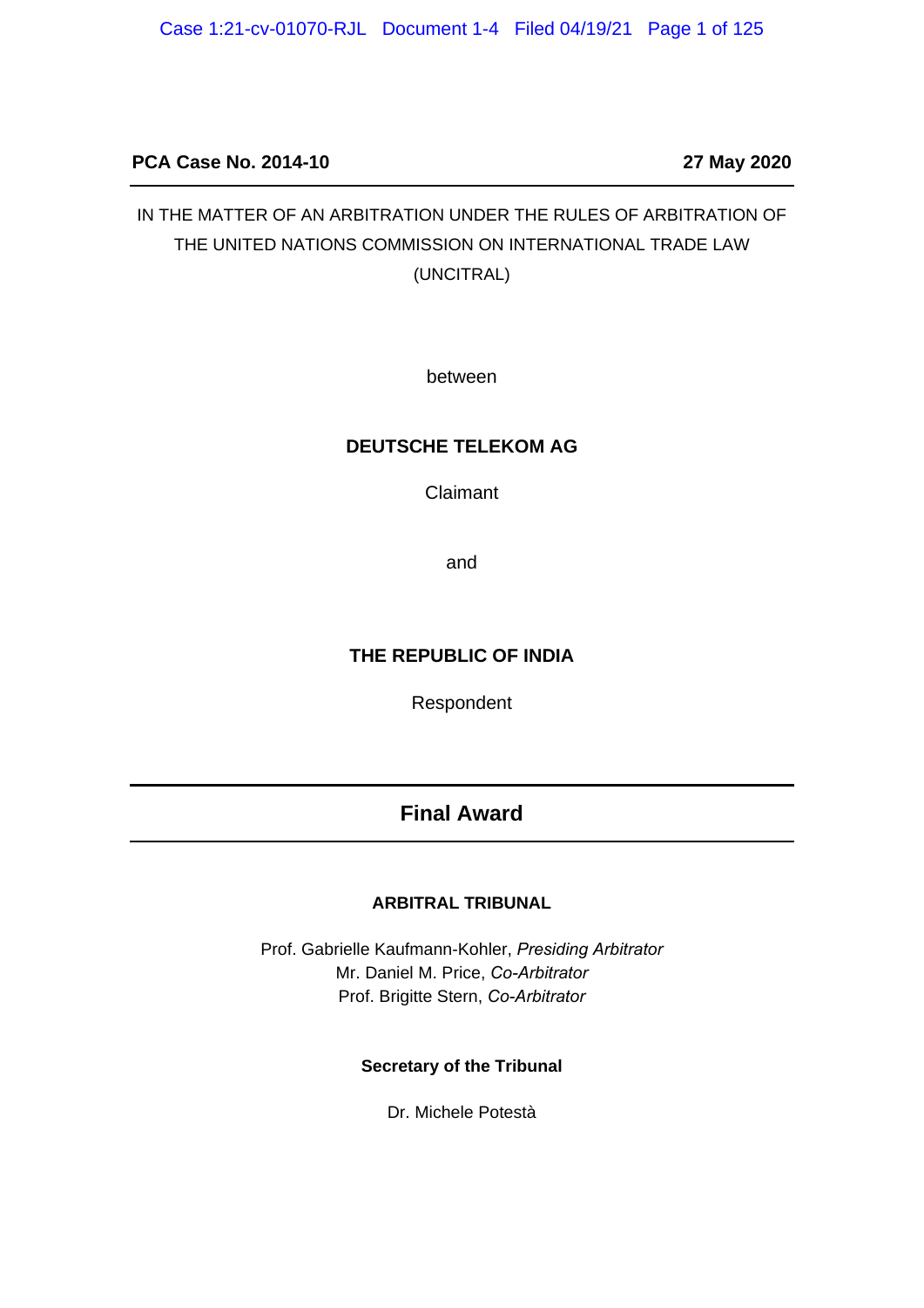**PCA Case No. 2014-10** **27 May 2020**

IN THE MATTER OF AN ARBITRATION UNDER THE RULES OF ARBITRATION OF THE UNITED NATIONS COMMISSION ON INTERNATIONAL TRADE LAW (UNCITRAL)

between

**DEUTSCHE TELEKOM AG**

Claimant

and

**THE REPUBLIC OF INDIA**

Respondent

# Final Award

**ARBITRAL TRIBUNAL**

Prof. Gabrielle Kaufmann-Kohler, *Presiding Arbitrator*
Mr. Daniel M. Price, *Co-Arbitrator*
Prof. Brigitte Stern, *Co-Arbitrator*

**Secretary of the Tribunal**

Dr. Michele Potestà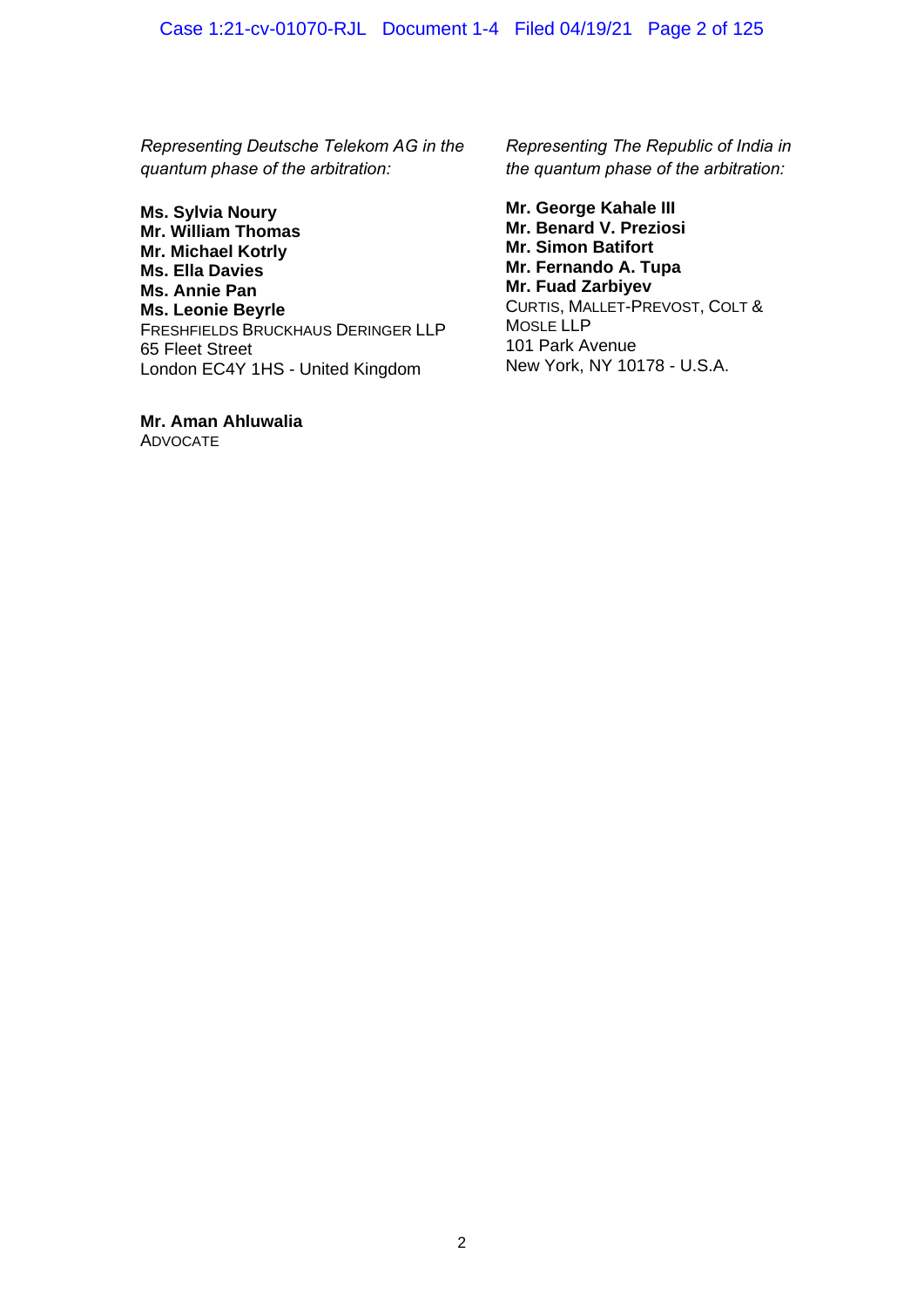*Representing Deutsche Telekom AG in the quantum phase of the arbitration:*

**Ms. Sylvia Noury**
**Mr. William Thomas**
**Mr. Michael Kotrly**
**Ms. Ella Davies**
**Ms. Annie Pan**
**Ms. Leonie Beyrle**
FRESHFIELDS BRUCKHAUS DERINGER LLP
65 Fleet Street
London EC4Y 1HS - United Kingdom

**Mr. Aman Ahluwalia**
ADVOCATE

*Representing The Republic of India in the quantum phase of the arbitration:*

**Mr. George Kahale III**
**Mr. Benard V. Preziosi**
**Mr. Simon Batifort**
**Mr. Fernando A. Tupa**
**Mr. Fuad Zarbiyev**
CURTIS, MALLET-PREVOST, COLT & MOSLE LLP
101 Park Avenue
New York, NY 10178 - U.S.A.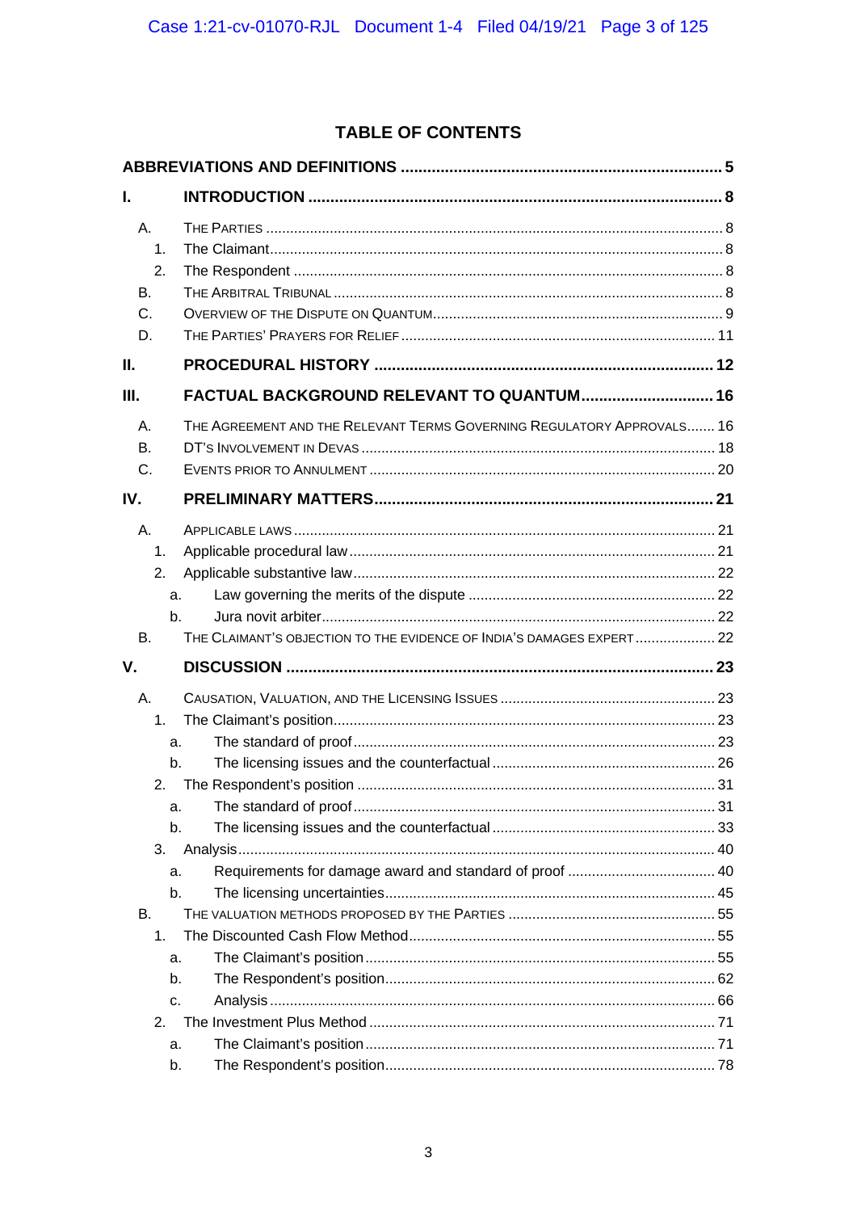# TABLE OF CONTENTS

**ABBREVIATIONS AND DEFINITIONS** ........ 5

**I. INTRODUCTION** ........ 8

- A. THE PARTIES ........ 8
  - 1. The Claimant ........ 8
  - 2. The Respondent ........ 8
- B. THE ARBITRAL TRIBUNAL ........ 8
- C. OVERVIEW OF THE DISPUTE ON QUANTUM ........ 9
- D. THE PARTIES' PRAYERS FOR RELIEF ........ 11

**II. PROCEDURAL HISTORY** ........ 12

**III. FACTUAL BACKGROUND RELEVANT TO QUANTUM** ........ 16

- A. THE AGREEMENT AND THE RELEVANT TERMS GOVERNING REGULATORY APPROVALS ........ 16
- B. DT'S INVOLVEMENT IN DEVAS ........ 18
- C. EVENTS PRIOR TO ANNULMENT ........ 20

**IV. PRELIMINARY MATTERS** ........ 21

- A. APPLICABLE LAWS ........ 21
  - 1. Applicable procedural law ........ 21
  - 2. Applicable substantive law ........ 22
    - a. Law governing the merits of the dispute ........ 22
    - b. Jura novit arbiter ........ 22
- B. THE CLAIMANT'S OBJECTION TO THE EVIDENCE OF INDIA'S DAMAGES EXPERT ........ 22

**V. DISCUSSION** ........ 23

- A. CAUSATION, VALUATION, AND THE LICENSING ISSUES ........ 23
  - 1. The Claimant's position ........ 23
    - a. The standard of proof ........ 23
    - b. The licensing issues and the counterfactual ........ 26
  - 2. The Respondent's position ........ 31
    - a. The standard of proof ........ 31
    - b. The licensing issues and the counterfactual ........ 33
  - 3. Analysis ........ 40
    - a. Requirements for damage award and standard of proof ........ 40
    - b. The licensing uncertainties ........ 45
- B. THE VALUATION METHODS PROPOSED BY THE PARTIES ........ 55
  - 1. The Discounted Cash Flow Method ........ 55
    - a. The Claimant's position ........ 55
    - b. The Respondent's position ........ 62
    - c. Analysis ........ 66
  - 2. The Investment Plus Method ........ 71
    - a. The Claimant's position ........ 71
    - b. The Respondent's position ........ 78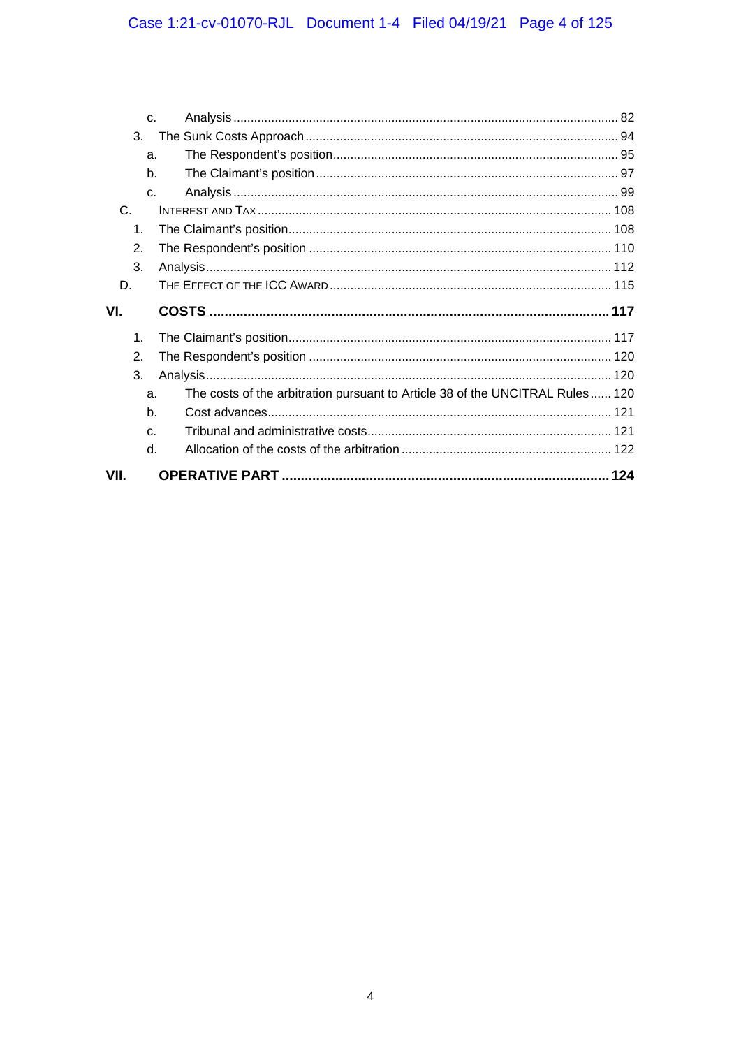c. Analysis ... 82

3. The Sunk Costs Approach ... 94

a. The Respondent's position ... 95

b. The Claimant's position ... 97

c. Analysis ... 99

C. INTEREST AND TAX ... 108

1. The Claimant's position ... 108

2. The Respondent's position ... 110

3. Analysis ... 112

D. THE EFFECT OF THE ICC AWARD ... 115

**VI. COSTS ... 117**

1. The Claimant's position ... 117

2. The Respondent's position ... 120

3. Analysis ... 120

a. The costs of the arbitration pursuant to Article 38 of the UNCITRAL Rules ... 120

b. Cost advances ... 121

c. Tribunal and administrative costs ... 121

d. Allocation of the costs of the arbitration ... 122

**VII. OPERATIVE PART ... 124**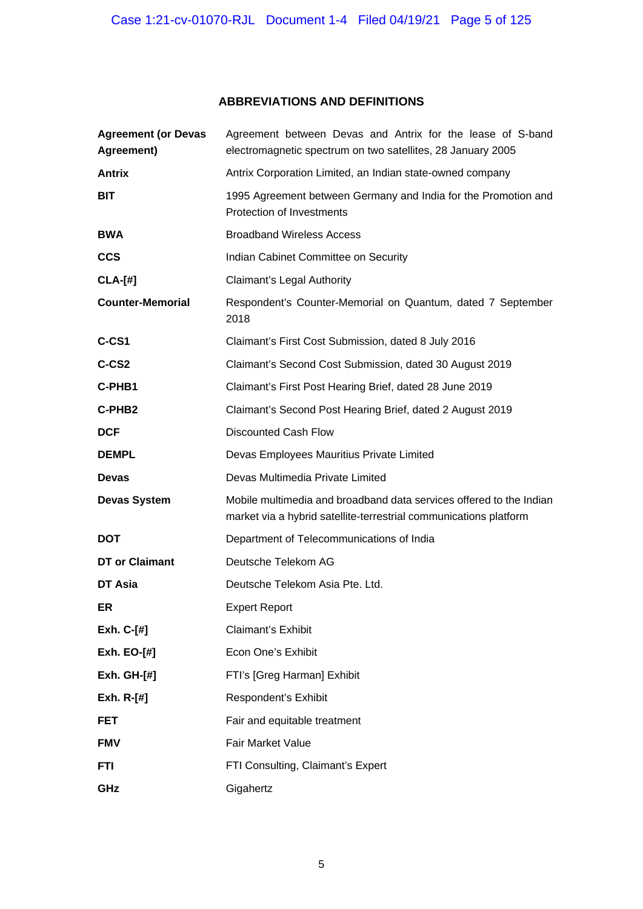## ABBREVIATIONS AND DEFINITIONS

| | |
|---|---|
| **Agreement (or Devas Agreement)** | Agreement between Devas and Antrix for the lease of S-band electromagnetic spectrum on two satellites, 28 January 2005 |
| **Antrix** | Antrix Corporation Limited, an Indian state-owned company |
| **BIT** | 1995 Agreement between Germany and India for the Promotion and Protection of Investments |
| **BWA** | Broadband Wireless Access |
| **CCS** | Indian Cabinet Committee on Security |
| **CLA-[#]** | Claimant's Legal Authority |
| **Counter-Memorial** | Respondent's Counter-Memorial on Quantum, dated 7 September 2018 |
| **C-CS1** | Claimant's First Cost Submission, dated 8 July 2016 |
| **C-CS2** | Claimant's Second Cost Submission, dated 30 August 2019 |
| **C-PHB1** | Claimant's First Post Hearing Brief, dated 28 June 2019 |
| **C-PHB2** | Claimant's Second Post Hearing Brief, dated 2 August 2019 |
| **DCF** | Discounted Cash Flow |
| **DEMPL** | Devas Employees Mauritius Private Limited |
| **Devas** | Devas Multimedia Private Limited |
| **Devas System** | Mobile multimedia and broadband data services offered to the Indian market via a hybrid satellite-terrestrial communications platform |
| **DOT** | Department of Telecommunications of India |
| **DT or Claimant** | Deutsche Telekom AG |
| **DT Asia** | Deutsche Telekom Asia Pte. Ltd. |
| **ER** | Expert Report |
| **Exh. C-[#]** | Claimant's Exhibit |
| **Exh. EO-[#]** | Econ One's Exhibit |
| **Exh. GH-[#]** | FTI's [Greg Harman] Exhibit |
| **Exh. R-[#]** | Respondent's Exhibit |
| **FET** | Fair and equitable treatment |
| **FMV** | Fair Market Value |
| **FTI** | FTI Consulting, Claimant's Expert |
| **GHz** | Gigahertz |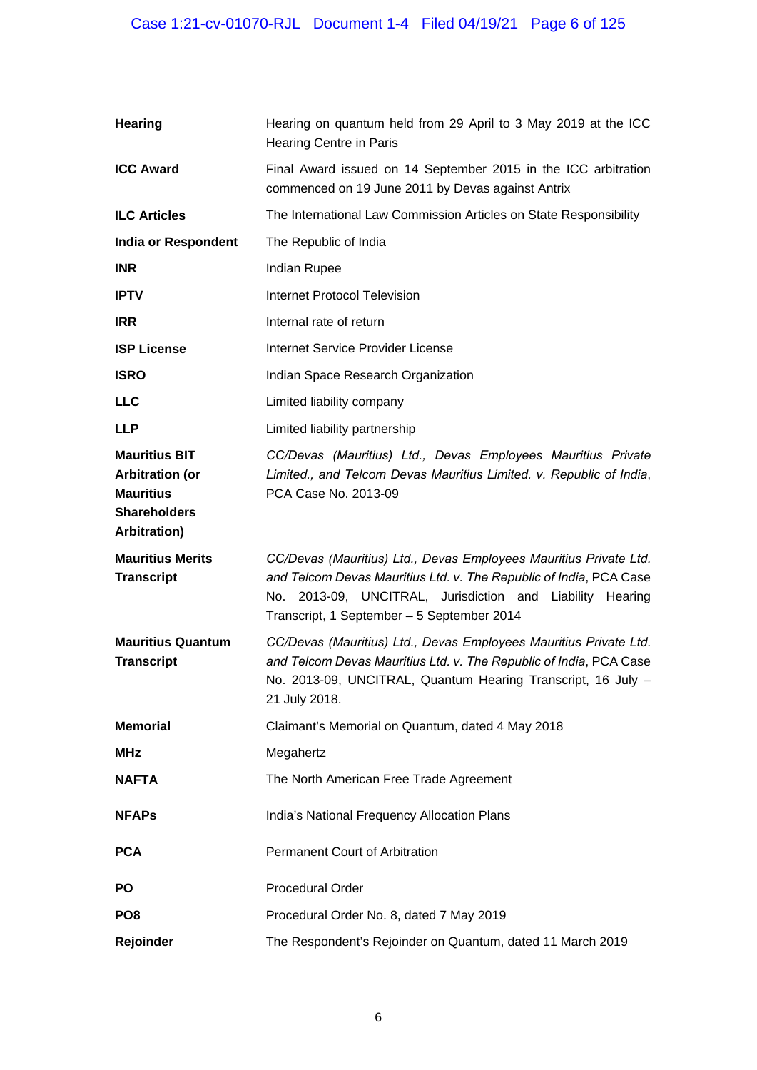| | |
|---|---|
| **Hearing** | Hearing on quantum held from 29 April to 3 May 2019 at the ICC Hearing Centre in Paris |
| **ICC Award** | Final Award issued on 14 September 2015 in the ICC arbitration commenced on 19 June 2011 by Devas against Antrix |
| **ILC Articles** | The International Law Commission Articles on State Responsibility |
| **India or Respondent** | The Republic of India |
| **INR** | Indian Rupee |
| **IPTV** | Internet Protocol Television |
| **IRR** | Internal rate of return |
| **ISP License** | Internet Service Provider License |
| **ISRO** | Indian Space Research Organization |
| **LLC** | Limited liability company |
| **LLP** | Limited liability partnership |
| **Mauritius BIT Arbitration (or Mauritius Shareholders Arbitration)** | *CC/Devas (Mauritius) Ltd., Devas Employees Mauritius Private Limited., and Telcom Devas Mauritius Limited. v. Republic of India*, PCA Case No. 2013-09 |
| **Mauritius Merits Transcript** | *CC/Devas (Mauritius) Ltd., Devas Employees Mauritius Private Ltd. and Telcom Devas Mauritius Ltd. v. The Republic of India*, PCA Case No. 2013-09, UNCITRAL, Jurisdiction and Liability Hearing Transcript, 1 September – 5 September 2014 |
| **Mauritius Quantum Transcript** | *CC/Devas (Mauritius) Ltd., Devas Employees Mauritius Private Ltd. and Telcom Devas Mauritius Ltd. v. The Republic of India*, PCA Case No. 2013-09, UNCITRAL, Quantum Hearing Transcript, 16 July – 21 July 2018. |
| **Memorial** | Claimant's Memorial on Quantum, dated 4 May 2018 |
| **MHz** | Megahertz |
| **NAFTA** | The North American Free Trade Agreement |
| **NFAPs** | India's National Frequency Allocation Plans |
| **PCA** | Permanent Court of Arbitration |
| **PO** | Procedural Order |
| **PO8** | Procedural Order No. 8, dated 7 May 2019 |
| **Rejoinder** | The Respondent's Rejoinder on Quantum, dated 11 March 2019 |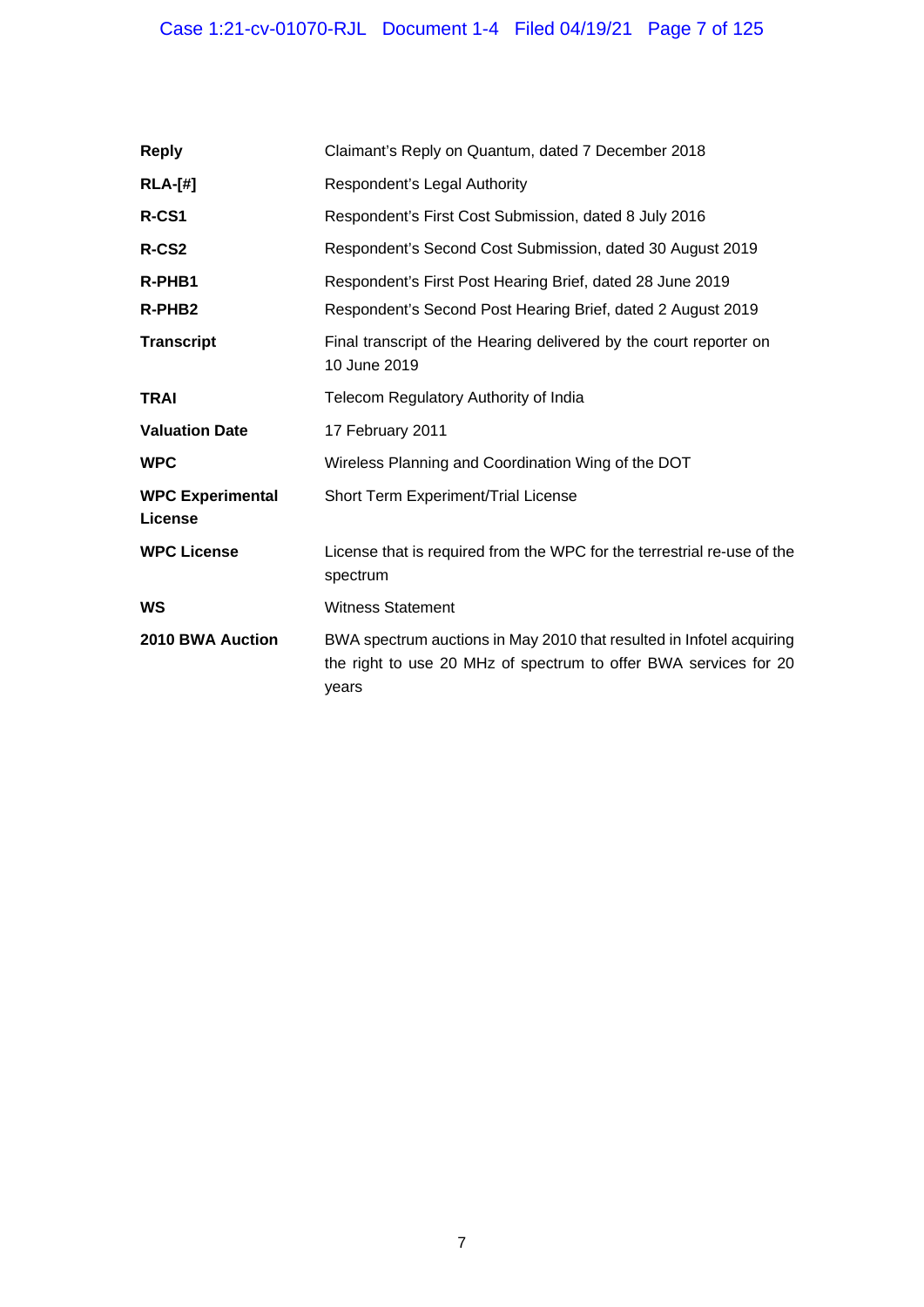| | |
|---|---|
| **Reply** | Claimant's Reply on Quantum, dated 7 December 2018 |
| **RLA-[#]** | Respondent's Legal Authority |
| **R-CS1** | Respondent's First Cost Submission, dated 8 July 2016 |
| **R-CS2** | Respondent's Second Cost Submission, dated 30 August 2019 |
| **R-PHB1** | Respondent's First Post Hearing Brief, dated 28 June 2019 |
| **R-PHB2** | Respondent's Second Post Hearing Brief, dated 2 August 2019 |
| **Transcript** | Final transcript of the Hearing delivered by the court reporter on 10 June 2019 |
| **TRAI** | Telecom Regulatory Authority of India |
| **Valuation Date** | 17 February 2011 |
| **WPC** | Wireless Planning and Coordination Wing of the DOT |
| **WPC Experimental License** | Short Term Experiment/Trial License |
| **WPC License** | License that is required from the WPC for the terrestrial re-use of the spectrum |
| **WS** | Witness Statement |
| **2010 BWA Auction** | BWA spectrum auctions in May 2010 that resulted in Infotel acquiring the right to use 20 MHz of spectrum to offer BWA services for 20 years |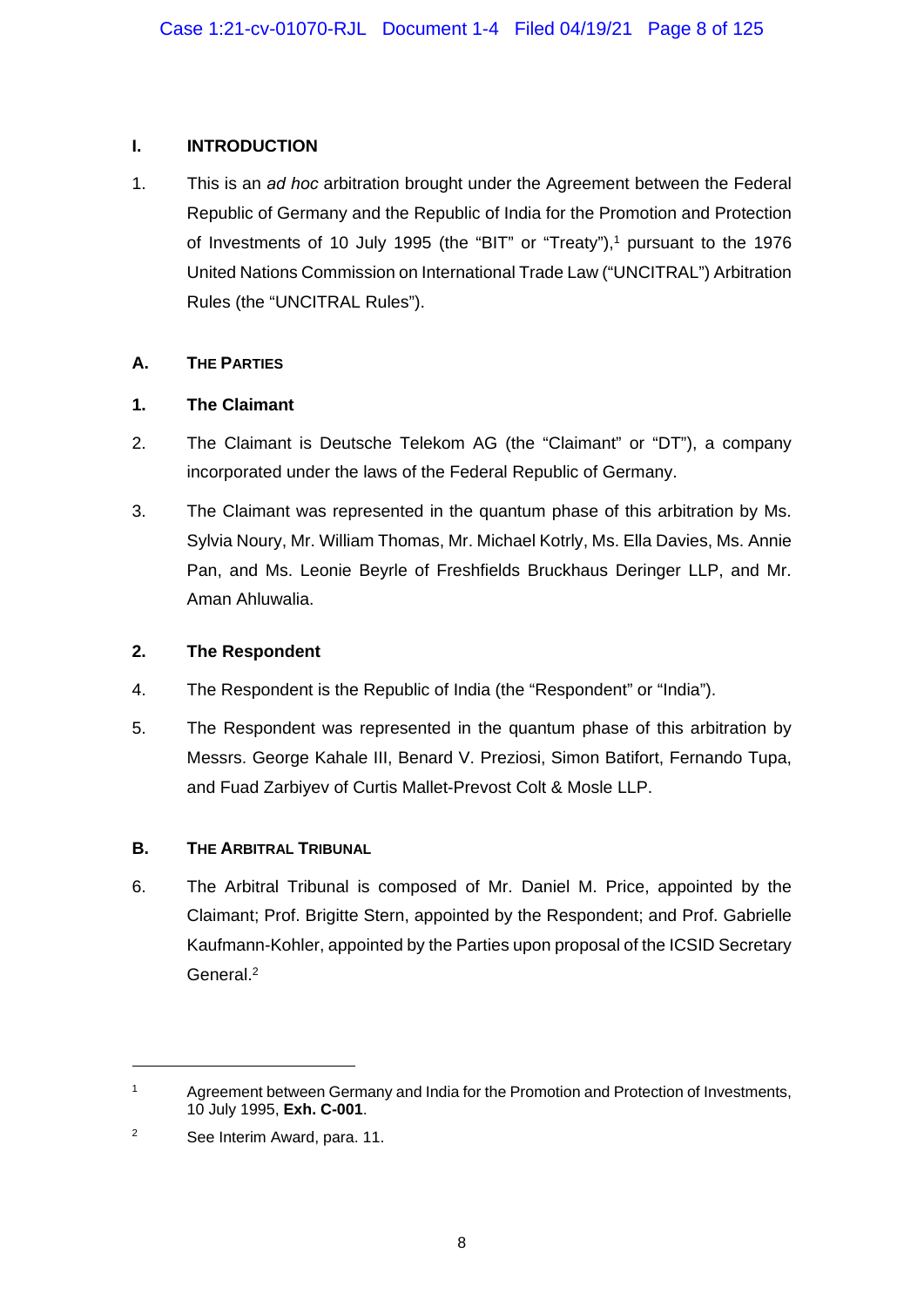# I. INTRODUCTION

1. This is an *ad hoc* arbitration brought under the Agreement between the Federal Republic of Germany and the Republic of India for the Promotion and Protection of Investments of 10 July 1995 (the "BIT" or "Treaty"),[1] pursuant to the 1976 United Nations Commission on International Trade Law ("UNCITRAL") Arbitration Rules (the "UNCITRAL Rules").

## A. THE PARTIES

### 1. The Claimant

2. The Claimant is Deutsche Telekom AG (the "Claimant" or "DT"), a company incorporated under the laws of the Federal Republic of Germany.

3. The Claimant was represented in the quantum phase of this arbitration by Ms. Sylvia Noury, Mr. William Thomas, Mr. Michael Kotrly, Ms. Ella Davies, Ms. Annie Pan, and Ms. Leonie Beyrle of Freshfields Bruckhaus Deringer LLP, and Mr. Aman Ahluwalia.

### 2. The Respondent

4. The Respondent is the Republic of India (the "Respondent" or "India").

5. The Respondent was represented in the quantum phase of this arbitration by Messrs. George Kahale III, Benard V. Preziosi, Simon Batifort, Fernando Tupa, and Fuad Zarbiyev of Curtis Mallet-Prevost Colt & Mosle LLP.

## B. THE ARBITRAL TRIBUNAL

6. The Arbitral Tribunal is composed of Mr. Daniel M. Price, appointed by the Claimant; Prof. Brigitte Stern, appointed by the Respondent; and Prof. Gabrielle Kaufmann-Kohler, appointed by the Parties upon proposal of the ICSID Secretary General.[2]

---

[1] Agreement between Germany and India for the Promotion and Protection of Investments, 10 July 1995, **Exh. C-001**.

[2] See Interim Award, para. 11.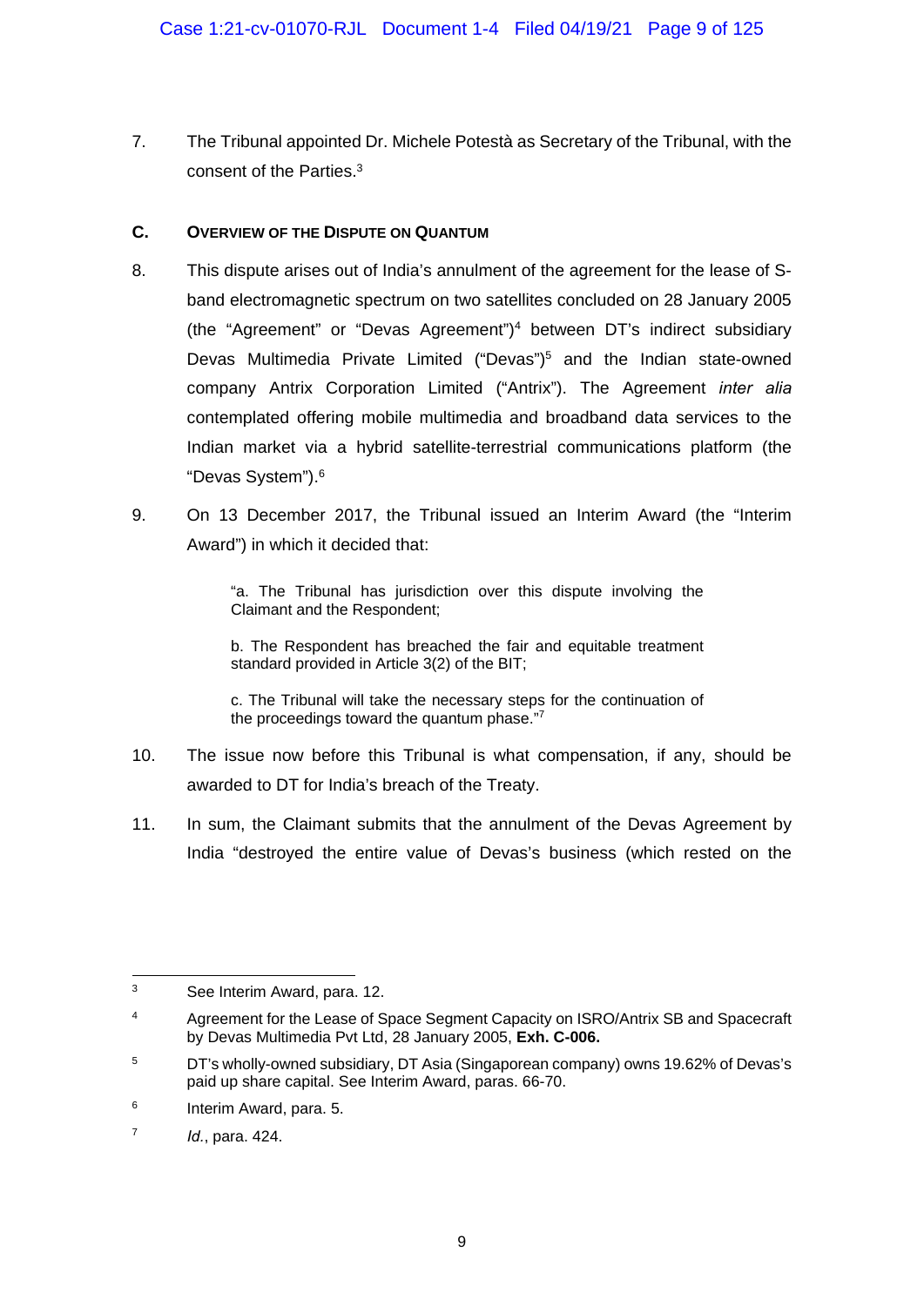7. The Tribunal appointed Dr. Michele Potestà as Secretary of the Tribunal, with the consent of the Parties.[3]

### C. Overview of the Dispute on Quantum

8. This dispute arises out of India's annulment of the agreement for the lease of S-band electromagnetic spectrum on two satellites concluded on 28 January 2005 (the "Agreement" or "Devas Agreement")[4] between DT's indirect subsidiary Devas Multimedia Private Limited ("Devas")[5] and the Indian state-owned company Antrix Corporation Limited ("Antrix"). The Agreement *inter alia* contemplated offering mobile multimedia and broadband data services to the Indian market via a hybrid satellite-terrestrial communications platform (the "Devas System").[6]

9. On 13 December 2017, the Tribunal issued an Interim Award (the "Interim Award") in which it decided that:

> "a. The Tribunal has jurisdiction over this dispute involving the Claimant and the Respondent;
>
> b. The Respondent has breached the fair and equitable treatment standard provided in Article 3(2) of the BIT;
>
> c. The Tribunal will take the necessary steps for the continuation of the proceedings toward the quantum phase."[7]

10. The issue now before this Tribunal is what compensation, if any, should be awarded to DT for India's breach of the Treaty.

11. In sum, the Claimant submits that the annulment of the Devas Agreement by India "destroyed the entire value of Devas's business (which rested on the

---

[3] See Interim Award, para. 12.

[4] Agreement for the Lease of Space Segment Capacity on ISRO/Antrix SB and Spacecraft by Devas Multimedia Pvt Ltd, 28 January 2005, **Exh. C-006.**

[5] DT's wholly-owned subsidiary, DT Asia (Singaporean company) owns 19.62% of Devas's paid up share capital. See Interim Award, paras. 66-70.

[6] Interim Award, para. 5.

[7] *Id.*, para. 424.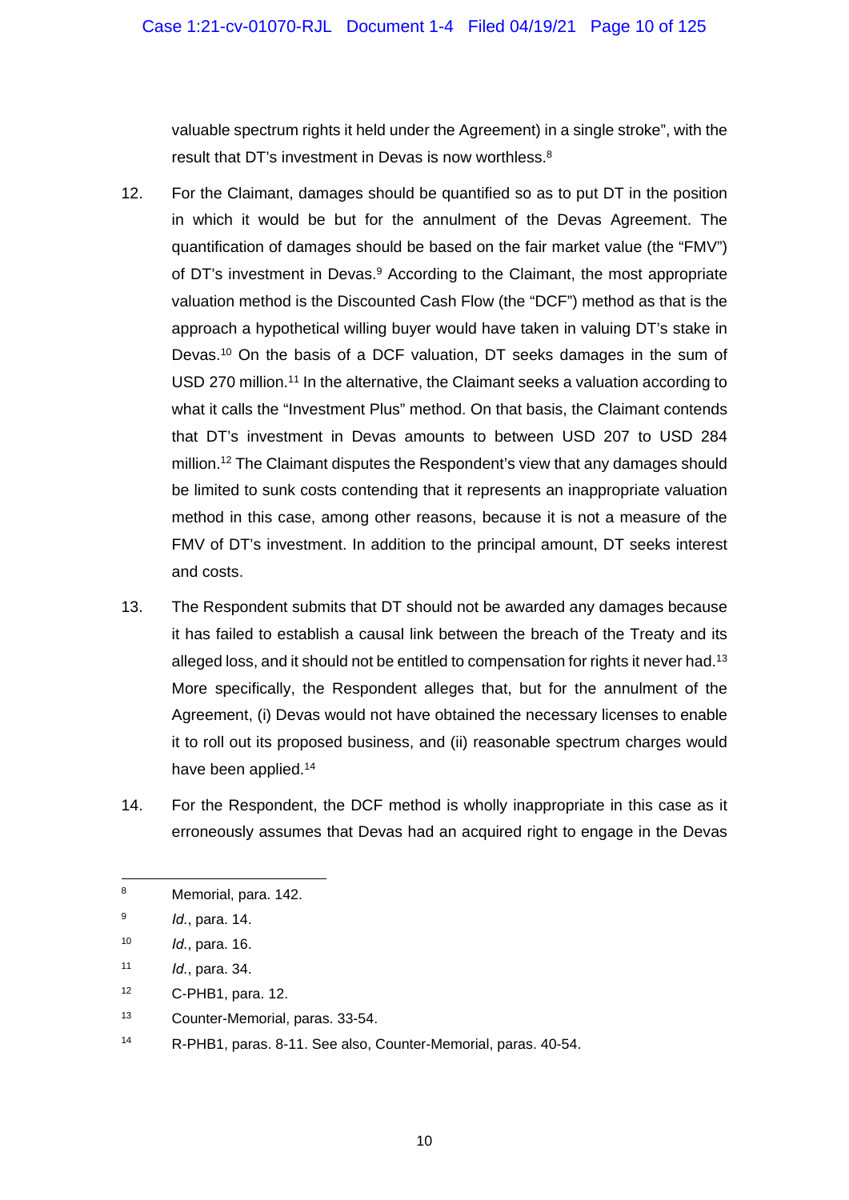valuable spectrum rights it held under the Agreement) in a single stroke", with the result that DT's investment in Devas is now worthless.[8]

12. For the Claimant, damages should be quantified so as to put DT in the position in which it would be but for the annulment of the Devas Agreement. The quantification of damages should be based on the fair market value (the "FMV") of DT's investment in Devas.[9] According to the Claimant, the most appropriate valuation method is the Discounted Cash Flow (the "DCF") method as that is the approach a hypothetical willing buyer would have taken in valuing DT's stake in Devas.[10] On the basis of a DCF valuation, DT seeks damages in the sum of USD 270 million.[11] In the alternative, the Claimant seeks a valuation according to what it calls the "Investment Plus" method. On that basis, the Claimant contends that DT's investment in Devas amounts to between USD 207 to USD 284 million.[12] The Claimant disputes the Respondent's view that any damages should be limited to sunk costs contending that it represents an inappropriate valuation method in this case, among other reasons, because it is not a measure of the FMV of DT's investment. In addition to the principal amount, DT seeks interest and costs.

13. The Respondent submits that DT should not be awarded any damages because it has failed to establish a causal link between the breach of the Treaty and its alleged loss, and it should not be entitled to compensation for rights it never had.[13] More specifically, the Respondent alleges that, but for the annulment of the Agreement, (i) Devas would not have obtained the necessary licenses to enable it to roll out its proposed business, and (ii) reasonable spectrum charges would have been applied.[14]

14. For the Respondent, the DCF method is wholly inappropriate in this case as it erroneously assumes that Devas had an acquired right to engage in the Devas

---

[8] Memorial, para. 142.

[9] *Id.*, para. 14.

[10] *Id.*, para. 16.

[11] *Id.*, para. 34.

[12] C-PHB1, para. 12.

[13] Counter-Memorial, paras. 33-54.

[14] R-PHB1, paras. 8-11. See also, Counter-Memorial, paras. 40-54.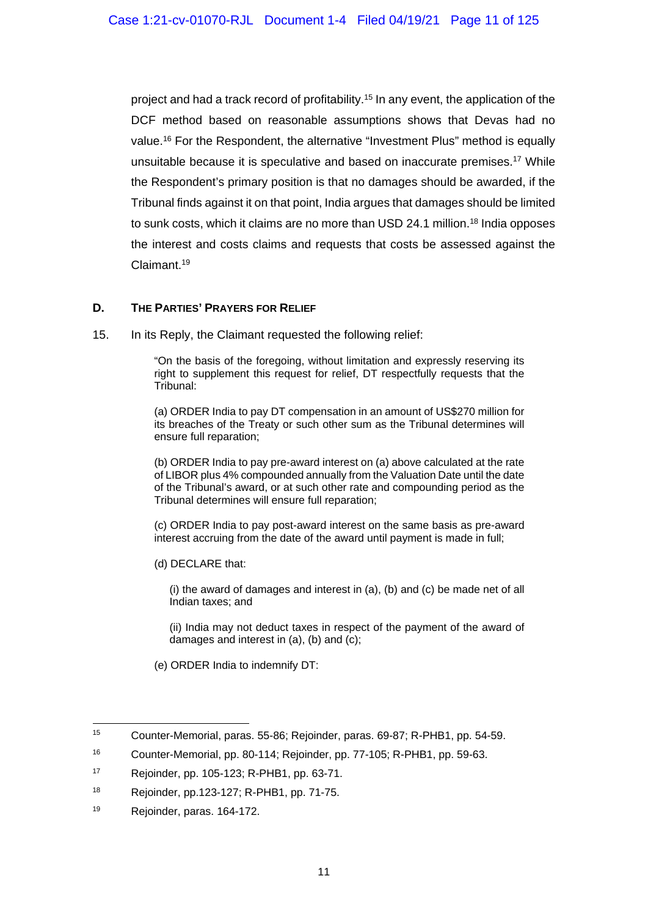project and had a track record of profitability.[15] In any event, the application of the DCF method based on reasonable assumptions shows that Devas had no value.[16] For the Respondent, the alternative "Investment Plus" method is equally unsuitable because it is speculative and based on inaccurate premises.[17] While the Respondent's primary position is that no damages should be awarded, if the Tribunal finds against it on that point, India argues that damages should be limited to sunk costs, which it claims are no more than USD 24.1 million.[18] India opposes the interest and costs claims and requests that costs be assessed against the Claimant.[19]

### D. THE PARTIES' PRAYERS FOR RELIEF

15. In its Reply, the Claimant requested the following relief:

> "On the basis of the foregoing, without limitation and expressly reserving its right to supplement this request for relief, DT respectfully requests that the Tribunal:
>
> (a) ORDER India to pay DT compensation in an amount of US$270 million for its breaches of the Treaty or such other sum as the Tribunal determines will ensure full reparation;
>
> (b) ORDER India to pay pre-award interest on (a) above calculated at the rate of LIBOR plus 4% compounded annually from the Valuation Date until the date of the Tribunal's award, or at such other rate and compounding period as the Tribunal determines will ensure full reparation;
>
> (c) ORDER India to pay post-award interest on the same basis as pre-award interest accruing from the date of the award until payment is made in full;
>
> (d) DECLARE that:
>
> > (i) the award of damages and interest in (a), (b) and (c) be made net of all Indian taxes; and
> >
> > (ii) India may not deduct taxes in respect of the payment of the award of damages and interest in (a), (b) and (c);
>
> (e) ORDER India to indemnify DT:

---

[15] Counter-Memorial, paras. 55-86; Rejoinder, paras. 69-87; R-PHB1, pp. 54-59.

[16] Counter-Memorial, pp. 80-114; Rejoinder, pp. 77-105; R-PHB1, pp. 59-63.

[17] Rejoinder, pp. 105-123; R-PHB1, pp. 63-71.

[18] Rejoinder, pp.123-127; R-PHB1, pp. 71-75.

[19] Rejoinder, paras. 164-172.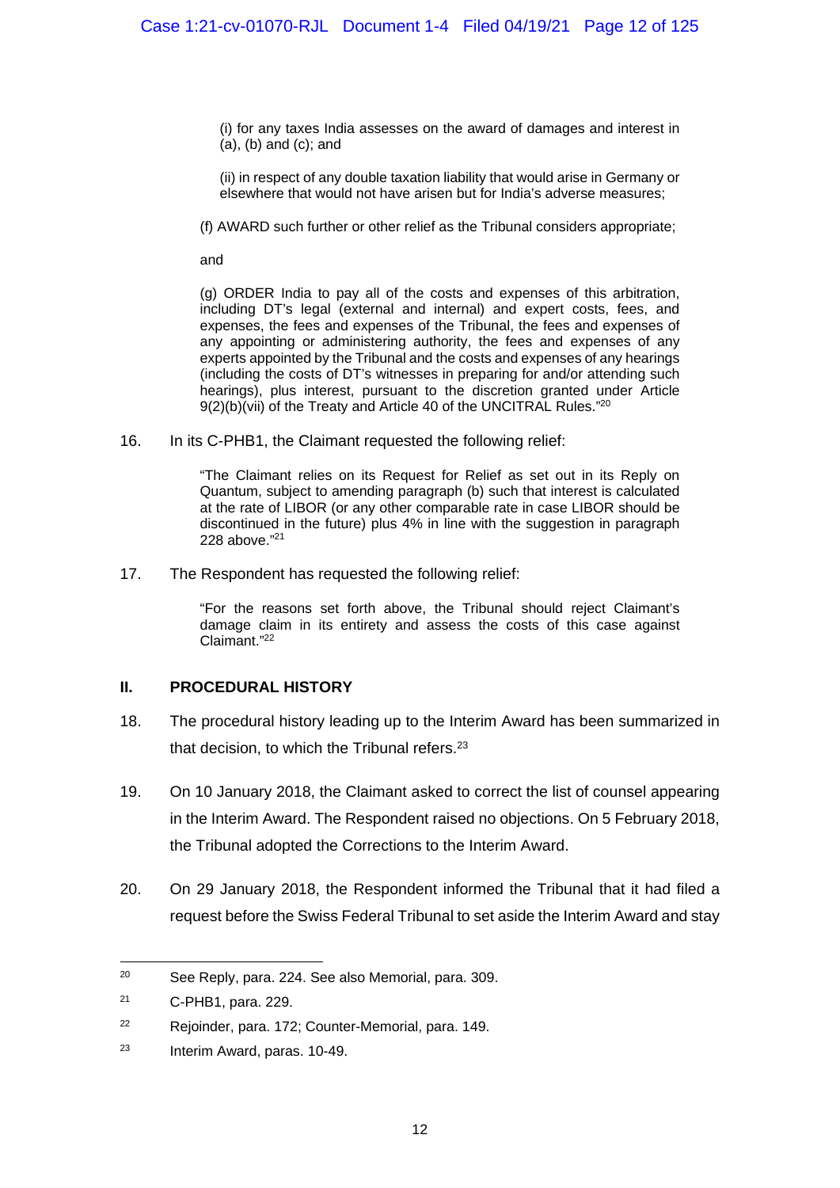(i) for any taxes India assesses on the award of damages and interest in (a), (b) and (c); and

(ii) in respect of any double taxation liability that would arise in Germany or elsewhere that would not have arisen but for India's adverse measures;

(f) AWARD such further or other relief as the Tribunal considers appropriate;

and

(g) ORDER India to pay all of the costs and expenses of this arbitration, including DT's legal (external and internal) and expert costs, fees, and expenses, the fees and expenses of the Tribunal, the fees and expenses of any appointing or administering authority, the fees and expenses of any experts appointed by the Tribunal and the costs and expenses of any hearings (including the costs of DT's witnesses in preparing for and/or attending such hearings), plus interest, pursuant to the discretion granted under Article 9(2)(b)(vii) of the Treaty and Article 40 of the UNCITRAL Rules."[20]

16. In its C-PHB1, the Claimant requested the following relief:

> "The Claimant relies on its Request for Relief as set out in its Reply on Quantum, subject to amending paragraph (b) such that interest is calculated at the rate of LIBOR (or any other comparable rate in case LIBOR should be discontinued in the future) plus 4% in line with the suggestion in paragraph 228 above."[21]

17. The Respondent has requested the following relief:

> "For the reasons set forth above, the Tribunal should reject Claimant's damage claim in its entirety and assess the costs of this case against Claimant."[22]

## II. PROCEDURAL HISTORY

18. The procedural history leading up to the Interim Award has been summarized in that decision, to which the Tribunal refers.[23]

19. On 10 January 2018, the Claimant asked to correct the list of counsel appearing in the Interim Award. The Respondent raised no objections. On 5 February 2018, the Tribunal adopted the Corrections to the Interim Award.

20. On 29 January 2018, the Respondent informed the Tribunal that it had filed a request before the Swiss Federal Tribunal to set aside the Interim Award and stay

---

[20] See Reply, para. 224. See also Memorial, para. 309.

[21] C-PHB1, para. 229.

[22] Rejoinder, para. 172; Counter-Memorial, para. 149.

[23] Interim Award, paras. 10-49.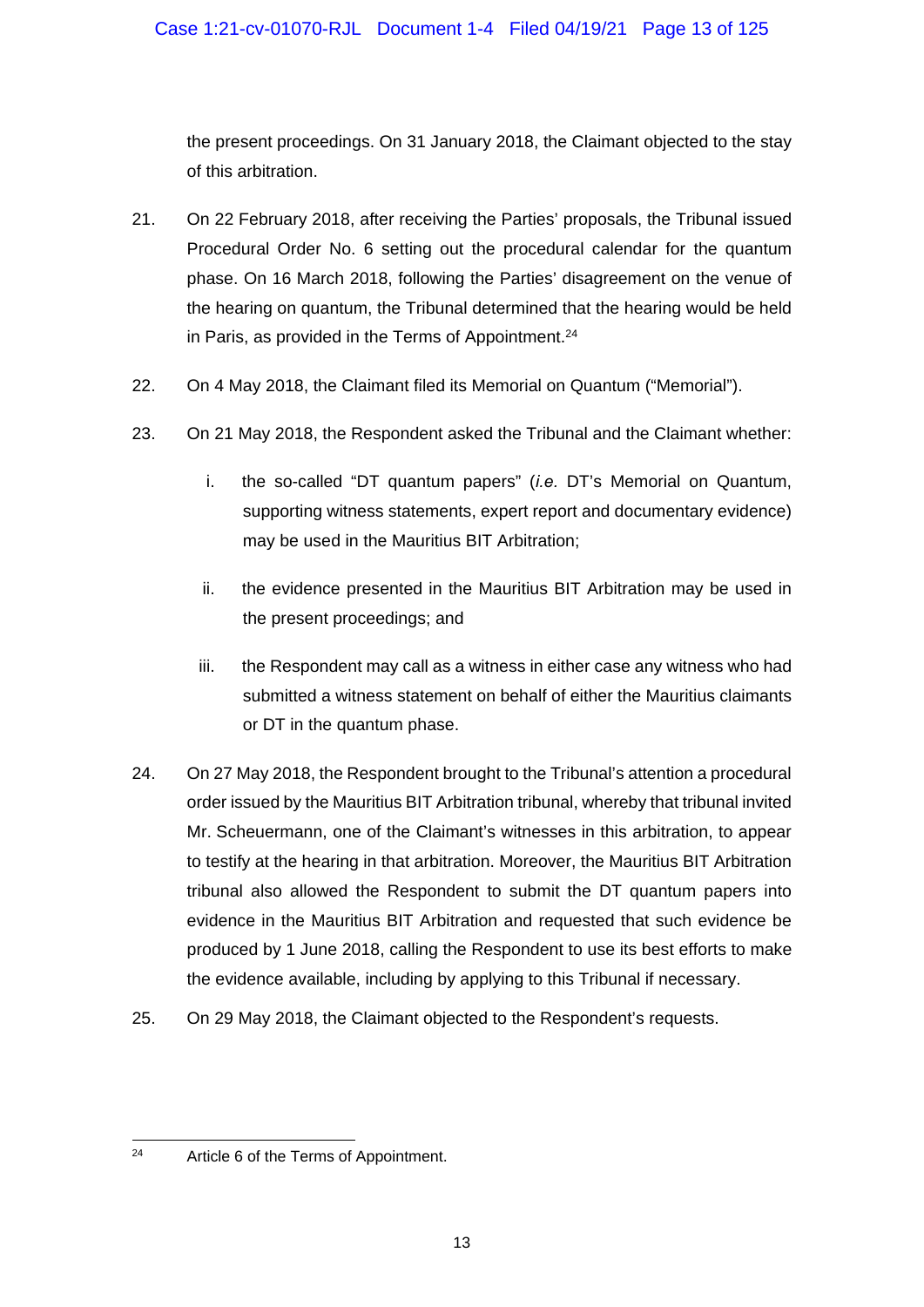the present proceedings. On 31 January 2018, the Claimant objected to the stay of this arbitration.

21. On 22 February 2018, after receiving the Parties' proposals, the Tribunal issued Procedural Order No. 6 setting out the procedural calendar for the quantum phase. On 16 March 2018, following the Parties' disagreement on the venue of the hearing on quantum, the Tribunal determined that the hearing would be held in Paris, as provided in the Terms of Appointment.[24]

22. On 4 May 2018, the Claimant filed its Memorial on Quantum ("Memorial").

23. On 21 May 2018, the Respondent asked the Tribunal and the Claimant whether:

    i. the so-called "DT quantum papers" (*i.e.* DT's Memorial on Quantum, supporting witness statements, expert report and documentary evidence) may be used in the Mauritius BIT Arbitration;

    ii. the evidence presented in the Mauritius BIT Arbitration may be used in the present proceedings; and

    iii. the Respondent may call as a witness in either case any witness who had submitted a witness statement on behalf of either the Mauritius claimants or DT in the quantum phase.

24. On 27 May 2018, the Respondent brought to the Tribunal's attention a procedural order issued by the Mauritius BIT Arbitration tribunal, whereby that tribunal invited Mr. Scheuermann, one of the Claimant's witnesses in this arbitration, to appear to testify at the hearing in that arbitration. Moreover, the Mauritius BIT Arbitration tribunal also allowed the Respondent to submit the DT quantum papers into evidence in the Mauritius BIT Arbitration and requested that such evidence be produced by 1 June 2018, calling the Respondent to use its best efforts to make the evidence available, including by applying to this Tribunal if necessary.

25. On 29 May 2018, the Claimant objected to the Respondent's requests.

---

[24] Article 6 of the Terms of Appointment.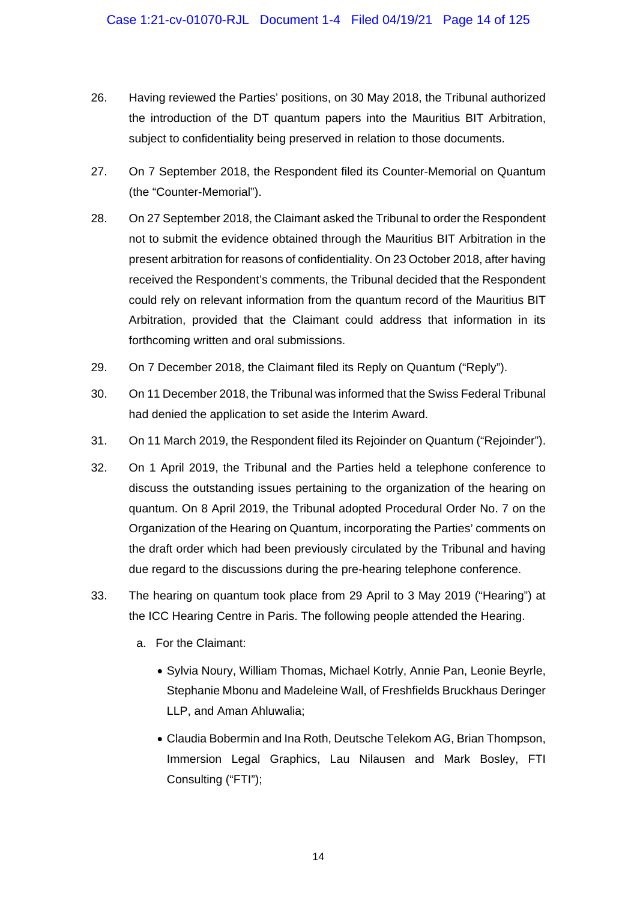26. Having reviewed the Parties' positions, on 30 May 2018, the Tribunal authorized the introduction of the DT quantum papers into the Mauritius BIT Arbitration, subject to confidentiality being preserved in relation to those documents.

27. On 7 September 2018, the Respondent filed its Counter-Memorial on Quantum (the "Counter-Memorial").

28. On 27 September 2018, the Claimant asked the Tribunal to order the Respondent not to submit the evidence obtained through the Mauritius BIT Arbitration in the present arbitration for reasons of confidentiality. On 23 October 2018, after having received the Respondent's comments, the Tribunal decided that the Respondent could rely on relevant information from the quantum record of the Mauritius BIT Arbitration, provided that the Claimant could address that information in its forthcoming written and oral submissions.

29. On 7 December 2018, the Claimant filed its Reply on Quantum ("Reply").

30. On 11 December 2018, the Tribunal was informed that the Swiss Federal Tribunal had denied the application to set aside the Interim Award.

31. On 11 March 2019, the Respondent filed its Rejoinder on Quantum ("Rejoinder").

32. On 1 April 2019, the Tribunal and the Parties held a telephone conference to discuss the outstanding issues pertaining to the organization of the hearing on quantum. On 8 April 2019, the Tribunal adopted Procedural Order No. 7 on the Organization of the Hearing on Quantum, incorporating the Parties' comments on the draft order which had been previously circulated by the Tribunal and having due regard to the discussions during the pre-hearing telephone conference.

33. The hearing on quantum took place from 29 April to 3 May 2019 ("Hearing") at the ICC Hearing Centre in Paris. The following people attended the Hearing.

    a. For the Claimant:

        - Sylvia Noury, William Thomas, Michael Kotrly, Annie Pan, Leonie Beyrle, Stephanie Mbonu and Madeleine Wall, of Freshfields Bruckhaus Deringer LLP, and Aman Ahluwalia;

        - Claudia Bobermin and Ina Roth, Deutsche Telekom AG, Brian Thompson, Immersion Legal Graphics, Lau Nilausen and Mark Bosley, FTI Consulting ("FTI");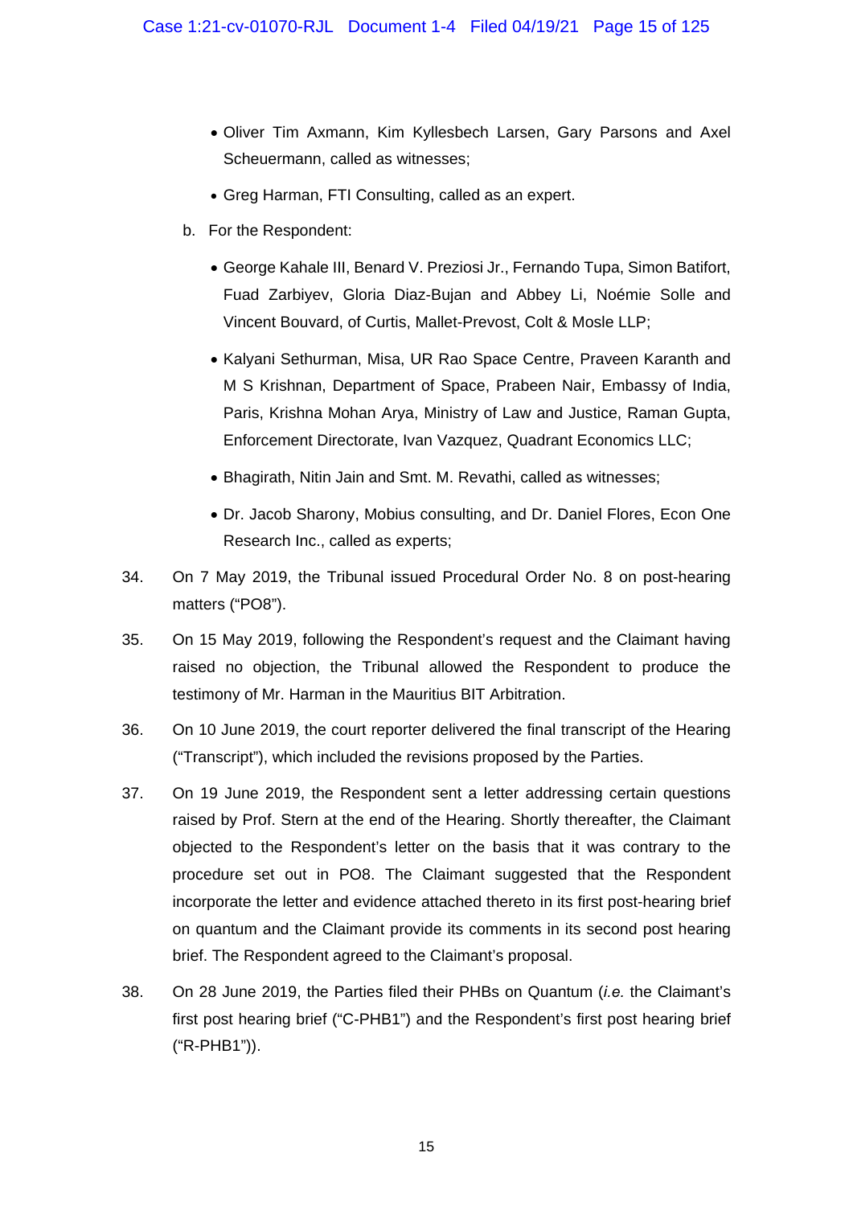- Oliver Tim Axmann, Kim Kyllesbech Larsen, Gary Parsons and Axel Scheuermann, called as witnesses;
- Greg Harman, FTI Consulting, called as an expert.

b. For the Respondent:

- George Kahale III, Benard V. Preziosi Jr., Fernando Tupa, Simon Batifort, Fuad Zarbiyev, Gloria Diaz-Bujan and Abbey Li, Noémie Solle and Vincent Bouvard, of Curtis, Mallet-Prevost, Colt & Mosle LLP;
- Kalyani Sethurman, Misa, UR Rao Space Centre, Praveen Karanth and M S Krishnan, Department of Space, Prabeen Nair, Embassy of India, Paris, Krishna Mohan Arya, Ministry of Law and Justice, Raman Gupta, Enforcement Directorate, Ivan Vazquez, Quadrant Economics LLC;
- Bhagirath, Nitin Jain and Smt. M. Revathi, called as witnesses;
- Dr. Jacob Sharony, Mobius consulting, and Dr. Daniel Flores, Econ One Research Inc., called as experts;

34. On 7 May 2019, the Tribunal issued Procedural Order No. 8 on post-hearing matters ("PO8").

35. On 15 May 2019, following the Respondent's request and the Claimant having raised no objection, the Tribunal allowed the Respondent to produce the testimony of Mr. Harman in the Mauritius BIT Arbitration.

36. On 10 June 2019, the court reporter delivered the final transcript of the Hearing ("Transcript"), which included the revisions proposed by the Parties.

37. On 19 June 2019, the Respondent sent a letter addressing certain questions raised by Prof. Stern at the end of the Hearing. Shortly thereafter, the Claimant objected to the Respondent's letter on the basis that it was contrary to the procedure set out in PO8. The Claimant suggested that the Respondent incorporate the letter and evidence attached thereto in its first post-hearing brief on quantum and the Claimant provide its comments in its second post hearing brief. The Respondent agreed to the Claimant's proposal.

38. On 28 June 2019, the Parties filed their PHBs on Quantum (*i.e.* the Claimant's first post hearing brief ("C-PHB1") and the Respondent's first post hearing brief ("R-PHB1")).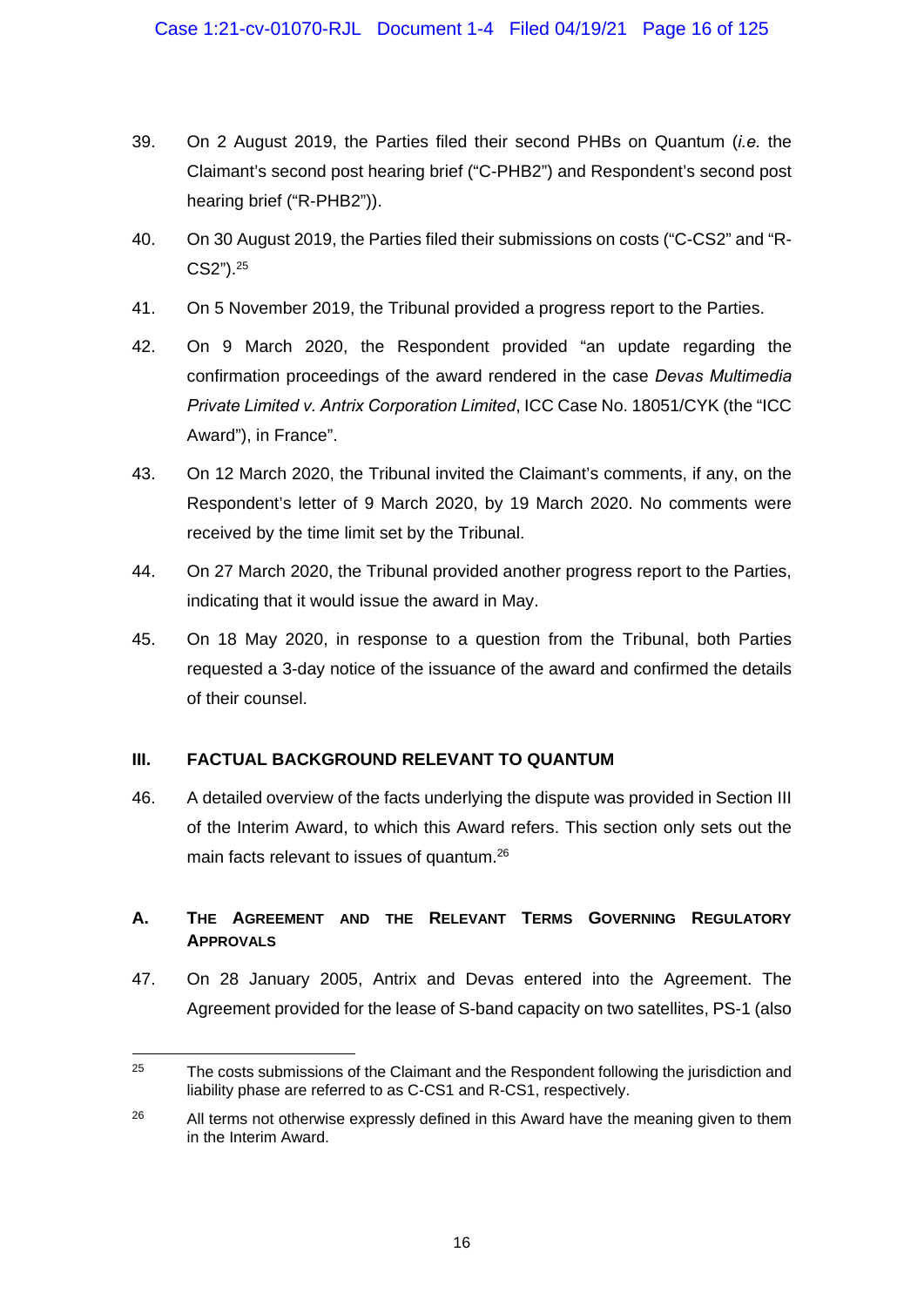39. On 2 August 2019, the Parties filed their second PHBs on Quantum (*i.e.* the Claimant's second post hearing brief ("C-PHB2") and Respondent's second post hearing brief ("R-PHB2")).

40. On 30 August 2019, the Parties filed their submissions on costs ("C-CS2" and "R-CS2").[25]

41. On 5 November 2019, the Tribunal provided a progress report to the Parties.

42. On 9 March 2020, the Respondent provided "an update regarding the confirmation proceedings of the award rendered in the case *Devas Multimedia Private Limited v. Antrix Corporation Limited*, ICC Case No. 18051/CYK (the "ICC Award"), in France".

43. On 12 March 2020, the Tribunal invited the Claimant's comments, if any, on the Respondent's letter of 9 March 2020, by 19 March 2020. No comments were received by the time limit set by the Tribunal.

44. On 27 March 2020, the Tribunal provided another progress report to the Parties, indicating that it would issue the award in May.

45. On 18 May 2020, in response to a question from the Tribunal, both Parties requested a 3-day notice of the issuance of the award and confirmed the details of their counsel.

## III. FACTUAL BACKGROUND RELEVANT TO QUANTUM

46. A detailed overview of the facts underlying the dispute was provided in Section III of the Interim Award, to which this Award refers. This section only sets out the main facts relevant to issues of quantum.[26]

### A. THE AGREEMENT AND THE RELEVANT TERMS GOVERNING REGULATORY APPROVALS

47. On 28 January 2005, Antrix and Devas entered into the Agreement. The Agreement provided for the lease of S-band capacity on two satellites, PS-1 (also

---

[25] The costs submissions of the Claimant and the Respondent following the jurisdiction and liability phase are referred to as C-CS1 and R-CS1, respectively.

[26] All terms not otherwise expressly defined in this Award have the meaning given to them in the Interim Award.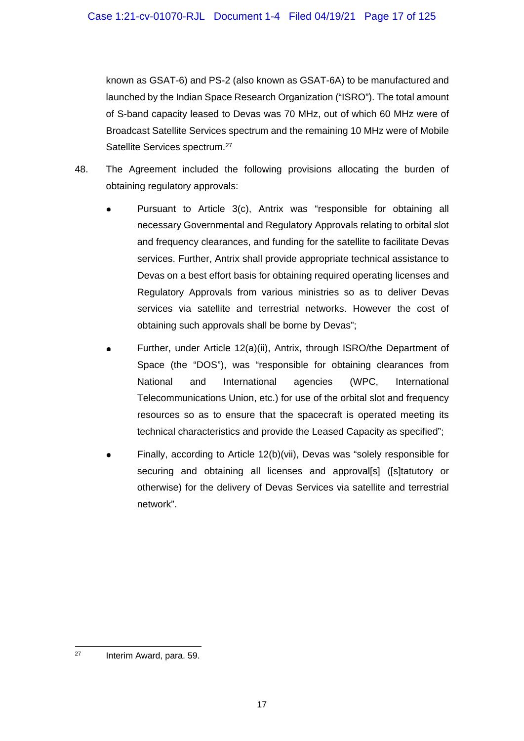known as GSAT-6) and PS-2 (also known as GSAT-6A) to be manufactured and launched by the Indian Space Research Organization ("ISRO"). The total amount of S-band capacity leased to Devas was 70 MHz, out of which 60 MHz were of Broadcast Satellite Services spectrum and the remaining 10 MHz were of Mobile Satellite Services spectrum.[27]

48. The Agreement included the following provisions allocating the burden of obtaining regulatory approvals:

- Pursuant to Article 3(c), Antrix was "responsible for obtaining all necessary Governmental and Regulatory Approvals relating to orbital slot and frequency clearances, and funding for the satellite to facilitate Devas services. Further, Antrix shall provide appropriate technical assistance to Devas on a best effort basis for obtaining required operating licenses and Regulatory Approvals from various ministries so as to deliver Devas services via satellite and terrestrial networks. However the cost of obtaining such approvals shall be borne by Devas";

- Further, under Article 12(a)(ii), Antrix, through ISRO/the Department of Space (the "DOS"), was "responsible for obtaining clearances from National and International agencies (WPC, International Telecommunications Union, etc.) for use of the orbital slot and frequency resources so as to ensure that the spacecraft is operated meeting its technical characteristics and provide the Leased Capacity as specified";

- Finally, according to Article 12(b)(vii), Devas was "solely responsible for securing and obtaining all licenses and approval[s] ([s]tatutory or otherwise) for the delivery of Devas Services via satellite and terrestrial network".

---

[27] Interim Award, para. 59.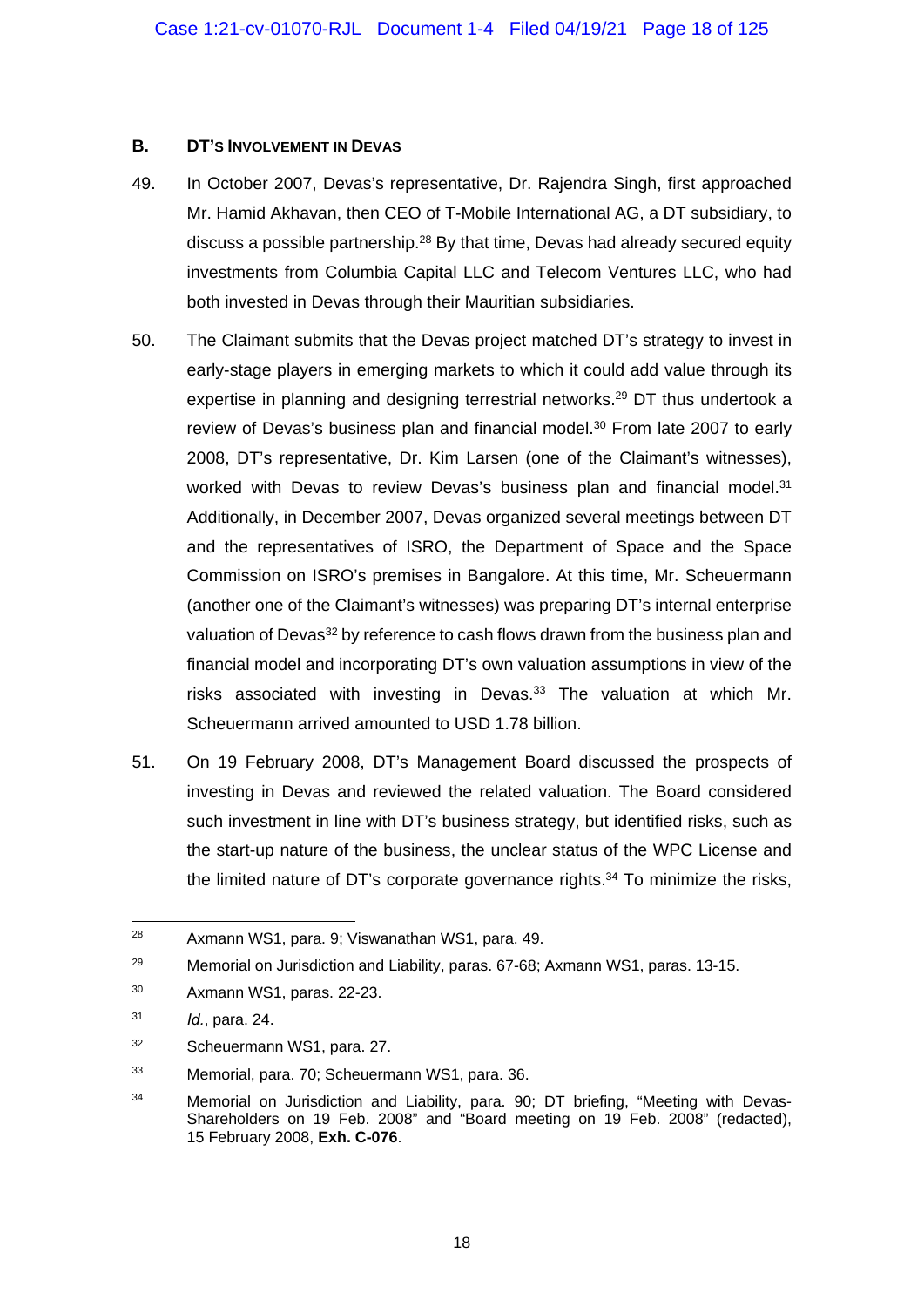### B. DT's Involvement in Devas

49. In October 2007, Devas's representative, Dr. Rajendra Singh, first approached Mr. Hamid Akhavan, then CEO of T-Mobile International AG, a DT subsidiary, to discuss a possible partnership.[28] By that time, Devas had already secured equity investments from Columbia Capital LLC and Telecom Ventures LLC, who had both invested in Devas through their Mauritian subsidiaries.

50. The Claimant submits that the Devas project matched DT's strategy to invest in early-stage players in emerging markets to which it could add value through its expertise in planning and designing terrestrial networks.[29] DT thus undertook a review of Devas's business plan and financial model.[30] From late 2007 to early 2008, DT's representative, Dr. Kim Larsen (one of the Claimant's witnesses), worked with Devas to review Devas's business plan and financial model.[31] Additionally, in December 2007, Devas organized several meetings between DT and the representatives of ISRO, the Department of Space and the Space Commission on ISRO's premises in Bangalore. At this time, Mr. Scheuermann (another one of the Claimant's witnesses) was preparing DT's internal enterprise valuation of Devas[32] by reference to cash flows drawn from the business plan and financial model and incorporating DT's own valuation assumptions in view of the risks associated with investing in Devas.[33] The valuation at which Mr. Scheuermann arrived amounted to USD 1.78 billion.

51. On 19 February 2008, DT's Management Board discussed the prospects of investing in Devas and reviewed the related valuation. The Board considered such investment in line with DT's business strategy, but identified risks, such as the start-up nature of the business, the unclear status of the WPC License and the limited nature of DT's corporate governance rights.[34] To minimize the risks,

---

[28] Axmann WS1, para. 9; Viswanathan WS1, para. 49.

[29] Memorial on Jurisdiction and Liability, paras. 67-68; Axmann WS1, paras. 13-15.

[30] Axmann WS1, paras. 22-23.

[31] *Id.*, para. 24.

[32] Scheuermann WS1, para. 27.

[33] Memorial, para. 70; Scheuermann WS1, para. 36.

[34] Memorial on Jurisdiction and Liability, para. 90; DT briefing, "Meeting with Devas-Shareholders on 19 Feb. 2008" and "Board meeting on 19 Feb. 2008" (redacted), 15 February 2008, **Exh. C-076**.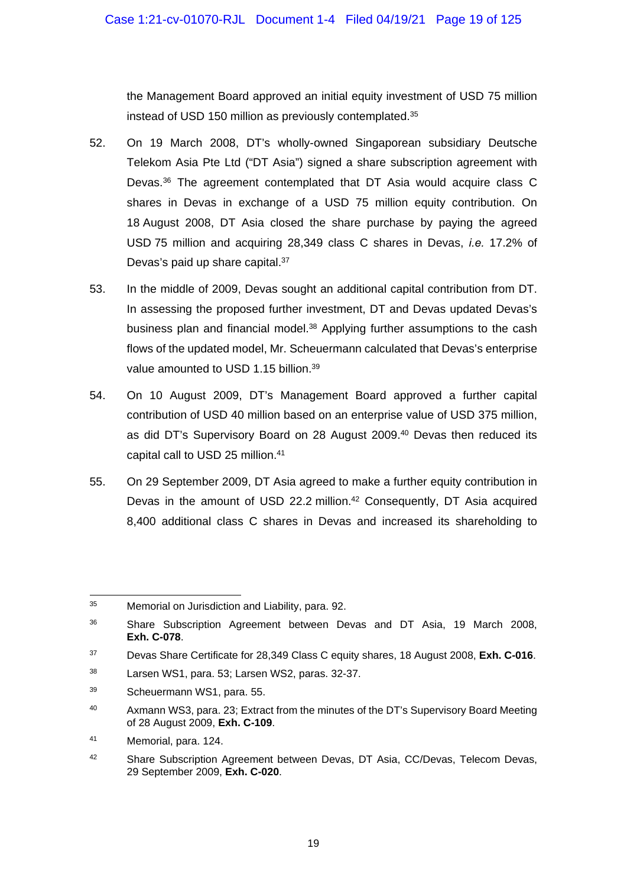the Management Board approved an initial equity investment of USD 75 million instead of USD 150 million as previously contemplated.[35]

52. On 19 March 2008, DT's wholly-owned Singaporean subsidiary Deutsche Telekom Asia Pte Ltd ("DT Asia") signed a share subscription agreement with Devas.[36] The agreement contemplated that DT Asia would acquire class C shares in Devas in exchange of a USD 75 million equity contribution. On 18 August 2008, DT Asia closed the share purchase by paying the agreed USD 75 million and acquiring 28,349 class C shares in Devas, *i.e.* 17.2% of Devas's paid up share capital.[37]

53. In the middle of 2009, Devas sought an additional capital contribution from DT. In assessing the proposed further investment, DT and Devas updated Devas's business plan and financial model.[38] Applying further assumptions to the cash flows of the updated model, Mr. Scheuermann calculated that Devas's enterprise value amounted to USD 1.15 billion.[39]

54. On 10 August 2009, DT's Management Board approved a further capital contribution of USD 40 million based on an enterprise value of USD 375 million, as did DT's Supervisory Board on 28 August 2009.[40] Devas then reduced its capital call to USD 25 million.[41]

55. On 29 September 2009, DT Asia agreed to make a further equity contribution in Devas in the amount of USD 22.2 million.[42] Consequently, DT Asia acquired 8,400 additional class C shares in Devas and increased its shareholding to

---

[35] Memorial on Jurisdiction and Liability, para. 92.

[36] Share Subscription Agreement between Devas and DT Asia, 19 March 2008, **Exh. C-078**.

[37] Devas Share Certificate for 28,349 Class C equity shares, 18 August 2008, **Exh. C-016**.

[38] Larsen WS1, para. 53; Larsen WS2, paras. 32-37.

[39] Scheuermann WS1, para. 55.

[40] Axmann WS3, para. 23; Extract from the minutes of the DT's Supervisory Board Meeting of 28 August 2009, **Exh. C-109**.

[41] Memorial, para. 124.

[42] Share Subscription Agreement between Devas, DT Asia, CC/Devas, Telecom Devas, 29 September 2009, **Exh. C-020**.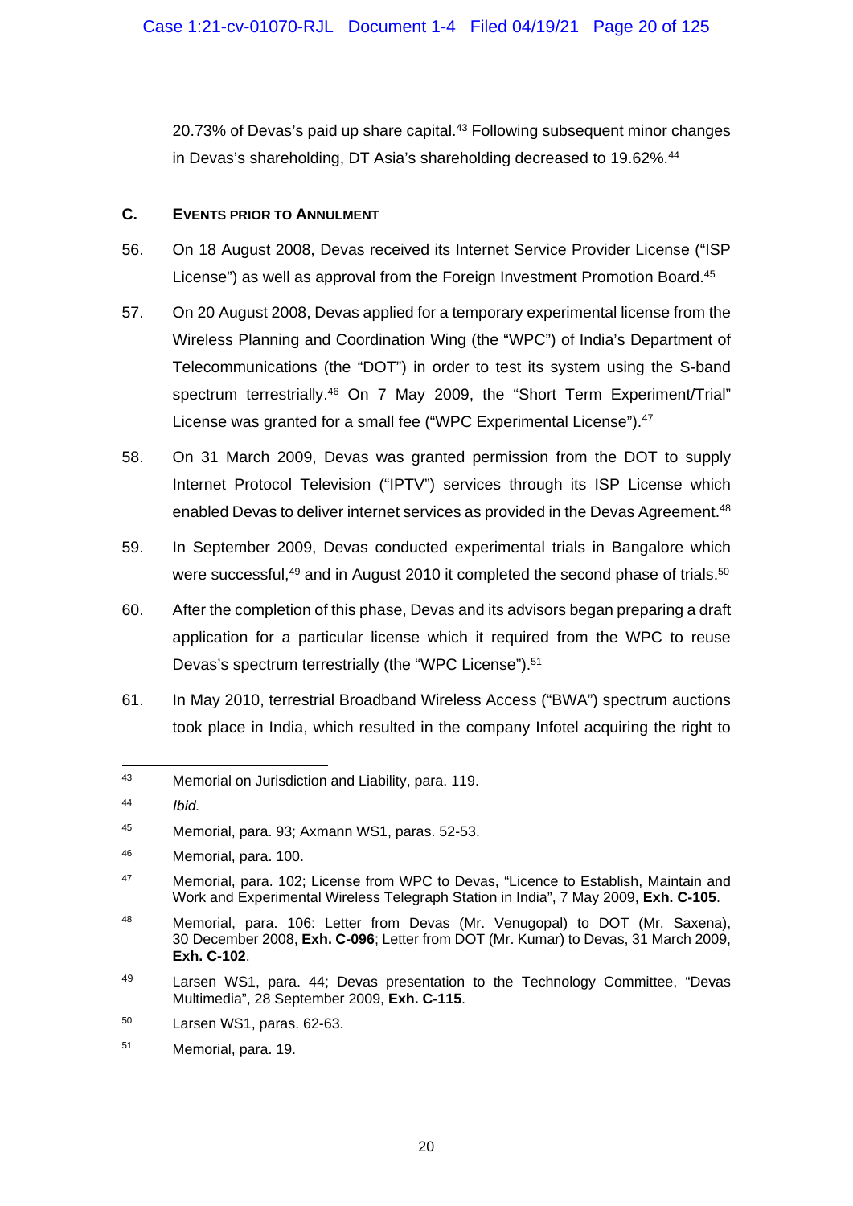20.73% of Devas's paid up share capital.[43] Following subsequent minor changes in Devas's shareholding, DT Asia's shareholding decreased to 19.62%.[44]

## C. EVENTS PRIOR TO ANNULMENT

56. On 18 August 2008, Devas received its Internet Service Provider License ("ISP License") as well as approval from the Foreign Investment Promotion Board.[45]

57. On 20 August 2008, Devas applied for a temporary experimental license from the Wireless Planning and Coordination Wing (the "WPC") of India's Department of Telecommunications (the "DOT") in order to test its system using the S-band spectrum terrestrially.[46] On 7 May 2009, the "Short Term Experiment/Trial" License was granted for a small fee ("WPC Experimental License").[47]

58. On 31 March 2009, Devas was granted permission from the DOT to supply Internet Protocol Television ("IPTV") services through its ISP License which enabled Devas to deliver internet services as provided in the Devas Agreement.[48]

59. In September 2009, Devas conducted experimental trials in Bangalore which were successful,[49] and in August 2010 it completed the second phase of trials.[50]

60. After the completion of this phase, Devas and its advisors began preparing a draft application for a particular license which it required from the WPC to reuse Devas's spectrum terrestrially (the "WPC License").[51]

61. In May 2010, terrestrial Broadband Wireless Access ("BWA") spectrum auctions took place in India, which resulted in the company Infotel acquiring the right to

---

[43] Memorial on Jurisdiction and Liability, para. 119.

[44] *Ibid.*

[45] Memorial, para. 93; Axmann WS1, paras. 52-53.

[46] Memorial, para. 100.

[47] Memorial, para. 102; License from WPC to Devas, "Licence to Establish, Maintain and Work and Experimental Wireless Telegraph Station in India", 7 May 2009, **Exh. C-105**.

[48] Memorial, para. 106: Letter from Devas (Mr. Venugopal) to DOT (Mr. Saxena), 30 December 2008, **Exh. C-096**; Letter from DOT (Mr. Kumar) to Devas, 31 March 2009, **Exh. C-102**.

[49] Larsen WS1, para. 44; Devas presentation to the Technology Committee, "Devas Multimedia", 28 September 2009, **Exh. C-115**.

[50] Larsen WS1, paras. 62-63.

[51] Memorial, para. 19.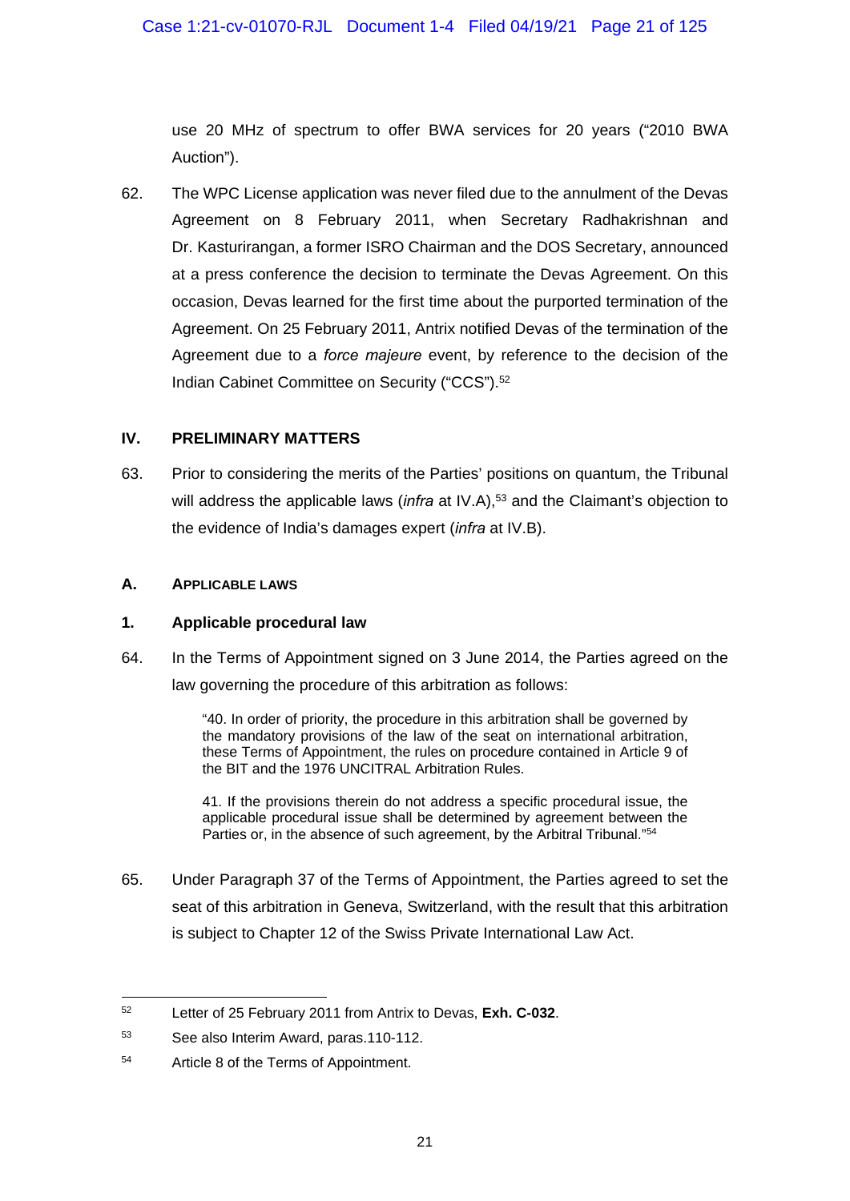use 20 MHz of spectrum to offer BWA services for 20 years ("2010 BWA Auction").

62. The WPC License application was never filed due to the annulment of the Devas Agreement on 8 February 2011, when Secretary Radhakrishnan and Dr. Kasturirangan, a former ISRO Chairman and the DOS Secretary, announced at a press conference the decision to terminate the Devas Agreement. On this occasion, Devas learned for the first time about the purported termination of the Agreement. On 25 February 2011, Antrix notified Devas of the termination of the Agreement due to a *force majeure* event, by reference to the decision of the Indian Cabinet Committee on Security ("CCS").[52]

## IV. PRELIMINARY MATTERS

63. Prior to considering the merits of the Parties' positions on quantum, the Tribunal will address the applicable laws (*infra* at IV.A),[53] and the Claimant's objection to the evidence of India's damages expert (*infra* at IV.B).

### A. APPLICABLE LAWS

#### 1. Applicable procedural law

64. In the Terms of Appointment signed on 3 June 2014, the Parties agreed on the law governing the procedure of this arbitration as follows:

> "40. In order of priority, the procedure in this arbitration shall be governed by the mandatory provisions of the law of the seat on international arbitration, these Terms of Appointment, the rules on procedure contained in Article 9 of the BIT and the 1976 UNCITRAL Arbitration Rules.
>
> 41. If the provisions therein do not address a specific procedural issue, the applicable procedural issue shall be determined by agreement between the Parties or, in the absence of such agreement, by the Arbitral Tribunal."[54]

65. Under Paragraph 37 of the Terms of Appointment, the Parties agreed to set the seat of this arbitration in Geneva, Switzerland, with the result that this arbitration is subject to Chapter 12 of the Swiss Private International Law Act.

---

[52] Letter of 25 February 2011 from Antrix to Devas, **Exh. C-032**.

[53] See also Interim Award, paras.110-112.

[54] Article 8 of the Terms of Appointment.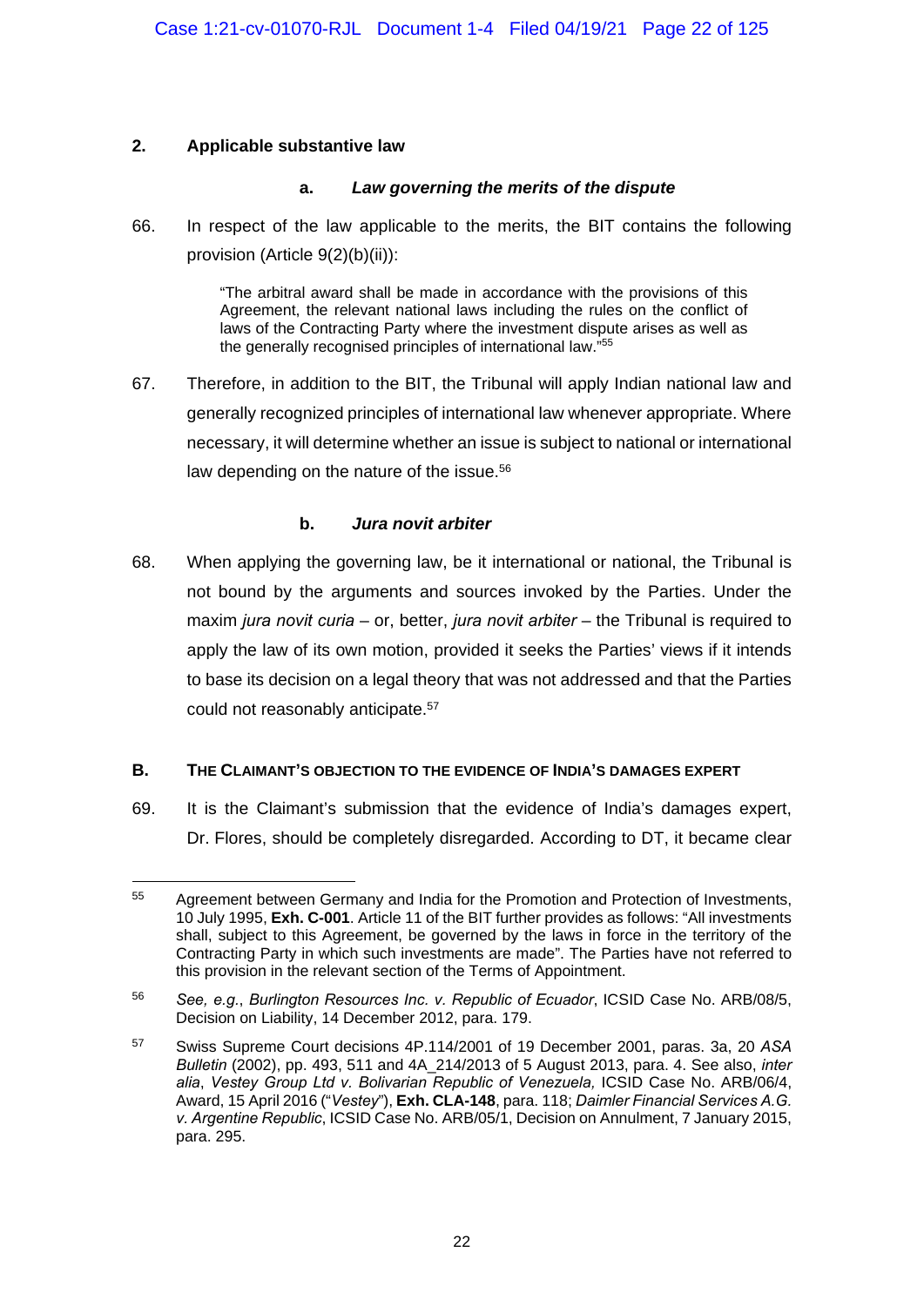### 2. Applicable substantive law

#### a. *Law governing the merits of the dispute*

66. In respect of the law applicable to the merits, the BIT contains the following provision (Article 9(2)(b)(ii)):

> "The arbitral award shall be made in accordance with the provisions of this Agreement, the relevant national laws including the rules on the conflict of laws of the Contracting Party where the investment dispute arises as well as the generally recognised principles of international law."[55]

67. Therefore, in addition to the BIT, the Tribunal will apply Indian national law and generally recognized principles of international law whenever appropriate. Where necessary, it will determine whether an issue is subject to national or international law depending on the nature of the issue.[56]

#### b. *Jura novit arbiter*

68. When applying the governing law, be it international or national, the Tribunal is not bound by the arguments and sources invoked by the Parties. Under the maxim *jura novit curia* – or, better, *jura novit arbiter* – the Tribunal is required to apply the law of its own motion, provided it seeks the Parties' views if it intends to base its decision on a legal theory that was not addressed and that the Parties could not reasonably anticipate.[57]

### B. The Claimant's Objection to the Evidence of India's Damages Expert

69. It is the Claimant's submission that the evidence of India's damages expert, Dr. Flores, should be completely disregarded. According to DT, it became clear

---

[55] Agreement between Germany and India for the Promotion and Protection of Investments, 10 July 1995, **Exh. C-001**. Article 11 of the BIT further provides as follows: "All investments shall, subject to this Agreement, be governed by the laws in force in the territory of the Contracting Party in which such investments are made". The Parties have not referred to this provision in the relevant section of the Terms of Appointment.

[56] *See, e.g.*, *Burlington Resources Inc. v. Republic of Ecuador*, ICSID Case No. ARB/08/5, Decision on Liability, 14 December 2012, para. 179.

[57] Swiss Supreme Court decisions 4P.114/2001 of 19 December 2001, paras. 3a, 20 *ASA Bulletin* (2002), pp. 493, 511 and 4A_214/2013 of 5 August 2013, para. 4. See also, *inter alia*, *Vestey Group Ltd v. Bolivarian Republic of Venezuela,* ICSID Case No. ARB/06/4, Award, 15 April 2016 ("*Vestey*"), **Exh. CLA-148**, para. 118; *Daimler Financial Services A.G. v. Argentine Republic*, ICSID Case No. ARB/05/1, Decision on Annulment, 7 January 2015, para. 295.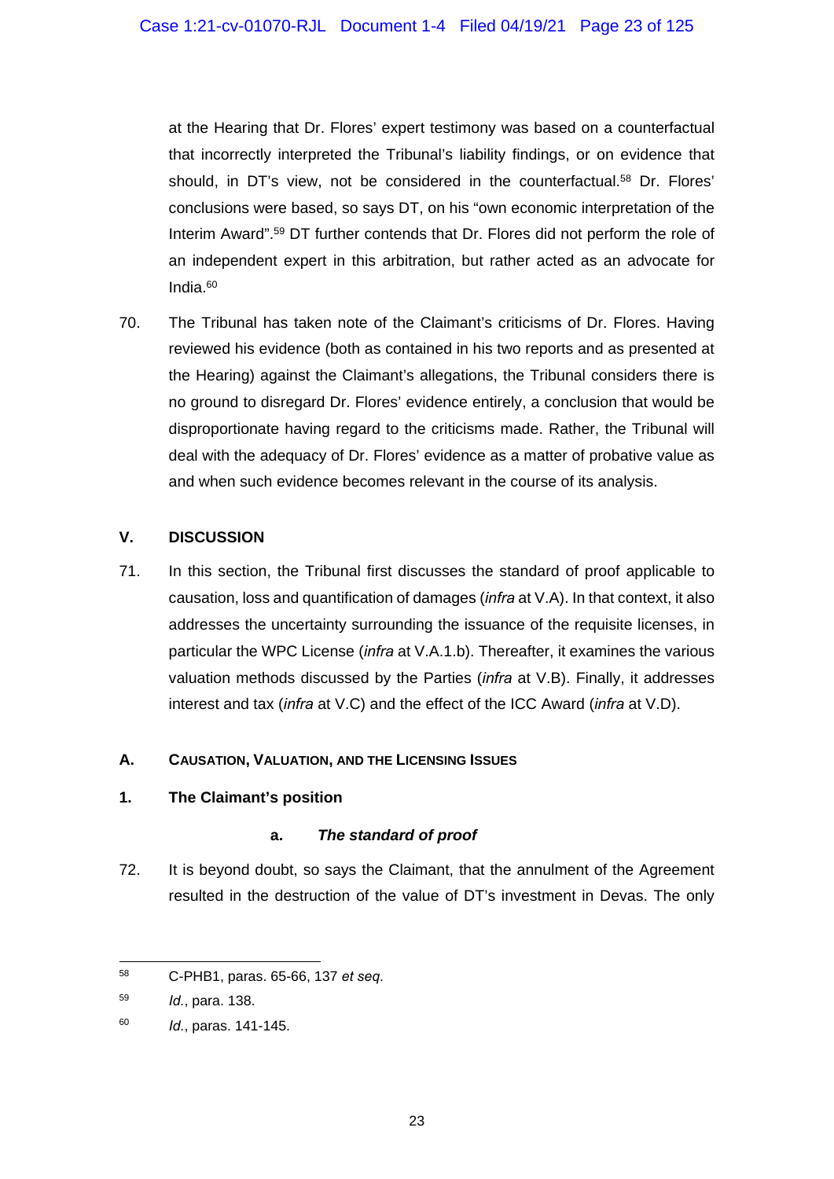at the Hearing that Dr. Flores' expert testimony was based on a counterfactual that incorrectly interpreted the Tribunal's liability findings, or on evidence that should, in DT's view, not be considered in the counterfactual.[58] Dr. Flores' conclusions were based, so says DT, on his "own economic interpretation of the Interim Award".[59] DT further contends that Dr. Flores did not perform the role of an independent expert in this arbitration, but rather acted as an advocate for India.[60]

70. The Tribunal has taken note of the Claimant's criticisms of Dr. Flores. Having reviewed his evidence (both as contained in his two reports and as presented at the Hearing) against the Claimant's allegations, the Tribunal considers there is no ground to disregard Dr. Flores' evidence entirely, a conclusion that would be disproportionate having regard to the criticisms made. Rather, the Tribunal will deal with the adequacy of Dr. Flores' evidence as a matter of probative value as and when such evidence becomes relevant in the course of its analysis.

## V. DISCUSSION

71. In this section, the Tribunal first discusses the standard of proof applicable to causation, loss and quantification of damages (*infra* at V.A). In that context, it also addresses the uncertainty surrounding the issuance of the requisite licenses, in particular the WPC License (*infra* at V.A.1.b). Thereafter, it examines the various valuation methods discussed by the Parties (*infra* at V.B). Finally, it addresses interest and tax (*infra* at V.C) and the effect of the ICC Award (*infra* at V.D).

### A. CAUSATION, VALUATION, AND THE LICENSING ISSUES

#### 1. The Claimant's position

##### a. *The standard of proof*

72. It is beyond doubt, so says the Claimant, that the annulment of the Agreement resulted in the destruction of the value of DT's investment in Devas. The only

---

[58] C-PHB1, paras. 65-66, 137 *et seq*.

[59] *Id.*, para. 138.

[60] *Id.*, paras. 141-145.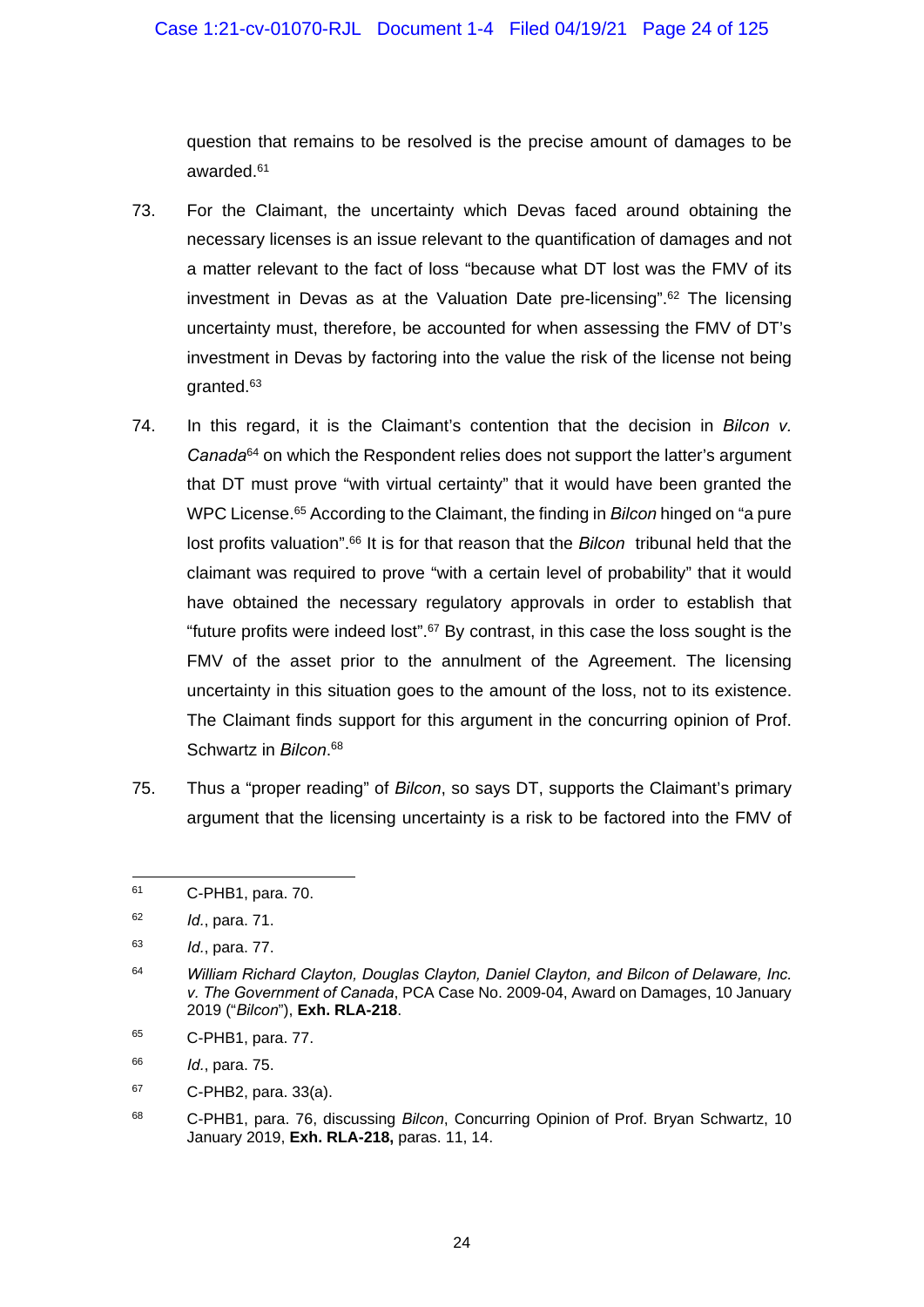question that remains to be resolved is the precise amount of damages to be awarded.[61]

73. For the Claimant, the uncertainty which Devas faced around obtaining the necessary licenses is an issue relevant to the quantification of damages and not a matter relevant to the fact of loss "because what DT lost was the FMV of its investment in Devas as at the Valuation Date pre-licensing".[62] The licensing uncertainty must, therefore, be accounted for when assessing the FMV of DT's investment in Devas by factoring into the value the risk of the license not being granted.[63]

74. In this regard, it is the Claimant's contention that the decision in *Bilcon v. Canada*[64] on which the Respondent relies does not support the latter's argument that DT must prove "with virtual certainty" that it would have been granted the WPC License.[65] According to the Claimant, the finding in *Bilcon* hinged on "a pure lost profits valuation".[66] It is for that reason that the *Bilcon* tribunal held that the claimant was required to prove "with a certain level of probability" that it would have obtained the necessary regulatory approvals in order to establish that "future profits were indeed lost".[67] By contrast, in this case the loss sought is the FMV of the asset prior to the annulment of the Agreement. The licensing uncertainty in this situation goes to the amount of the loss, not to its existence. The Claimant finds support for this argument in the concurring opinion of Prof. Schwartz in *Bilcon*.[68]

75. Thus a "proper reading" of *Bilcon*, so says DT, supports the Claimant's primary argument that the licensing uncertainty is a risk to be factored into the FMV of

---

[61] C-PHB1, para. 70.

[62] *Id.*, para. 71.

[63] *Id.*, para. 77.

[64] *William Richard Clayton, Douglas Clayton, Daniel Clayton, and Bilcon of Delaware, Inc. v. The Government of Canada*, PCA Case No. 2009-04, Award on Damages, 10 January 2019 ("*Bilcon*"), **Exh. RLA-218**.

[65] C-PHB1, para. 77.

[66] *Id.*, para. 75.

[67] C-PHB2, para. 33(a).

[68] C-PHB1, para. 76, discussing *Bilcon*, Concurring Opinion of Prof. Bryan Schwartz, 10 January 2019, **Exh. RLA-218,** paras. 11, 14.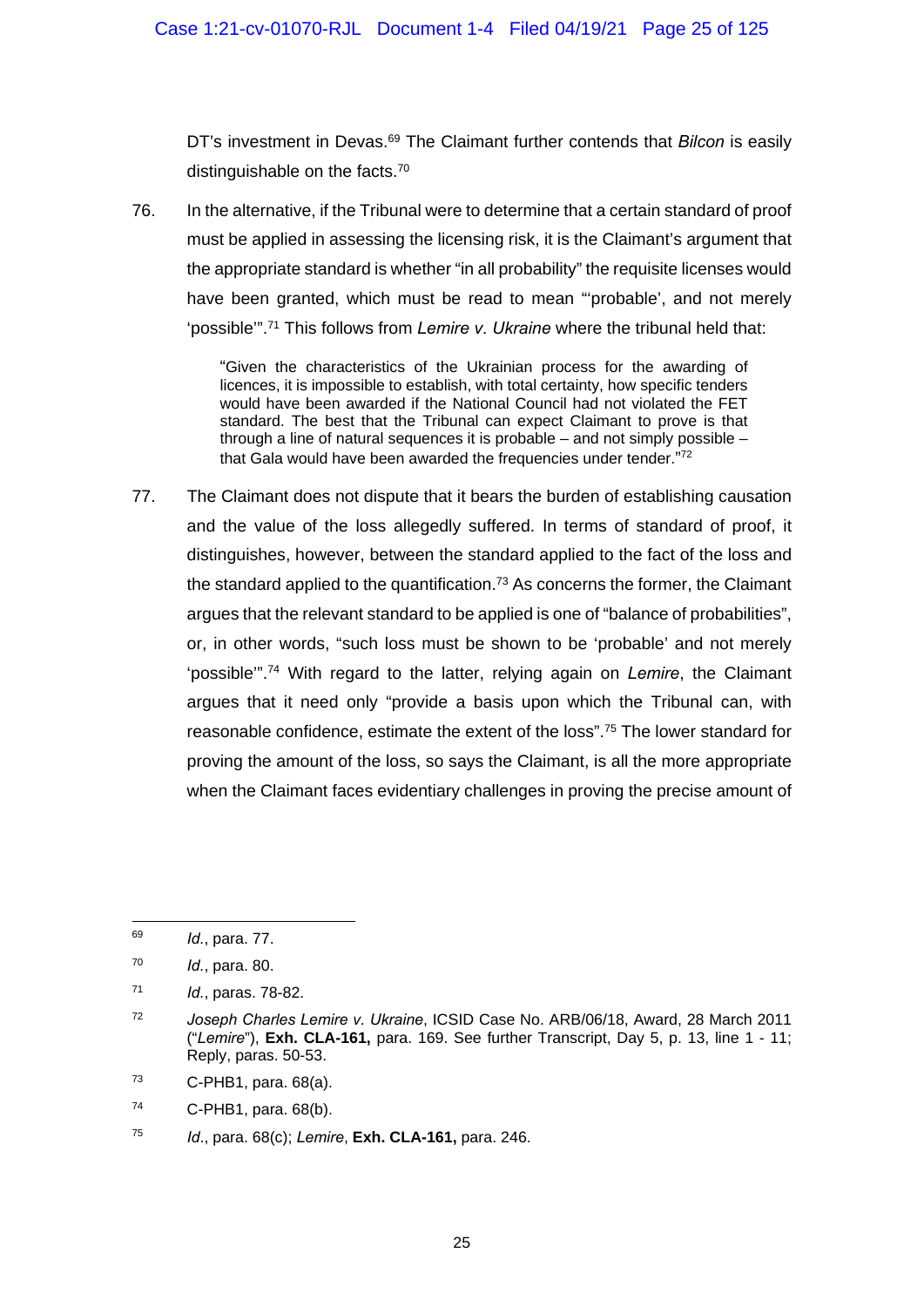DT's investment in Devas.[69] The Claimant further contends that *Bilcon* is easily distinguishable on the facts.[70]

76. In the alternative, if the Tribunal were to determine that a certain standard of proof must be applied in assessing the licensing risk, it is the Claimant's argument that the appropriate standard is whether "in all probability" the requisite licenses would have been granted, which must be read to mean "'probable', and not merely 'possible'".[71] This follows from *Lemire v. Ukraine* where the tribunal held that:

> "Given the characteristics of the Ukrainian process for the awarding of licences, it is impossible to establish, with total certainty, how specific tenders would have been awarded if the National Council had not violated the FET standard. The best that the Tribunal can expect Claimant to prove is that through a line of natural sequences it is probable – and not simply possible – that Gala would have been awarded the frequencies under tender."[72]

77. The Claimant does not dispute that it bears the burden of establishing causation and the value of the loss allegedly suffered. In terms of standard of proof, it distinguishes, however, between the standard applied to the fact of the loss and the standard applied to the quantification.[73] As concerns the former, the Claimant argues that the relevant standard to be applied is one of "balance of probabilities", or, in other words, "such loss must be shown to be 'probable' and not merely 'possible'".[74] With regard to the latter, relying again on *Lemire*, the Claimant argues that it need only "provide a basis upon which the Tribunal can, with reasonable confidence, estimate the extent of the loss".[75] The lower standard for proving the amount of the loss, so says the Claimant, is all the more appropriate when the Claimant faces evidentiary challenges in proving the precise amount of

---

[69] *Id.*, para. 77.

[70] *Id.*, para. 80.

[71] *Id.*, paras. 78-82.

[72] *Joseph Charles Lemire v. Ukraine*, ICSID Case No. ARB/06/18, Award, 28 March 2011 ("*Lemire*"), **Exh. CLA-161,** para. 169. See further Transcript, Day 5, p. 13, line 1 - 11; Reply, paras. 50-53.

[73] C-PHB1, para. 68(a).

[74] C-PHB1, para. 68(b).

[75] *Id.*, para. 68(c); *Lemire*, **Exh. CLA-161,** para. 246.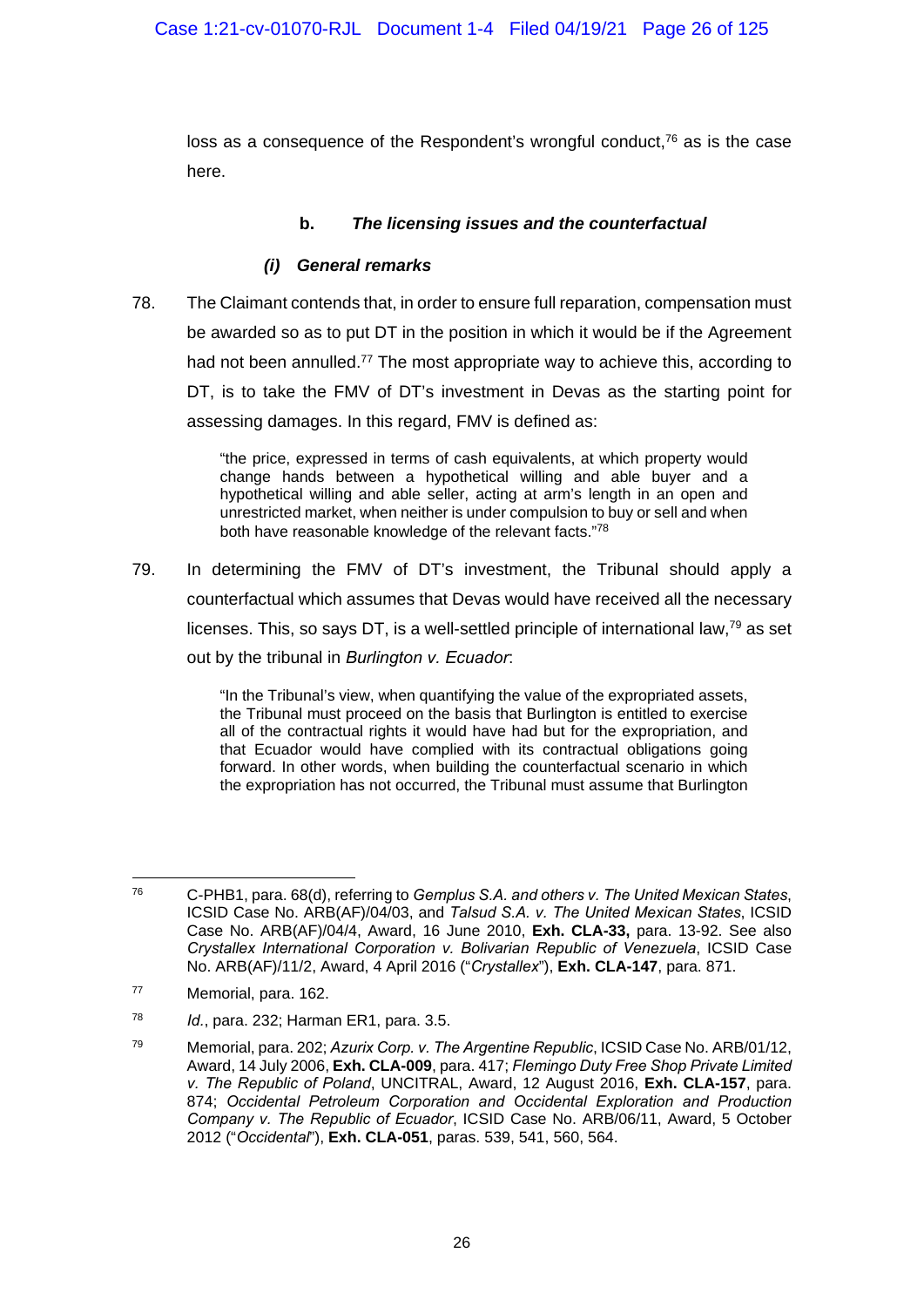loss as a consequence of the Respondent's wrongful conduct,[76] as is the case here.

#### b. *The licensing issues and the counterfactual*

##### *(i) General remarks*

78. The Claimant contends that, in order to ensure full reparation, compensation must be awarded so as to put DT in the position in which it would be if the Agreement had not been annulled.[77] The most appropriate way to achieve this, according to DT, is to take the FMV of DT's investment in Devas as the starting point for assessing damages. In this regard, FMV is defined as:

> "the price, expressed in terms of cash equivalents, at which property would change hands between a hypothetical willing and able buyer and a hypothetical willing and able seller, acting at arm's length in an open and unrestricted market, when neither is under compulsion to buy or sell and when both have reasonable knowledge of the relevant facts."[78]

79. In determining the FMV of DT's investment, the Tribunal should apply a counterfactual which assumes that Devas would have received all the necessary licenses. This, so says DT, is a well-settled principle of international law,[79] as set out by the tribunal in *Burlington v. Ecuador*:

> "In the Tribunal's view, when quantifying the value of the expropriated assets, the Tribunal must proceed on the basis that Burlington is entitled to exercise all of the contractual rights it would have had but for the expropriation, and that Ecuador would have complied with its contractual obligations going forward. In other words, when building the counterfactual scenario in which the expropriation has not occurred, the Tribunal must assume that Burlington

---

[76] C-PHB1, para. 68(d), referring to *Gemplus S.A. and others v. The United Mexican States*, ICSID Case No. ARB(AF)/04/03, and *Talsud S.A. v. The United Mexican States*, ICSID Case No. ARB(AF)/04/4, Award, 16 June 2010, **Exh. CLA-33,** para. 13-92. See also *Crystallex International Corporation v. Bolivarian Republic of Venezuela*, ICSID Case No. ARB(AF)/11/2, Award, 4 April 2016 ("*Crystallex*"), **Exh. CLA-147**, para. 871.

[77] Memorial, para. 162.

[78] *Id.*, para. 232; Harman ER1, para. 3.5.

[79] Memorial, para. 202; *Azurix Corp. v. The Argentine Republic*, ICSID Case No. ARB/01/12, Award, 14 July 2006, **Exh. CLA-009**, para. 417; *Flemingo Duty Free Shop Private Limited v. The Republic of Poland*, UNCITRAL, Award, 12 August 2016, **Exh. CLA-157**, para. 874; *Occidental Petroleum Corporation and Occidental Exploration and Production Company v. The Republic of Ecuador*, ICSID Case No. ARB/06/11, Award, 5 October 2012 ("*Occidental*"), **Exh. CLA-051**, paras. 539, 541, 560, 564.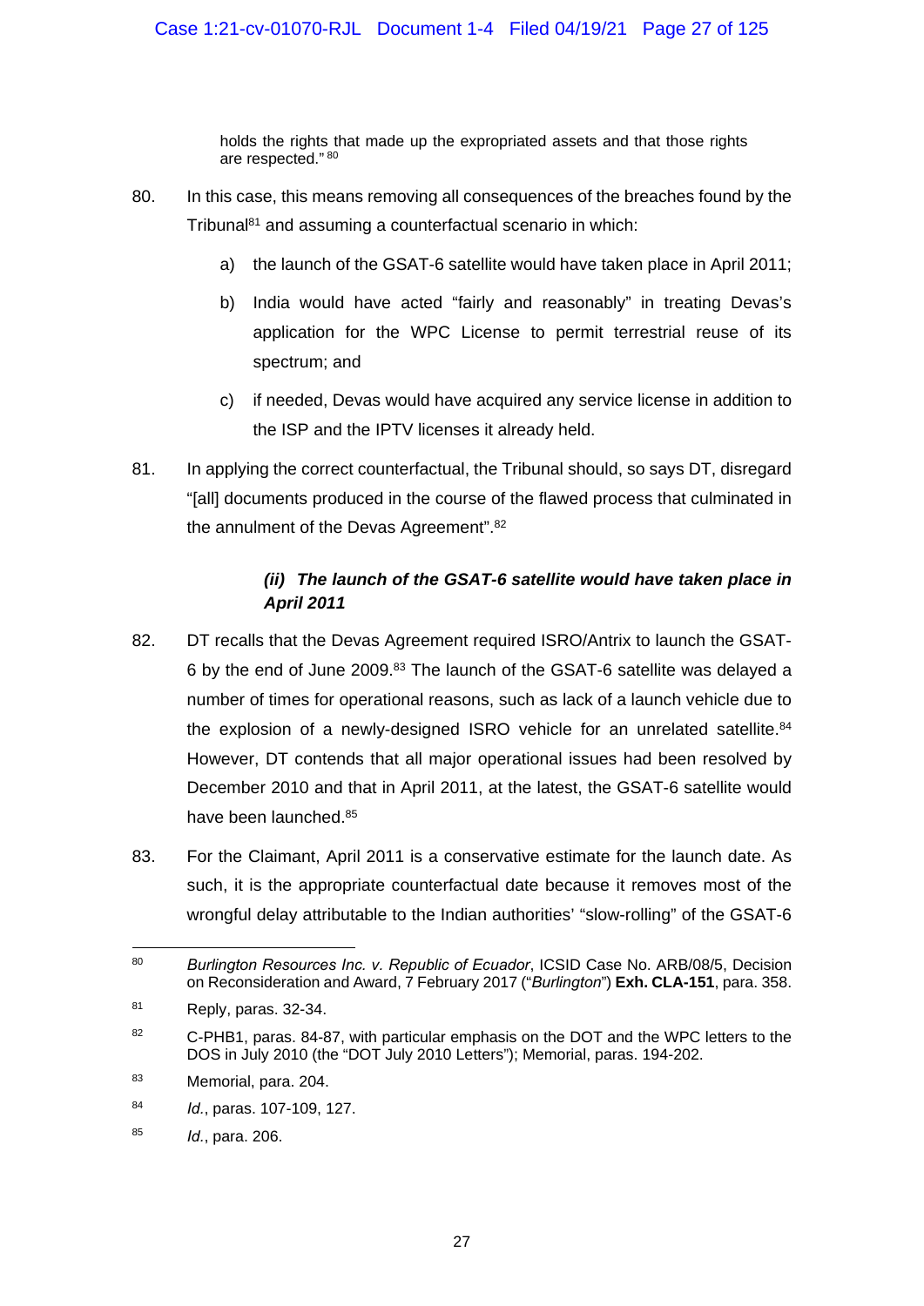> holds the rights that made up the expropriated assets and that those rights are respected." [80]

80. In this case, this means removing all consequences of the breaches found by the Tribunal[81] and assuming a counterfactual scenario in which:

    a) the launch of the GSAT-6 satellite would have taken place in April 2011;

    b) India would have acted "fairly and reasonably" in treating Devas's application for the WPC License to permit terrestrial reuse of its spectrum; and

    c) if needed, Devas would have acquired any service license in addition to the ISP and the IPTV licenses it already held.

81. In applying the correct counterfactual, the Tribunal should, so says DT, disregard "[all] documents produced in the course of the flawed process that culminated in the annulment of the Devas Agreement".[82]

#### *(ii) The launch of the GSAT-6 satellite would have taken place in April 2011*

82. DT recalls that the Devas Agreement required ISRO/Antrix to launch the GSAT-6 by the end of June 2009.[83] The launch of the GSAT-6 satellite was delayed a number of times for operational reasons, such as lack of a launch vehicle due to the explosion of a newly-designed ISRO vehicle for an unrelated satellite.[84] However, DT contends that all major operational issues had been resolved by December 2010 and that in April 2011, at the latest, the GSAT-6 satellite would have been launched.[85]

83. For the Claimant, April 2011 is a conservative estimate for the launch date. As such, it is the appropriate counterfactual date because it removes most of the wrongful delay attributable to the Indian authorities' "slow-rolling" of the GSAT-6

---

[80] *Burlington Resources Inc. v. Republic of Ecuador*, ICSID Case No. ARB/08/5, Decision on Reconsideration and Award, 7 February 2017 ("*Burlington*") **Exh. CLA-151**, para. 358.

[81] Reply, paras. 32-34.

[82] C-PHB1, paras. 84-87, with particular emphasis on the DOT and the WPC letters to the DOS in July 2010 (the "DOT July 2010 Letters"); Memorial, paras. 194-202.

[83] Memorial, para. 204.

[84] *Id.*, paras. 107-109, 127.

[85] *Id.*, para. 206.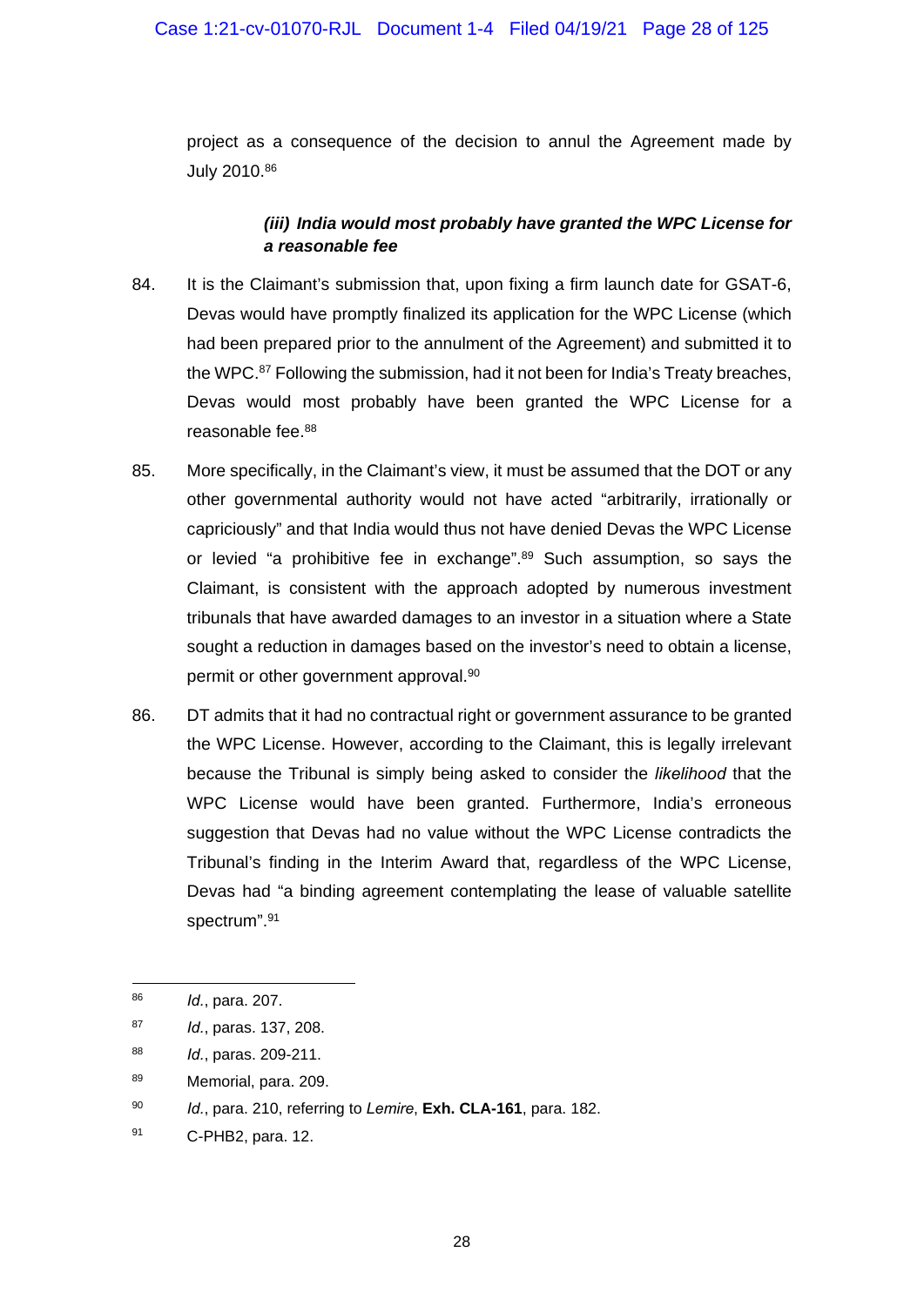project as a consequence of the decision to annul the Agreement made by July 2010.[86]

#### *(iii) India would most probably have granted the WPC License for a reasonable fee*

84. It is the Claimant's submission that, upon fixing a firm launch date for GSAT-6, Devas would have promptly finalized its application for the WPC License (which had been prepared prior to the annulment of the Agreement) and submitted it to the WPC.[87] Following the submission, had it not been for India's Treaty breaches, Devas would most probably have been granted the WPC License for a reasonable fee.[88]

85. More specifically, in the Claimant's view, it must be assumed that the DOT or any other governmental authority would not have acted "arbitrarily, irrationally or capriciously" and that India would thus not have denied Devas the WPC License or levied "a prohibitive fee in exchange".[89] Such assumption, so says the Claimant, is consistent with the approach adopted by numerous investment tribunals that have awarded damages to an investor in a situation where a State sought a reduction in damages based on the investor's need to obtain a license, permit or other government approval.[90]

86. DT admits that it had no contractual right or government assurance to be granted the WPC License. However, according to the Claimant, this is legally irrelevant because the Tribunal is simply being asked to consider the *likelihood* that the WPC License would have been granted. Furthermore, India's erroneous suggestion that Devas had no value without the WPC License contradicts the Tribunal's finding in the Interim Award that, regardless of the WPC License, Devas had "a binding agreement contemplating the lease of valuable satellite spectrum".[91]

---

[86] *Id.*, para. 207.

[87] *Id.*, paras. 137, 208.

[88] *Id.*, paras. 209-211.

[89] Memorial, para. 209.

[90] *Id.*, para. 210, referring to *Lemire*, **Exh. CLA-161**, para. 182.

[91] C-PHB2, para. 12.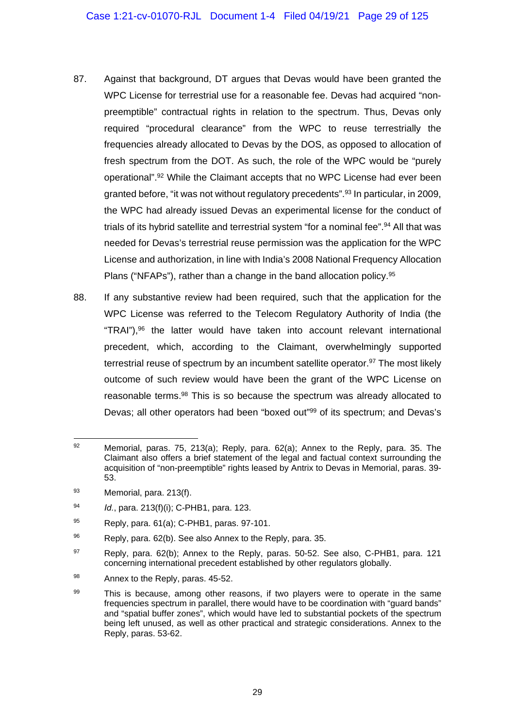87. Against that background, DT argues that Devas would have been granted the WPC License for terrestrial use for a reasonable fee. Devas had acquired "non-preemptible" contractual rights in relation to the spectrum. Thus, Devas only required "procedural clearance" from the WPC to reuse terrestrially the frequencies already allocated to Devas by the DOS, as opposed to allocation of fresh spectrum from the DOT. As such, the role of the WPC would be "purely operational".[92] While the Claimant accepts that no WPC License had ever been granted before, "it was not without regulatory precedents".[93] In particular, in 2009, the WPC had already issued Devas an experimental license for the conduct of trials of its hybrid satellite and terrestrial system "for a nominal fee".[94] All that was needed for Devas's terrestrial reuse permission was the application for the WPC License and authorization, in line with India's 2008 National Frequency Allocation Plans ("NFAPs"), rather than a change in the band allocation policy.[95]

88. If any substantive review had been required, such that the application for the WPC License was referred to the Telecom Regulatory Authority of India (the "TRAI"),[96] the latter would have taken into account relevant international precedent, which, according to the Claimant, overwhelmingly supported terrestrial reuse of spectrum by an incumbent satellite operator.[97] The most likely outcome of such review would have been the grant of the WPC License on reasonable terms.[98] This is so because the spectrum was already allocated to Devas; all other operators had been "boxed out"[99] of its spectrum; and Devas's

---

[92] Memorial, paras. 75, 213(a); Reply, para. 62(a); Annex to the Reply, para. 35. The Claimant also offers a brief statement of the legal and factual context surrounding the acquisition of "non-preemptible" rights leased by Antrix to Devas in Memorial, paras. 39-53.

[93] Memorial, para. 213(f).

[94] *Id.*, para. 213(f)(i); C-PHB1, para. 123.

[95] Reply, para. 61(a); C-PHB1, paras. 97-101.

[96] Reply, para. 62(b). See also Annex to the Reply, para. 35.

[97] Reply, para. 62(b); Annex to the Reply, paras. 50-52. See also, C-PHB1, para. 121 concerning international precedent established by other regulators globally.

[98] Annex to the Reply, paras. 45-52.

[99] This is because, among other reasons, if two players were to operate in the same frequencies spectrum in parallel, there would have to be coordination with "guard bands" and "spatial buffer zones", which would have led to substantial pockets of the spectrum being left unused, as well as other practical and strategic considerations. Annex to the Reply, paras. 53-62.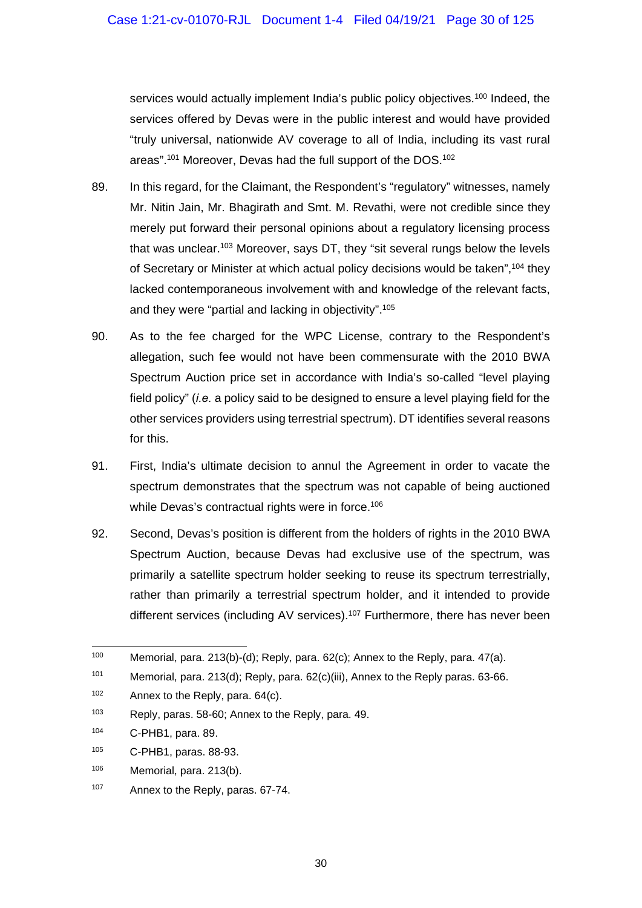services would actually implement India's public policy objectives.[100] Indeed, the services offered by Devas were in the public interest and would have provided "truly universal, nationwide AV coverage to all of India, including its vast rural areas".[101] Moreover, Devas had the full support of the DOS.[102]

89. In this regard, for the Claimant, the Respondent's "regulatory" witnesses, namely Mr. Nitin Jain, Mr. Bhagirath and Smt. M. Revathi, were not credible since they merely put forward their personal opinions about a regulatory licensing process that was unclear.[103] Moreover, says DT, they "sit several rungs below the levels of Secretary or Minister at which actual policy decisions would be taken",[104] they lacked contemporaneous involvement with and knowledge of the relevant facts, and they were "partial and lacking in objectivity".[105]

90. As to the fee charged for the WPC License, contrary to the Respondent's allegation, such fee would not have been commensurate with the 2010 BWA Spectrum Auction price set in accordance with India's so-called "level playing field policy" (*i.e.* a policy said to be designed to ensure a level playing field for the other services providers using terrestrial spectrum). DT identifies several reasons for this.

91. First, India's ultimate decision to annul the Agreement in order to vacate the spectrum demonstrates that the spectrum was not capable of being auctioned while Devas's contractual rights were in force.[106]

92. Second, Devas's position is different from the holders of rights in the 2010 BWA Spectrum Auction, because Devas had exclusive use of the spectrum, was primarily a satellite spectrum holder seeking to reuse its spectrum terrestrially, rather than primarily a terrestrial spectrum holder, and it intended to provide different services (including AV services).[107] Furthermore, there has never been

---

[100] Memorial, para. 213(b)-(d); Reply, para. 62(c); Annex to the Reply, para. 47(a).

[101] Memorial, para. 213(d); Reply, para. 62(c)(iii), Annex to the Reply paras. 63-66.

[102] Annex to the Reply, para. 64(c).

[103] Reply, paras. 58-60; Annex to the Reply, para. 49.

[104] C-PHB1, para. 89.

[105] C-PHB1, paras. 88-93.

[106] Memorial, para. 213(b).

[107] Annex to the Reply, paras. 67-74.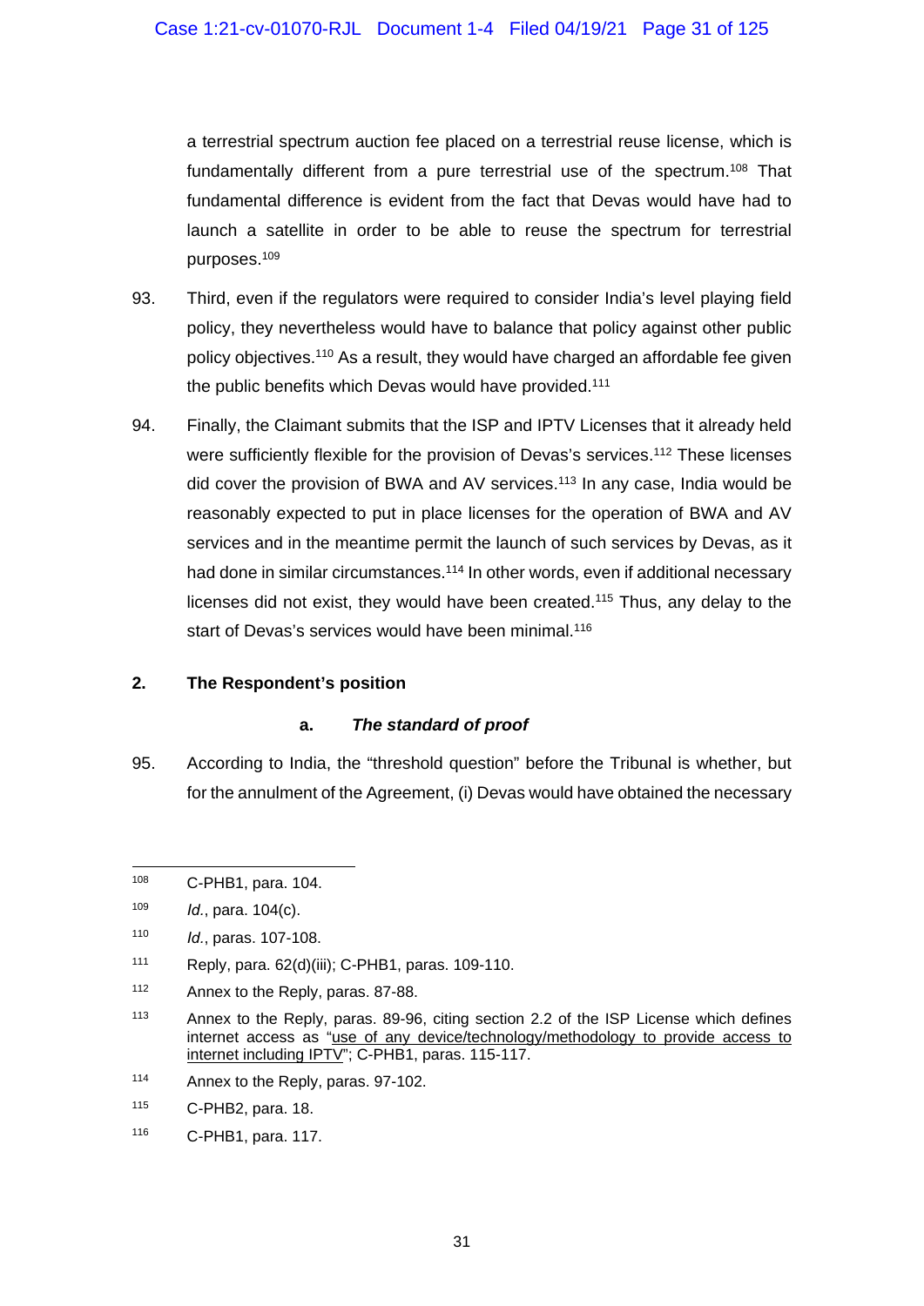a terrestrial spectrum auction fee placed on a terrestrial reuse license, which is fundamentally different from a pure terrestrial use of the spectrum.[108] That fundamental difference is evident from the fact that Devas would have had to launch a satellite in order to be able to reuse the spectrum for terrestrial purposes.[109]

93. Third, even if the regulators were required to consider India's level playing field policy, they nevertheless would have to balance that policy against other public policy objectives.[110] As a result, they would have charged an affordable fee given the public benefits which Devas would have provided.[111]

94. Finally, the Claimant submits that the ISP and IPTV Licenses that it already held were sufficiently flexible for the provision of Devas's services.[112] These licenses did cover the provision of BWA and AV services.[113] In any case, India would be reasonably expected to put in place licenses for the operation of BWA and AV services and in the meantime permit the launch of such services by Devas, as it had done in similar circumstances.[114] In other words, even if additional necessary licenses did not exist, they would have been created.[115] Thus, any delay to the start of Devas's services would have been minimal.[116]

### 2. The Respondent's position

#### a. *The standard of proof*

95. According to India, the "threshold question" before the Tribunal is whether, but for the annulment of the Agreement, (i) Devas would have obtained the necessary

---

[108] C-PHB1, para. 104.

[109] *Id.*, para. 104(c).

[110] *Id.*, paras. 107-108.

[111] Reply, para. 62(d)(iii); C-PHB1, paras. 109-110.

[112] Annex to the Reply, paras. 87-88.

[113] Annex to the Reply, paras. 89-96, citing section 2.2 of the ISP License which defines internet access as "use of any device/technology/methodology to provide access to internet including IPTV"; C-PHB1, paras. 115-117.

[114] Annex to the Reply, paras. 97-102.

[115] C-PHB2, para. 18.

[116] C-PHB1, para. 117.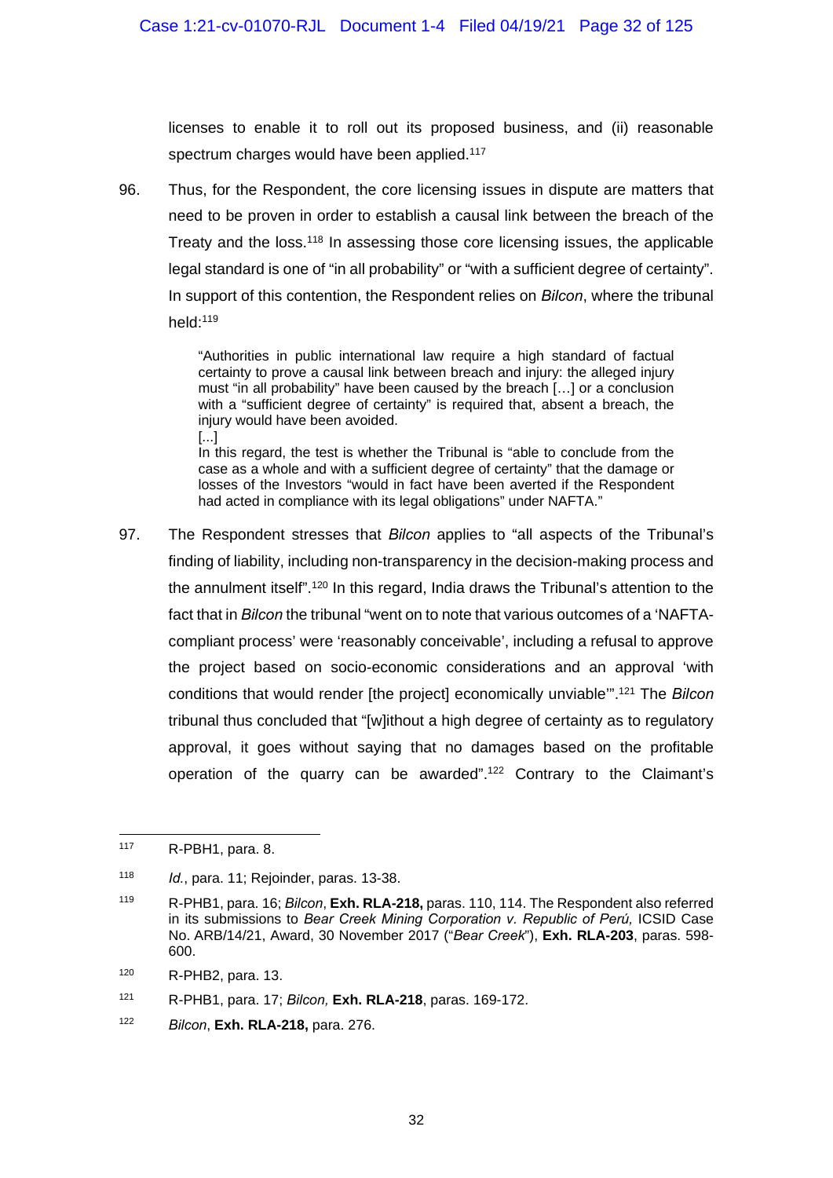licenses to enable it to roll out its proposed business, and (ii) reasonable spectrum charges would have been applied.[117]

96. Thus, for the Respondent, the core licensing issues in dispute are matters that need to be proven in order to establish a causal link between the breach of the Treaty and the loss.[118] In assessing those core licensing issues, the applicable legal standard is one of "in all probability" or "with a sufficient degree of certainty". In support of this contention, the Respondent relies on *Bilcon*, where the tribunal held:[119]

> "Authorities in public international law require a high standard of factual certainty to prove a causal link between breach and injury: the alleged injury must "in all probability" have been caused by the breach […] or a conclusion with a "sufficient degree of certainty" is required that, absent a breach, the injury would have been avoided.
> [...]
> In this regard, the test is whether the Tribunal is "able to conclude from the case as a whole and with a sufficient degree of certainty" that the damage or losses of the Investors "would in fact have been averted if the Respondent had acted in compliance with its legal obligations" under NAFTA."

97. The Respondent stresses that *Bilcon* applies to "all aspects of the Tribunal's finding of liability, including non-transparency in the decision-making process and the annulment itself".[120] In this regard, India draws the Tribunal's attention to the fact that in *Bilcon* the tribunal "went on to note that various outcomes of a 'NAFTA-compliant process' were 'reasonably conceivable', including a refusal to approve the project based on socio-economic considerations and an approval 'with conditions that would render [the project] economically unviable'".[121] The *Bilcon* tribunal thus concluded that "[w]ithout a high degree of certainty as to regulatory approval, it goes without saying that no damages based on the profitable operation of the quarry can be awarded".[122] Contrary to the Claimant's

---

[117] R-PBH1, para. 8.

[118] *Id.*, para. 11; Rejoinder, paras. 13-38.

[119] R-PHB1, para. 16; *Bilcon*, **Exh. RLA-218,** paras. 110, 114. The Respondent also referred in its submissions to *Bear Creek Mining Corporation v. Republic of Perú,* ICSID Case No. ARB/14/21, Award, 30 November 2017 ("*Bear Creek*"), **Exh. RLA-203**, paras. 598-600.

[120] R-PHB2, para. 13.

[121] R-PHB1, para. 17; *Bilcon,* **Exh. RLA-218**, paras. 169-172.

[122] *Bilcon*, **Exh. RLA-218,** para. 276.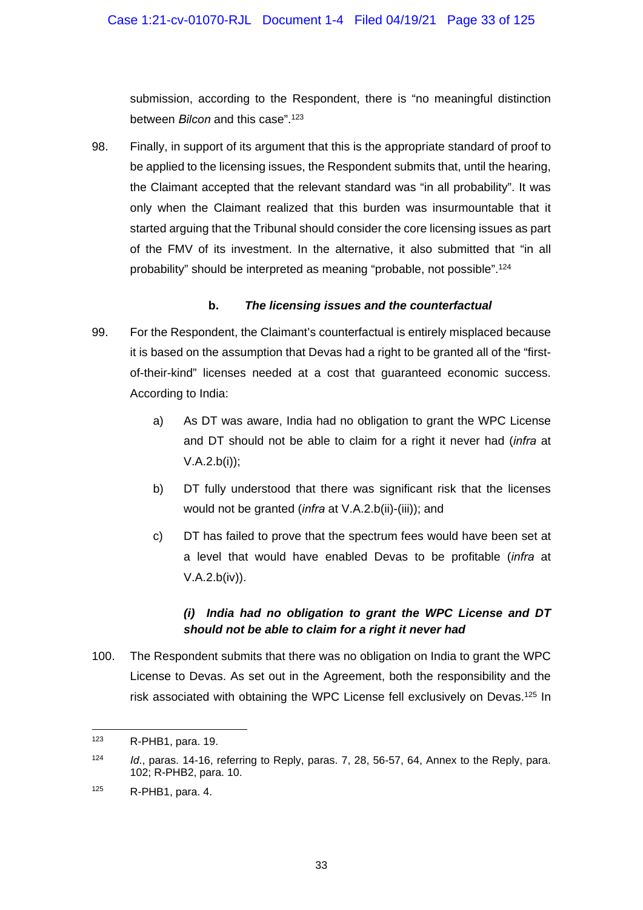submission, according to the Respondent, there is "no meaningful distinction between *Bilcon* and this case".[123]

98. Finally, in support of its argument that this is the appropriate standard of proof to be applied to the licensing issues, the Respondent submits that, until the hearing, the Claimant accepted that the relevant standard was "in all probability". It was only when the Claimant realized that this burden was insurmountable that it started arguing that the Tribunal should consider the core licensing issues as part of the FMV of its investment. In the alternative, it also submitted that "in all probability" should be interpreted as meaning "probable, not possible".[124]

#### b. *The licensing issues and the counterfactual*

99. For the Respondent, the Claimant's counterfactual is entirely misplaced because it is based on the assumption that Devas had a right to be granted all of the "first-of-their-kind" licenses needed at a cost that guaranteed economic success. According to India:

   a) As DT was aware, India had no obligation to grant the WPC License and DT should not be able to claim for a right it never had (*infra* at V.A.2.b(i));

   b) DT fully understood that there was significant risk that the licenses would not be granted (*infra* at V.A.2.b(ii)-(iii)); and

   c) DT has failed to prove that the spectrum fees would have been set at a level that would have enabled Devas to be profitable (*infra* at V.A.2.b(iv)).

##### *(i) India had no obligation to grant the WPC License and DT should not be able to claim for a right it never had*

100. The Respondent submits that there was no obligation on India to grant the WPC License to Devas. As set out in the Agreement, both the responsibility and the risk associated with obtaining the WPC License fell exclusively on Devas.[125] In

---

[123] R-PHB1, para. 19.

[124] *Id.*, paras. 14-16, referring to Reply, paras. 7, 28, 56-57, 64, Annex to the Reply, para. 102; R-PHB2, para. 10.

[125] R-PHB1, para. 4.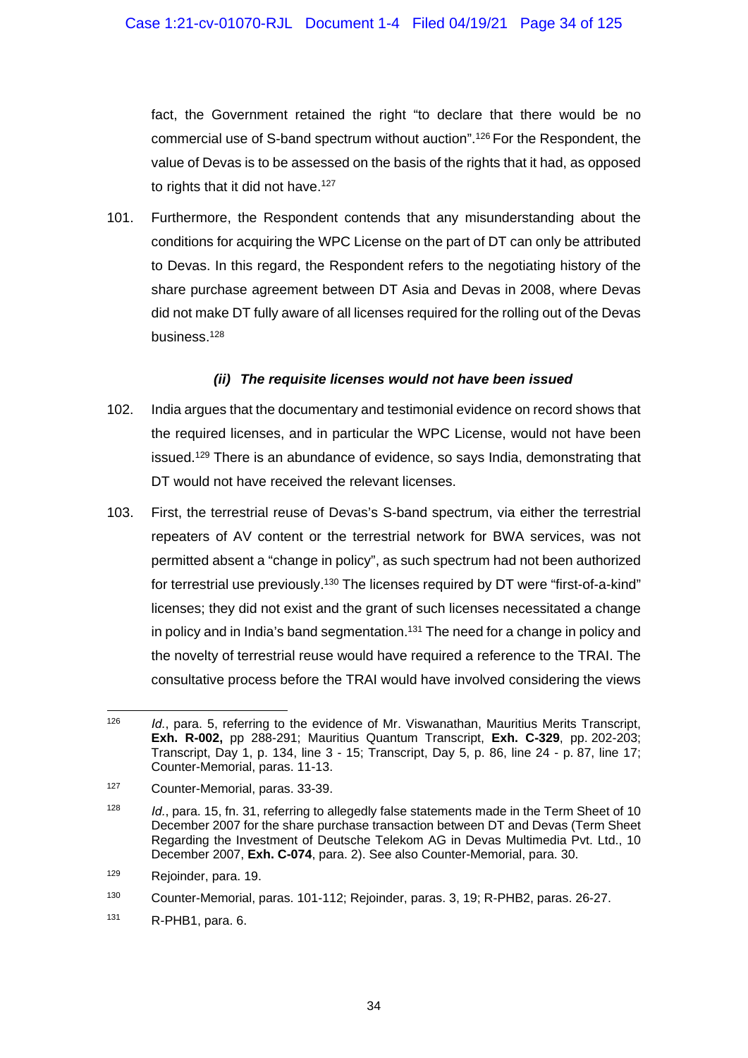fact, the Government retained the right "to declare that there would be no commercial use of S-band spectrum without auction".[126] For the Respondent, the value of Devas is to be assessed on the basis of the rights that it had, as opposed to rights that it did not have.[127]

101. Furthermore, the Respondent contends that any misunderstanding about the conditions for acquiring the WPC License on the part of DT can only be attributed to Devas. In this regard, the Respondent refers to the negotiating history of the share purchase agreement between DT Asia and Devas in 2008, where Devas did not make DT fully aware of all licenses required for the rolling out of the Devas business.[128]

#### *(ii) The requisite licenses would not have been issued*

102. India argues that the documentary and testimonial evidence on record shows that the required licenses, and in particular the WPC License, would not have been issued.[129] There is an abundance of evidence, so says India, demonstrating that DT would not have received the relevant licenses.

103. First, the terrestrial reuse of Devas's S-band spectrum, via either the terrestrial repeaters of AV content or the terrestrial network for BWA services, was not permitted absent a "change in policy", as such spectrum had not been authorized for terrestrial use previously.[130] The licenses required by DT were "first-of-a-kind" licenses; they did not exist and the grant of such licenses necessitated a change in policy and in India's band segmentation.[131] The need for a change in policy and the novelty of terrestrial reuse would have required a reference to the TRAI. The consultative process before the TRAI would have involved considering the views

---

[126] *Id.*, para. 5, referring to the evidence of Mr. Viswanathan, Mauritius Merits Transcript, **Exh. R-002,** pp 288-291; Mauritius Quantum Transcript, **Exh. C-329**, pp. 202-203; Transcript, Day 1, p. 134, line 3 - 15; Transcript, Day 5, p. 86, line 24 - p. 87, line 17; Counter-Memorial, paras. 11-13.

[127] Counter-Memorial, paras. 33-39.

[128] *Id.*, para. 15, fn. 31, referring to allegedly false statements made in the Term Sheet of 10 December 2007 for the share purchase transaction between DT and Devas (Term Sheet Regarding the Investment of Deutsche Telekom AG in Devas Multimedia Pvt. Ltd., 10 December 2007, **Exh. C-074**, para. 2). See also Counter-Memorial, para. 30.

[129] Rejoinder, para. 19.

[130] Counter-Memorial, paras. 101-112; Rejoinder, paras. 3, 19; R-PHB2, paras. 26-27.

[131] R-PHB1, para. 6.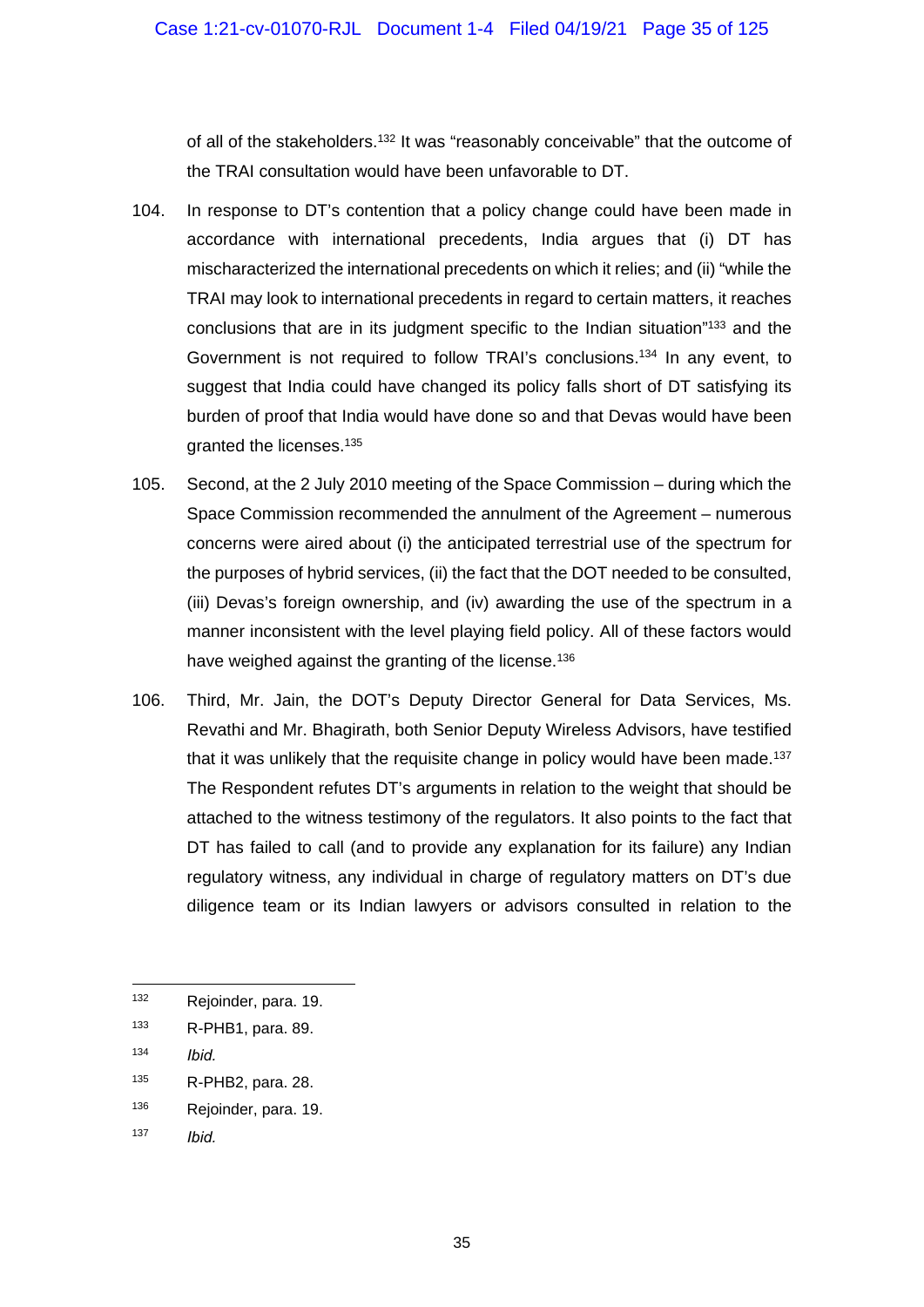of all of the stakeholders.[132] It was "reasonably conceivable" that the outcome of the TRAI consultation would have been unfavorable to DT.

104. In response to DT's contention that a policy change could have been made in accordance with international precedents, India argues that (i) DT has mischaracterized the international precedents on which it relies; and (ii) "while the TRAI may look to international precedents in regard to certain matters, it reaches conclusions that are in its judgment specific to the Indian situation"[133] and the Government is not required to follow TRAI's conclusions.[134] In any event, to suggest that India could have changed its policy falls short of DT satisfying its burden of proof that India would have done so and that Devas would have been granted the licenses.[135]

105. Second, at the 2 July 2010 meeting of the Space Commission – during which the Space Commission recommended the annulment of the Agreement – numerous concerns were aired about (i) the anticipated terrestrial use of the spectrum for the purposes of hybrid services, (ii) the fact that the DOT needed to be consulted, (iii) Devas's foreign ownership, and (iv) awarding the use of the spectrum in a manner inconsistent with the level playing field policy. All of these factors would have weighed against the granting of the license.[136]

106. Third, Mr. Jain, the DOT's Deputy Director General for Data Services, Ms. Revathi and Mr. Bhagirath, both Senior Deputy Wireless Advisors, have testified that it was unlikely that the requisite change in policy would have been made.[137] The Respondent refutes DT's arguments in relation to the weight that should be attached to the witness testimony of the regulators. It also points to the fact that DT has failed to call (and to provide any explanation for its failure) any Indian regulatory witness, any individual in charge of regulatory matters on DT's due diligence team or its Indian lawyers or advisors consulted in relation to the

---

[132] Rejoinder, para. 19.

[133] R-PHB1, para. 89.

[134] *Ibid.*

[135] R-PHB2, para. 28.

[136] Rejoinder, para. 19.

[137] *Ibid.*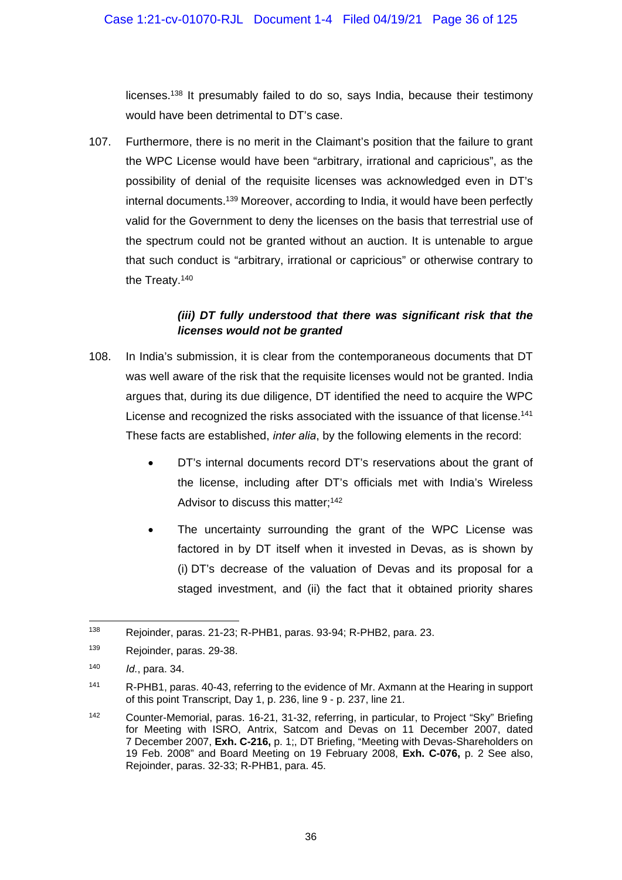licenses.[138] It presumably failed to do so, says India, because their testimony would have been detrimental to DT's case.

107. Furthermore, there is no merit in the Claimant's position that the failure to grant the WPC License would have been "arbitrary, irrational and capricious", as the possibility of denial of the requisite licenses was acknowledged even in DT's internal documents.[139] Moreover, according to India, it would have been perfectly valid for the Government to deny the licenses on the basis that terrestrial use of the spectrum could not be granted without an auction. It is untenable to argue that such conduct is "arbitrary, irrational or capricious" or otherwise contrary to the Treaty.[140]

***(iii) DT fully understood that there was significant risk that the licenses would not be granted***

108. In India's submission, it is clear from the contemporaneous documents that DT was well aware of the risk that the requisite licenses would not be granted. India argues that, during its due diligence, DT identified the need to acquire the WPC License and recognized the risks associated with the issuance of that license.[141] These facts are established, *inter alia*, by the following elements in the record:

- DT's internal documents record DT's reservations about the grant of the license, including after DT's officials met with India's Wireless Advisor to discuss this matter;[142]
- The uncertainty surrounding the grant of the WPC License was factored in by DT itself when it invested in Devas, as is shown by (i) DT's decrease of the valuation of Devas and its proposal for a staged investment, and (ii) the fact that it obtained priority shares

---

[138] Rejoinder, paras. 21-23; R-PHB1, paras. 93-94; R-PHB2, para. 23.

[139] Rejoinder, paras. 29-38.

[140] *Id.*, para. 34.

[141] R-PHB1, paras. 40-43, referring to the evidence of Mr. Axmann at the Hearing in support of this point Transcript, Day 1, p. 236, line 9 - p. 237, line 21.

[142] Counter-Memorial, paras. 16-21, 31-32, referring, in particular, to Project "Sky" Briefing for Meeting with ISRO, Antrix, Satcom and Devas on 11 December 2007, dated 7 December 2007, **Exh. C-216,** p. 1;, DT Briefing, "Meeting with Devas-Shareholders on 19 Feb. 2008" and Board Meeting on 19 February 2008, **Exh. C-076,** p. 2 See also, Rejoinder, paras. 32-33; R-PHB1, para. 45.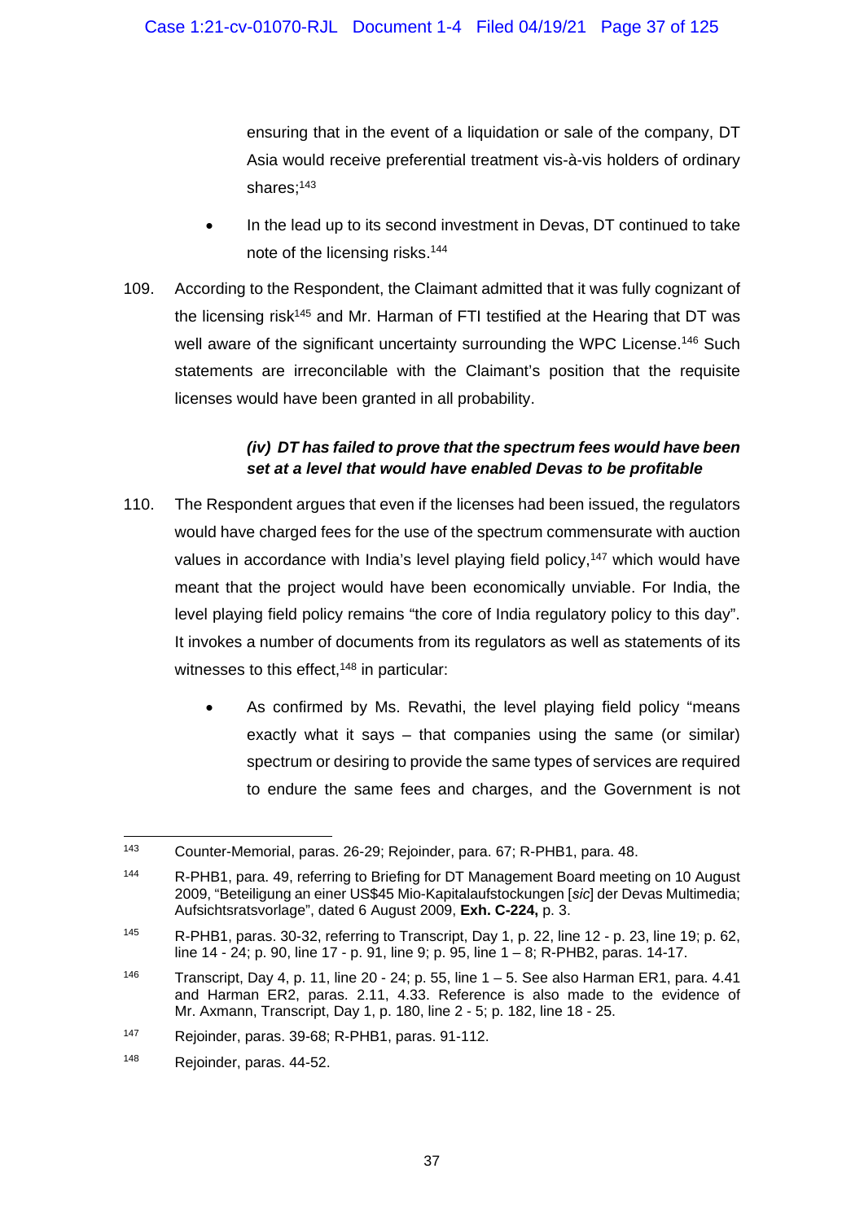ensuring that in the event of a liquidation or sale of the company, DT Asia would receive preferential treatment vis-à-vis holders of ordinary shares;[143]

- In the lead up to its second investment in Devas, DT continued to take note of the licensing risks.[144]

109. According to the Respondent, the Claimant admitted that it was fully cognizant of the licensing risk[145] and Mr. Harman of FTI testified at the Hearing that DT was well aware of the significant uncertainty surrounding the WPC License.[146] Such statements are irreconcilable with the Claimant's position that the requisite licenses would have been granted in all probability.

***(iv) DT has failed to prove that the spectrum fees would have been set at a level that would have enabled Devas to be profitable***

110. The Respondent argues that even if the licenses had been issued, the regulators would have charged fees for the use of the spectrum commensurate with auction values in accordance with India's level playing field policy,[147] which would have meant that the project would have been economically unviable. For India, the level playing field policy remains "the core of India regulatory policy to this day". It invokes a number of documents from its regulators as well as statements of its witnesses to this effect,[148] in particular:

- As confirmed by Ms. Revathi, the level playing field policy "means exactly what it says – that companies using the same (or similar) spectrum or desiring to provide the same types of services are required to endure the same fees and charges, and the Government is not

---

[143] Counter-Memorial, paras. 26-29; Rejoinder, para. 67; R-PHB1, para. 48.

[144] R-PHB1, para. 49, referring to Briefing for DT Management Board meeting on 10 August 2009, "Beteiligung an einer US$45 Mio-Kapitalaufstockungen [*sic*] der Devas Multimedia; Aufsichtsratsvorlage", dated 6 August 2009, **Exh. C-224,** p. 3.

[145] R-PHB1, paras. 30-32, referring to Transcript, Day 1, p. 22, line 12 - p. 23, line 19; p. 62, line 14 - 24; p. 90, line 17 - p. 91, line 9; p. 95, line 1 – 8; R-PHB2, paras. 14-17.

[146] Transcript, Day 4, p. 11, line 20 - 24; p. 55, line 1 – 5. See also Harman ER1, para. 4.41 and Harman ER2, paras. 2.11, 4.33. Reference is also made to the evidence of Mr. Axmann, Transcript, Day 1, p. 180, line 2 - 5; p. 182, line 18 - 25.

[147] Rejoinder, paras. 39-68; R-PHB1, paras. 91-112.

[148] Rejoinder, paras. 44-52.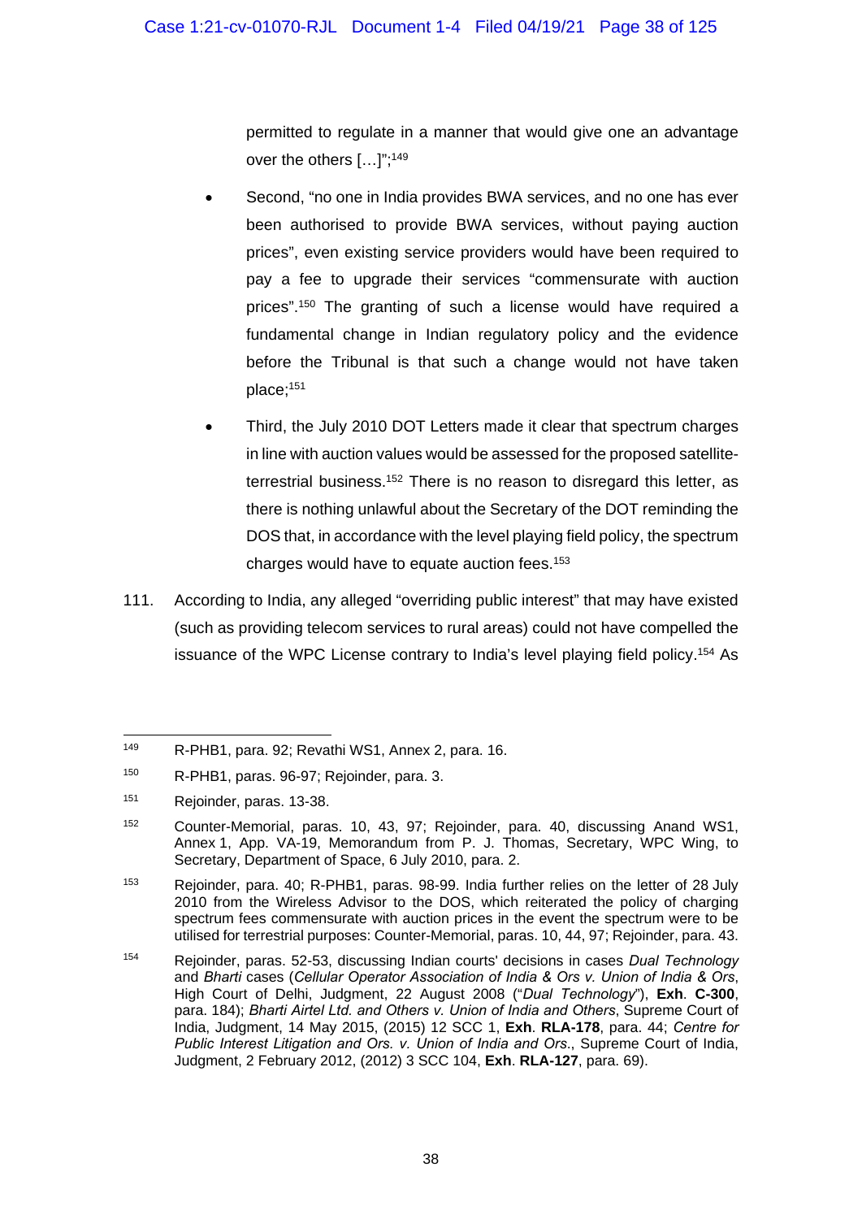permitted to regulate in a manner that would give one an advantage over the others […]";[149]

- Second, "no one in India provides BWA services, and no one has ever been authorised to provide BWA services, without paying auction prices", even existing service providers would have been required to pay a fee to upgrade their services "commensurate with auction prices".[150] The granting of such a license would have required a fundamental change in Indian regulatory policy and the evidence before the Tribunal is that such a change would not have taken place;[151]

- Third, the July 2010 DOT Letters made it clear that spectrum charges in line with auction values would be assessed for the proposed satellite-terrestrial business.[152] There is no reason to disregard this letter, as there is nothing unlawful about the Secretary of the DOT reminding the DOS that, in accordance with the level playing field policy, the spectrum charges would have to equate auction fees.[153]

111. According to India, any alleged "overriding public interest" that may have existed (such as providing telecom services to rural areas) could not have compelled the issuance of the WPC License contrary to India's level playing field policy.[154] As

---

[149] R-PHB1, para. 92; Revathi WS1, Annex 2, para. 16.

[150] R-PHB1, paras. 96-97; Rejoinder, para. 3.

[151] Rejoinder, paras. 13-38.

[152] Counter-Memorial, paras. 10, 43, 97; Rejoinder, para. 40, discussing Anand WS1, Annex 1, App. VA-19, Memorandum from P. J. Thomas, Secretary, WPC Wing, to Secretary, Department of Space, 6 July 2010, para. 2.

[153] Rejoinder, para. 40; R-PHB1, paras. 98-99. India further relies on the letter of 28 July 2010 from the Wireless Advisor to the DOS, which reiterated the policy of charging spectrum fees commensurate with auction prices in the event the spectrum were to be utilised for terrestrial purposes: Counter-Memorial, paras. 10, 44, 97; Rejoinder, para. 43.

[154] Rejoinder, paras. 52-53, discussing Indian courts' decisions in cases *Dual Technology* and *Bharti* cases (*Cellular Operator Association of India & Ors v. Union of India & Ors*, High Court of Delhi, Judgment, 22 August 2008 ("*Dual Technology*"), **Exh**. **C-300**, para. 184); *Bharti Airtel Ltd. and Others v. Union of India and Others*, Supreme Court of India, Judgment, 14 May 2015, (2015) 12 SCC 1, **Exh**. **RLA-178**, para. 44; *Centre for Public Interest Litigation and Ors. v. Union of India and Ors*., Supreme Court of India, Judgment, 2 February 2012, (2012) 3 SCC 104, **Exh**. **RLA-127**, para. 69).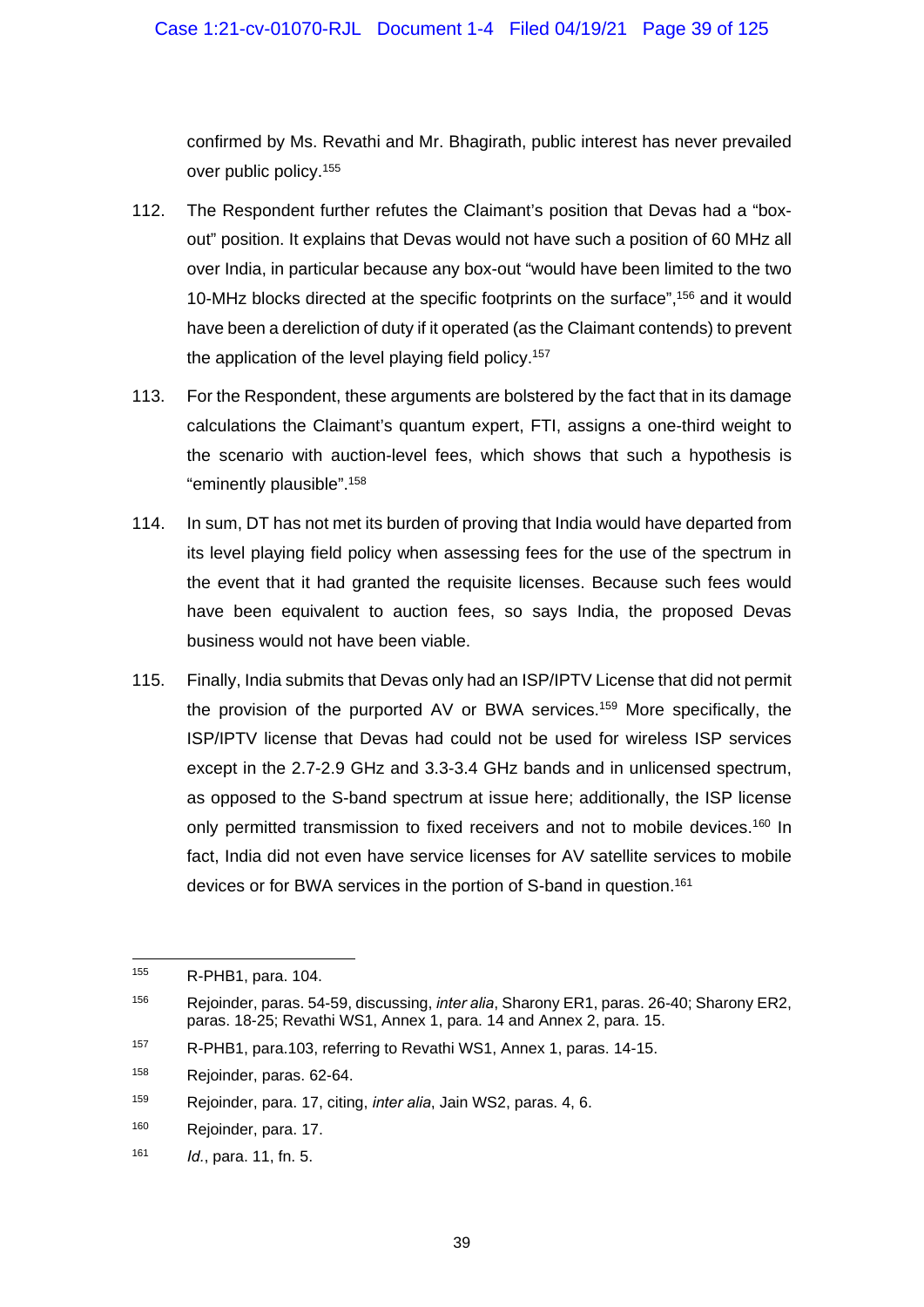confirmed by Ms. Revathi and Mr. Bhagirath, public interest has never prevailed over public policy.[155]

112. The Respondent further refutes the Claimant's position that Devas had a "box-out" position. It explains that Devas would not have such a position of 60 MHz all over India, in particular because any box-out "would have been limited to the two 10-MHz blocks directed at the specific footprints on the surface",[156] and it would have been a dereliction of duty if it operated (as the Claimant contends) to prevent the application of the level playing field policy.[157]

113. For the Respondent, these arguments are bolstered by the fact that in its damage calculations the Claimant's quantum expert, FTI, assigns a one-third weight to the scenario with auction-level fees, which shows that such a hypothesis is "eminently plausible".[158]

114. In sum, DT has not met its burden of proving that India would have departed from its level playing field policy when assessing fees for the use of the spectrum in the event that it had granted the requisite licenses. Because such fees would have been equivalent to auction fees, so says India, the proposed Devas business would not have been viable.

115. Finally, India submits that Devas only had an ISP/IPTV License that did not permit the provision of the purported AV or BWA services.[159] More specifically, the ISP/IPTV license that Devas had could not be used for wireless ISP services except in the 2.7-2.9 GHz and 3.3-3.4 GHz bands and in unlicensed spectrum, as opposed to the S-band spectrum at issue here; additionally, the ISP license only permitted transmission to fixed receivers and not to mobile devices.[160] In fact, India did not even have service licenses for AV satellite services to mobile devices or for BWA services in the portion of S-band in question.[161]

---

[155] R-PHB1, para. 104.

[156] Rejoinder, paras. 54-59, discussing, *inter alia*, Sharony ER1, paras. 26-40; Sharony ER2, paras. 18-25; Revathi WS1, Annex 1, para. 14 and Annex 2, para. 15.

[157] R-PHB1, para.103, referring to Revathi WS1, Annex 1, paras. 14-15.

[158] Rejoinder, paras. 62-64.

[159] Rejoinder, para. 17, citing, *inter alia*, Jain WS2, paras. 4, 6.

[160] Rejoinder, para. 17.

[161] *Id.*, para. 11, fn. 5.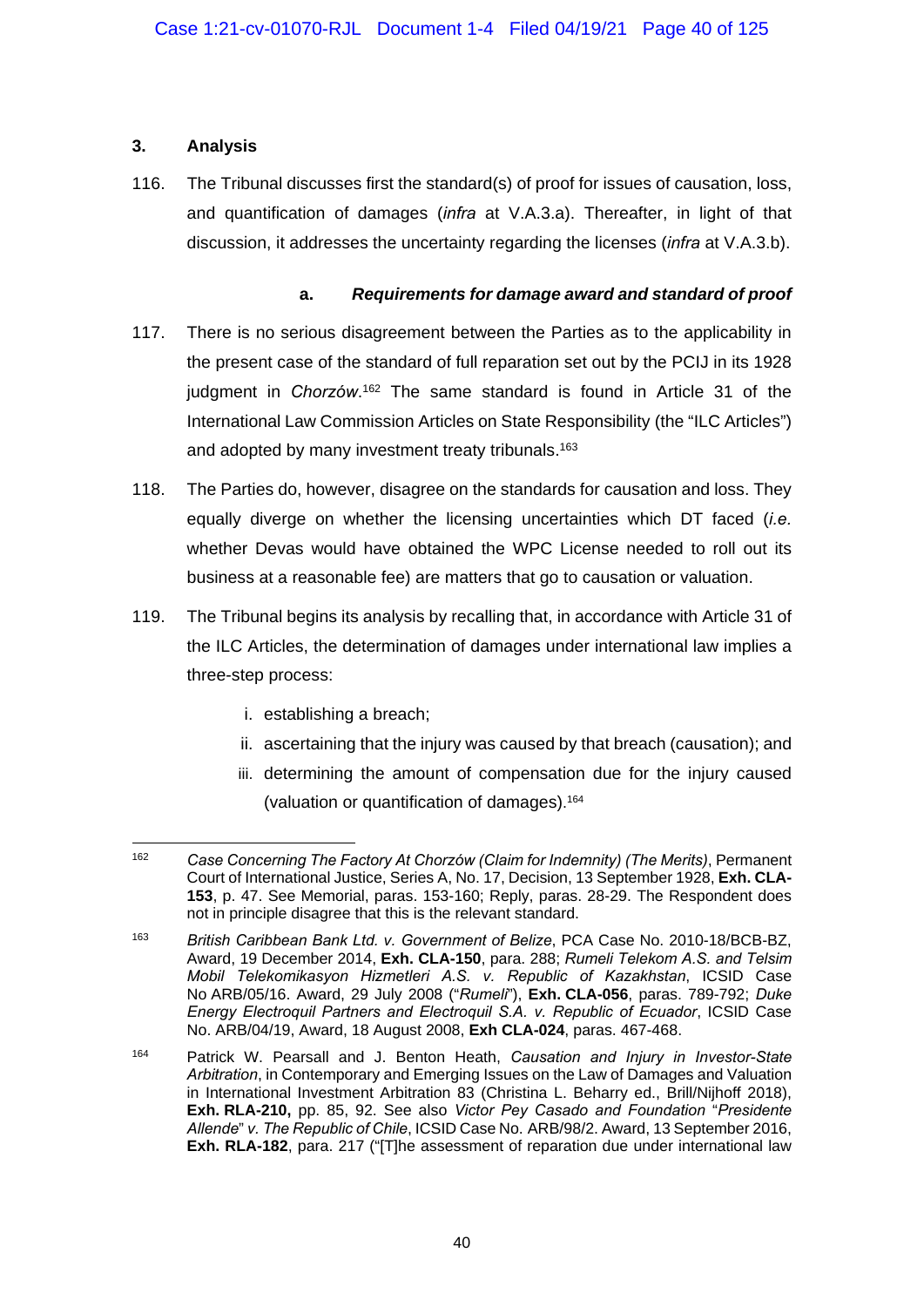### 3. Analysis

116. The Tribunal discusses first the standard(s) of proof for issues of causation, loss, and quantification of damages (*infra* at V.A.3.a). Thereafter, in light of that discussion, it addresses the uncertainty regarding the licenses (*infra* at V.A.3.b).

#### a. *Requirements for damage award and standard of proof*

117. There is no serious disagreement between the Parties as to the applicability in the present case of the standard of full reparation set out by the PCIJ in its 1928 judgment in *Chorzów*.[162] The same standard is found in Article 31 of the International Law Commission Articles on State Responsibility (the "ILC Articles") and adopted by many investment treaty tribunals.[163]

118. The Parties do, however, disagree on the standards for causation and loss. They equally diverge on whether the licensing uncertainties which DT faced (*i.e.* whether Devas would have obtained the WPC License needed to roll out its business at a reasonable fee) are matters that go to causation or valuation.

119. The Tribunal begins its analysis by recalling that, in accordance with Article 31 of the ILC Articles, the determination of damages under international law implies a three-step process:

   i. establishing a breach;
   ii. ascertaining that the injury was caused by that breach (causation); and
   iii. determining the amount of compensation due for the injury caused (valuation or quantification of damages).[164]

---

[162] *Case Concerning The Factory At Chorzów (Claim for Indemnity) (The Merits)*, Permanent Court of International Justice, Series A, No. 17, Decision, 13 September 1928, **Exh. CLA-153**, p. 47. See Memorial, paras. 153-160; Reply, paras. 28-29. The Respondent does not in principle disagree that this is the relevant standard.

[163] *British Caribbean Bank Ltd. v. Government of Belize*, PCA Case No. 2010-18/BCB-BZ, Award, 19 December 2014, **Exh. CLA-150**, para. 288; *Rumeli Telekom A.S. and Telsim Mobil Telekomikasyon Hizmetleri A.S. v. Republic of Kazakhstan*, ICSID Case No ARB/05/16. Award, 29 July 2008 ("*Rumeli*"), **Exh. CLA-056**, paras. 789-792; *Duke Energy Electroquil Partners and Electroquil S.A. v. Republic of Ecuador*, ICSID Case No. ARB/04/19, Award, 18 August 2008, **Exh CLA-024**, paras. 467-468.

[164] Patrick W. Pearsall and J. Benton Heath, *Causation and Injury in Investor-State Arbitration*, in Contemporary and Emerging Issues on the Law of Damages and Valuation in International Investment Arbitration 83 (Christina L. Beharry ed., Brill/Nijhoff 2018), **Exh. RLA-210,** pp. 85, 92. See also *Victor Pey Casado and Foundation* "*Presidente Allende*" *v. The Republic of Chile*, ICSID Case No. ARB/98/2. Award, 13 September 2016, **Exh. RLA-182**, para. 217 ("[T]he assessment of reparation due under international law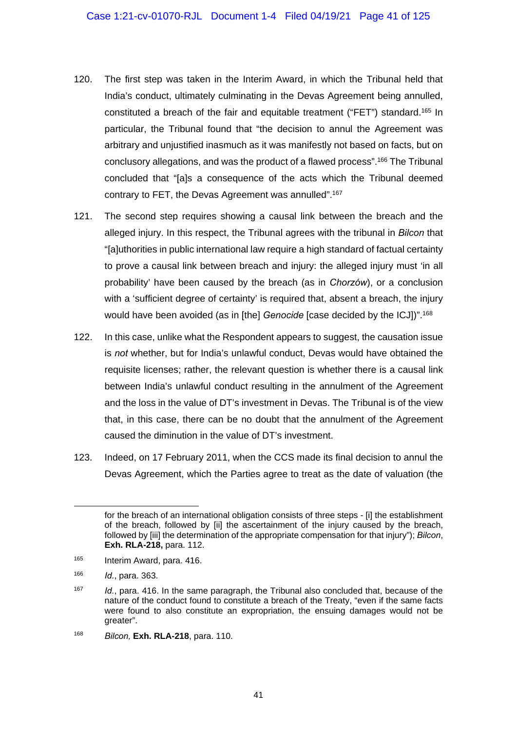120. The first step was taken in the Interim Award, in which the Tribunal held that India's conduct, ultimately culminating in the Devas Agreement being annulled, constituted a breach of the fair and equitable treatment ("FET") standard.[165] In particular, the Tribunal found that "the decision to annul the Agreement was arbitrary and unjustified inasmuch as it was manifestly not based on facts, but on conclusory allegations, and was the product of a flawed process".[166] The Tribunal concluded that "[a]s a consequence of the acts which the Tribunal deemed contrary to FET, the Devas Agreement was annulled".[167]

121. The second step requires showing a causal link between the breach and the alleged injury. In this respect, the Tribunal agrees with the tribunal in *Bilcon* that "[a]uthorities in public international law require a high standard of factual certainty to prove a causal link between breach and injury: the alleged injury must 'in all probability' have been caused by the breach (as in *Chorzów*), or a conclusion with a 'sufficient degree of certainty' is required that, absent a breach, the injury would have been avoided (as in [the] *Genocide* [case decided by the ICJ])".[168]

122. In this case, unlike what the Respondent appears to suggest, the causation issue is *not* whether, but for India's unlawful conduct, Devas would have obtained the requisite licenses; rather, the relevant question is whether there is a causal link between India's unlawful conduct resulting in the annulment of the Agreement and the loss in the value of DT's investment in Devas. The Tribunal is of the view that, in this case, there can be no doubt that the annulment of the Agreement caused the diminution in the value of DT's investment.

123. Indeed, on 17 February 2011, when the CCS made its final decision to annul the Devas Agreement, which the Parties agree to treat as the date of valuation (the

---

for the breach of an international obligation consists of three steps - [i] the establishment of the breach, followed by [ii] the ascertainment of the injury caused by the breach, followed by [iii] the determination of the appropriate compensation for that injury"); *Bilcon*, **Exh. RLA-218,** para. 112.

[165] Interim Award, para. 416.

[166] *Id.*, para. 363.

[167] *Id.*, para. 416. In the same paragraph, the Tribunal also concluded that, because of the nature of the conduct found to constitute a breach of the Treaty, "even if the same facts were found to also constitute an expropriation, the ensuing damages would not be greater".

[168] *Bilcon,* **Exh. RLA-218**, para. 110.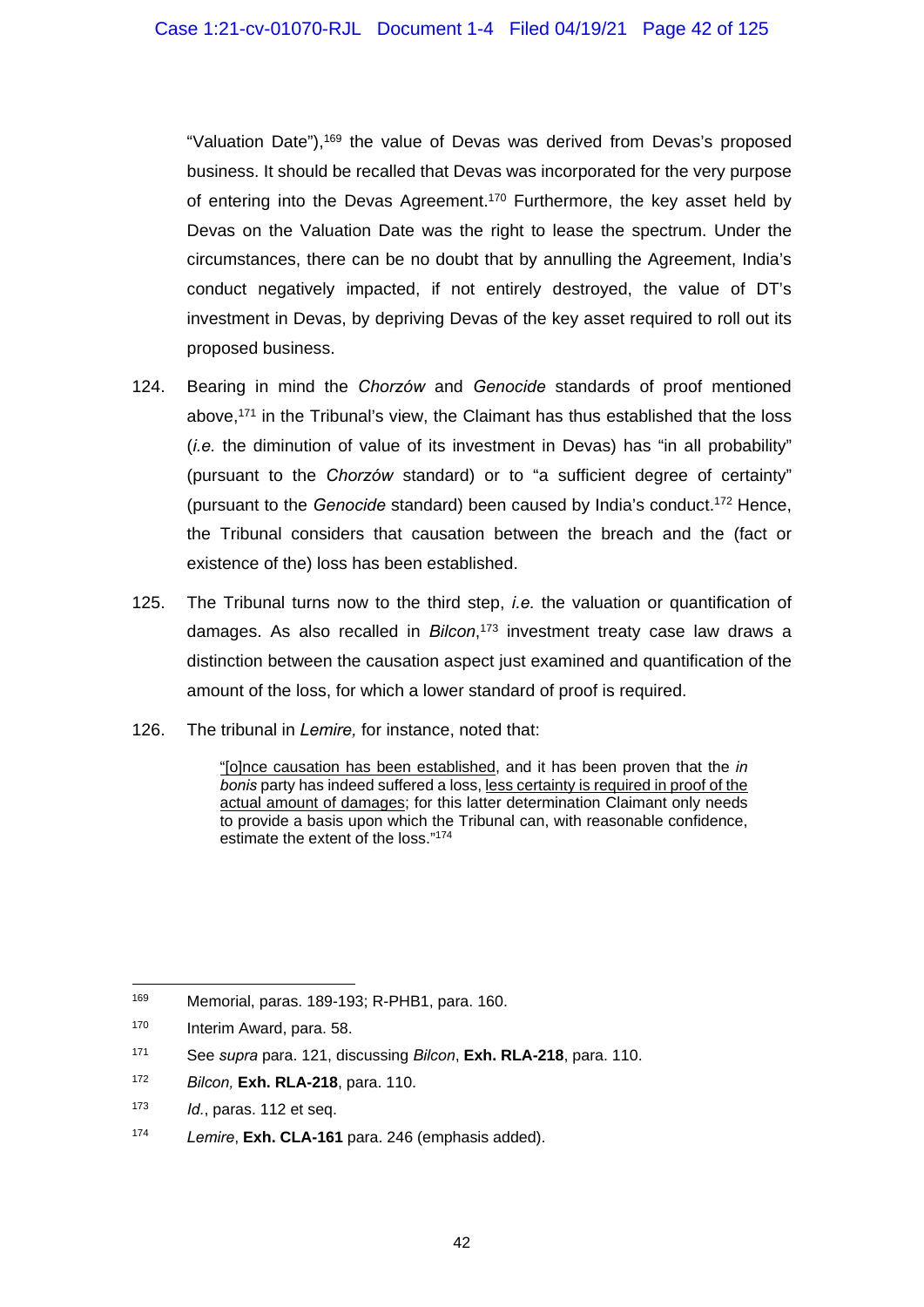"Valuation Date"),[169] the value of Devas was derived from Devas's proposed business. It should be recalled that Devas was incorporated for the very purpose of entering into the Devas Agreement.[170] Furthermore, the key asset held by Devas on the Valuation Date was the right to lease the spectrum. Under the circumstances, there can be no doubt that by annulling the Agreement, India's conduct negatively impacted, if not entirely destroyed, the value of DT's investment in Devas, by depriving Devas of the key asset required to roll out its proposed business.

124. Bearing in mind the *Chorzów* and *Genocide* standards of proof mentioned above,[171] in the Tribunal's view, the Claimant has thus established that the loss (*i.e.* the diminution of value of its investment in Devas) has "in all probability" (pursuant to the *Chorzów* standard) or to "a sufficient degree of certainty" (pursuant to the *Genocide* standard) been caused by India's conduct.[172] Hence, the Tribunal considers that causation between the breach and the (fact or existence of the) loss has been established.

125. The Tribunal turns now to the third step, *i.e.* the valuation or quantification of damages. As also recalled in *Bilcon*,[173] investment treaty case law draws a distinction between the causation aspect just examined and quantification of the amount of the loss, for which a lower standard of proof is required.

126. The tribunal in *Lemire,* for instance, noted that:

> "[o]nce causation has been established, and it has been proven that the *in bonis* party has indeed suffered a loss, less certainty is required in proof of the actual amount of damages; for this latter determination Claimant only needs to provide a basis upon which the Tribunal can, with reasonable confidence, estimate the extent of the loss."[174]

---

[169] Memorial, paras. 189-193; R-PHB1, para. 160.

[170] Interim Award, para. 58.

[171] See *supra* para. 121, discussing *Bilcon*, **Exh. RLA-218**, para. 110.

[172] *Bilcon,* **Exh. RLA-218**, para. 110.

[173] *Id.*, paras. 112 et seq.

[174] *Lemire*, **Exh. CLA-161** para. 246 (emphasis added).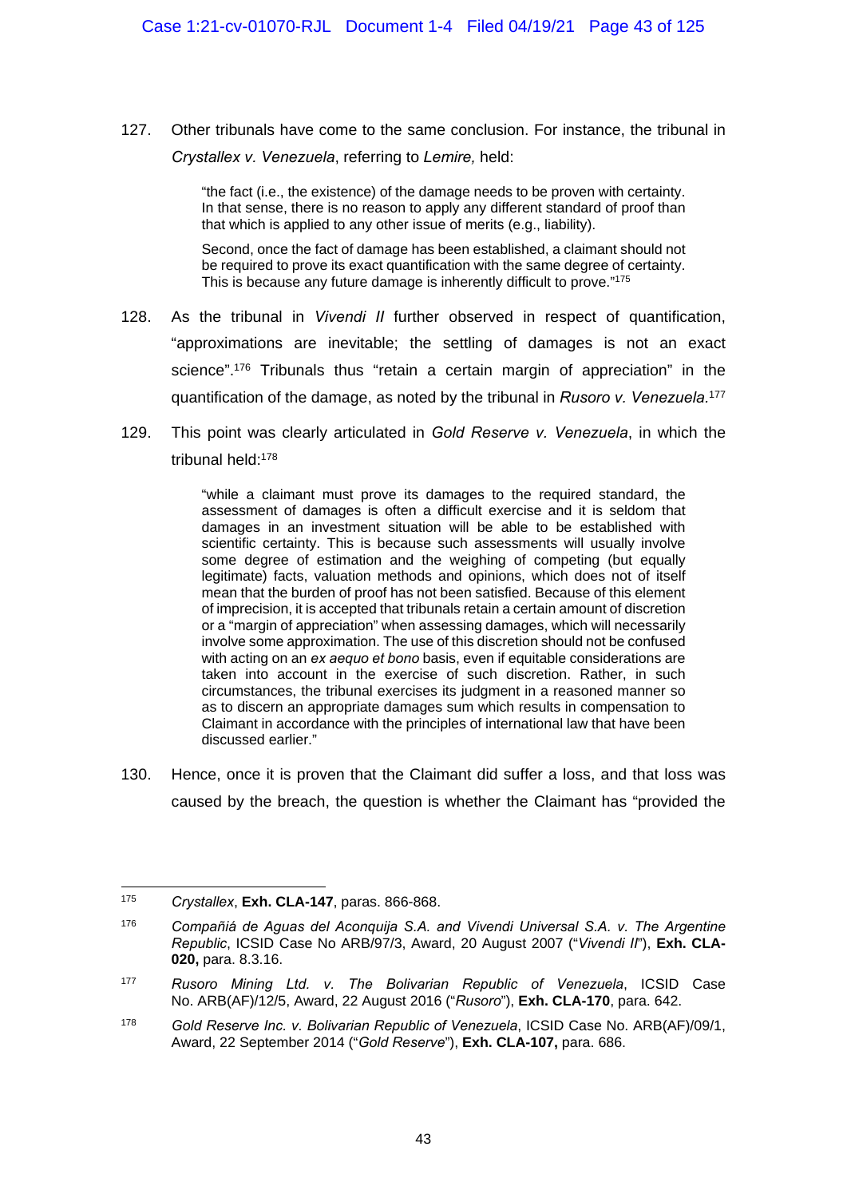127. Other tribunals have come to the same conclusion. For instance, the tribunal in *Crystallex v. Venezuela*, referring to *Lemire,* held:

> "the fact (i.e., the existence) of the damage needs to be proven with certainty. In that sense, there is no reason to apply any different standard of proof than that which is applied to any other issue of merits (e.g., liability).
>
> Second, once the fact of damage has been established, a claimant should not be required to prove its exact quantification with the same degree of certainty. This is because any future damage is inherently difficult to prove."[175]

128. As the tribunal in *Vivendi II* further observed in respect of quantification, "approximations are inevitable; the settling of damages is not an exact science".[176] Tribunals thus "retain a certain margin of appreciation" in the quantification of the damage, as noted by the tribunal in *Rusoro v. Venezuela.*[177]

129. This point was clearly articulated in *Gold Reserve v. Venezuela*, in which the tribunal held:[178]

> "while a claimant must prove its damages to the required standard, the assessment of damages is often a difficult exercise and it is seldom that damages in an investment situation will be able to be established with scientific certainty. This is because such assessments will usually involve some degree of estimation and the weighing of competing (but equally legitimate) facts, valuation methods and opinions, which does not of itself mean that the burden of proof has not been satisfied. Because of this element of imprecision, it is accepted that tribunals retain a certain amount of discretion or a "margin of appreciation" when assessing damages, which will necessarily involve some approximation. The use of this discretion should not be confused with acting on an *ex aequo et bono* basis, even if equitable considerations are taken into account in the exercise of such discretion. Rather, in such circumstances, the tribunal exercises its judgment in a reasoned manner so as to discern an appropriate damages sum which results in compensation to Claimant in accordance with the principles of international law that have been discussed earlier."

130. Hence, once it is proven that the Claimant did suffer a loss, and that loss was caused by the breach, the question is whether the Claimant has "provided the

---

[175] *Crystallex*, **Exh. CLA-147**, paras. 866-868.

[176] *Compañiá de Aguas del Aconquija S.A. and Vivendi Universal S.A. v. The Argentine Republic*, ICSID Case No ARB/97/3, Award, 20 August 2007 ("*Vivendi II*"), **Exh. CLA-020,** para. 8.3.16.

[177] *Rusoro Mining Ltd. v. The Bolivarian Republic of Venezuela*, ICSID Case No. ARB(AF)/12/5, Award, 22 August 2016 ("*Rusoro*"), **Exh. CLA-170**, para. 642.

[178] *Gold Reserve Inc. v. Bolivarian Republic of Venezuela*, ICSID Case No. ARB(AF)/09/1, Award, 22 September 2014 ("*Gold Reserve*"), **Exh. CLA-107,** para. 686.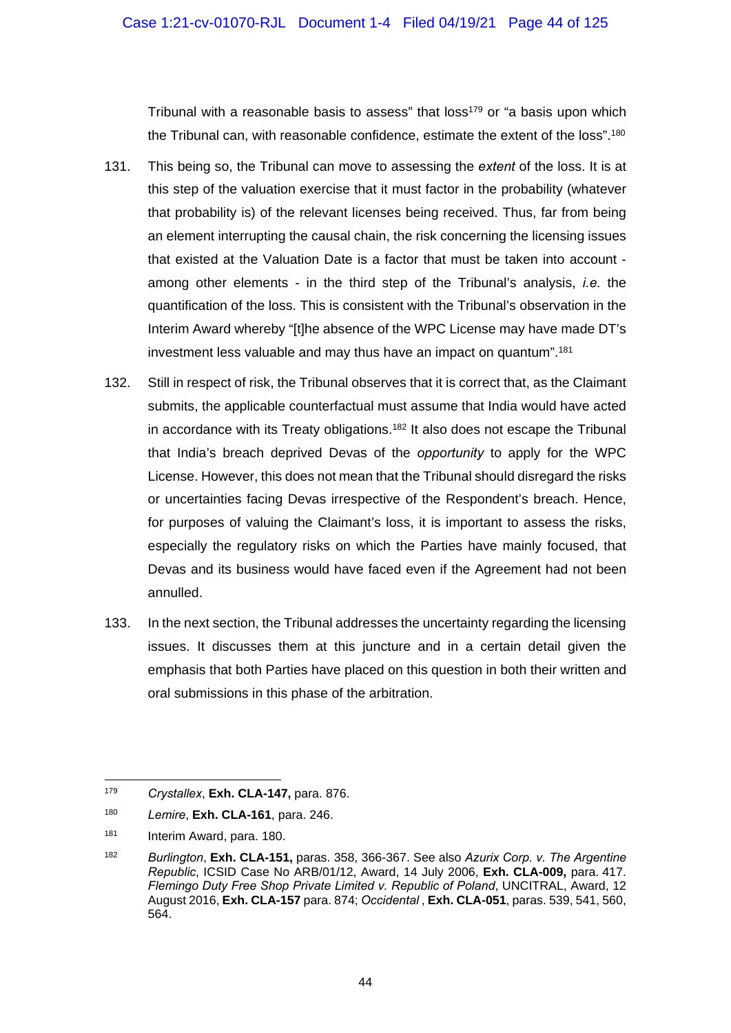Tribunal with a reasonable basis to assess" that loss[179] or "a basis upon which the Tribunal can, with reasonable confidence, estimate the extent of the loss".[180]

131. This being so, the Tribunal can move to assessing the *extent* of the loss. It is at this step of the valuation exercise that it must factor in the probability (whatever that probability is) of the relevant licenses being received. Thus, far from being an element interrupting the causal chain, the risk concerning the licensing issues that existed at the Valuation Date is a factor that must be taken into account - among other elements - in the third step of the Tribunal's analysis, *i.e.* the quantification of the loss. This is consistent with the Tribunal's observation in the Interim Award whereby "[t]he absence of the WPC License may have made DT's investment less valuable and may thus have an impact on quantum".[181]

132. Still in respect of risk, the Tribunal observes that it is correct that, as the Claimant submits, the applicable counterfactual must assume that India would have acted in accordance with its Treaty obligations.[182] It also does not escape the Tribunal that India's breach deprived Devas of the *opportunity* to apply for the WPC License. However, this does not mean that the Tribunal should disregard the risks or uncertainties facing Devas irrespective of the Respondent's breach. Hence, for purposes of valuing the Claimant's loss, it is important to assess the risks, especially the regulatory risks on which the Parties have mainly focused, that Devas and its business would have faced even if the Agreement had not been annulled.

133. In the next section, the Tribunal addresses the uncertainty regarding the licensing issues. It discusses them at this juncture and in a certain detail given the emphasis that both Parties have placed on this question in both their written and oral submissions in this phase of the arbitration.

---

[179] *Crystallex*, **Exh. CLA-147,** para. 876.

[180] *Lemire*, **Exh. CLA-161**, para. 246.

[181] Interim Award, para. 180.

[182] *Burlington*, **Exh. CLA-151,** paras. 358, 366-367. See also *Azurix Corp. v. The Argentine Republic*, ICSID Case No ARB/01/12, Award, 14 July 2006, **Exh. CLA-009,** para. 417. *Flemingo Duty Free Shop Private Limited v. Republic of Poland*, UNCITRAL, Award, 12 August 2016, **Exh. CLA-157** para. 874; *Occidental* , **Exh. CLA-051**, paras. 539, 541, 560, 564.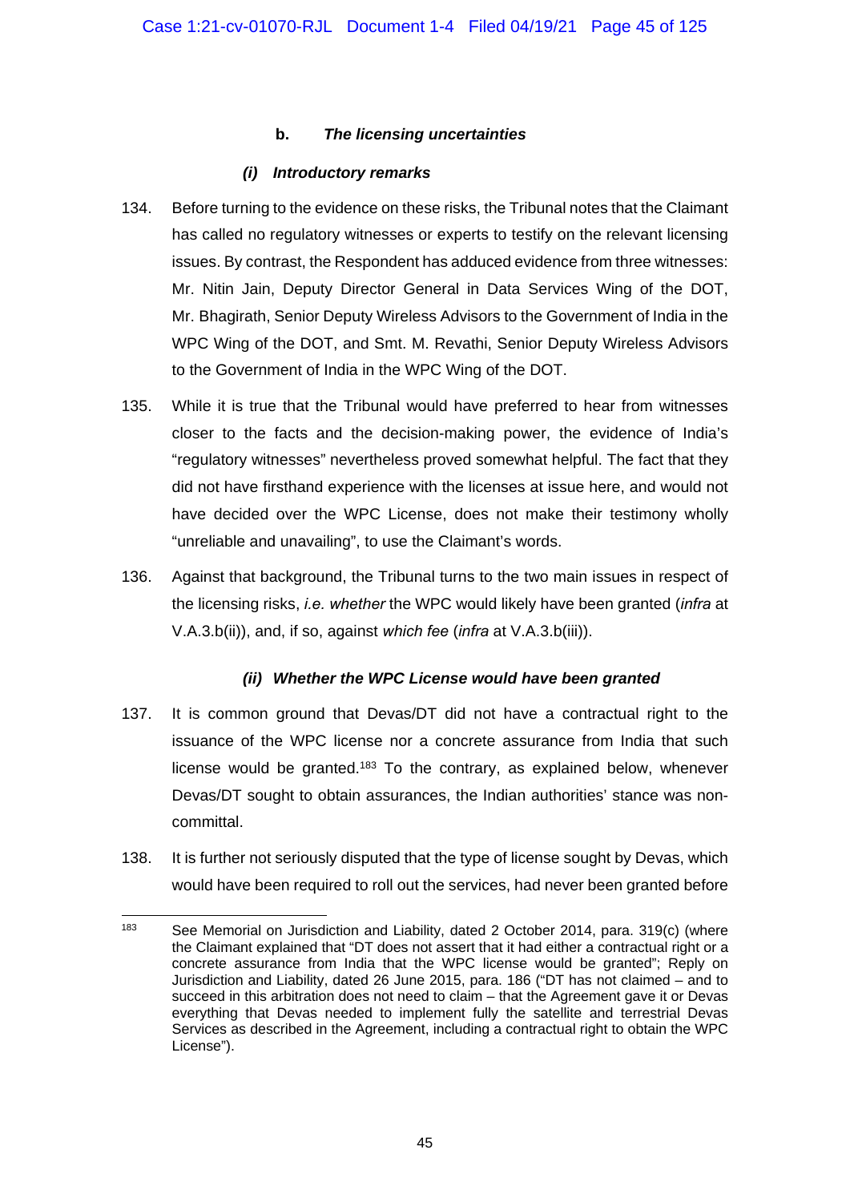### b. *The licensing uncertainties*

#### *(i) Introductory remarks*

134. Before turning to the evidence on these risks, the Tribunal notes that the Claimant has called no regulatory witnesses or experts to testify on the relevant licensing issues. By contrast, the Respondent has adduced evidence from three witnesses: Mr. Nitin Jain, Deputy Director General in Data Services Wing of the DOT, Mr. Bhagirath, Senior Deputy Wireless Advisors to the Government of India in the WPC Wing of the DOT, and Smt. M. Revathi, Senior Deputy Wireless Advisors to the Government of India in the WPC Wing of the DOT.

135. While it is true that the Tribunal would have preferred to hear from witnesses closer to the facts and the decision-making power, the evidence of India's "regulatory witnesses" nevertheless proved somewhat helpful. The fact that they did not have firsthand experience with the licenses at issue here, and would not have decided over the WPC License, does not make their testimony wholly "unreliable and unavailing", to use the Claimant's words.

136. Against that background, the Tribunal turns to the two main issues in respect of the licensing risks, *i.e. whether* the WPC would likely have been granted (*infra* at V.A.3.b(ii)), and, if so, against *which fee* (*infra* at V.A.3.b(iii)).

#### *(ii) Whether the WPC License would have been granted*

137. It is common ground that Devas/DT did not have a contractual right to the issuance of the WPC license nor a concrete assurance from India that such license would be granted.[183] To the contrary, as explained below, whenever Devas/DT sought to obtain assurances, the Indian authorities' stance was non-committal.

138. It is further not seriously disputed that the type of license sought by Devas, which would have been required to roll out the services, had never been granted before

---

[183] See Memorial on Jurisdiction and Liability, dated 2 October 2014, para. 319(c) (where the Claimant explained that "DT does not assert that it had either a contractual right or a concrete assurance from India that the WPC license would be granted"; Reply on Jurisdiction and Liability, dated 26 June 2015, para. 186 ("DT has not claimed – and to succeed in this arbitration does not need to claim – that the Agreement gave it or Devas everything that Devas needed to implement fully the satellite and terrestrial Devas Services as described in the Agreement, including a contractual right to obtain the WPC License").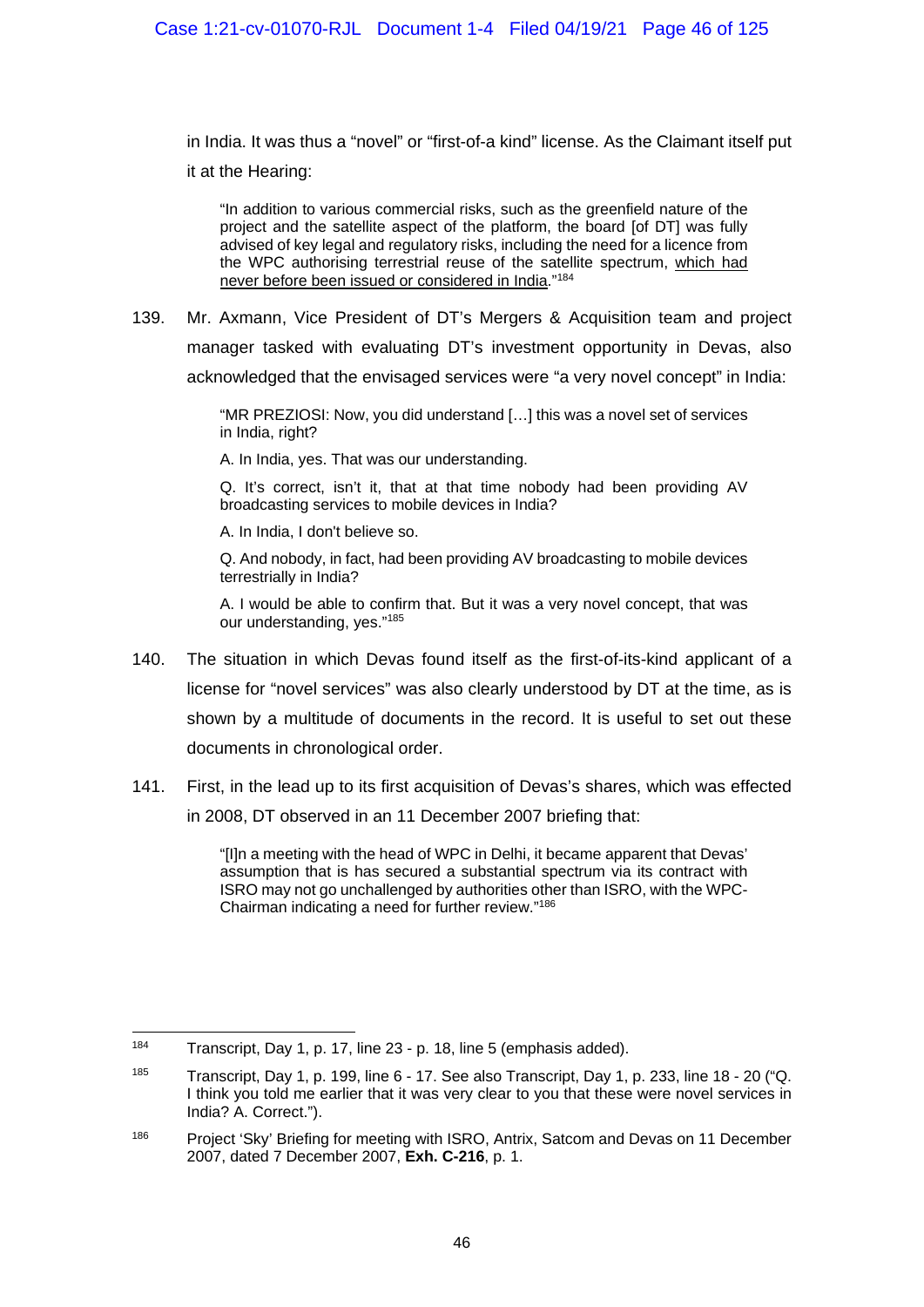in India. It was thus a "novel" or "first-of-a kind" license. As the Claimant itself put it at the Hearing:

> "In addition to various commercial risks, such as the greenfield nature of the project and the satellite aspect of the platform, the board [of DT] was fully advised of key legal and regulatory risks, including the need for a licence from the WPC authorising terrestrial reuse of the satellite spectrum, <u>which had never before been issued or considered in India</u>."[184]

139. Mr. Axmann, Vice President of DT's Mergers & Acquisition team and project manager tasked with evaluating DT's investment opportunity in Devas, also acknowledged that the envisaged services were "a very novel concept" in India:

> "MR PREZIOSI: Now, you did understand […] this was a novel set of services in India, right?
>
> A. In India, yes. That was our understanding.
>
> Q. It's correct, isn't it, that at that time nobody had been providing AV broadcasting services to mobile devices in India?
>
> A. In India, I don't believe so.
>
> Q. And nobody, in fact, had been providing AV broadcasting to mobile devices terrestrially in India?
>
> A. I would be able to confirm that. But it was a very novel concept, that was our understanding, yes."[185]

140. The situation in which Devas found itself as the first-of-its-kind applicant of a license for "novel services" was also clearly understood by DT at the time, as is shown by a multitude of documents in the record. It is useful to set out these documents in chronological order.

141. First, in the lead up to its first acquisition of Devas's shares, which was effected in 2008, DT observed in an 11 December 2007 briefing that:

> "[I]n a meeting with the head of WPC in Delhi, it became apparent that Devas' assumption that is has secured a substantial spectrum via its contract with ISRO may not go unchallenged by authorities other than ISRO, with the WPC-Chairman indicating a need for further review."[186]

---

[184] Transcript, Day 1, p. 17, line 23 - p. 18, line 5 (emphasis added).

[185] Transcript, Day 1, p. 199, line 6 - 17. See also Transcript, Day 1, p. 233, line 18 - 20 ("Q. I think you told me earlier that it was very clear to you that these were novel services in India? A. Correct.").

[186] Project 'Sky' Briefing for meeting with ISRO, Antrix, Satcom and Devas on 11 December 2007, dated 7 December 2007, **Exh. C-216**, p. 1.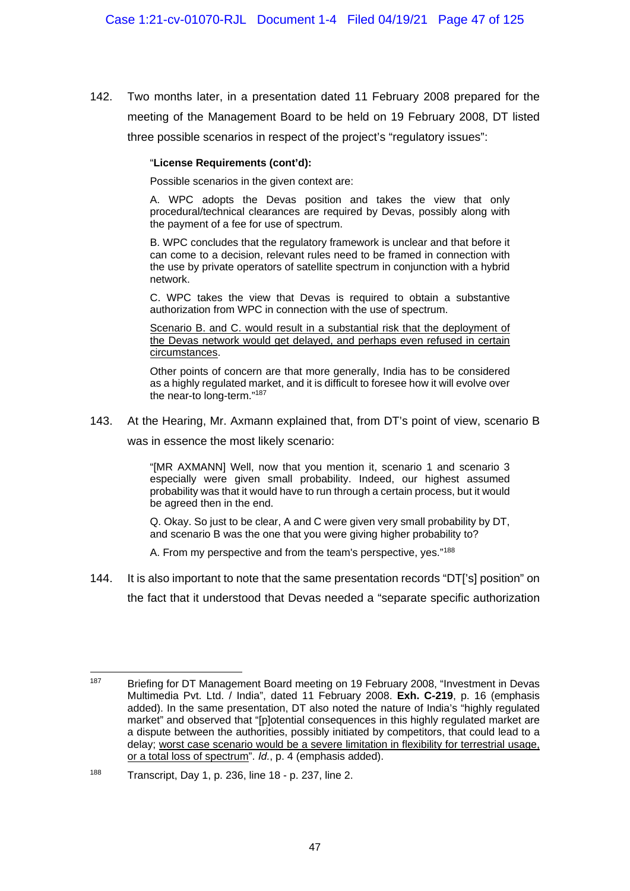142. Two months later, in a presentation dated 11 February 2008 prepared for the meeting of the Management Board to be held on 19 February 2008, DT listed three possible scenarios in respect of the project's "regulatory issues":

> "**License Requirements (cont'd):**
>
> Possible scenarios in the given context are:
>
> A. WPC adopts the Devas position and takes the view that only procedural/technical clearances are required by Devas, possibly along with the payment of a fee for use of spectrum.
>
> B. WPC concludes that the regulatory framework is unclear and that before it can come to a decision, relevant rules need to be framed in connection with the use by private operators of satellite spectrum in conjunction with a hybrid network.
>
> C. WPC takes the view that Devas is required to obtain a substantive authorization from WPC in connection with the use of spectrum.
>
> <u>Scenario B. and C. would result in a substantial risk that the deployment of the Devas network would get delayed, and perhaps even refused in certain circumstances</u>.
>
> Other points of concern are that more generally, India has to be considered as a highly regulated market, and it is difficult to foresee how it will evolve over the near-to long-term."[187]

143. At the Hearing, Mr. Axmann explained that, from DT's point of view, scenario B was in essence the most likely scenario:

> "[MR AXMANN] Well, now that you mention it, scenario 1 and scenario 3 especially were given small probability. Indeed, our highest assumed probability was that it would have to run through a certain process, but it would be agreed then in the end.
>
> Q. Okay. So just to be clear, A and C were given very small probability by DT, and scenario B was the one that you were giving higher probability to?
>
> A. From my perspective and from the team's perspective, yes."[188]

144. It is also important to note that the same presentation records "DT['s] position" on the fact that it understood that Devas needed a "separate specific authorization

---

[187] Briefing for DT Management Board meeting on 19 February 2008, "Investment in Devas Multimedia Pvt. Ltd. / India", dated 11 February 2008. **Exh. C-219**, p. 16 (emphasis added). In the same presentation, DT also noted the nature of India's "highly regulated market" and observed that "[p]otential consequences in this highly regulated market are a dispute between the authorities, possibly initiated by competitors, that could lead to a delay; <u>worst case scenario would be a severe limitation in flexibility for terrestrial usage, or a total loss of spectrum</u>". *Id.*, p. 4 (emphasis added).

[188] Transcript, Day 1, p. 236, line 18 - p. 237, line 2.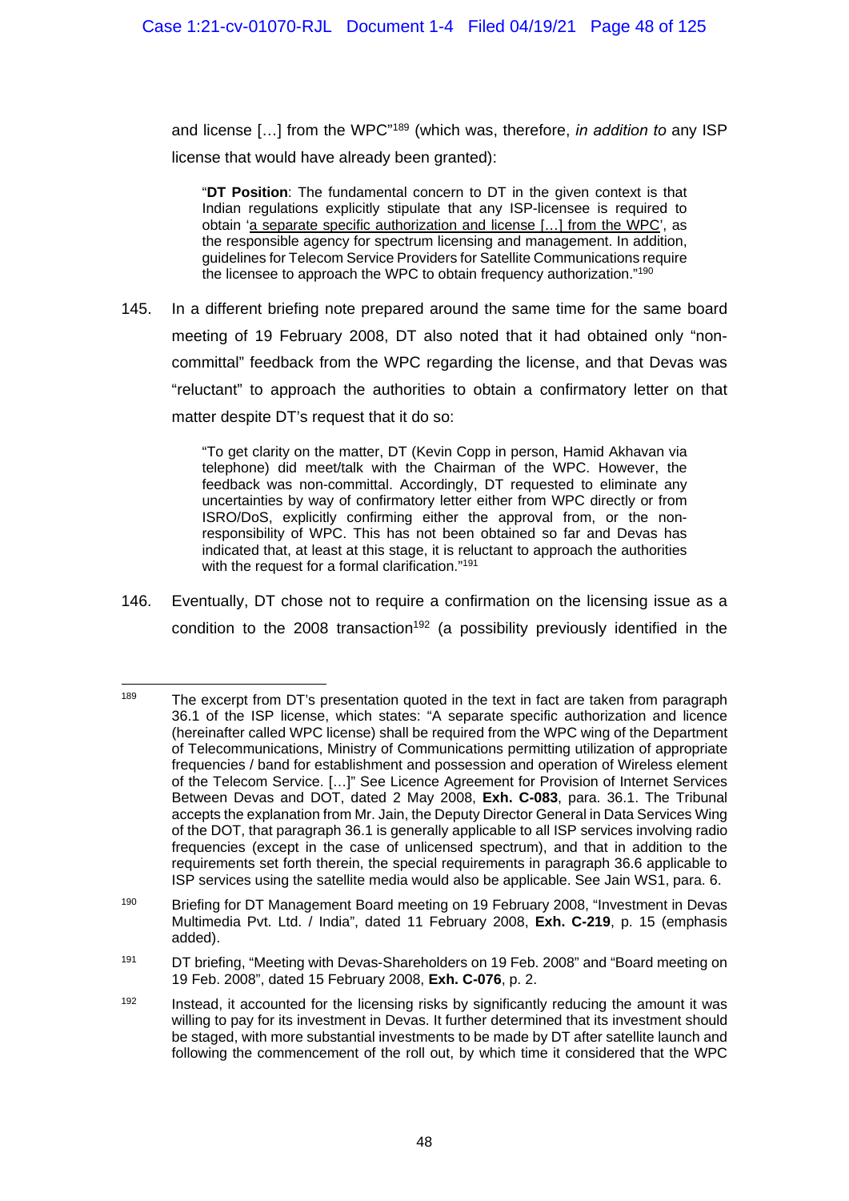and license […] from the WPC"[189] (which was, therefore, *in addition to* any ISP license that would have already been granted):

> "**DT Position**: The fundamental concern to DT in the given context is that Indian regulations explicitly stipulate that any ISP-licensee is required to obtain 'a separate specific authorization and license […] from the WPC', as the responsible agency for spectrum licensing and management. In addition, guidelines for Telecom Service Providers for Satellite Communications require the licensee to approach the WPC to obtain frequency authorization."[190]

145. In a different briefing note prepared around the same time for the same board meeting of 19 February 2008, DT also noted that it had obtained only "non-committal" feedback from the WPC regarding the license, and that Devas was "reluctant" to approach the authorities to obtain a confirmatory letter on that matter despite DT's request that it do so:

> "To get clarity on the matter, DT (Kevin Copp in person, Hamid Akhavan via telephone) did meet/talk with the Chairman of the WPC. However, the feedback was non-committal. Accordingly, DT requested to eliminate any uncertainties by way of confirmatory letter either from WPC directly or from ISRO/DoS, explicitly confirming either the approval from, or the non-responsibility of WPC. This has not been obtained so far and Devas has indicated that, at least at this stage, it is reluctant to approach the authorities with the request for a formal clarification."[191]

146. Eventually, DT chose not to require a confirmation on the licensing issue as a condition to the 2008 transaction[192] (a possibility previously identified in the

---

[189] The excerpt from DT's presentation quoted in the text in fact are taken from paragraph 36.1 of the ISP license, which states: "A separate specific authorization and licence (hereinafter called WPC license) shall be required from the WPC wing of the Department of Telecommunications, Ministry of Communications permitting utilization of appropriate frequencies / band for establishment and possession and operation of Wireless element of the Telecom Service. […]" See Licence Agreement for Provision of Internet Services Between Devas and DOT, dated 2 May 2008, **Exh. C-083**, para. 36.1. The Tribunal accepts the explanation from Mr. Jain, the Deputy Director General in Data Services Wing of the DOT, that paragraph 36.1 is generally applicable to all ISP services involving radio frequencies (except in the case of unlicensed spectrum), and that in addition to the requirements set forth therein, the special requirements in paragraph 36.6 applicable to ISP services using the satellite media would also be applicable. See Jain WS1, para. 6.

[190] Briefing for DT Management Board meeting on 19 February 2008, "Investment in Devas Multimedia Pvt. Ltd. / India", dated 11 February 2008, **Exh. C-219**, p. 15 (emphasis added).

[191] DT briefing, "Meeting with Devas-Shareholders on 19 Feb. 2008" and "Board meeting on 19 Feb. 2008", dated 15 February 2008, **Exh. C-076**, p. 2.

[192] Instead, it accounted for the licensing risks by significantly reducing the amount it was willing to pay for its investment in Devas. It further determined that its investment should be staged, with more substantial investments to be made by DT after satellite launch and following the commencement of the roll out, by which time it considered that the WPC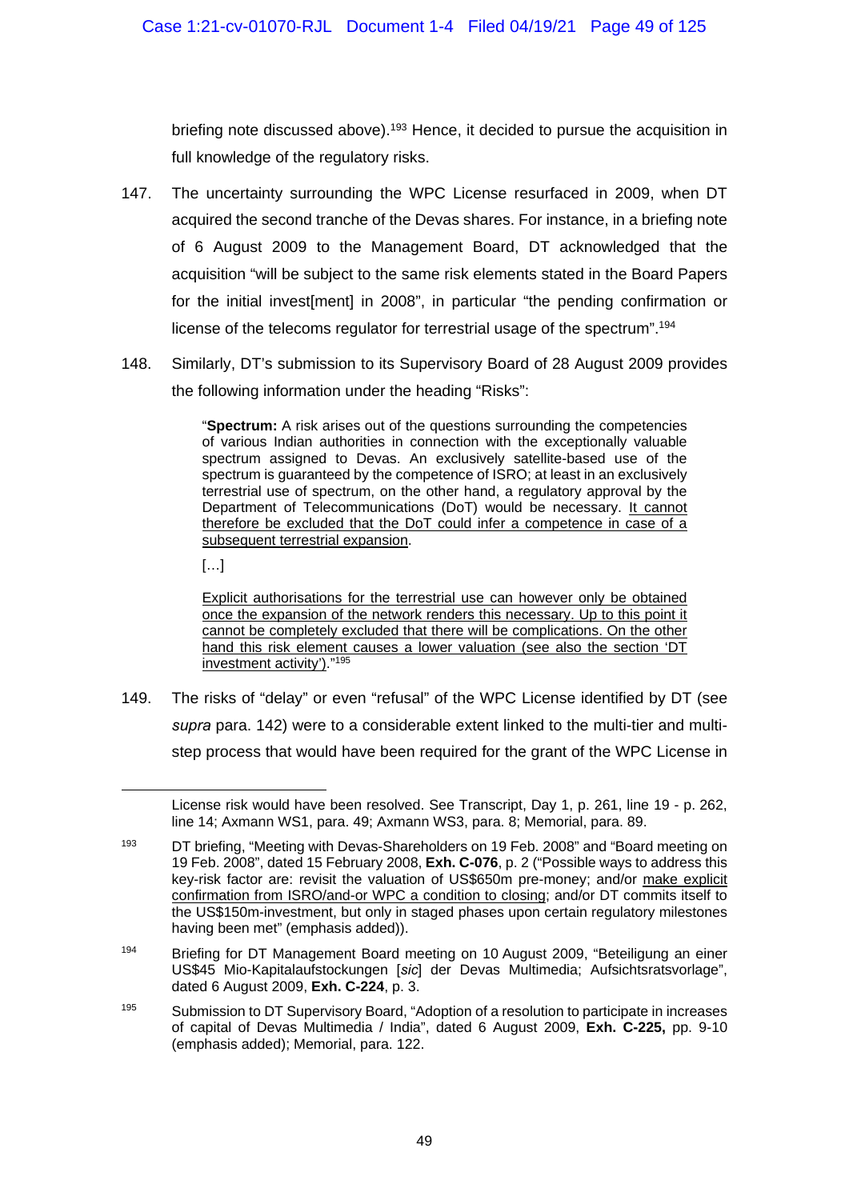briefing note discussed above).[193] Hence, it decided to pursue the acquisition in full knowledge of the regulatory risks.

147. The uncertainty surrounding the WPC License resurfaced in 2009, when DT acquired the second tranche of the Devas shares. For instance, in a briefing note of 6 August 2009 to the Management Board, DT acknowledged that the acquisition "will be subject to the same risk elements stated in the Board Papers for the initial invest[ment] in 2008", in particular "the pending confirmation or license of the telecoms regulator for terrestrial usage of the spectrum".[194]

148. Similarly, DT's submission to its Supervisory Board of 28 August 2009 provides the following information under the heading "Risks":

> "**Spectrum:** A risk arises out of the questions surrounding the competencies of various Indian authorities in connection with the exceptionally valuable spectrum assigned to Devas. An exclusively satellite-based use of the spectrum is guaranteed by the competence of ISRO; at least in an exclusively terrestrial use of spectrum, on the other hand, a regulatory approval by the Department of Telecommunications (DoT) would be necessary. <u>It cannot therefore be excluded that the DoT could infer a competence in case of a subsequent terrestrial expansion</u>.
>
> […]
>
> <u>Explicit authorisations for the terrestrial use can however only be obtained once the expansion of the network renders this necessary. Up to this point it cannot be completely excluded that there will be complications. On the other hand this risk element causes a lower valuation (see also the section 'DT investment activity')</u>."[195]

149. The risks of "delay" or even "refusal" of the WPC License identified by DT (see *supra* para. 142) were to a considerable extent linked to the multi-tier and multi-step process that would have been required for the grant of the WPC License in

---

License risk would have been resolved. See Transcript, Day 1, p. 261, line 19 - p. 262, line 14; Axmann WS1, para. 49; Axmann WS3, para. 8; Memorial, para. 89.

[193] DT briefing, "Meeting with Devas-Shareholders on 19 Feb. 2008" and "Board meeting on 19 Feb. 2008", dated 15 February 2008, **Exh. C-076**, p. 2 ("Possible ways to address this key-risk factor are: revisit the valuation of US$650m pre-money; and/or <u>make explicit confirmation from ISRO/and-or WPC a condition to closing</u>; and/or DT commits itself to the US$150m-investment, but only in staged phases upon certain regulatory milestones having been met" (emphasis added)).

[194] Briefing for DT Management Board meeting on 10 August 2009, "Beteiligung an einer US$45 Mio-Kapitalaufstockungen [*sic*] der Devas Multimedia; Aufsichtsratsvorlage", dated 6 August 2009, **Exh. C-224**, p. 3.

[195] Submission to DT Supervisory Board, "Adoption of a resolution to participate in increases of capital of Devas Multimedia / India", dated 6 August 2009, **Exh. C-225,** pp. 9-10 (emphasis added); Memorial, para. 122.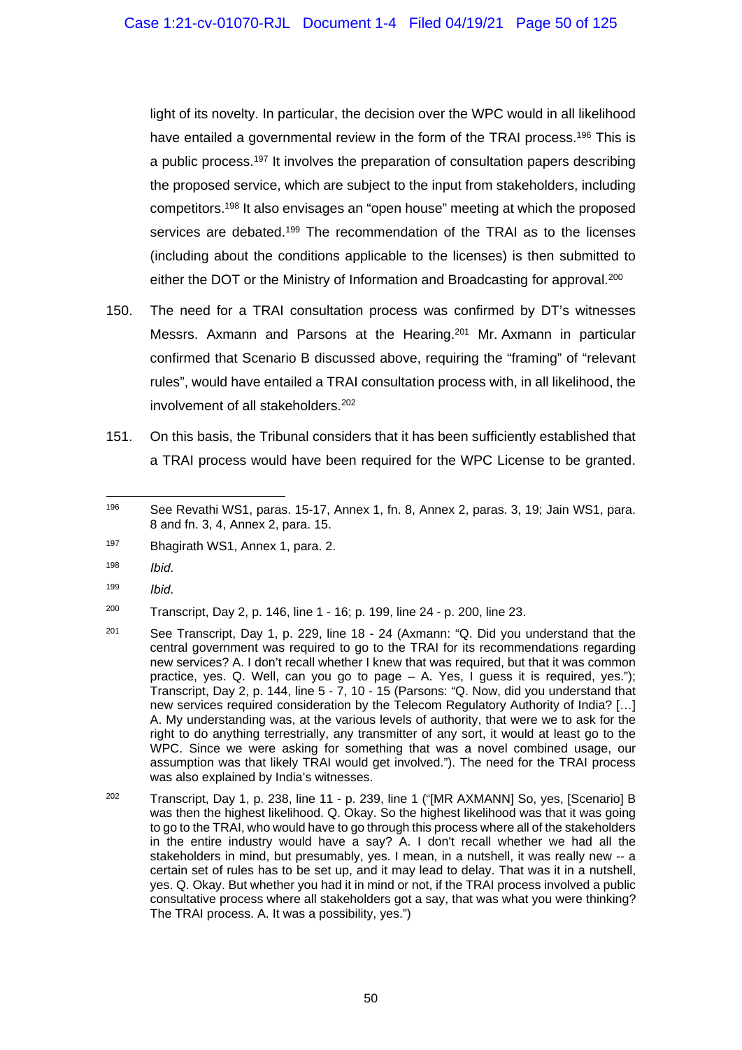light of its novelty. In particular, the decision over the WPC would in all likelihood have entailed a governmental review in the form of the TRAI process.[196] This is a public process.[197] It involves the preparation of consultation papers describing the proposed service, which are subject to the input from stakeholders, including competitors.[198] It also envisages an "open house" meeting at which the proposed services are debated.[199] The recommendation of the TRAI as to the licenses (including about the conditions applicable to the licenses) is then submitted to either the DOT or the Ministry of Information and Broadcasting for approval.[200]

150. The need for a TRAI consultation process was confirmed by DT's witnesses Messrs. Axmann and Parsons at the Hearing.[201] Mr. Axmann in particular confirmed that Scenario B discussed above, requiring the "framing" of "relevant rules", would have entailed a TRAI consultation process with, in all likelihood, the involvement of all stakeholders.[202]

151. On this basis, the Tribunal considers that it has been sufficiently established that a TRAI process would have been required for the WPC License to be granted.

---

[196] See Revathi WS1, paras. 15-17, Annex 1, fn. 8, Annex 2, paras. 3, 19; Jain WS1, para. 8 and fn. 3, 4, Annex 2, para. 15.

[197] Bhagirath WS1, Annex 1, para. 2.

[198] *Ibid.*

[199] *Ibid.*

[200] Transcript, Day 2, p. 146, line 1 - 16; p. 199, line 24 - p. 200, line 23.

[201] See Transcript, Day 1, p. 229, line 18 - 24 (Axmann: "Q. Did you understand that the central government was required to go to the TRAI for its recommendations regarding new services? A. I don't recall whether I knew that was required, but that it was common practice, yes. Q. Well, can you go to page – A. Yes, I guess it is required, yes."); Transcript, Day 2, p. 144, line 5 - 7, 10 - 15 (Parsons: "Q. Now, did you understand that new services required consideration by the Telecom Regulatory Authority of India? […] A. My understanding was, at the various levels of authority, that were we to ask for the right to do anything terrestrially, any transmitter of any sort, it would at least go to the WPC. Since we were asking for something that was a novel combined usage, our assumption was that likely TRAI would get involved."). The need for the TRAI process was also explained by India's witnesses.

[202] Transcript, Day 1, p. 238, line 11 - p. 239, line 1 ("[MR AXMANN] So, yes, [Scenario] B was then the highest likelihood. Q. Okay. So the highest likelihood was that it was going to go to the TRAI, who would have to go through this process where all of the stakeholders in the entire industry would have a say? A. I don't recall whether we had all the stakeholders in mind, but presumably, yes. I mean, in a nutshell, it was really new -- a certain set of rules has to be set up, and it may lead to delay. That was it in a nutshell, yes. Q. Okay. But whether you had it in mind or not, if the TRAI process involved a public consultative process where all stakeholders got a say, that was what you were thinking? The TRAI process. A. It was a possibility, yes.")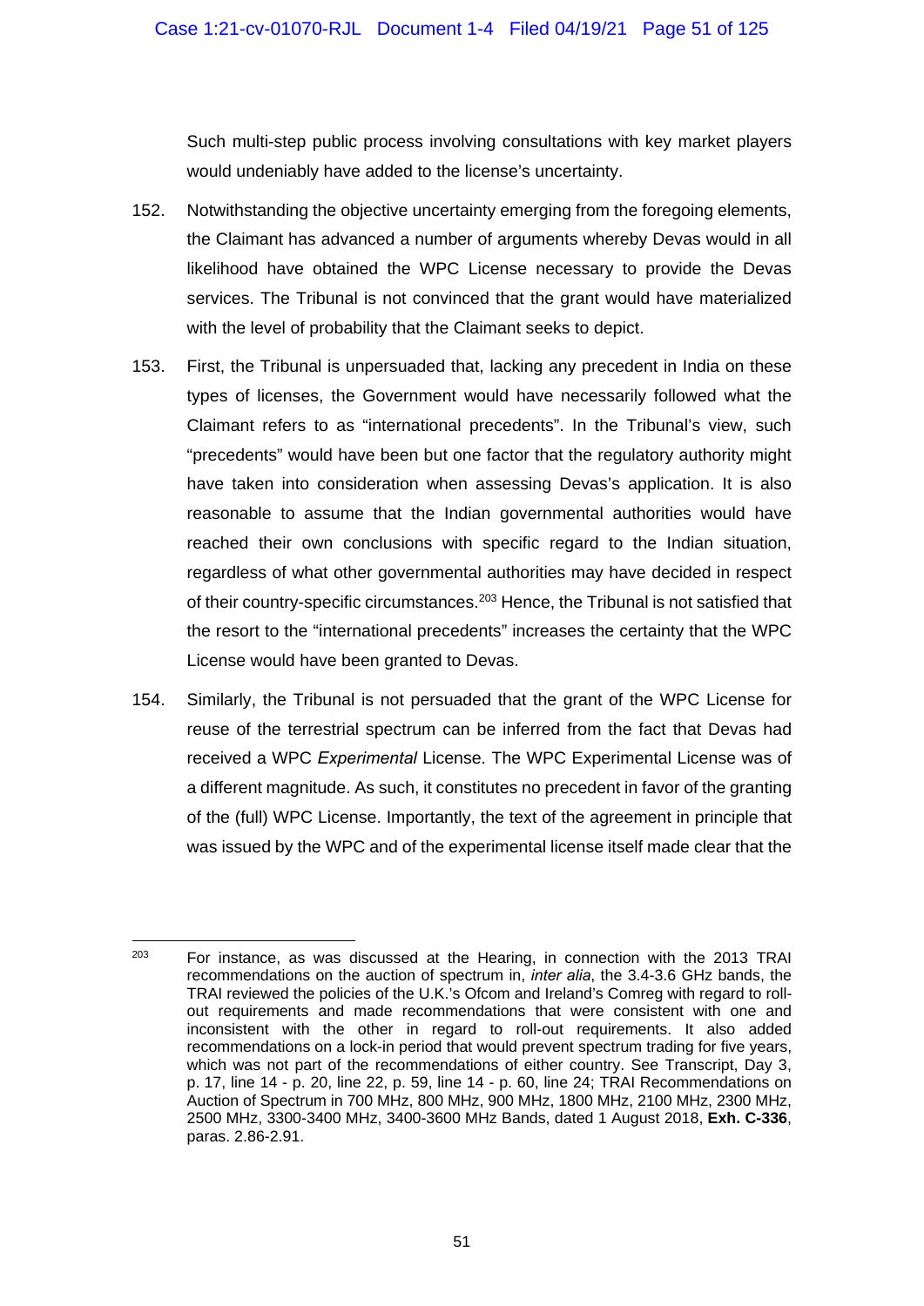Such multi-step public process involving consultations with key market players would undeniably have added to the license's uncertainty.

152. Notwithstanding the objective uncertainty emerging from the foregoing elements, the Claimant has advanced a number of arguments whereby Devas would in all likelihood have obtained the WPC License necessary to provide the Devas services. The Tribunal is not convinced that the grant would have materialized with the level of probability that the Claimant seeks to depict.

153. First, the Tribunal is unpersuaded that, lacking any precedent in India on these types of licenses, the Government would have necessarily followed what the Claimant refers to as "international precedents". In the Tribunal's view, such "precedents" would have been but one factor that the regulatory authority might have taken into consideration when assessing Devas's application. It is also reasonable to assume that the Indian governmental authorities would have reached their own conclusions with specific regard to the Indian situation, regardless of what other governmental authorities may have decided in respect of their country-specific circumstances.[203] Hence, the Tribunal is not satisfied that the resort to the "international precedents" increases the certainty that the WPC License would have been granted to Devas.

154. Similarly, the Tribunal is not persuaded that the grant of the WPC License for reuse of the terrestrial spectrum can be inferred from the fact that Devas had received a WPC *Experimental* License. The WPC Experimental License was of a different magnitude. As such, it constitutes no precedent in favor of the granting of the (full) WPC License. Importantly, the text of the agreement in principle that was issued by the WPC and of the experimental license itself made clear that the

---

[203] For instance, as was discussed at the Hearing, in connection with the 2013 TRAI recommendations on the auction of spectrum in, *inter alia*, the 3.4-3.6 GHz bands, the TRAI reviewed the policies of the U.K.'s Ofcom and Ireland's Comreg with regard to roll-out requirements and made recommendations that were consistent with one and inconsistent with the other in regard to roll-out requirements. It also added recommendations on a lock-in period that would prevent spectrum trading for five years, which was not part of the recommendations of either country. See Transcript, Day 3, p. 17, line 14 - p. 20, line 22, p. 59, line 14 - p. 60, line 24; TRAI Recommendations on Auction of Spectrum in 700 MHz, 800 MHz, 900 MHz, 1800 MHz, 2100 MHz, 2300 MHz, 2500 MHz, 3300-3400 MHz, 3400-3600 MHz Bands, dated 1 August 2018, **Exh. C-336**, paras. 2.86-2.91.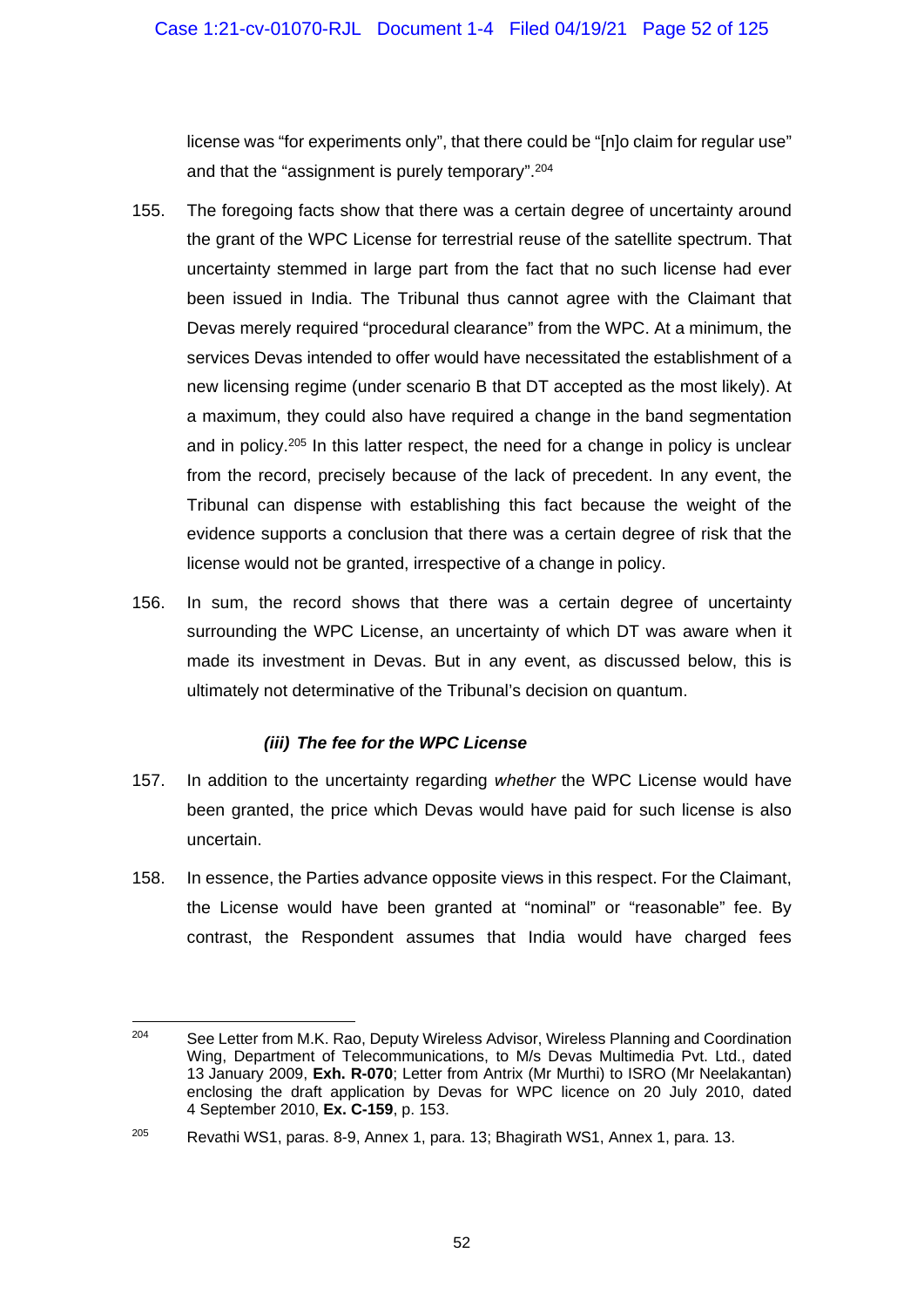license was "for experiments only", that there could be "[n]o claim for regular use" and that the "assignment is purely temporary".[204]

155. The foregoing facts show that there was a certain degree of uncertainty around the grant of the WPC License for terrestrial reuse of the satellite spectrum. That uncertainty stemmed in large part from the fact that no such license had ever been issued in India. The Tribunal thus cannot agree with the Claimant that Devas merely required "procedural clearance" from the WPC. At a minimum, the services Devas intended to offer would have necessitated the establishment of a new licensing regime (under scenario B that DT accepted as the most likely). At a maximum, they could also have required a change in the band segmentation and in policy.[205] In this latter respect, the need for a change in policy is unclear from the record, precisely because of the lack of precedent. In any event, the Tribunal can dispense with establishing this fact because the weight of the evidence supports a conclusion that there was a certain degree of risk that the license would not be granted, irrespective of a change in policy.

156. In sum, the record shows that there was a certain degree of uncertainty surrounding the WPC License, an uncertainty of which DT was aware when it made its investment in Devas. But in any event, as discussed below, this is ultimately not determinative of the Tribunal's decision on quantum.

#### *(iii) The fee for the WPC License*

157. In addition to the uncertainty regarding *whether* the WPC License would have been granted, the price which Devas would have paid for such license is also uncertain.

158. In essence, the Parties advance opposite views in this respect. For the Claimant, the License would have been granted at "nominal" or "reasonable" fee. By contrast, the Respondent assumes that India would have charged fees

---

[204] See Letter from M.K. Rao, Deputy Wireless Advisor, Wireless Planning and Coordination Wing, Department of Telecommunications, to M/s Devas Multimedia Pvt. Ltd., dated 13 January 2009, **Exh. R-070**; Letter from Antrix (Mr Murthi) to ISRO (Mr Neelakantan) enclosing the draft application by Devas for WPC licence on 20 July 2010, dated 4 September 2010, **Ex. C-159**, p. 153.

[205] Revathi WS1, paras. 8-9, Annex 1, para. 13; Bhagirath WS1, Annex 1, para. 13.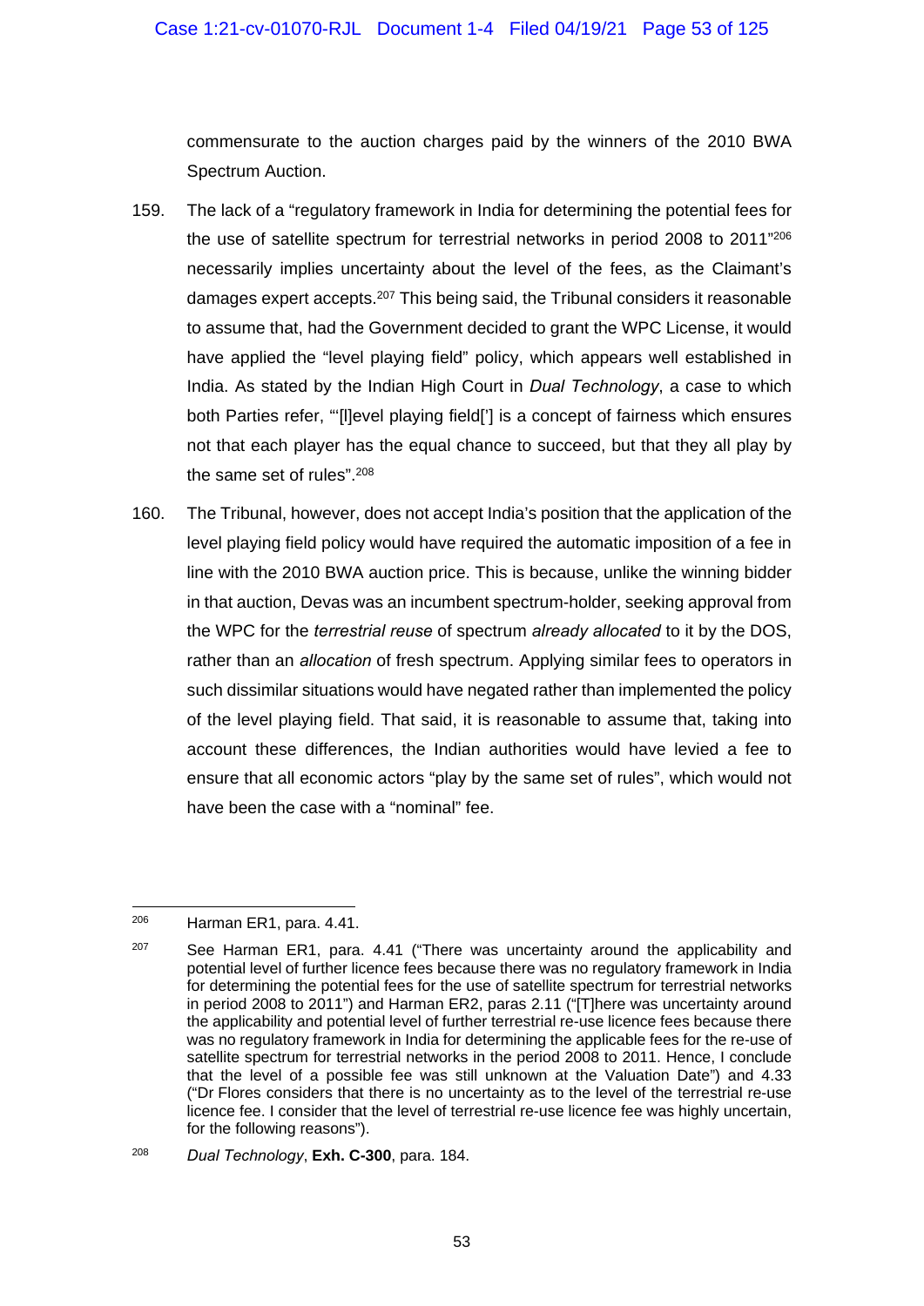commensurate to the auction charges paid by the winners of the 2010 BWA Spectrum Auction.

159. The lack of a "regulatory framework in India for determining the potential fees for the use of satellite spectrum for terrestrial networks in period 2008 to 2011"[206] necessarily implies uncertainty about the level of the fees, as the Claimant's damages expert accepts.[207] This being said, the Tribunal considers it reasonable to assume that, had the Government decided to grant the WPC License, it would have applied the "level playing field" policy, which appears well established in India. As stated by the Indian High Court in *Dual Technology*, a case to which both Parties refer, "'[l]evel playing field['] is a concept of fairness which ensures not that each player has the equal chance to succeed, but that they all play by the same set of rules".[208]

160. The Tribunal, however, does not accept India's position that the application of the level playing field policy would have required the automatic imposition of a fee in line with the 2010 BWA auction price. This is because, unlike the winning bidder in that auction, Devas was an incumbent spectrum-holder, seeking approval from the WPC for the *terrestrial reuse* of spectrum *already allocated* to it by the DOS, rather than an *allocation* of fresh spectrum. Applying similar fees to operators in such dissimilar situations would have negated rather than implemented the policy of the level playing field. That said, it is reasonable to assume that, taking into account these differences, the Indian authorities would have levied a fee to ensure that all economic actors "play by the same set of rules", which would not have been the case with a "nominal" fee.

---

[206] Harman ER1, para. 4.41.

[207] See Harman ER1, para. 4.41 ("There was uncertainty around the applicability and potential level of further licence fees because there was no regulatory framework in India for determining the potential fees for the use of satellite spectrum for terrestrial networks in period 2008 to 2011") and Harman ER2, paras 2.11 ("[T]here was uncertainty around the applicability and potential level of further terrestrial re-use licence fees because there was no regulatory framework in India for determining the applicable fees for the re-use of satellite spectrum for terrestrial networks in the period 2008 to 2011. Hence, I conclude that the level of a possible fee was still unknown at the Valuation Date") and 4.33 ("Dr Flores considers that there is no uncertainty as to the level of the terrestrial re-use licence fee. I consider that the level of terrestrial re-use licence fee was highly uncertain, for the following reasons").

[208] *Dual Technology*, **Exh. C-300**, para. 184.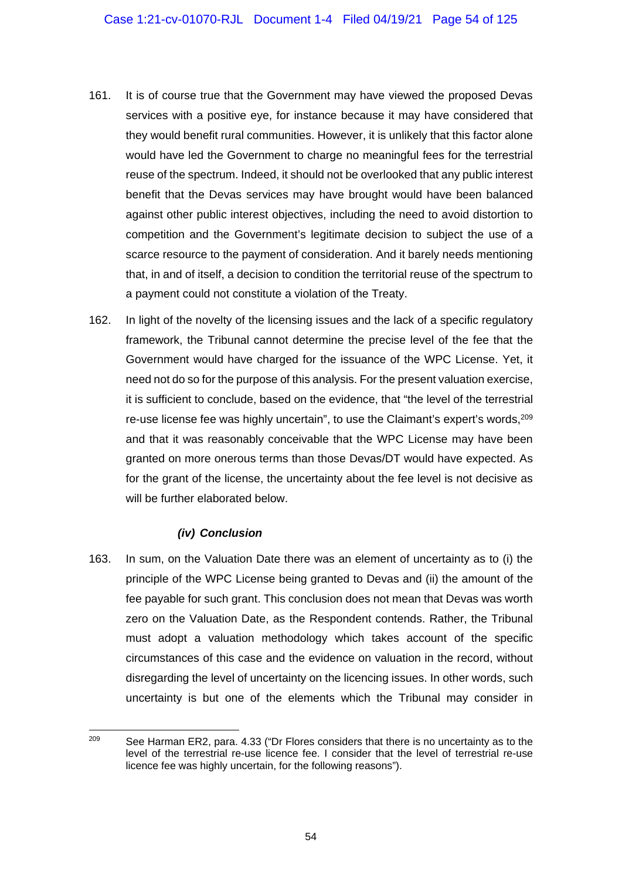161. It is of course true that the Government may have viewed the proposed Devas services with a positive eye, for instance because it may have considered that they would benefit rural communities. However, it is unlikely that this factor alone would have led the Government to charge no meaningful fees for the terrestrial reuse of the spectrum. Indeed, it should not be overlooked that any public interest benefit that the Devas services may have brought would have been balanced against other public interest objectives, including the need to avoid distortion to competition and the Government's legitimate decision to subject the use of a scarce resource to the payment of consideration. And it barely needs mentioning that, in and of itself, a decision to condition the territorial reuse of the spectrum to a payment could not constitute a violation of the Treaty.

162. In light of the novelty of the licensing issues and the lack of a specific regulatory framework, the Tribunal cannot determine the precise level of the fee that the Government would have charged for the issuance of the WPC License. Yet, it need not do so for the purpose of this analysis. For the present valuation exercise, it is sufficient to conclude, based on the evidence, that "the level of the terrestrial re-use license fee was highly uncertain", to use the Claimant's expert's words,[209] and that it was reasonably conceivable that the WPC License may have been granted on more onerous terms than those Devas/DT would have expected. As for the grant of the license, the uncertainty about the fee level is not decisive as will be further elaborated below.

#### *(iv) Conclusion*

163. In sum, on the Valuation Date there was an element of uncertainty as to (i) the principle of the WPC License being granted to Devas and (ii) the amount of the fee payable for such grant. This conclusion does not mean that Devas was worth zero on the Valuation Date, as the Respondent contends. Rather, the Tribunal must adopt a valuation methodology which takes account of the specific circumstances of this case and the evidence on valuation in the record, without disregarding the level of uncertainty on the licencing issues. In other words, such uncertainty is but one of the elements which the Tribunal may consider in

---

[209] See Harman ER2, para. 4.33 ("Dr Flores considers that there is no uncertainty as to the level of the terrestrial re-use licence fee. I consider that the level of terrestrial re-use licence fee was highly uncertain, for the following reasons").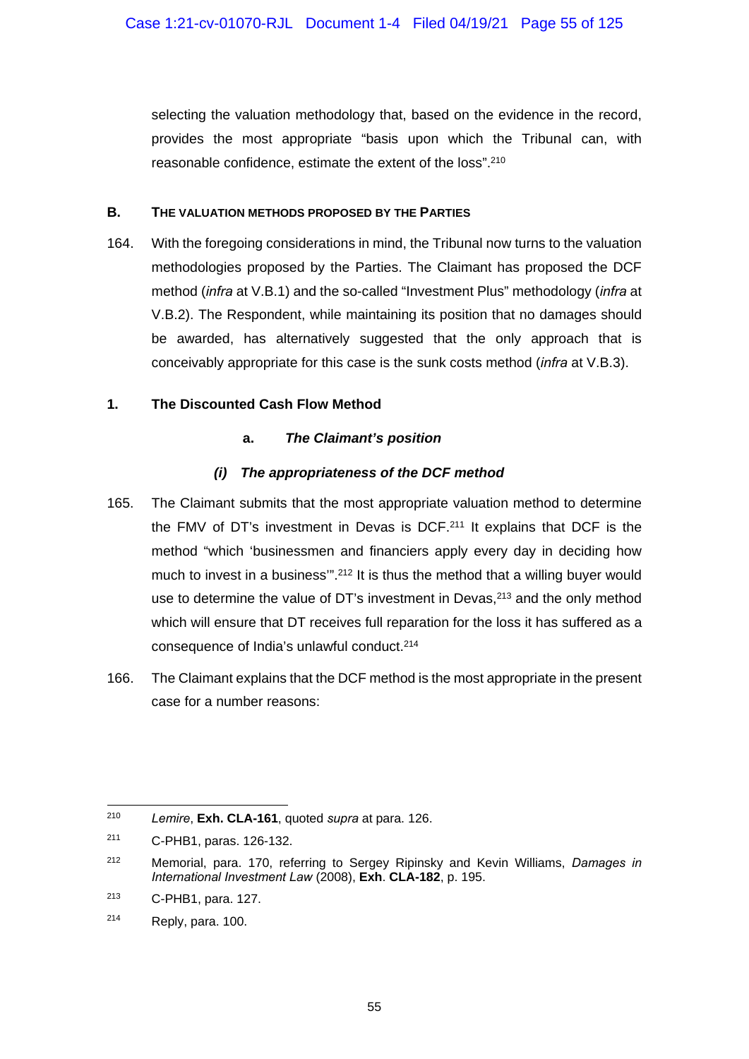selecting the valuation methodology that, based on the evidence in the record, provides the most appropriate "basis upon which the Tribunal can, with reasonable confidence, estimate the extent of the loss".[210]

## B. THE VALUATION METHODS PROPOSED BY THE PARTIES

164. With the foregoing considerations in mind, the Tribunal now turns to the valuation methodologies proposed by the Parties. The Claimant has proposed the DCF method (*infra* at V.B.1) and the so-called "Investment Plus" methodology (*infra* at V.B.2). The Respondent, while maintaining its position that no damages should be awarded, has alternatively suggested that the only approach that is conceivably appropriate for this case is the sunk costs method (*infra* at V.B.3).

### 1. The Discounted Cash Flow Method

#### a. *The Claimant's position*

##### *(i) The appropriateness of the DCF method*

165. The Claimant submits that the most appropriate valuation method to determine the FMV of DT's investment in Devas is DCF.[211] It explains that DCF is the method "which 'businessmen and financiers apply every day in deciding how much to invest in a business'".[212] It is thus the method that a willing buyer would use to determine the value of DT's investment in Devas,[213] and the only method which will ensure that DT receives full reparation for the loss it has suffered as a consequence of India's unlawful conduct.[214]

166. The Claimant explains that the DCF method is the most appropriate in the present case for a number reasons:

---

[210] *Lemire*, **Exh. CLA-161**, quoted *supra* at para. 126.

[211] C-PHB1, paras. 126-132.

[212] Memorial, para. 170, referring to Sergey Ripinsky and Kevin Williams, *Damages in International Investment Law* (2008), **Exh**. **CLA-182**, p. 195.

[213] C-PHB1, para. 127.

[214] Reply, para. 100.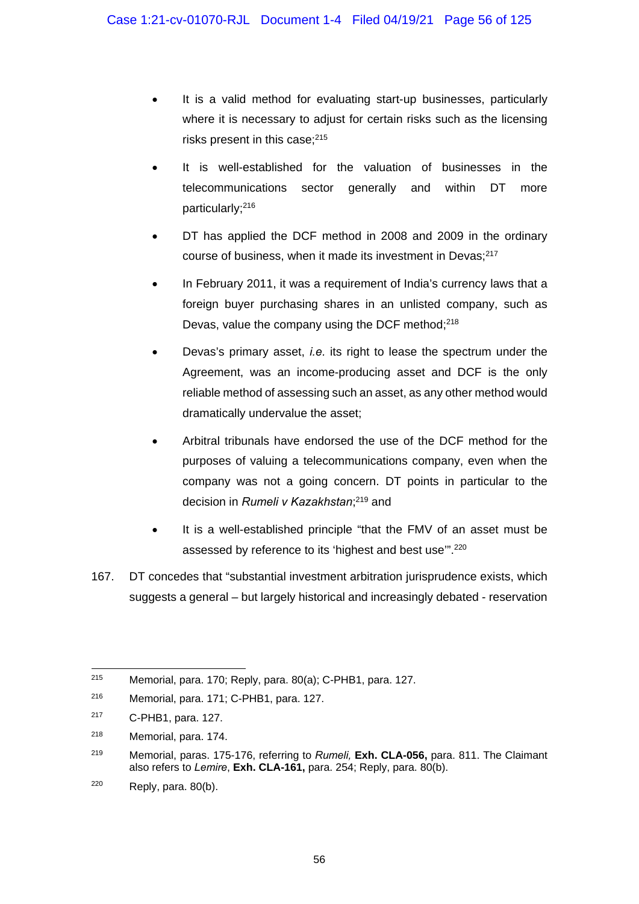- It is a valid method for evaluating start-up businesses, particularly where it is necessary to adjust for certain risks such as the licensing risks present in this case;[215]

- It is well-established for the valuation of businesses in the telecommunications sector generally and within DT more particularly;[216]

- DT has applied the DCF method in 2008 and 2009 in the ordinary course of business, when it made its investment in Devas;[217]

- In February 2011, it was a requirement of India's currency laws that a foreign buyer purchasing shares in an unlisted company, such as Devas, value the company using the DCF method;[218]

- Devas's primary asset, *i.e.* its right to lease the spectrum under the Agreement, was an income-producing asset and DCF is the only reliable method of assessing such an asset, as any other method would dramatically undervalue the asset;

- Arbitral tribunals have endorsed the use of the DCF method for the purposes of valuing a telecommunications company, even when the company was not a going concern. DT points in particular to the decision in *Rumeli v Kazakhstan*;[219] and

- It is a well-established principle "that the FMV of an asset must be assessed by reference to its 'highest and best use'".[220]

167. DT concedes that "substantial investment arbitration jurisprudence exists, which suggests a general – but largely historical and increasingly debated - reservation

---

[215] Memorial, para. 170; Reply, para. 80(a); C-PHB1, para. 127.

[216] Memorial, para. 171; C-PHB1, para. 127.

[217] C-PHB1, para. 127.

[218] Memorial, para. 174.

[219] Memorial, paras. 175-176, referring to *Rumeli,* **Exh. CLA-056,** para. 811. The Claimant also refers to *Lemire*, **Exh. CLA-161,** para. 254; Reply, para. 80(b).

[220] Reply, para. 80(b).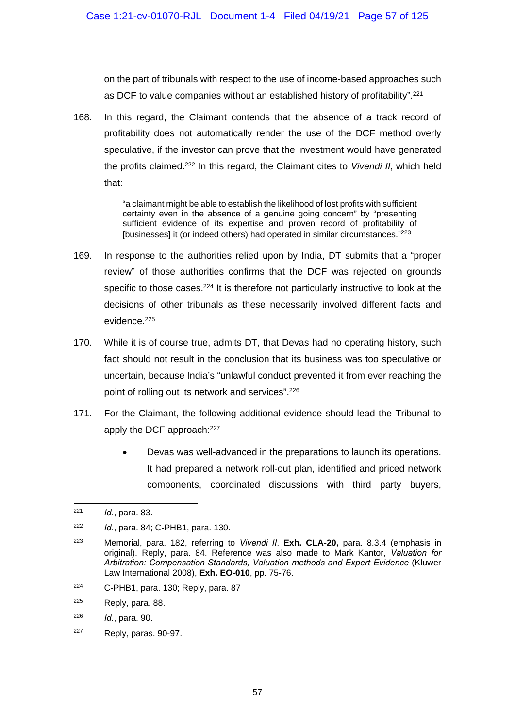on the part of tribunals with respect to the use of income-based approaches such as DCF to value companies without an established history of profitability".[221]

168. In this regard, the Claimant contends that the absence of a track record of profitability does not automatically render the use of the DCF method overly speculative, if the investor can prove that the investment would have generated the profits claimed.[222] In this regard, the Claimant cites to *Vivendi II*, which held that:

> "a claimant might be able to establish the likelihood of lost profits with sufficient certainty even in the absence of a genuine going concern" by "presenting <u>sufficient</u> evidence of its expertise and proven record of profitability of [businesses] it (or indeed others) had operated in similar circumstances."[223]

169. In response to the authorities relied upon by India, DT submits that a "proper review" of those authorities confirms that the DCF was rejected on grounds specific to those cases.[224] It is therefore not particularly instructive to look at the decisions of other tribunals as these necessarily involved different facts and evidence.[225]

170. While it is of course true, admits DT, that Devas had no operating history, such fact should not result in the conclusion that its business was too speculative or uncertain, because India's "unlawful conduct prevented it from ever reaching the point of rolling out its network and services".[226]

171. For the Claimant, the following additional evidence should lead the Tribunal to apply the DCF approach:[227]

- Devas was well-advanced in the preparations to launch its operations. It had prepared a network roll-out plan, identified and priced network components, coordinated discussions with third party buyers,

---

[221] *Id.*, para. 83.

[222] *Id.*, para. 84; C-PHB1, para. 130.

[223] Memorial, para. 182, referring to *Vivendi II*, **Exh. CLA-20,** para. 8.3.4 (emphasis in original). Reply, para. 84. Reference was also made to Mark Kantor, *Valuation for Arbitration: Compensation Standards, Valuation methods and Expert Evidence* (Kluwer Law International 2008), **Exh. EO-010**, pp. 75-76.

[224] C-PHB1, para. 130; Reply, para. 87

[225] Reply, para. 88.

[226] *Id.*, para. 90.

[227] Reply, paras. 90-97.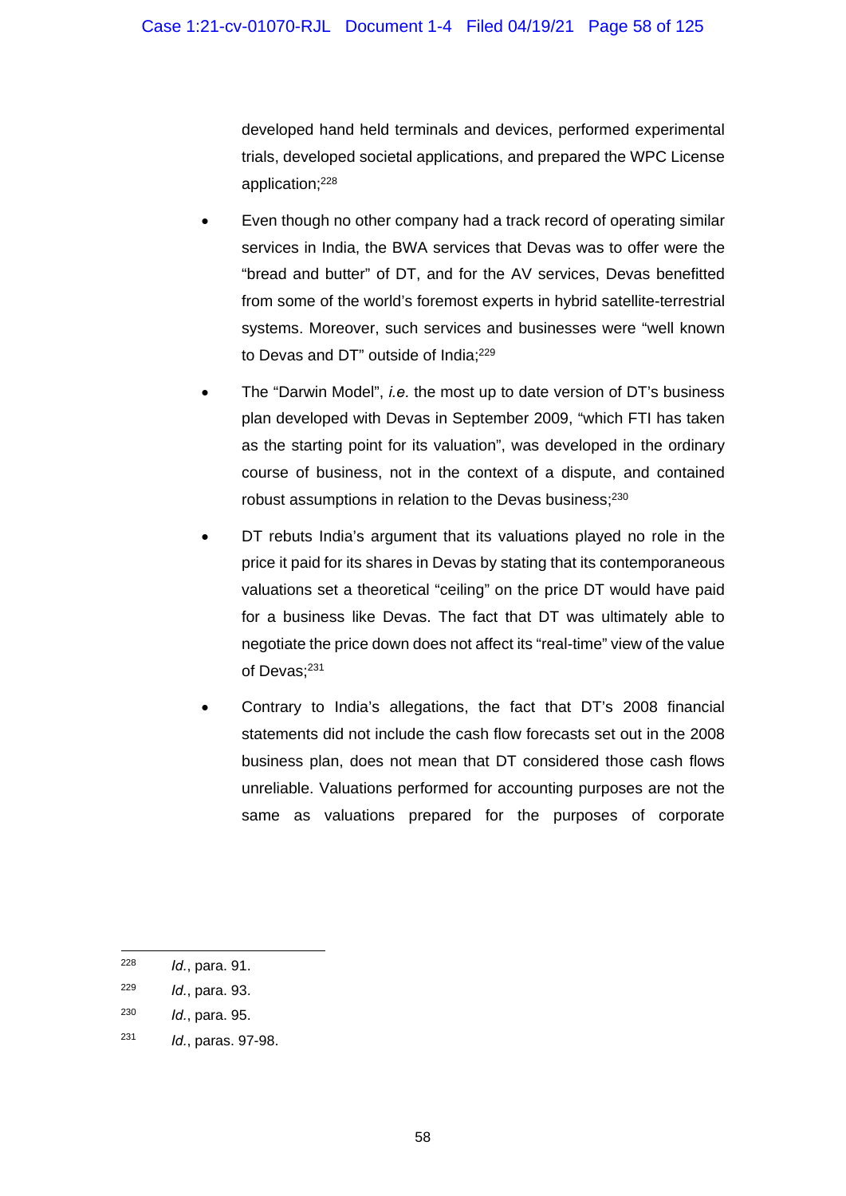developed hand held terminals and devices, performed experimental trials, developed societal applications, and prepared the WPC License application;[228]

- Even though no other company had a track record of operating similar services in India, the BWA services that Devas was to offer were the "bread and butter" of DT, and for the AV services, Devas benefitted from some of the world's foremost experts in hybrid satellite-terrestrial systems. Moreover, such services and businesses were "well known to Devas and DT" outside of India;[229]

- The "Darwin Model", *i.e.* the most up to date version of DT's business plan developed with Devas in September 2009, "which FTI has taken as the starting point for its valuation", was developed in the ordinary course of business, not in the context of a dispute, and contained robust assumptions in relation to the Devas business;[230]

- DT rebuts India's argument that its valuations played no role in the price it paid for its shares in Devas by stating that its contemporaneous valuations set a theoretical "ceiling" on the price DT would have paid for a business like Devas. The fact that DT was ultimately able to negotiate the price down does not affect its "real-time" view of the value of Devas;[231]

- Contrary to India's allegations, the fact that DT's 2008 financial statements did not include the cash flow forecasts set out in the 2008 business plan, does not mean that DT considered those cash flows unreliable. Valuations performed for accounting purposes are not the same as valuations prepared for the purposes of corporate

---

[228] *Id.*, para. 91.

[229] *Id.*, para. 93.

[230] *Id.*, para. 95.

[231] *Id.*, paras. 97-98.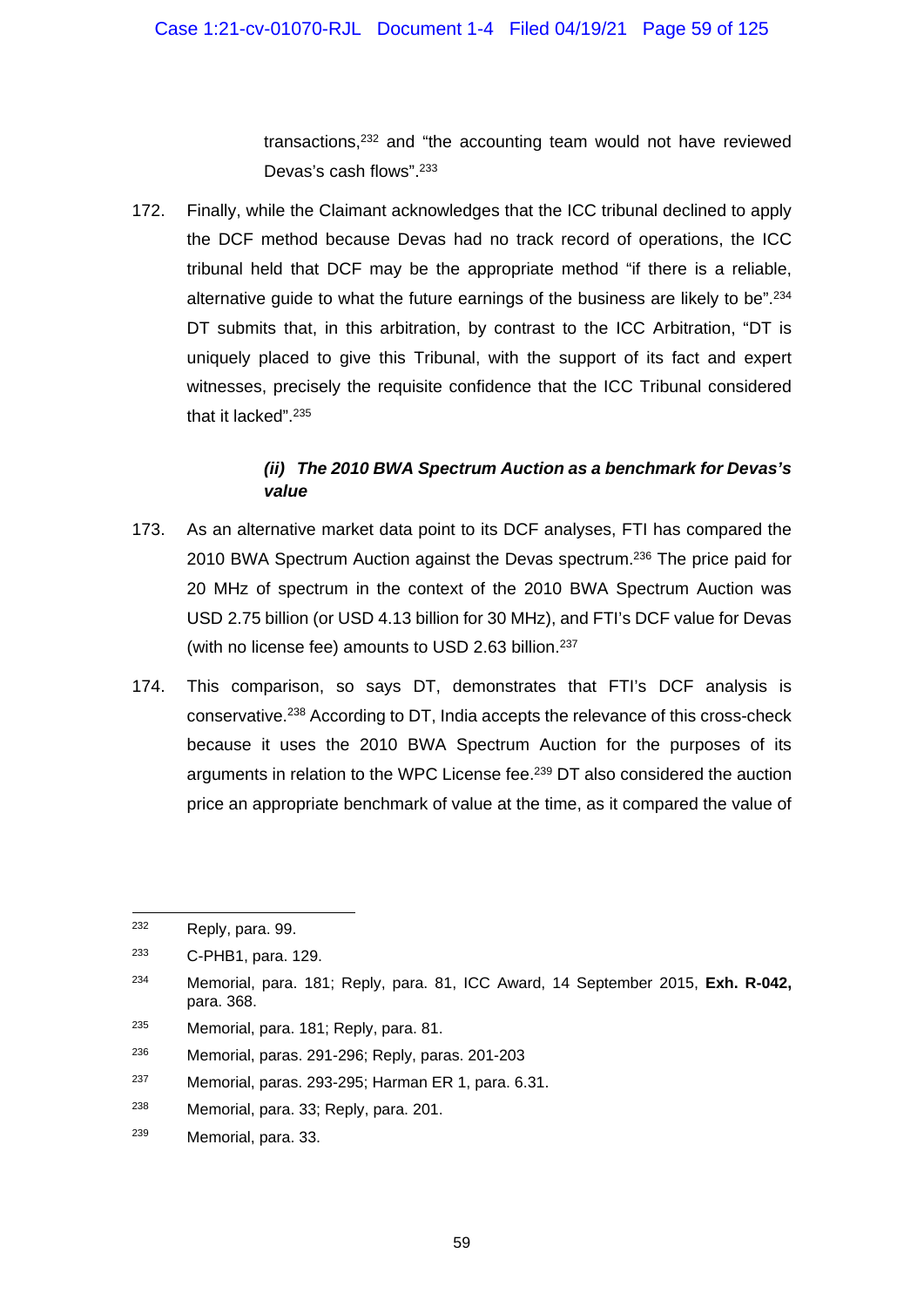transactions,[232] and "the accounting team would not have reviewed Devas's cash flows".[233]

172. Finally, while the Claimant acknowledges that the ICC tribunal declined to apply the DCF method because Devas had no track record of operations, the ICC tribunal held that DCF may be the appropriate method "if there is a reliable, alternative guide to what the future earnings of the business are likely to be".[234] DT submits that, in this arbitration, by contrast to the ICC Arbitration, "DT is uniquely placed to give this Tribunal, with the support of its fact and expert witnesses, precisely the requisite confidence that the ICC Tribunal considered that it lacked".[235]

#### *(ii) The 2010 BWA Spectrum Auction as a benchmark for Devas's value*

173. As an alternative market data point to its DCF analyses, FTI has compared the 2010 BWA Spectrum Auction against the Devas spectrum.[236] The price paid for 20 MHz of spectrum in the context of the 2010 BWA Spectrum Auction was USD 2.75 billion (or USD 4.13 billion for 30 MHz), and FTI's DCF value for Devas (with no license fee) amounts to USD 2.63 billion.[237]

174. This comparison, so says DT, demonstrates that FTI's DCF analysis is conservative.[238] According to DT, India accepts the relevance of this cross-check because it uses the 2010 BWA Spectrum Auction for the purposes of its arguments in relation to the WPC License fee.[239] DT also considered the auction price an appropriate benchmark of value at the time, as it compared the value of

---

[232] Reply, para. 99.

[233] C-PHB1, para. 129.

[234] Memorial, para. 181; Reply, para. 81, ICC Award, 14 September 2015, **Exh. R-042,** para. 368.

[235] Memorial, para. 181; Reply, para. 81.

[236] Memorial, paras. 291-296; Reply, paras. 201-203

[237] Memorial, paras. 293-295; Harman ER 1, para. 6.31.

[238] Memorial, para. 33; Reply, para. 201.

[239] Memorial, para. 33.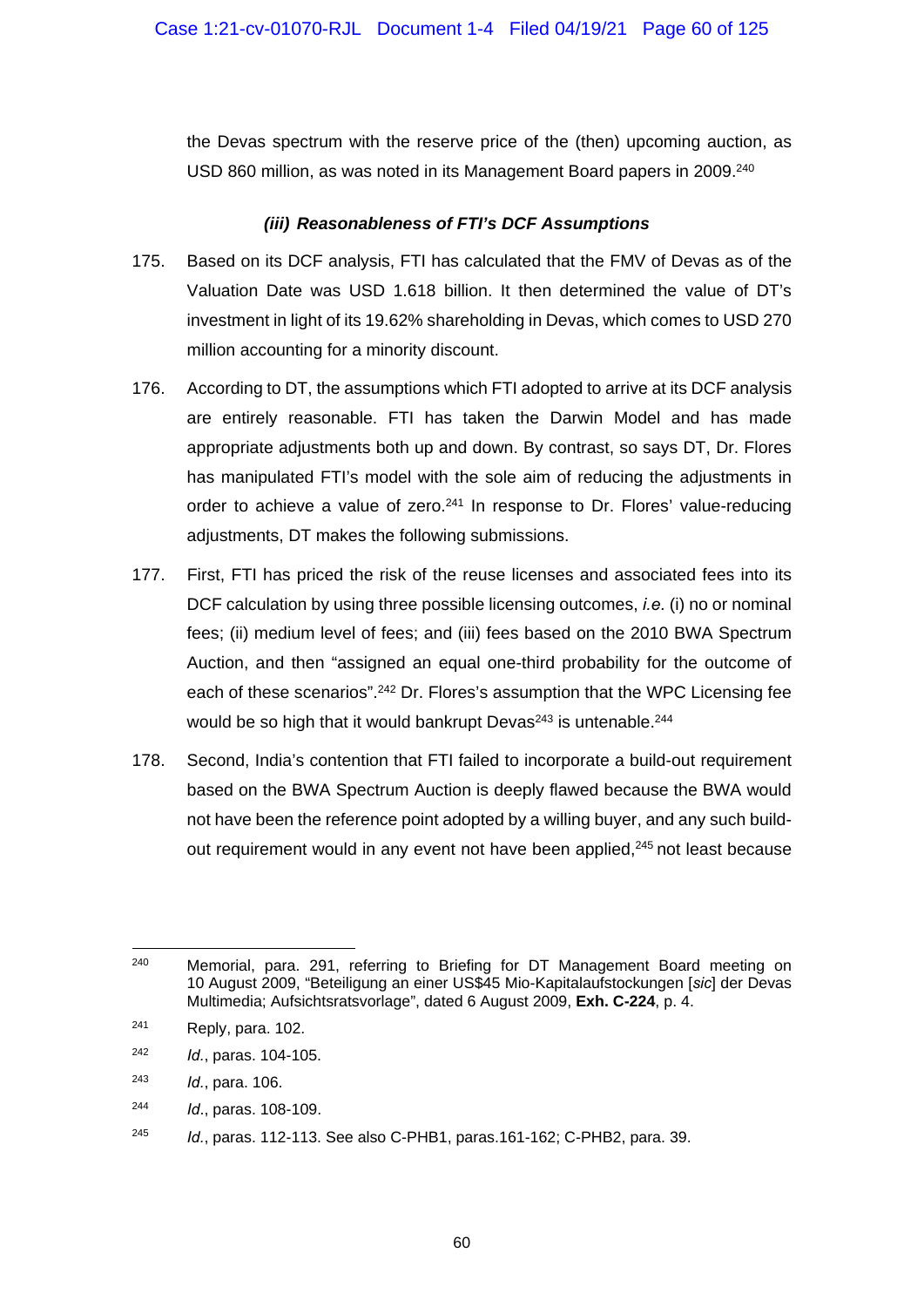the Devas spectrum with the reserve price of the (then) upcoming auction, as USD 860 million, as was noted in its Management Board papers in 2009.[240]

#### *(iii) Reasonableness of FTI's DCF Assumptions*

175. Based on its DCF analysis, FTI has calculated that the FMV of Devas as of the Valuation Date was USD 1.618 billion. It then determined the value of DT's investment in light of its 19.62% shareholding in Devas, which comes to USD 270 million accounting for a minority discount.

176. According to DT, the assumptions which FTI adopted to arrive at its DCF analysis are entirely reasonable. FTI has taken the Darwin Model and has made appropriate adjustments both up and down. By contrast, so says DT, Dr. Flores has manipulated FTI's model with the sole aim of reducing the adjustments in order to achieve a value of zero.[241] In response to Dr. Flores' value-reducing adjustments, DT makes the following submissions.

177. First, FTI has priced the risk of the reuse licenses and associated fees into its DCF calculation by using three possible licensing outcomes, *i.e.* (i) no or nominal fees; (ii) medium level of fees; and (iii) fees based on the 2010 BWA Spectrum Auction, and then "assigned an equal one-third probability for the outcome of each of these scenarios".[242] Dr. Flores's assumption that the WPC Licensing fee would be so high that it would bankrupt Devas[243] is untenable.[244]

178. Second, India's contention that FTI failed to incorporate a build-out requirement based on the BWA Spectrum Auction is deeply flawed because the BWA would not have been the reference point adopted by a willing buyer, and any such build-out requirement would in any event not have been applied,[245] not least because

---

[240] Memorial, para. 291, referring to Briefing for DT Management Board meeting on 10 August 2009, "Beteiligung an einer US$45 Mio-Kapitalaufstockungen [*sic*] der Devas Multimedia; Aufsichtsratsvorlage", dated 6 August 2009, **Exh. C-224**, p. 4.

[241] Reply, para. 102.

[242] *Id.*, paras. 104-105.

[243] *Id.*, para. 106.

[244] *Id.*, paras. 108-109.

[245] *Id.*, paras. 112-113. See also C-PHB1, paras.161-162; C-PHB2, para. 39.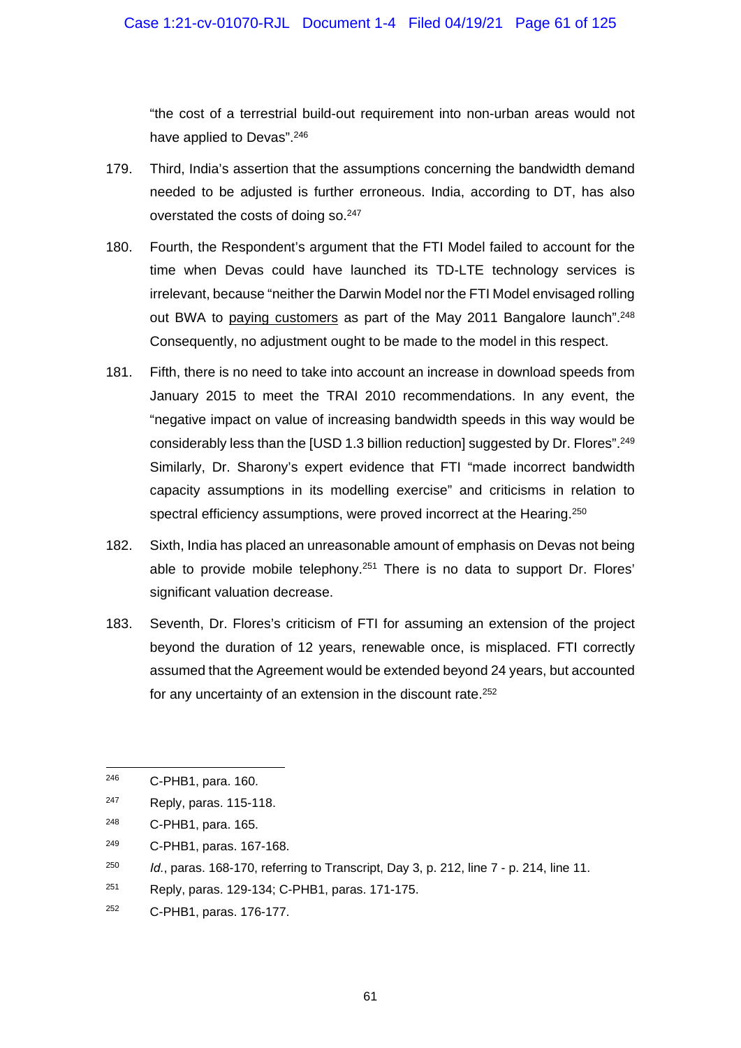"the cost of a terrestrial build-out requirement into non-urban areas would not have applied to Devas".[246]

179. Third, India's assertion that the assumptions concerning the bandwidth demand needed to be adjusted is further erroneous. India, according to DT, has also overstated the costs of doing so.[247]

180. Fourth, the Respondent's argument that the FTI Model failed to account for the time when Devas could have launched its TD-LTE technology services is irrelevant, because "neither the Darwin Model nor the FTI Model envisaged rolling out BWA to <u>paying customers</u> as part of the May 2011 Bangalore launch".[248] Consequently, no adjustment ought to be made to the model in this respect.

181. Fifth, there is no need to take into account an increase in download speeds from January 2015 to meet the TRAI 2010 recommendations. In any event, the "negative impact on value of increasing bandwidth speeds in this way would be considerably less than the [USD 1.3 billion reduction] suggested by Dr. Flores".[249] Similarly, Dr. Sharony's expert evidence that FTI "made incorrect bandwidth capacity assumptions in its modelling exercise" and criticisms in relation to spectral efficiency assumptions, were proved incorrect at the Hearing.[250]

182. Sixth, India has placed an unreasonable amount of emphasis on Devas not being able to provide mobile telephony.[251] There is no data to support Dr. Flores' significant valuation decrease.

183. Seventh, Dr. Flores's criticism of FTI for assuming an extension of the project beyond the duration of 12 years, renewable once, is misplaced. FTI correctly assumed that the Agreement would be extended beyond 24 years, but accounted for any uncertainty of an extension in the discount rate.[252]

---

[246] C-PHB1, para. 160.

[247] Reply, paras. 115-118.

[248] C-PHB1, para. 165.

[249] C-PHB1, paras. 167-168.

[250] *Id.*, paras. 168-170, referring to Transcript, Day 3, p. 212, line 7 - p. 214, line 11.

[251] Reply, paras. 129-134; C-PHB1, paras. 171-175.

[252] C-PHB1, paras. 176-177.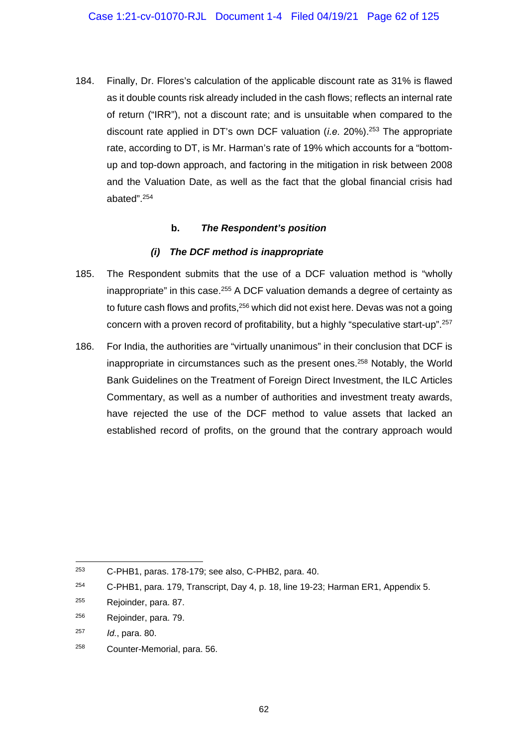184. Finally, Dr. Flores's calculation of the applicable discount rate as 31% is flawed as it double counts risk already included in the cash flows; reflects an internal rate of return ("IRR"), not a discount rate; and is unsuitable when compared to the discount rate applied in DT's own DCF valuation (*i.e.* 20%).[253] The appropriate rate, according to DT, is Mr. Harman's rate of 19% which accounts for a "bottom-up and top-down approach, and factoring in the mitigation in risk between 2008 and the Valuation Date, as well as the fact that the global financial crisis had abated".[254]

**b. *The Respondent's position***

***(i) The DCF method is inappropriate***

185. The Respondent submits that the use of a DCF valuation method is "wholly inappropriate" in this case.[255] A DCF valuation demands a degree of certainty as to future cash flows and profits,[256] which did not exist here. Devas was not a going concern with a proven record of profitability, but a highly "speculative start-up".[257]

186. For India, the authorities are "virtually unanimous" in their conclusion that DCF is inappropriate in circumstances such as the present ones.[258] Notably, the World Bank Guidelines on the Treatment of Foreign Direct Investment, the ILC Articles Commentary, as well as a number of authorities and investment treaty awards, have rejected the use of the DCF method to value assets that lacked an established record of profits, on the ground that the contrary approach would

---

[253] C-PHB1, paras. 178-179; see also, C-PHB2, para. 40.

[254] C-PHB1, para. 179, Transcript, Day 4, p. 18, line 19-23; Harman ER1, Appendix 5.

[255] Rejoinder, para. 87.

[256] Rejoinder, para. 79.

[257] *Id.*, para. 80.

[258] Counter-Memorial, para. 56.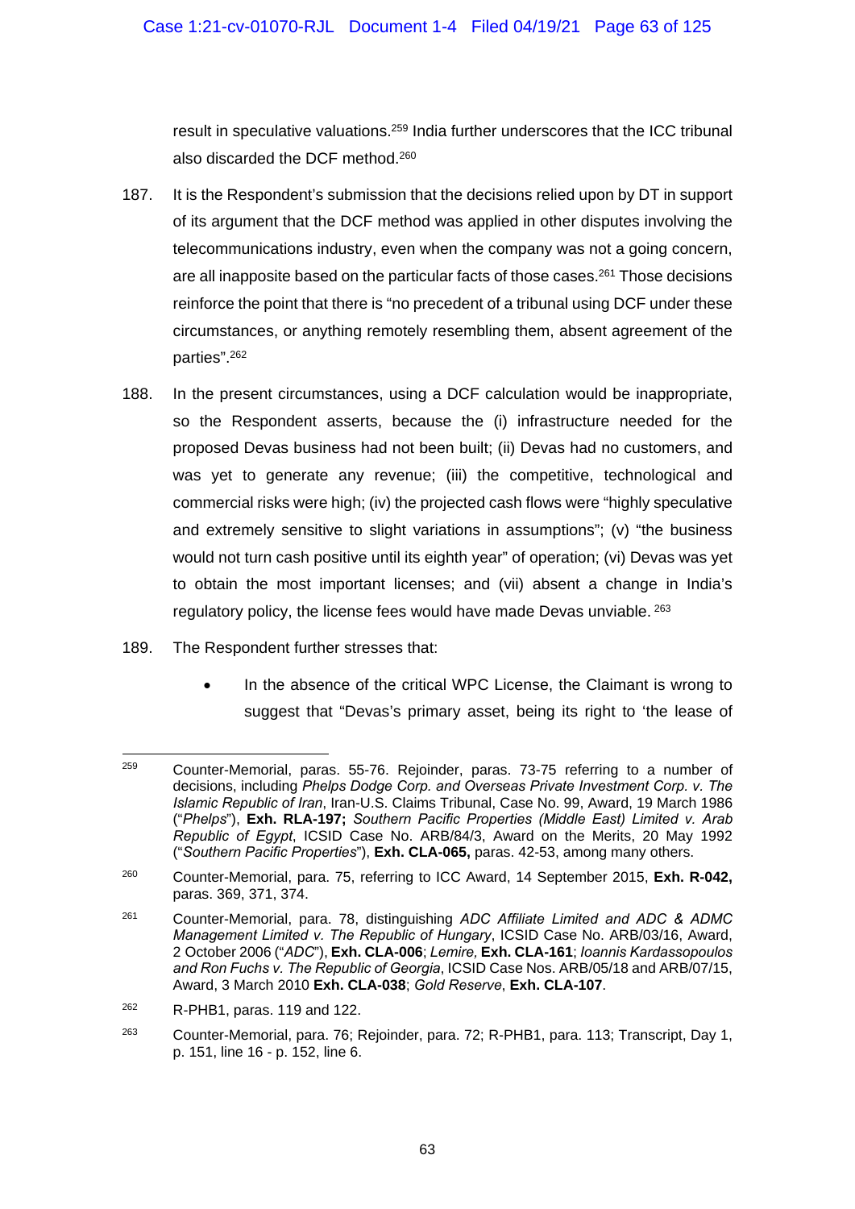result in speculative valuations.[259] India further underscores that the ICC tribunal also discarded the DCF method.[260]

187. It is the Respondent's submission that the decisions relied upon by DT in support of its argument that the DCF method was applied in other disputes involving the telecommunications industry, even when the company was not a going concern, are all inapposite based on the particular facts of those cases.[261] Those decisions reinforce the point that there is "no precedent of a tribunal using DCF under these circumstances, or anything remotely resembling them, absent agreement of the parties".[262]

188. In the present circumstances, using a DCF calculation would be inappropriate, so the Respondent asserts, because the (i) infrastructure needed for the proposed Devas business had not been built; (ii) Devas had no customers, and was yet to generate any revenue; (iii) the competitive, technological and commercial risks were high; (iv) the projected cash flows were "highly speculative and extremely sensitive to slight variations in assumptions"; (v) "the business would not turn cash positive until its eighth year" of operation; (vi) Devas was yet to obtain the most important licenses; and (vii) absent a change in India's regulatory policy, the license fees would have made Devas unviable.[263]

189. The Respondent further stresses that:

- In the absence of the critical WPC License, the Claimant is wrong to suggest that "Devas's primary asset, being its right to 'the lease of

---

[259] Counter-Memorial, paras. 55-76. Rejoinder, paras. 73-75 referring to a number of decisions, including *Phelps Dodge Corp. and Overseas Private Investment Corp. v. The Islamic Republic of Iran*, Iran-U.S. Claims Tribunal, Case No. 99, Award, 19 March 1986 ("*Phelps*"), **Exh. RLA-197;** *Southern Pacific Properties (Middle East) Limited v. Arab Republic of Egypt*, ICSID Case No. ARB/84/3, Award on the Merits, 20 May 1992 ("*Southern Pacific Properties*"), **Exh. CLA-065,** paras. 42-53, among many others.

[260] Counter-Memorial, para. 75, referring to ICC Award, 14 September 2015, **Exh. R-042,** paras. 369, 371, 374.

[261] Counter-Memorial, para. 78, distinguishing *ADC Affiliate Limited and ADC & ADMC Management Limited v. The Republic of Hungary*, ICSID Case No. ARB/03/16, Award, 2 October 2006 ("*ADC*"), **Exh. CLA-006**; *Lemire,* **Exh. CLA-161**; *Ioannis Kardassopoulos and Ron Fuchs v. The Republic of Georgia*, ICSID Case Nos. ARB/05/18 and ARB/07/15, Award, 3 March 2010 **Exh. CLA-038**; *Gold Reserve*, **Exh. CLA-107**.

[262] R-PHB1, paras. 119 and 122.

[263] Counter-Memorial, para. 76; Rejoinder, para. 72; R-PHB1, para. 113; Transcript, Day 1, p. 151, line 16 - p. 152, line 6.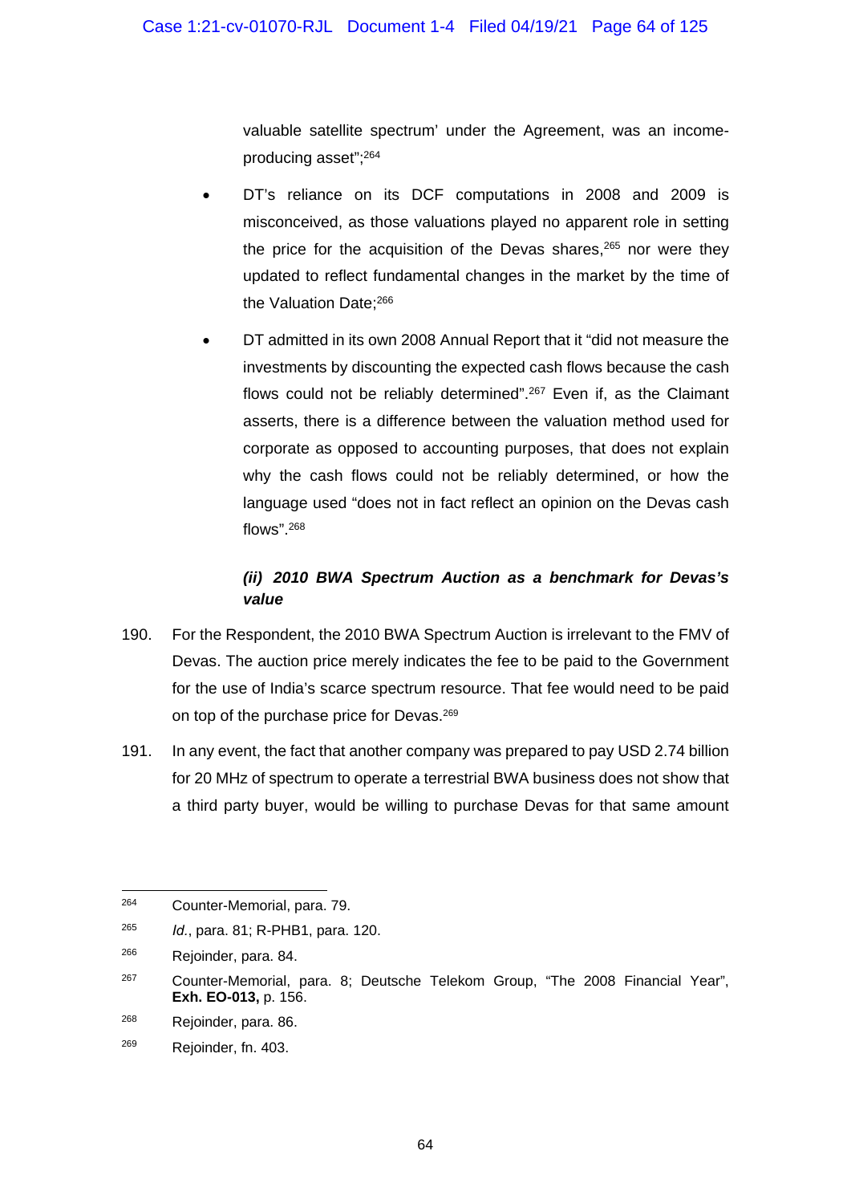valuable satellite spectrum' under the Agreement, was an income-producing asset";[264]

- DT's reliance on its DCF computations in 2008 and 2009 is misconceived, as those valuations played no apparent role in setting the price for the acquisition of the Devas shares,[265] nor were they updated to reflect fundamental changes in the market by the time of the Valuation Date;[266]

- DT admitted in its own 2008 Annual Report that it "did not measure the investments by discounting the expected cash flows because the cash flows could not be reliably determined".[267] Even if, as the Claimant asserts, there is a difference between the valuation method used for corporate as opposed to accounting purposes, that does not explain why the cash flows could not be reliably determined, or how the language used "does not in fact reflect an opinion on the Devas cash flows".[268]

***(ii) 2010 BWA Spectrum Auction as a benchmark for Devas's value***

190. For the Respondent, the 2010 BWA Spectrum Auction is irrelevant to the FMV of Devas. The auction price merely indicates the fee to be paid to the Government for the use of India's scarce spectrum resource. That fee would need to be paid on top of the purchase price for Devas.[269]

191. In any event, the fact that another company was prepared to pay USD 2.74 billion for 20 MHz of spectrum to operate a terrestrial BWA business does not show that a third party buyer, would be willing to purchase Devas for that same amount

---

[264] Counter-Memorial, para. 79.

[265] *Id.*, para. 81; R-PHB1, para. 120.

[266] Rejoinder, para. 84.

[267] Counter-Memorial, para. 8; Deutsche Telekom Group, "The 2008 Financial Year", **Exh. EO-013,** p. 156.

[268] Rejoinder, para. 86.

[269] Rejoinder, fn. 403.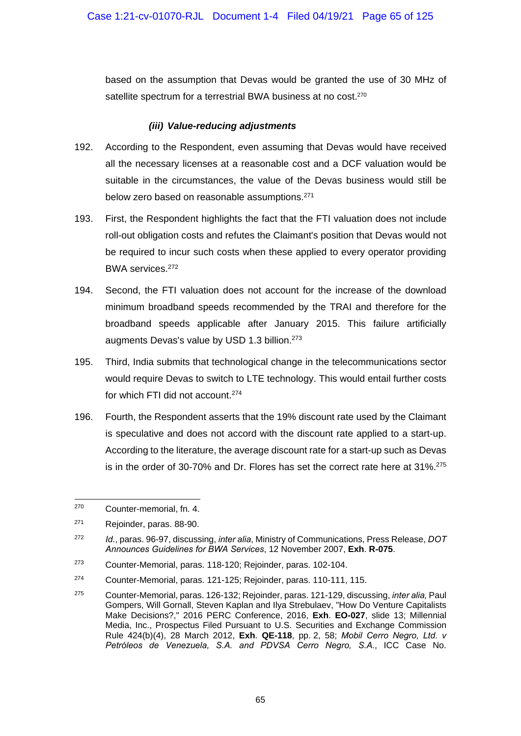based on the assumption that Devas would be granted the use of 30 MHz of satellite spectrum for a terrestrial BWA business at no cost.[270]

#### *(iii) Value-reducing adjustments*

192. According to the Respondent, even assuming that Devas would have received all the necessary licenses at a reasonable cost and a DCF valuation would be suitable in the circumstances, the value of the Devas business would still be below zero based on reasonable assumptions.[271]

193. First, the Respondent highlights the fact that the FTI valuation does not include roll-out obligation costs and refutes the Claimant's position that Devas would not be required to incur such costs when these applied to every operator providing BWA services.[272]

194. Second, the FTI valuation does not account for the increase of the download minimum broadband speeds recommended by the TRAI and therefore for the broadband speeds applicable after January 2015. This failure artificially augments Devas's value by USD 1.3 billion.[273]

195. Third, India submits that technological change in the telecommunications sector would require Devas to switch to LTE technology. This would entail further costs for which FTI did not account.[274]

196. Fourth, the Respondent asserts that the 19% discount rate used by the Claimant is speculative and does not accord with the discount rate applied to a start-up. According to the literature, the average discount rate for a start-up such as Devas is in the order of 30-70% and Dr. Flores has set the correct rate here at 31%.[275]

---

[270] Counter-memorial, fn. 4.

[271] Rejoinder, paras. 88-90.

[272] *Id.*, paras. 96-97, discussing, *inter alia*, Ministry of Communications, Press Release, *DOT Announces Guidelines for BWA Services*, 12 November 2007, **Exh**. **R-075**.

[273] Counter-Memorial, paras. 118-120; Rejoinder, paras. 102-104.

[274] Counter-Memorial, paras. 121-125; Rejoinder, paras. 110-111, 115.

[275] Counter-Memorial, paras. 126-132; Rejoinder, paras. 121-129, discussing, *inter alia,* Paul Gompers, Will Gornall, Steven Kaplan and Ilya Strebulaev, "How Do Venture Capitalists Make Decisions?," 2016 PERC Conference, 2016, **Exh**. **EO-027**, slide 13; Millennial Media, Inc., Prospectus Filed Pursuant to U.S. Securities and Exchange Commission Rule 424(b)(4), 28 March 2012, **Exh**. **QE-118**, pp. 2, 58; *Mobil Cerro Negro, Ltd. v Petróleos de Venezuela, S.A. and PDVSA Cerro Negro, S.A.*, ICC Case No.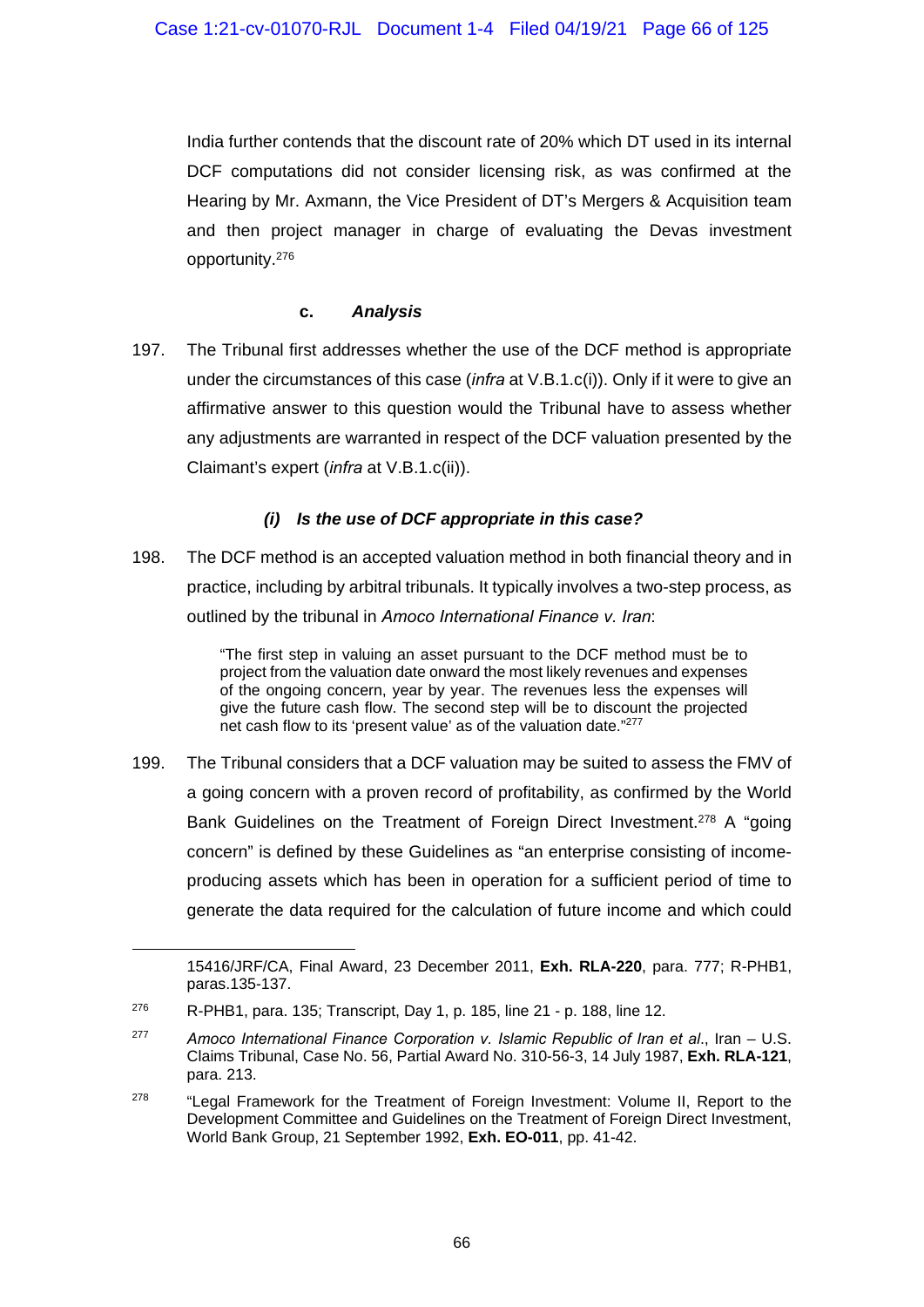India further contends that the discount rate of 20% which DT used in its internal DCF computations did not consider licensing risk, as was confirmed at the Hearing by Mr. Axmann, the Vice President of DT's Mergers & Acquisition team and then project manager in charge of evaluating the Devas investment opportunity.[276]

#### c. *Analysis*

197. The Tribunal first addresses whether the use of the DCF method is appropriate under the circumstances of this case (*infra* at V.B.1.c(i)). Only if it were to give an affirmative answer to this question would the Tribunal have to assess whether any adjustments are warranted in respect of the DCF valuation presented by the Claimant's expert (*infra* at V.B.1.c(ii)).

##### *(i) Is the use of DCF appropriate in this case?*

198. The DCF method is an accepted valuation method in both financial theory and in practice, including by arbitral tribunals. It typically involves a two-step process, as outlined by the tribunal in *Amoco International Finance v. Iran*:

> "The first step in valuing an asset pursuant to the DCF method must be to project from the valuation date onward the most likely revenues and expenses of the ongoing concern, year by year. The revenues less the expenses will give the future cash flow. The second step will be to discount the projected net cash flow to its 'present value' as of the valuation date."[277]

199. The Tribunal considers that a DCF valuation may be suited to assess the FMV of a going concern with a proven record of profitability, as confirmed by the World Bank Guidelines on the Treatment of Foreign Direct Investment.[278] A "going concern" is defined by these Guidelines as "an enterprise consisting of income-producing assets which has been in operation for a sufficient period of time to generate the data required for the calculation of future income and which could

---

15416/JRF/CA, Final Award, 23 December 2011, **Exh. RLA-220**, para. 777; R-PHB1, paras.135-137.

[276] R-PHB1, para. 135; Transcript, Day 1, p. 185, line 21 - p. 188, line 12.

[277] *Amoco International Finance Corporation v. Islamic Republic of Iran et al*., Iran – U.S. Claims Tribunal, Case No. 56, Partial Award No. 310-56-3, 14 July 1987, **Exh. RLA-121**, para. 213.

[278] "Legal Framework for the Treatment of Foreign Investment: Volume II, Report to the Development Committee and Guidelines on the Treatment of Foreign Direct Investment, World Bank Group, 21 September 1992, **Exh. EO-011**, pp. 41-42.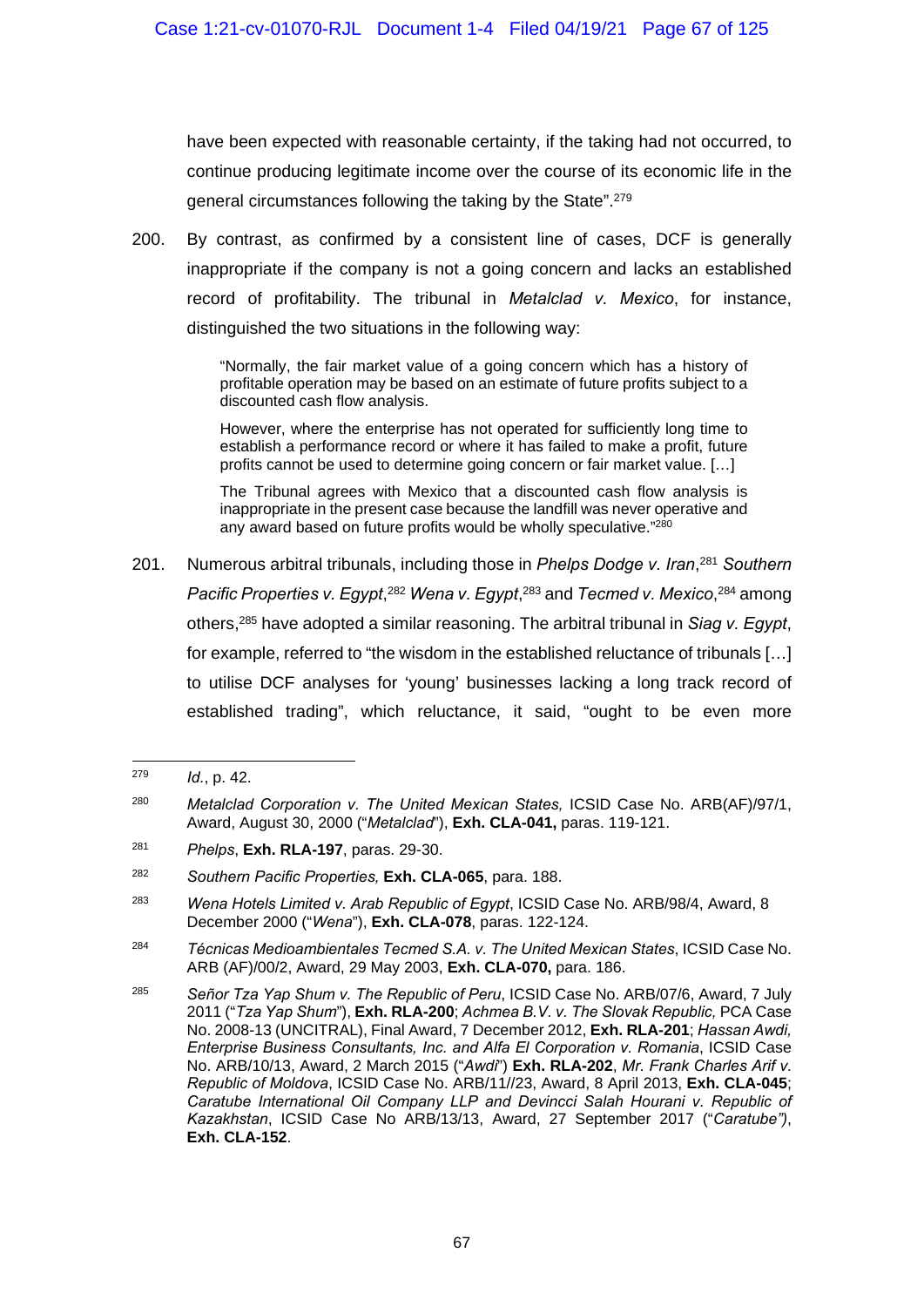have been expected with reasonable certainty, if the taking had not occurred, to continue producing legitimate income over the course of its economic life in the general circumstances following the taking by the State".[279]

200. By contrast, as confirmed by a consistent line of cases, DCF is generally inappropriate if the company is not a going concern and lacks an established record of profitability. The tribunal in *Metalclad v. Mexico*, for instance, distinguished the two situations in the following way:

> "Normally, the fair market value of a going concern which has a history of profitable operation may be based on an estimate of future profits subject to a discounted cash flow analysis.
>
> However, where the enterprise has not operated for sufficiently long time to establish a performance record or where it has failed to make a profit, future profits cannot be used to determine going concern or fair market value. […]
>
> The Tribunal agrees with Mexico that a discounted cash flow analysis is inappropriate in the present case because the landfill was never operative and any award based on future profits would be wholly speculative."[280]

201. Numerous arbitral tribunals, including those in *Phelps Dodge v. Iran*,[281] *Southern Pacific Properties v. Egypt*,[282] *Wena v. Egypt*,[283] and *Tecmed v. Mexico*,[284] among others,[285] have adopted a similar reasoning. The arbitral tribunal in *Siag v. Egypt*, for example, referred to "the wisdom in the established reluctance of tribunals […] to utilise DCF analyses for 'young' businesses lacking a long track record of established trading", which reluctance, it said, "ought to be even more

---

[279] *Id.*, p. 42.

[280] *Metalclad Corporation v. The United Mexican States,* ICSID Case No. ARB(AF)/97/1, Award, August 30, 2000 ("*Metalclad*"), **Exh. CLA-041,** paras. 119-121.

[281] *Phelps*, **Exh. RLA-197**, paras. 29-30.

[282] *Southern Pacific Properties,* **Exh. CLA-065**, para. 188.

[283] *Wena Hotels Limited v. Arab Republic of Egypt*, ICSID Case No. ARB/98/4, Award, 8 December 2000 ("*Wena*"), **Exh. CLA-078**, paras. 122-124.

[284] *Técnicas Medioambientales Tecmed S.A. v. The United Mexican States*, ICSID Case No. ARB (AF)/00/2, Award, 29 May 2003, **Exh. CLA-070,** para. 186.

[285] *Señor Tza Yap Shum v. The Republic of Peru*, ICSID Case No. ARB/07/6, Award, 7 July 2011 ("*Tza Yap Shum*"), **Exh. RLA-200**; *Achmea B.V. v. The Slovak Republic,* PCA Case No. 2008-13 (UNCITRAL), Final Award, 7 December 2012, **Exh. RLA-201**; *Hassan Awdi, Enterprise Business Consultants, Inc. and Alfa El Corporation v. Romania*, ICSID Case No. ARB/10/13, Award, 2 March 2015 ("*Awdi*") **Exh. RLA-202**, *Mr. Frank Charles Arif v. Republic of Moldova*, ICSID Case No. ARB/11//23, Award, 8 April 2013, **Exh. CLA-045**; *Caratube International Oil Company LLP and Devincci Salah Hourani v. Republic of Kazakhstan*, ICSID Case No ARB/13/13, Award, 27 September 2017 ("*Caratube")*, **Exh. CLA-152**.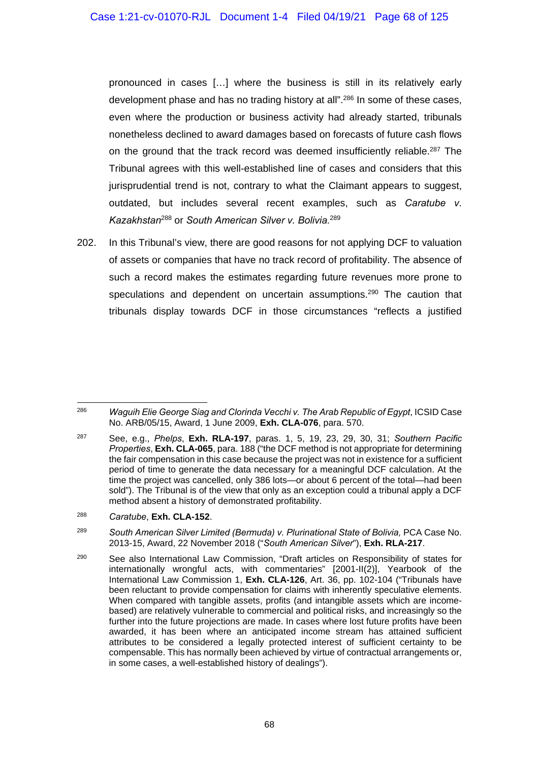pronounced in cases […] where the business is still in its relatively early development phase and has no trading history at all".[286] In some of these cases, even where the production or business activity had already started, tribunals nonetheless declined to award damages based on forecasts of future cash flows on the ground that the track record was deemed insufficiently reliable.[287] The Tribunal agrees with this well-established line of cases and considers that this jurisprudential trend is not, contrary to what the Claimant appears to suggest, outdated, but includes several recent examples, such as *Caratube v. Kazakhstan*[288] or *South American Silver v. Bolivia.*[289]

202. In this Tribunal's view, there are good reasons for not applying DCF to valuation of assets or companies that have no track record of profitability. The absence of such a record makes the estimates regarding future revenues more prone to speculations and dependent on uncertain assumptions.[290] The caution that tribunals display towards DCF in those circumstances "reflects a justified

---

[286] *Waguih Elie George Siag and Clorinda Vecchi v. The Arab Republic of Egypt*, ICSID Case No. ARB/05/15, Award, 1 June 2009, **Exh. CLA-076**, para. 570.

[287] See, e.g., *Phelps*, **Exh. RLA-197**, paras. 1, 5, 19, 23, 29, 30, 31; *Southern Pacific Properties*, **Exh. CLA-065**, para. 188 ("the DCF method is not appropriate for determining the fair compensation in this case because the project was not in existence for a sufficient period of time to generate the data necessary for a meaningful DCF calculation. At the time the project was cancelled, only 386 lots—or about 6 percent of the total—had been sold"). The Tribunal is of the view that only as an exception could a tribunal apply a DCF method absent a history of demonstrated profitability.

[288] *Caratube*, **Exh. CLA-152**.

[289] *South American Silver Limited (Bermuda) v. Plurinational State of Bolivia,* PCA Case No. 2013-15, Award, 22 November 2018 ("*South American Silver*"), **Exh. RLA-217**.

[290] See also International Law Commission, "Draft articles on Responsibility of states for internationally wrongful acts, with commentaries" [2001-II(2)], Yearbook of the International Law Commission 1, **Exh. CLA-126**, Art. 36, pp. 102-104 ("Tribunals have been reluctant to provide compensation for claims with inherently speculative elements. When compared with tangible assets, profits (and intangible assets which are income-based) are relatively vulnerable to commercial and political risks, and increasingly so the further into the future projections are made. In cases where lost future profits have been awarded, it has been where an anticipated income stream has attained sufficient attributes to be considered a legally protected interest of sufficient certainty to be compensable. This has normally been achieved by virtue of contractual arrangements or, in some cases, a well-established history of dealings").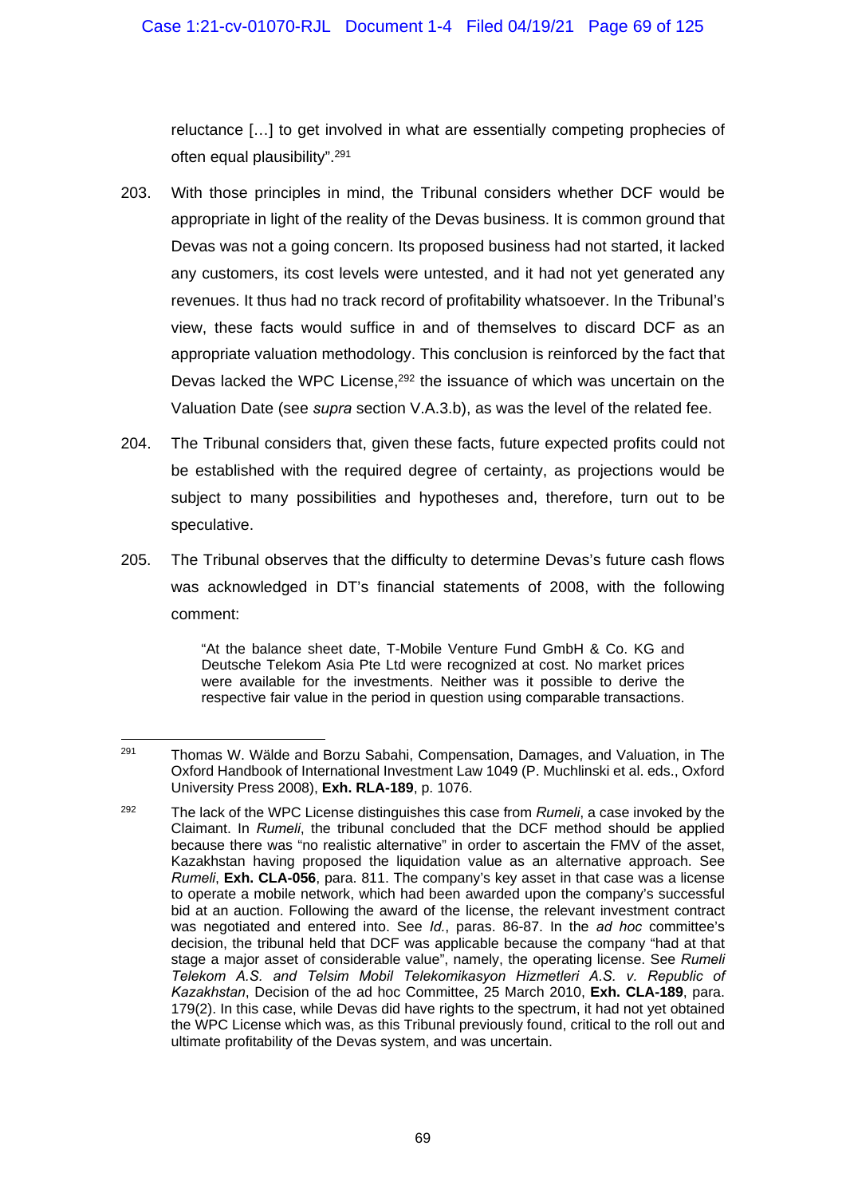reluctance […] to get involved in what are essentially competing prophecies of often equal plausibility".[291]

203. With those principles in mind, the Tribunal considers whether DCF would be appropriate in light of the reality of the Devas business. It is common ground that Devas was not a going concern. Its proposed business had not started, it lacked any customers, its cost levels were untested, and it had not yet generated any revenues. It thus had no track record of profitability whatsoever. In the Tribunal's view, these facts would suffice in and of themselves to discard DCF as an appropriate valuation methodology. This conclusion is reinforced by the fact that Devas lacked the WPC License,[292] the issuance of which was uncertain on the Valuation Date (see *supra* section V.A.3.b), as was the level of the related fee.

204. The Tribunal considers that, given these facts, future expected profits could not be established with the required degree of certainty, as projections would be subject to many possibilities and hypotheses and, therefore, turn out to be speculative.

205. The Tribunal observes that the difficulty to determine Devas's future cash flows was acknowledged in DT's financial statements of 2008, with the following comment:

> "At the balance sheet date, T-Mobile Venture Fund GmbH & Co. KG and Deutsche Telekom Asia Pte Ltd were recognized at cost. No market prices were available for the investments. Neither was it possible to derive the respective fair value in the period in question using comparable transactions.

---

[291] Thomas W. Wälde and Borzu Sabahi, Compensation, Damages, and Valuation, in The Oxford Handbook of International Investment Law 1049 (P. Muchlinski et al. eds., Oxford University Press 2008), **Exh. RLA-189**, p. 1076.

[292] The lack of the WPC License distinguishes this case from *Rumeli*, a case invoked by the Claimant. In *Rumeli*, the tribunal concluded that the DCF method should be applied because there was "no realistic alternative" in order to ascertain the FMV of the asset, Kazakhstan having proposed the liquidation value as an alternative approach. See *Rumeli*, **Exh. CLA-056**, para. 811. The company's key asset in that case was a license to operate a mobile network, which had been awarded upon the company's successful bid at an auction. Following the award of the license, the relevant investment contract was negotiated and entered into. See *Id.*, paras. 86-87. In the *ad hoc* committee's decision, the tribunal held that DCF was applicable because the company "had at that stage a major asset of considerable value", namely, the operating license. See *Rumeli Telekom A.S. and Telsim Mobil Telekomikasyon Hizmetleri A.S. v. Republic of Kazakhstan*, Decision of the ad hoc Committee, 25 March 2010, **Exh. CLA-189**, para. 179(2). In this case, while Devas did have rights to the spectrum, it had not yet obtained the WPC License which was, as this Tribunal previously found, critical to the roll out and ultimate profitability of the Devas system, and was uncertain.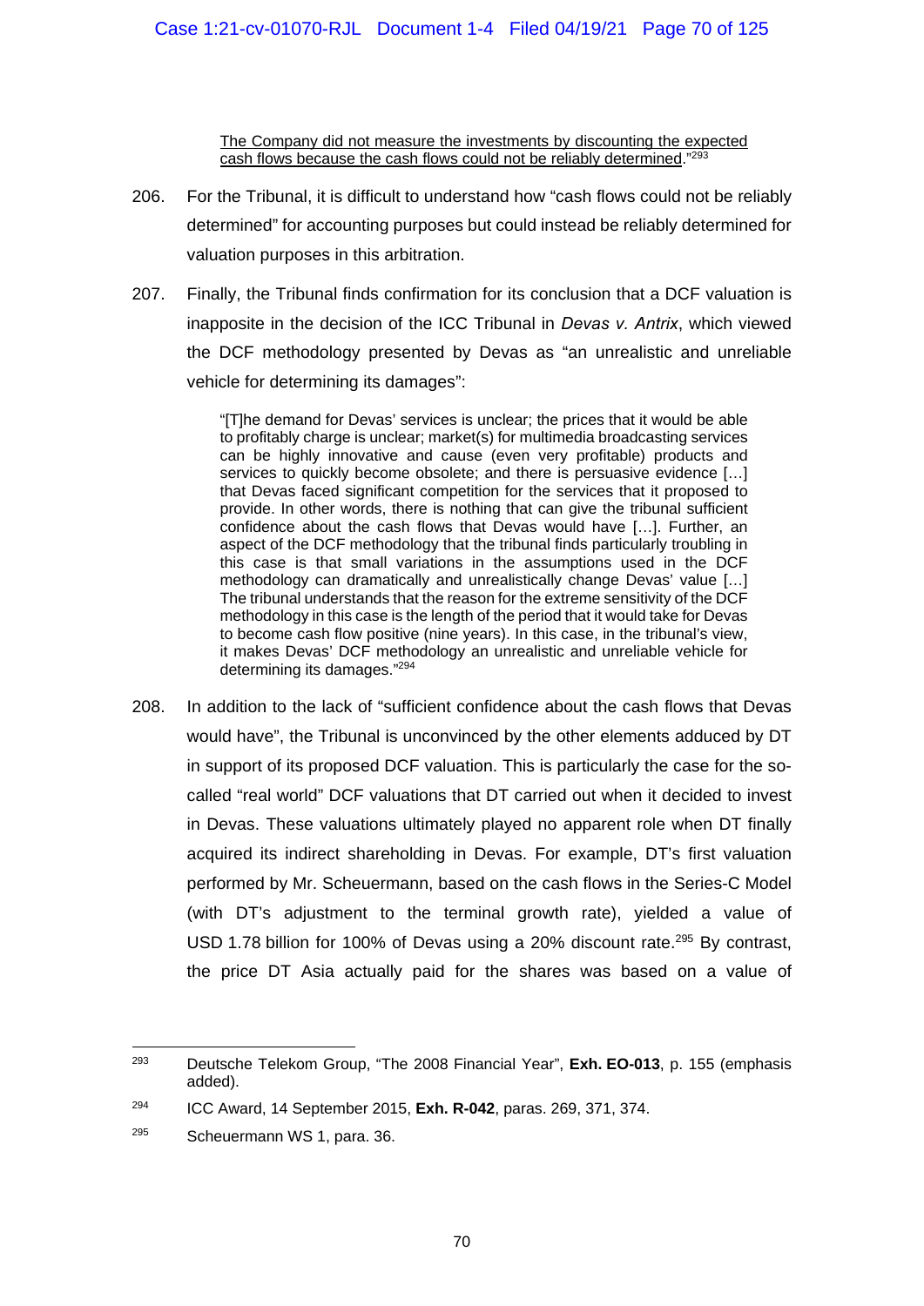> <u>The Company did not measure the investments by discounting the expected cash flows because the cash flows could not be reliably determined</u>."[293]

206. For the Tribunal, it is difficult to understand how "cash flows could not be reliably determined" for accounting purposes but could instead be reliably determined for valuation purposes in this arbitration.

207. Finally, the Tribunal finds confirmation for its conclusion that a DCF valuation is inapposite in the decision of the ICC Tribunal in *Devas v. Antrix*, which viewed the DCF methodology presented by Devas as "an unrealistic and unreliable vehicle for determining its damages":

> "[T]he demand for Devas' services is unclear; the prices that it would be able to profitably charge is unclear; market(s) for multimedia broadcasting services can be highly innovative and cause (even very profitable) products and services to quickly become obsolete; and there is persuasive evidence […] that Devas faced significant competition for the services that it proposed to provide. In other words, there is nothing that can give the tribunal sufficient confidence about the cash flows that Devas would have […]. Further, an aspect of the DCF methodology that the tribunal finds particularly troubling in this case is that small variations in the assumptions used in the DCF methodology can dramatically and unrealistically change Devas' value […] The tribunal understands that the reason for the extreme sensitivity of the DCF methodology in this case is the length of the period that it would take for Devas to become cash flow positive (nine years). In this case, in the tribunal's view, it makes Devas' DCF methodology an unrealistic and unreliable vehicle for determining its damages."[294]

208. In addition to the lack of "sufficient confidence about the cash flows that Devas would have", the Tribunal is unconvinced by the other elements adduced by DT in support of its proposed DCF valuation. This is particularly the case for the so-called "real world" DCF valuations that DT carried out when it decided to invest in Devas. These valuations ultimately played no apparent role when DT finally acquired its indirect shareholding in Devas. For example, DT's first valuation performed by Mr. Scheuermann, based on the cash flows in the Series-C Model (with DT's adjustment to the terminal growth rate), yielded a value of USD 1.78 billion for 100% of Devas using a 20% discount rate.[295] By contrast, the price DT Asia actually paid for the shares was based on a value of

---

[293] Deutsche Telekom Group, "The 2008 Financial Year", **Exh. EO-013**, p. 155 (emphasis added).

[294] ICC Award, 14 September 2015, **Exh. R-042**, paras. 269, 371, 374.

[295] Scheuermann WS 1, para. 36.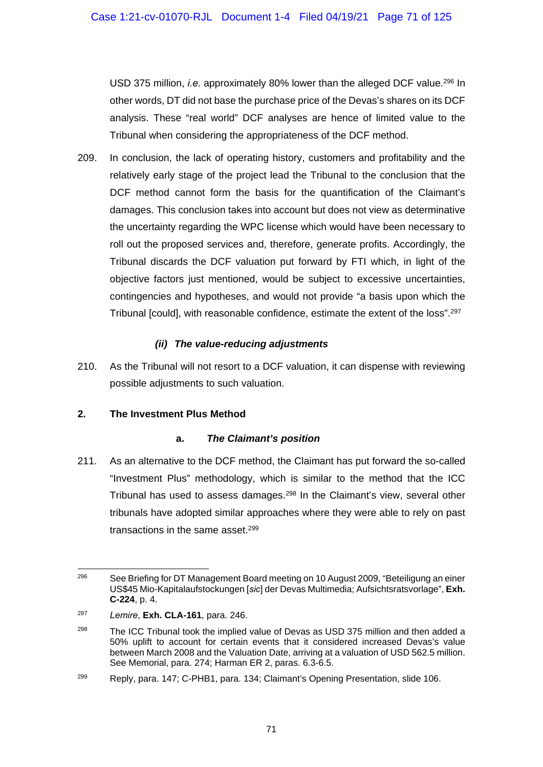USD 375 million, *i.e.* approximately 80% lower than the alleged DCF value.[296] In other words, DT did not base the purchase price of the Devas's shares on its DCF analysis. These "real world" DCF analyses are hence of limited value to the Tribunal when considering the appropriateness of the DCF method.

209. In conclusion, the lack of operating history, customers and profitability and the relatively early stage of the project lead the Tribunal to the conclusion that the DCF method cannot form the basis for the quantification of the Claimant's damages. This conclusion takes into account but does not view as determinative the uncertainty regarding the WPC license which would have been necessary to roll out the proposed services and, therefore, generate profits. Accordingly, the Tribunal discards the DCF valuation put forward by FTI which, in light of the objective factors just mentioned, would be subject to excessive uncertainties, contingencies and hypotheses, and would not provide "a basis upon which the Tribunal [could], with reasonable confidence, estimate the extent of the loss".[297]

#### *(ii) The value-reducing adjustments*

210. As the Tribunal will not resort to a DCF valuation, it can dispense with reviewing possible adjustments to such valuation.

### 2. The Investment Plus Method

#### a. *The Claimant's position*

211. As an alternative to the DCF method, the Claimant has put forward the so-called "Investment Plus" methodology, which is similar to the method that the ICC Tribunal has used to assess damages.[298] In the Claimant's view, several other tribunals have adopted similar approaches where they were able to rely on past transactions in the same asset.[299]

---

[296] See Briefing for DT Management Board meeting on 10 August 2009, "Beteiligung an einer US$45 Mio-Kapitalaufstockungen [*sic*] der Devas Multimedia; Aufsichtsratsvorlage", **Exh. C-224**, p. 4.

[297] *Lemire*, **Exh. CLA-161**, para. 246.

[298] The ICC Tribunal took the implied value of Devas as USD 375 million and then added a 50% uplift to account for certain events that it considered increased Devas's value between March 2008 and the Valuation Date, arriving at a valuation of USD 562.5 million. See Memorial, para. 274; Harman ER 2, paras. 6.3-6.5.

[299] Reply, para. 147; C-PHB1, para. 134; Claimant's Opening Presentation, slide 106.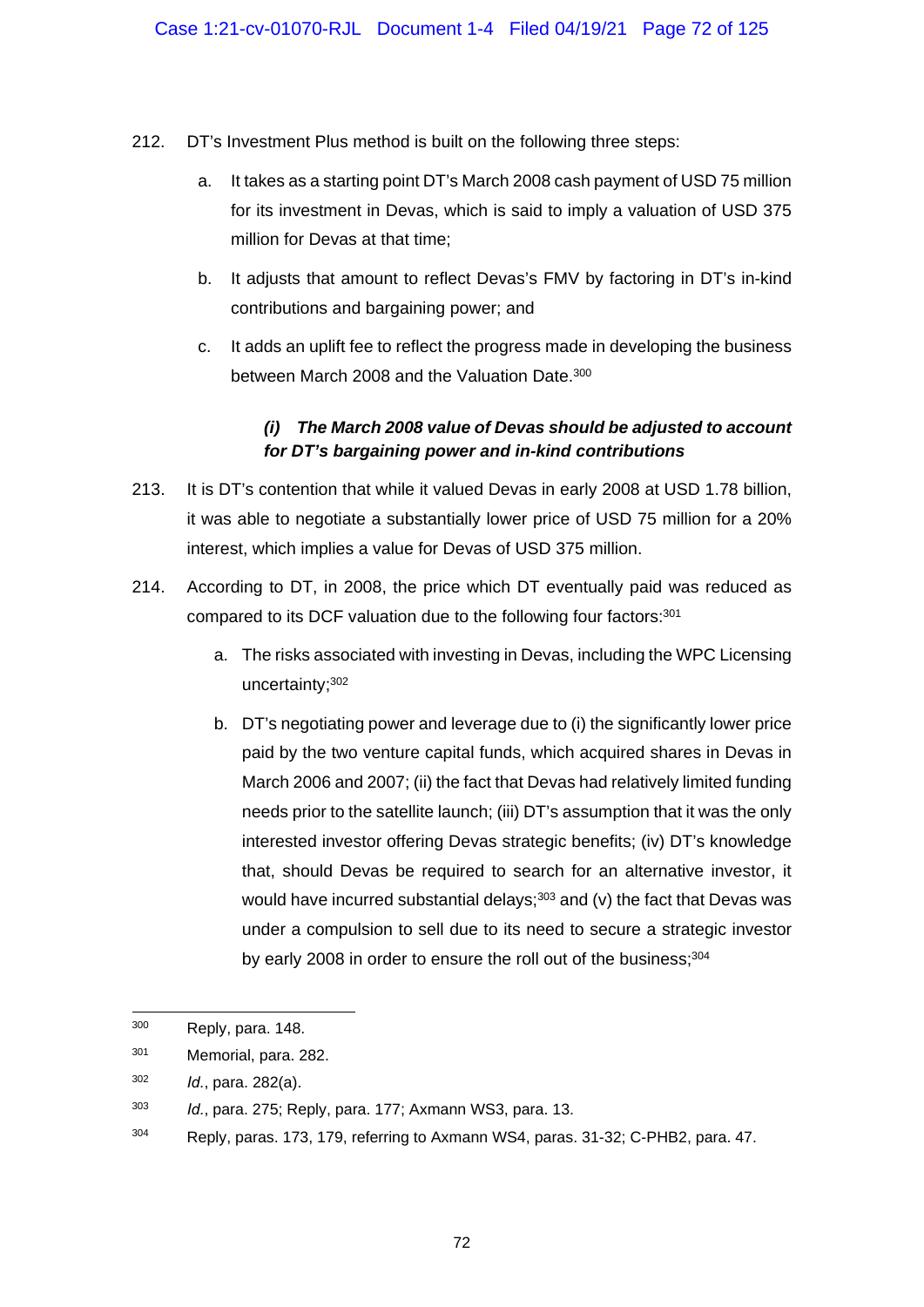212. DT's Investment Plus method is built on the following three steps:

   a. It takes as a starting point DT's March 2008 cash payment of USD 75 million for its investment in Devas, which is said to imply a valuation of USD 375 million for Devas at that time;

   b. It adjusts that amount to reflect Devas's FMV by factoring in DT's in-kind contributions and bargaining power; and

   c. It adds an uplift fee to reflect the progress made in developing the business between March 2008 and the Valuation Date.[300]

***(i) The March 2008 value of Devas should be adjusted to account for DT's bargaining power and in-kind contributions***

213. It is DT's contention that while it valued Devas in early 2008 at USD 1.78 billion, it was able to negotiate a substantially lower price of USD 75 million for a 20% interest, which implies a value for Devas of USD 375 million.

214. According to DT, in 2008, the price which DT eventually paid was reduced as compared to its DCF valuation due to the following four factors:[301]

   a. The risks associated with investing in Devas, including the WPC Licensing uncertainty;[302]

   b. DT's negotiating power and leverage due to (i) the significantly lower price paid by the two venture capital funds, which acquired shares in Devas in March 2006 and 2007; (ii) the fact that Devas had relatively limited funding needs prior to the satellite launch; (iii) DT's assumption that it was the only interested investor offering Devas strategic benefits; (iv) DT's knowledge that, should Devas be required to search for an alternative investor, it would have incurred substantial delays;[303] and (v) the fact that Devas was under a compulsion to sell due to its need to secure a strategic investor by early 2008 in order to ensure the roll out of the business;[304]

---

[300] Reply, para. 148.

[301] Memorial, para. 282.

[302] *Id.*, para. 282(a).

[303] *Id.*, para. 275; Reply, para. 177; Axmann WS3, para. 13.

[304] Reply, paras. 173, 179, referring to Axmann WS4, paras. 31-32; C-PHB2, para. 47.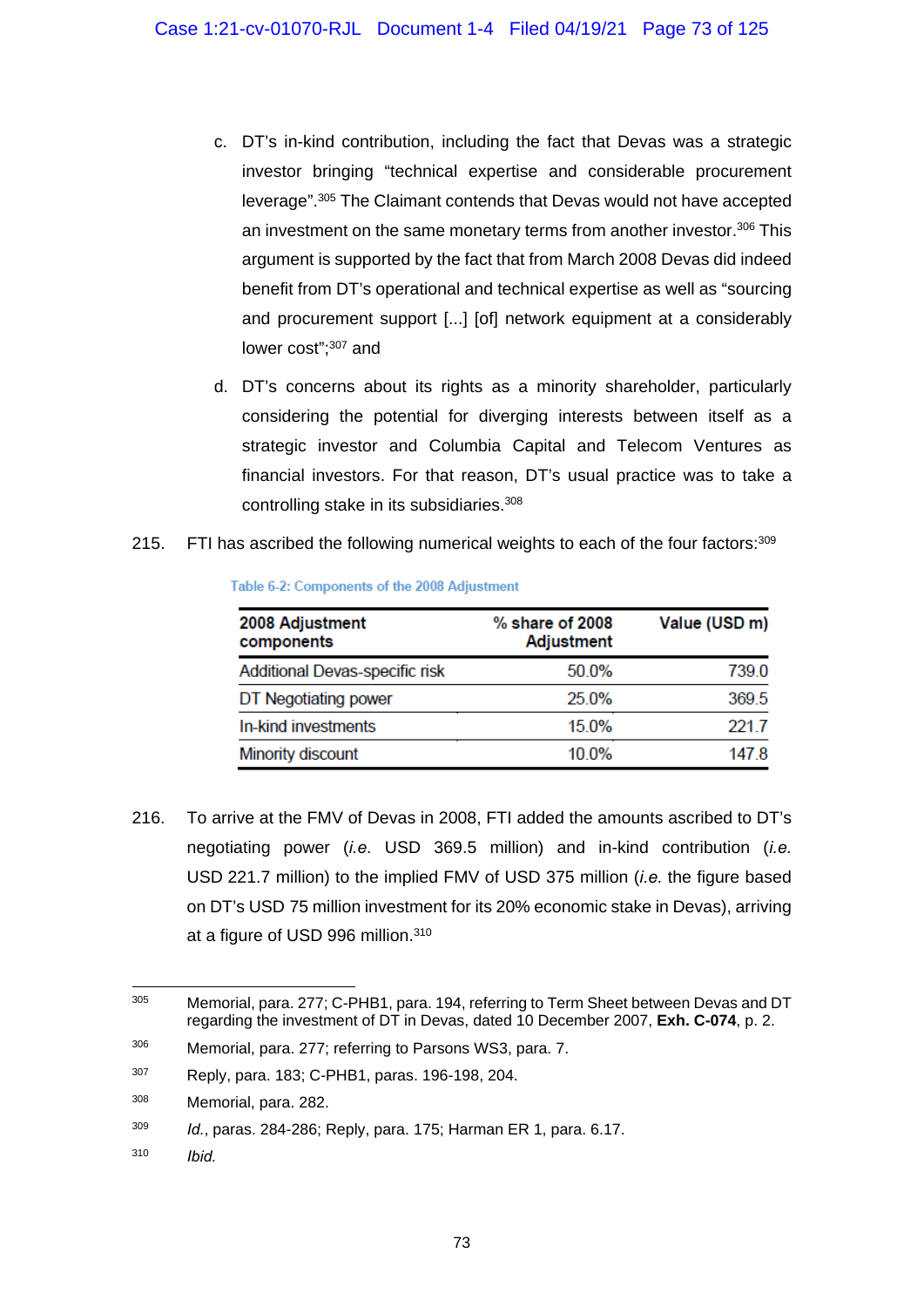c. DT's in-kind contribution, including the fact that Devas was a strategic investor bringing "technical expertise and considerable procurement leverage".[305] The Claimant contends that Devas would not have accepted an investment on the same monetary terms from another investor.[306] This argument is supported by the fact that from March 2008 Devas did indeed benefit from DT's operational and technical expertise as well as "sourcing and procurement support [...] [of] network equipment at a considerably lower cost";[307] and

d. DT's concerns about its rights as a minority shareholder, particularly considering the potential for diverging interests between itself as a strategic investor and Columbia Capital and Telecom Ventures as financial investors. For that reason, DT's usual practice was to take a controlling stake in its subsidiaries.[308]

215. FTI has ascribed the following numerical weights to each of the four factors:[309]

Table 6-2: Components of the 2008 Adjustment

| 2008 Adjustment components | % share of 2008 Adjustment | Value (USD m) |
|---|---|---|
| Additional Devas-specific risk | 50.0% | 739.0 |
| DT Negotiating power | 25.0% | 369.5 |
| In-kind investments | 15.0% | 221.7 |
| Minority discount | 10.0% | 147.8 |

216. To arrive at the FMV of Devas in 2008, FTI added the amounts ascribed to DT's negotiating power (*i.e.* USD 369.5 million) and in-kind contribution (*i.e.* USD 221.7 million) to the implied FMV of USD 375 million (*i.e.* the figure based on DT's USD 75 million investment for its 20% economic stake in Devas), arriving at a figure of USD 996 million.[310]

---

[305] Memorial, para. 277; C-PHB1, para. 194, referring to Term Sheet between Devas and DT regarding the investment of DT in Devas, dated 10 December 2007, **Exh. C-074**, p. 2.

[306] Memorial, para. 277; referring to Parsons WS3, para. 7.

[307] Reply, para. 183; C-PHB1, paras. 196-198, 204.

[308] Memorial, para. 282.

[309] *Id.*, paras. 284-286; Reply, para. 175; Harman ER 1, para. 6.17.

[310] *Ibid.*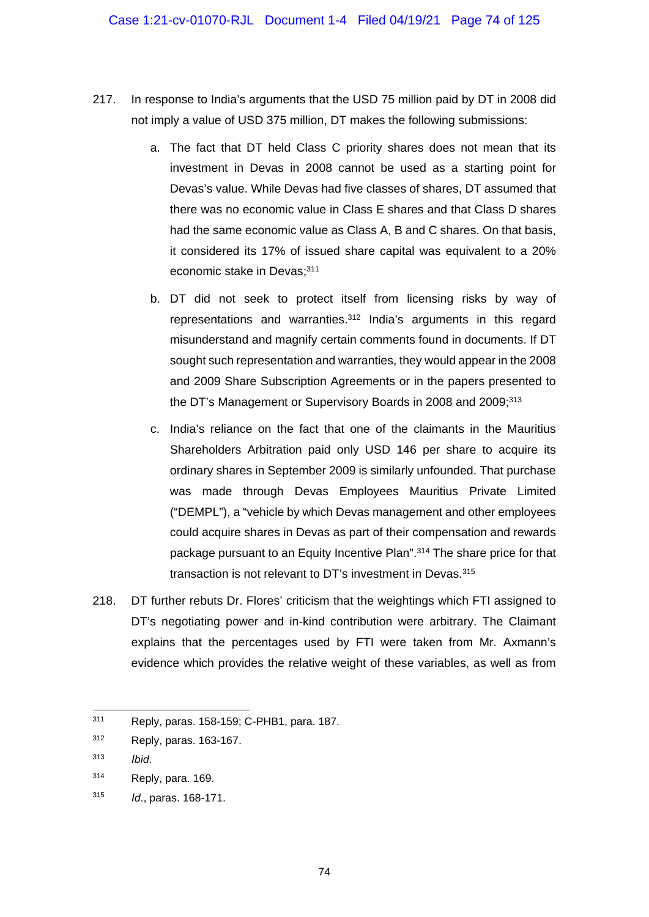217. In response to India's arguments that the USD 75 million paid by DT in 2008 did not imply a value of USD 375 million, DT makes the following submissions:

   a. The fact that DT held Class C priority shares does not mean that its investment in Devas in 2008 cannot be used as a starting point for Devas's value. While Devas had five classes of shares, DT assumed that there was no economic value in Class E shares and that Class D shares had the same economic value as Class A, B and C shares. On that basis, it considered its 17% of issued share capital was equivalent to a 20% economic stake in Devas;[311]

   b. DT did not seek to protect itself from licensing risks by way of representations and warranties.[312] India's arguments in this regard misunderstand and magnify certain comments found in documents. If DT sought such representation and warranties, they would appear in the 2008 and 2009 Share Subscription Agreements or in the papers presented to the DT's Management or Supervisory Boards in 2008 and 2009;[313]

   c. India's reliance on the fact that one of the claimants in the Mauritius Shareholders Arbitration paid only USD 146 per share to acquire its ordinary shares in September 2009 is similarly unfounded. That purchase was made through Devas Employees Mauritius Private Limited ("DEMPL"), a "vehicle by which Devas management and other employees could acquire shares in Devas as part of their compensation and rewards package pursuant to an Equity Incentive Plan".[314] The share price for that transaction is not relevant to DT's investment in Devas.[315]

218. DT further rebuts Dr. Flores' criticism that the weightings which FTI assigned to DT's negotiating power and in-kind contribution were arbitrary. The Claimant explains that the percentages used by FTI were taken from Mr. Axmann's evidence which provides the relative weight of these variables, as well as from

---

[311] Reply, paras. 158-159; C-PHB1, para. 187.

[312] Reply, paras. 163-167.

[313] *Ibid*.

[314] Reply, para. 169.

[315] *Id.*, paras. 168-171.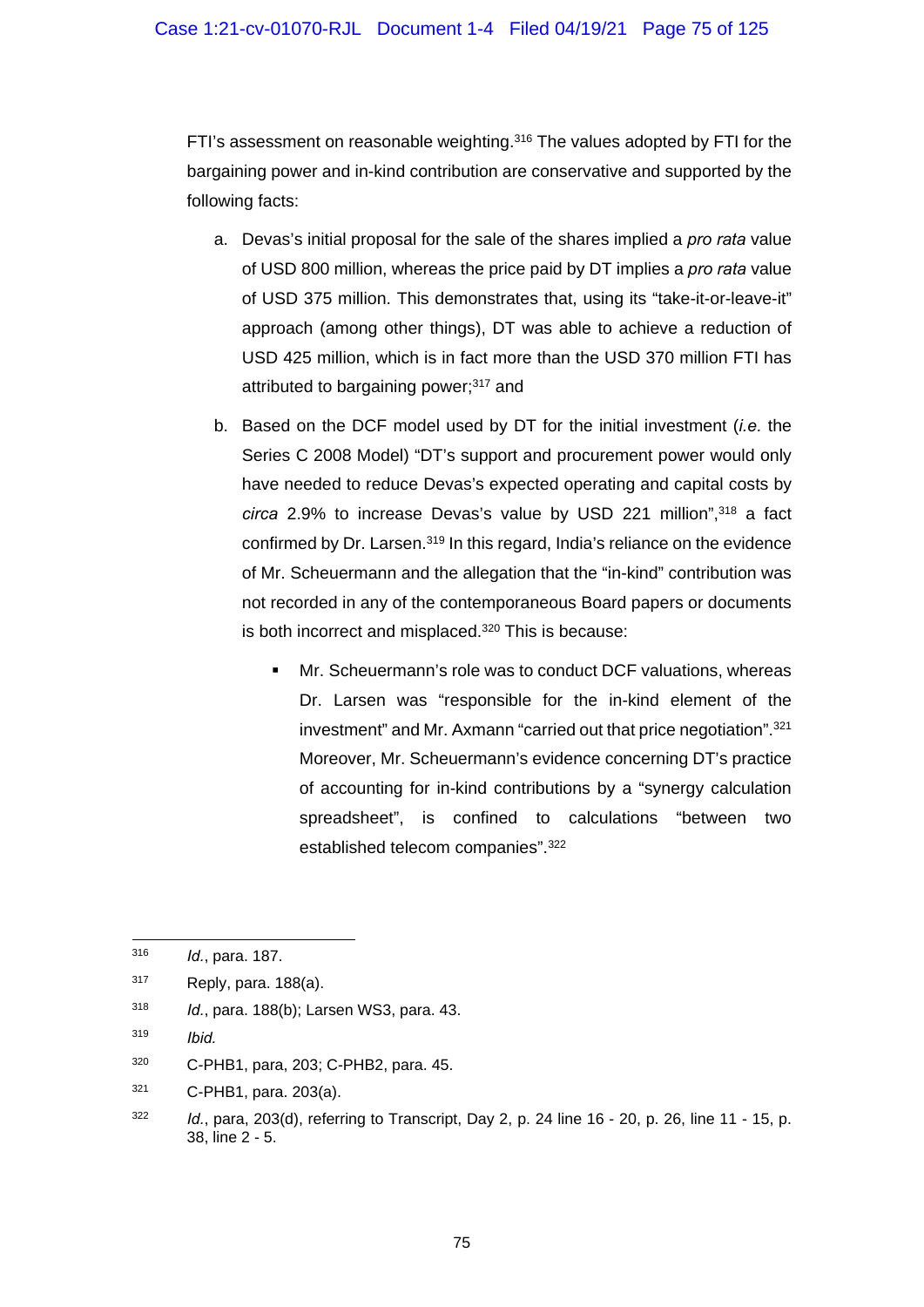FTI's assessment on reasonable weighting.[316] The values adopted by FTI for the bargaining power and in-kind contribution are conservative and supported by the following facts:

a. Devas's initial proposal for the sale of the shares implied a *pro rata* value of USD 800 million, whereas the price paid by DT implies a *pro rata* value of USD 375 million. This demonstrates that, using its "take-it-or-leave-it" approach (among other things), DT was able to achieve a reduction of USD 425 million, which is in fact more than the USD 370 million FTI has attributed to bargaining power;[317] and

b. Based on the DCF model used by DT for the initial investment (*i.e.* the Series C 2008 Model) "DT's support and procurement power would only have needed to reduce Devas's expected operating and capital costs by *circa* 2.9% to increase Devas's value by USD 221 million",[318] a fact confirmed by Dr. Larsen.[319] In this regard, India's reliance on the evidence of Mr. Scheuermann and the allegation that the "in-kind" contribution was not recorded in any of the contemporaneous Board papers or documents is both incorrect and misplaced.[320] This is because:

   - Mr. Scheuermann's role was to conduct DCF valuations, whereas Dr. Larsen was "responsible for the in-kind element of the investment" and Mr. Axmann "carried out that price negotiation".[321] Moreover, Mr. Scheuermann's evidence concerning DT's practice of accounting for in-kind contributions by a "synergy calculation spreadsheet", is confined to calculations "between two established telecom companies".[322]

---

[316] *Id.*, para. 187.

[317] Reply, para. 188(a).

[318] *Id.*, para. 188(b); Larsen WS3, para. 43.

[319] *Ibid.*

[320] C-PHB1, para, 203; C-PHB2, para. 45.

[321] C-PHB1, para. 203(a).

[322] *Id.*, para, 203(d), referring to Transcript, Day 2, p. 24 line 16 - 20, p. 26, line 11 - 15, p. 38, line 2 - 5.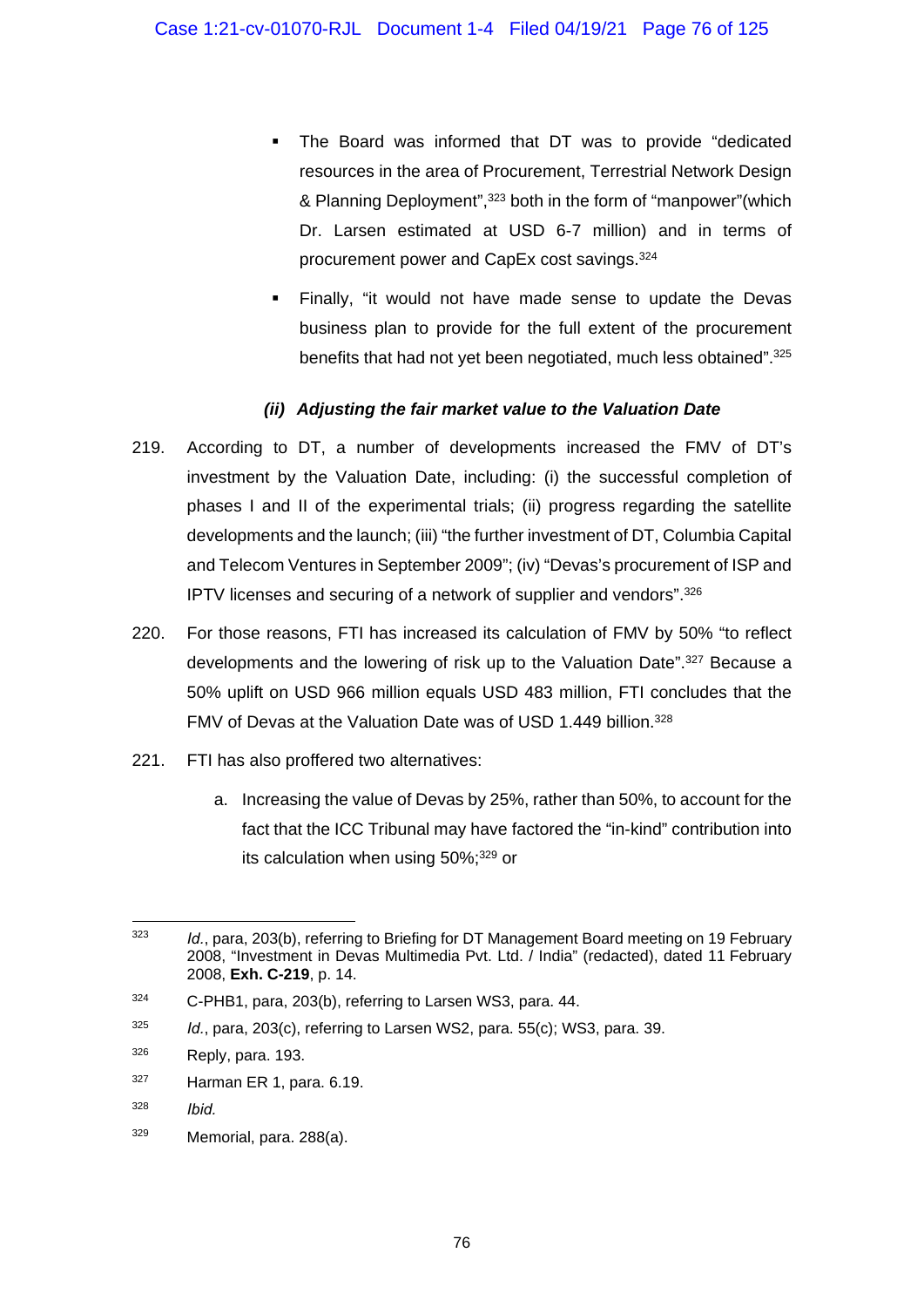- The Board was informed that DT was to provide "dedicated resources in the area of Procurement, Terrestrial Network Design & Planning Deployment",[323] both in the form of "manpower"(which Dr. Larsen estimated at USD 6-7 million) and in terms of procurement power and CapEx cost savings.[324]
- Finally, "it would not have made sense to update the Devas business plan to provide for the full extent of the procurement benefits that had not yet been negotiated, much less obtained".[325]

#### *(ii) Adjusting the fair market value to the Valuation Date*

219. According to DT, a number of developments increased the FMV of DT's investment by the Valuation Date, including: (i) the successful completion of phases I and II of the experimental trials; (ii) progress regarding the satellite developments and the launch; (iii) "the further investment of DT, Columbia Capital and Telecom Ventures in September 2009"; (iv) "Devas's procurement of ISP and IPTV licenses and securing of a network of supplier and vendors".[326]

220. For those reasons, FTI has increased its calculation of FMV by 50% "to reflect developments and the lowering of risk up to the Valuation Date".[327] Because a 50% uplift on USD 966 million equals USD 483 million, FTI concludes that the FMV of Devas at the Valuation Date was of USD 1.449 billion.[328]

221. FTI has also proffered two alternatives:

    a. Increasing the value of Devas by 25%, rather than 50%, to account for the fact that the ICC Tribunal may have factored the "in-kind" contribution into its calculation when using 50%;[329] or

---

[323] *Id.*, para, 203(b), referring to Briefing for DT Management Board meeting on 19 February 2008, "Investment in Devas Multimedia Pvt. Ltd. / India" (redacted), dated 11 February 2008, **Exh. C-219**, p. 14.

[324] C-PHB1, para, 203(b), referring to Larsen WS3, para. 44.

[325] *Id.*, para, 203(c), referring to Larsen WS2, para. 55(c); WS3, para. 39.

[326] Reply, para. 193.

[327] Harman ER 1, para. 6.19.

[328] *Ibid.*

[329] Memorial, para. 288(a).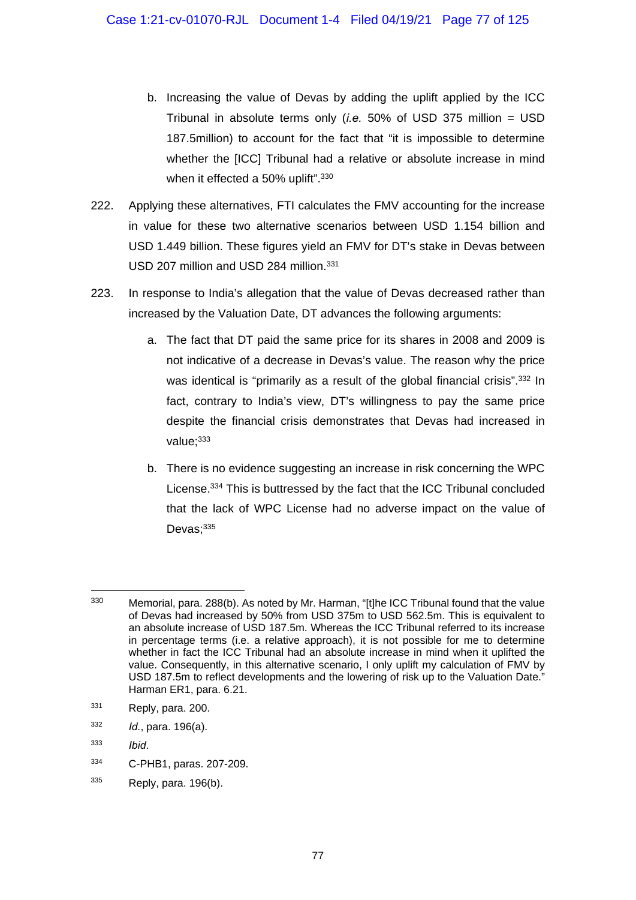b. Increasing the value of Devas by adding the uplift applied by the ICC Tribunal in absolute terms only (*i.e.* 50% of USD 375 million = USD 187.5million) to account for the fact that "it is impossible to determine whether the [ICC] Tribunal had a relative or absolute increase in mind when it effected a 50% uplift".[330]

222. Applying these alternatives, FTI calculates the FMV accounting for the increase in value for these two alternative scenarios between USD 1.154 billion and USD 1.449 billion. These figures yield an FMV for DT's stake in Devas between USD 207 million and USD 284 million.[331]

223. In response to India's allegation that the value of Devas decreased rather than increased by the Valuation Date, DT advances the following arguments:

a. The fact that DT paid the same price for its shares in 2008 and 2009 is not indicative of a decrease in Devas's value. The reason why the price was identical is "primarily as a result of the global financial crisis".[332] In fact, contrary to India's view, DT's willingness to pay the same price despite the financial crisis demonstrates that Devas had increased in value;[333]

b. There is no evidence suggesting an increase in risk concerning the WPC License.[334] This is buttressed by the fact that the ICC Tribunal concluded that the lack of WPC License had no adverse impact on the value of Devas;[335]

---

[330] Memorial, para. 288(b). As noted by Mr. Harman, "[t]he ICC Tribunal found that the value of Devas had increased by 50% from USD 375m to USD 562.5m. This is equivalent to an absolute increase of USD 187.5m. Whereas the ICC Tribunal referred to its increase in percentage terms (i.e. a relative approach), it is not possible for me to determine whether in fact the ICC Tribunal had an absolute increase in mind when it uplifted the value. Consequently, in this alternative scenario, I only uplift my calculation of FMV by USD 187.5m to reflect developments and the lowering of risk up to the Valuation Date." Harman ER1, para. 6.21.

[331] Reply, para. 200.

[332] *Id.*, para. 196(a).

[333] *Ibid.*

[334] C-PHB1, paras. 207-209.

[335] Reply, para. 196(b).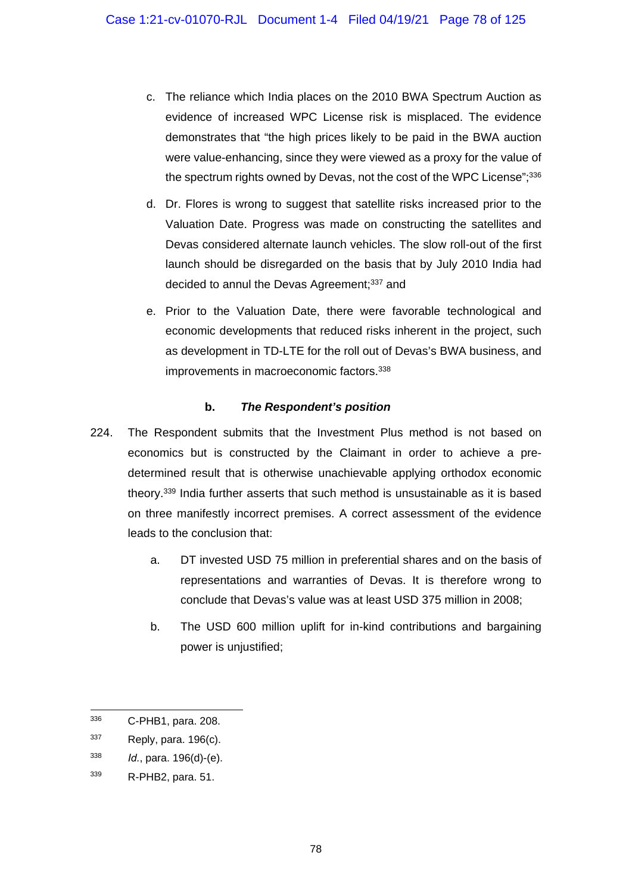c. The reliance which India places on the 2010 BWA Spectrum Auction as evidence of increased WPC License risk is misplaced. The evidence demonstrates that "the high prices likely to be paid in the BWA auction were value-enhancing, since they were viewed as a proxy for the value of the spectrum rights owned by Devas, not the cost of the WPC License";[336]

d. Dr. Flores is wrong to suggest that satellite risks increased prior to the Valuation Date. Progress was made on constructing the satellites and Devas considered alternate launch vehicles. The slow roll-out of the first launch should be disregarded on the basis that by July 2010 India had decided to annul the Devas Agreement;[337] and

e. Prior to the Valuation Date, there were favorable technological and economic developments that reduced risks inherent in the project, such as development in TD-LTE for the roll out of Devas's BWA business, and improvements in macroeconomic factors.[338]

#### b. *The Respondent's position*

224. The Respondent submits that the Investment Plus method is not based on economics but is constructed by the Claimant in order to achieve a pre-determined result that is otherwise unachievable applying orthodox economic theory.[339] India further asserts that such method is unsustainable as it is based on three manifestly incorrect premises. A correct assessment of the evidence leads to the conclusion that:

a. DT invested USD 75 million in preferential shares and on the basis of representations and warranties of Devas. It is therefore wrong to conclude that Devas's value was at least USD 375 million in 2008;

b. The USD 600 million uplift for in-kind contributions and bargaining power is unjustified;

---

[336] C-PHB1, para. 208.

[337] Reply, para. 196(c).

[338] *Id.*, para. 196(d)-(e).

[339] R-PHB2, para. 51.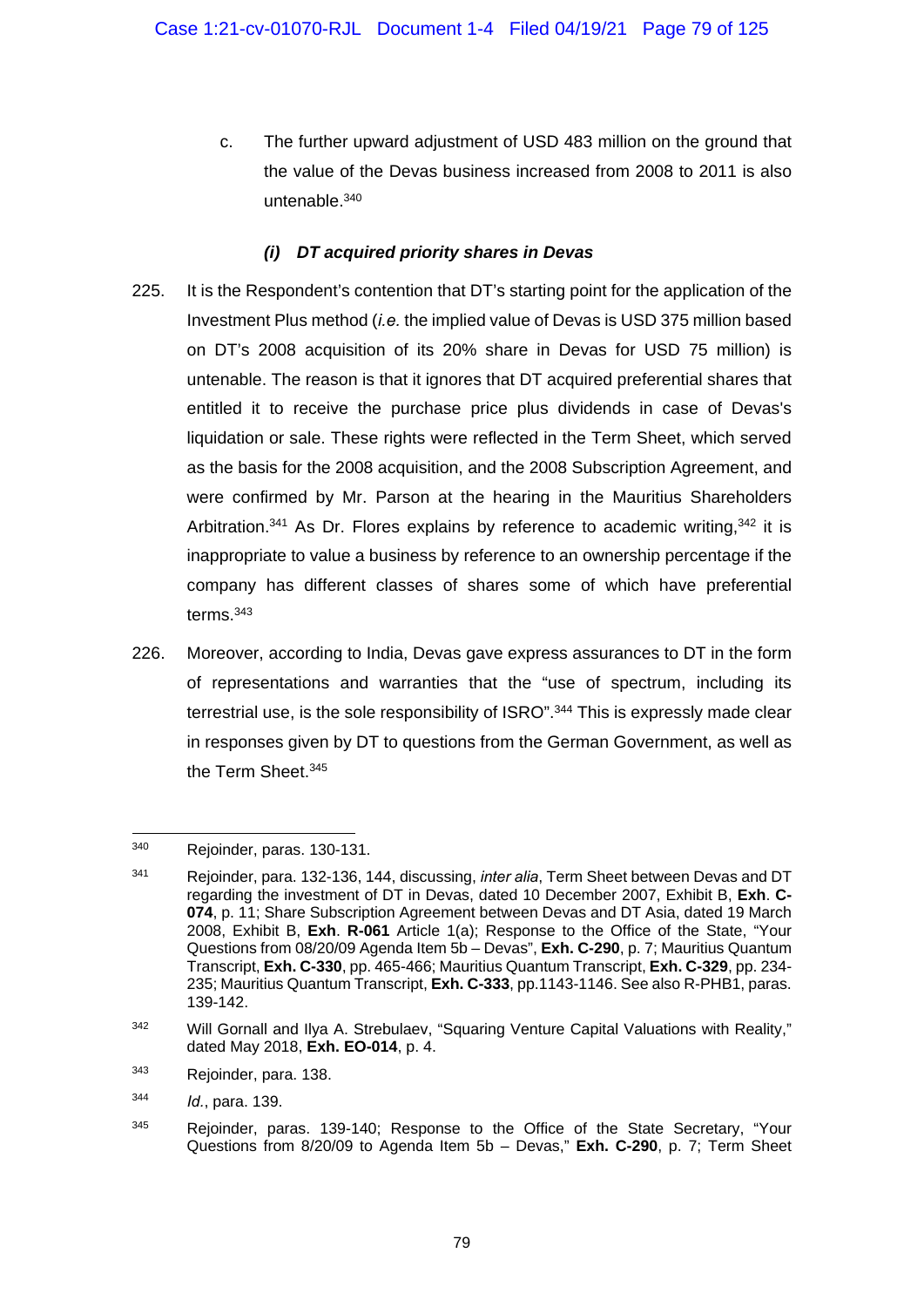c. The further upward adjustment of USD 483 million on the ground that the value of the Devas business increased from 2008 to 2011 is also untenable.[340]

***(i) DT acquired priority shares in Devas***

225. It is the Respondent's contention that DT's starting point for the application of the Investment Plus method (*i.e.* the implied value of Devas is USD 375 million based on DT's 2008 acquisition of its 20% share in Devas for USD 75 million) is untenable. The reason is that it ignores that DT acquired preferential shares that entitled it to receive the purchase price plus dividends in case of Devas's liquidation or sale. These rights were reflected in the Term Sheet, which served as the basis for the 2008 acquisition, and the 2008 Subscription Agreement, and were confirmed by Mr. Parson at the hearing in the Mauritius Shareholders Arbitration.[341] As Dr. Flores explains by reference to academic writing,[342] it is inappropriate to value a business by reference to an ownership percentage if the company has different classes of shares some of which have preferential terms.[343]

226. Moreover, according to India, Devas gave express assurances to DT in the form of representations and warranties that the "use of spectrum, including its terrestrial use, is the sole responsibility of ISRO".[344] This is expressly made clear in responses given by DT to questions from the German Government, as well as the Term Sheet.[345]

---

[340] Rejoinder, paras. 130-131.

[341] Rejoinder, para. 132-136, 144, discussing, *inter alia*, Term Sheet between Devas and DT regarding the investment of DT in Devas, dated 10 December 2007, Exhibit B, **Exh**. **C-074**, p. 11; Share Subscription Agreement between Devas and DT Asia, dated 19 March 2008, Exhibit B, **Exh**. **R-061** Article 1(a); Response to the Office of the State, "Your Questions from 08/20/09 Agenda Item 5b – Devas", **Exh. C-290**, p. 7; Mauritius Quantum Transcript, **Exh. C-330**, pp. 465-466; Mauritius Quantum Transcript, **Exh. C-329**, pp. 234-235; Mauritius Quantum Transcript, **Exh. C-333**, pp.1143-1146. See also R-PHB1, paras. 139-142.

[342] Will Gornall and Ilya A. Strebulaev, "Squaring Venture Capital Valuations with Reality," dated May 2018, **Exh. EO-014**, p. 4.

[343] Rejoinder, para. 138.

[344] *Id.*, para. 139.

[345] Rejoinder, paras. 139-140; Response to the Office of the State Secretary, "Your Questions from 8/20/09 to Agenda Item 5b – Devas," **Exh. C-290**, p. 7; Term Sheet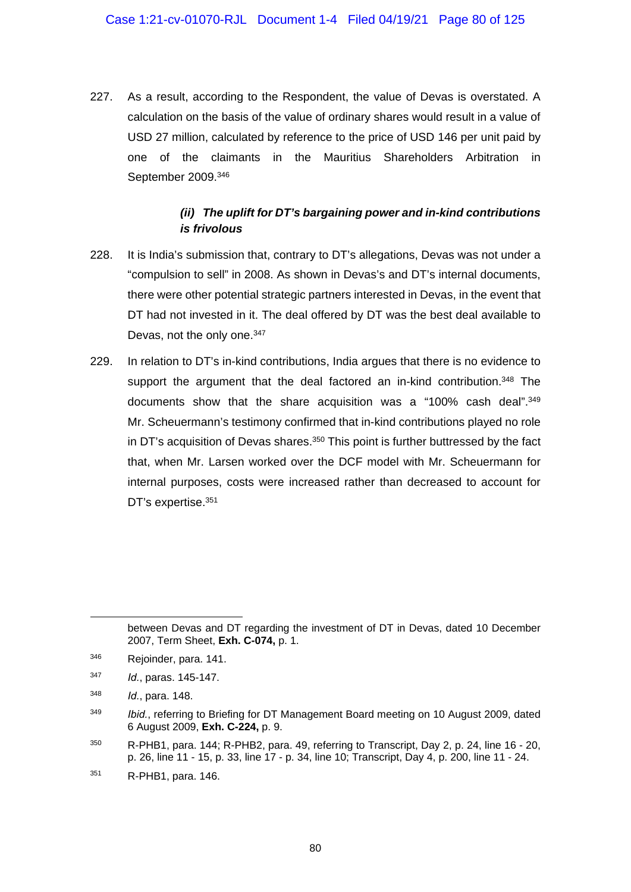227. As a result, according to the Respondent, the value of Devas is overstated. A calculation on the basis of the value of ordinary shares would result in a value of USD 27 million, calculated by reference to the price of USD 146 per unit paid by one of the claimants in the Mauritius Shareholders Arbitration in September 2009.[346]

### *(ii) The uplift for DT's bargaining power and in-kind contributions is frivolous*

228. It is India's submission that, contrary to DT's allegations, Devas was not under a "compulsion to sell" in 2008. As shown in Devas's and DT's internal documents, there were other potential strategic partners interested in Devas, in the event that DT had not invested in it. The deal offered by DT was the best deal available to Devas, not the only one.[347]

229. In relation to DT's in-kind contributions, India argues that there is no evidence to support the argument that the deal factored an in-kind contribution.[348] The documents show that the share acquisition was a "100% cash deal".[349] Mr. Scheuermann's testimony confirmed that in-kind contributions played no role in DT's acquisition of Devas shares.[350] This point is further buttressed by the fact that, when Mr. Larsen worked over the DCF model with Mr. Scheuermann for internal purposes, costs were increased rather than decreased to account for DT's expertise.[351]

---

between Devas and DT regarding the investment of DT in Devas, dated 10 December 2007, Term Sheet, **Exh. C-074,** p. 1.

[346] Rejoinder, para. 141.

[347] *Id.*, paras. 145-147.

[348] *Id.*, para. 148.

[349] *Ibid.*, referring to Briefing for DT Management Board meeting on 10 August 2009, dated 6 August 2009, **Exh. C-224,** p. 9.

[350] R-PHB1, para. 144; R-PHB2, para. 49, referring to Transcript, Day 2, p. 24, line 16 - 20, p. 26, line 11 - 15, p. 33, line 17 - p. 34, line 10; Transcript, Day 4, p. 200, line 11 - 24.

[351] R-PHB1, para. 146.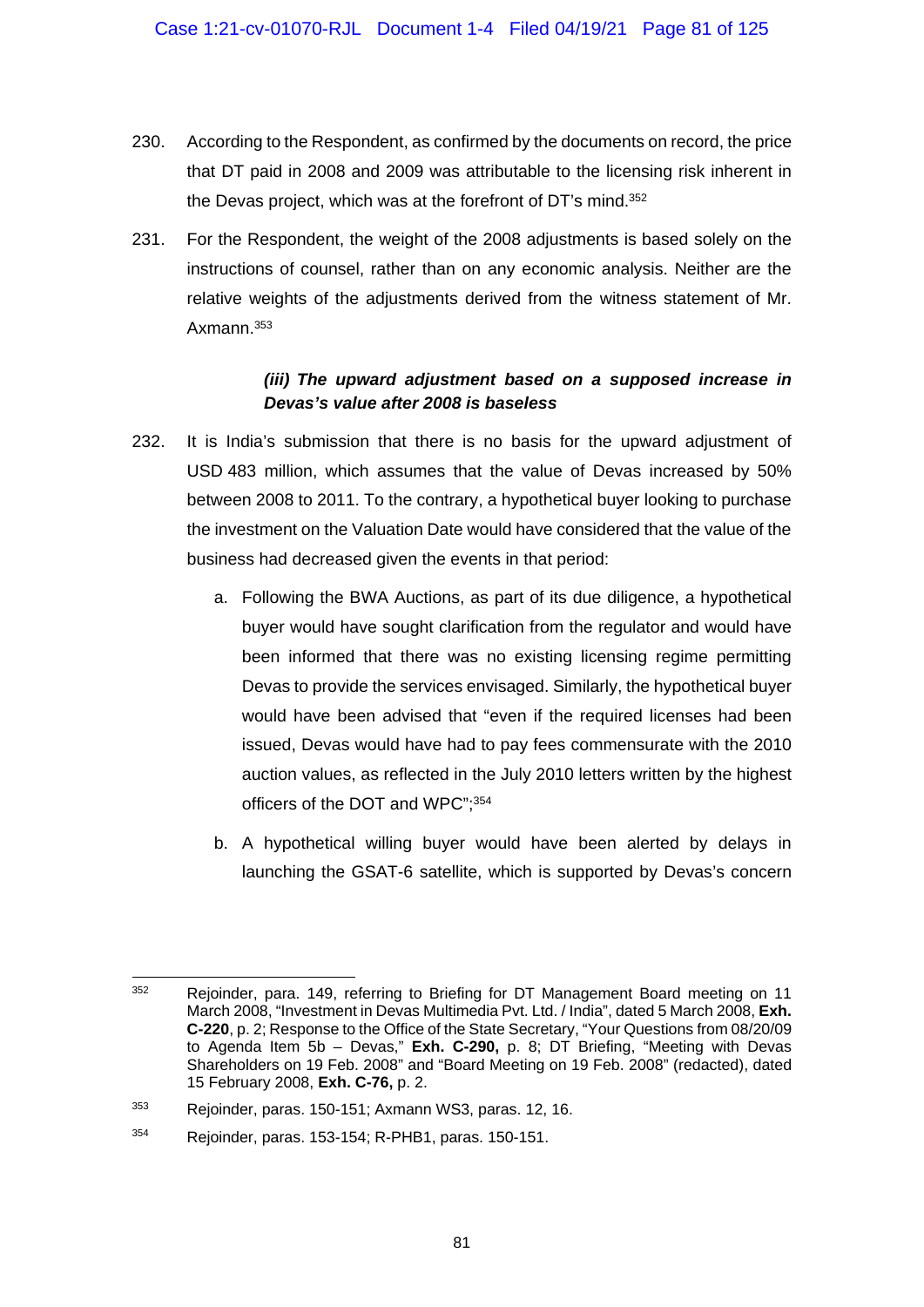230. According to the Respondent, as confirmed by the documents on record, the price that DT paid in 2008 and 2009 was attributable to the licensing risk inherent in the Devas project, which was at the forefront of DT's mind.[352]

231. For the Respondent, the weight of the 2008 adjustments is based solely on the instructions of counsel, rather than on any economic analysis. Neither are the relative weights of the adjustments derived from the witness statement of Mr. Axmann.[353]

#### *(iii) The upward adjustment based on a supposed increase in Devas's value after 2008 is baseless*

232. It is India's submission that there is no basis for the upward adjustment of USD 483 million, which assumes that the value of Devas increased by 50% between 2008 to 2011. To the contrary, a hypothetical buyer looking to purchase the investment on the Valuation Date would have considered that the value of the business had decreased given the events in that period:

   a. Following the BWA Auctions, as part of its due diligence, a hypothetical buyer would have sought clarification from the regulator and would have been informed that there was no existing licensing regime permitting Devas to provide the services envisaged. Similarly, the hypothetical buyer would have been advised that "even if the required licenses had been issued, Devas would have had to pay fees commensurate with the 2010 auction values, as reflected in the July 2010 letters written by the highest officers of the DOT and WPC";[354]

   b. A hypothetical willing buyer would have been alerted by delays in launching the GSAT-6 satellite, which is supported by Devas's concern

---

[352] Rejoinder, para. 149, referring to Briefing for DT Management Board meeting on 11 March 2008, "Investment in Devas Multimedia Pvt. Ltd. / India", dated 5 March 2008, **Exh. C-220**, p. 2; Response to the Office of the State Secretary, "Your Questions from 08/20/09 to Agenda Item 5b – Devas," **Exh. C-290,** p. 8; DT Briefing, "Meeting with Devas Shareholders on 19 Feb. 2008" and "Board Meeting on 19 Feb. 2008" (redacted), dated 15 February 2008, **Exh. C-76,** p. 2.

[353] Rejoinder, paras. 150-151; Axmann WS3, paras. 12, 16.

[354] Rejoinder, paras. 153-154; R-PHB1, paras. 150-151.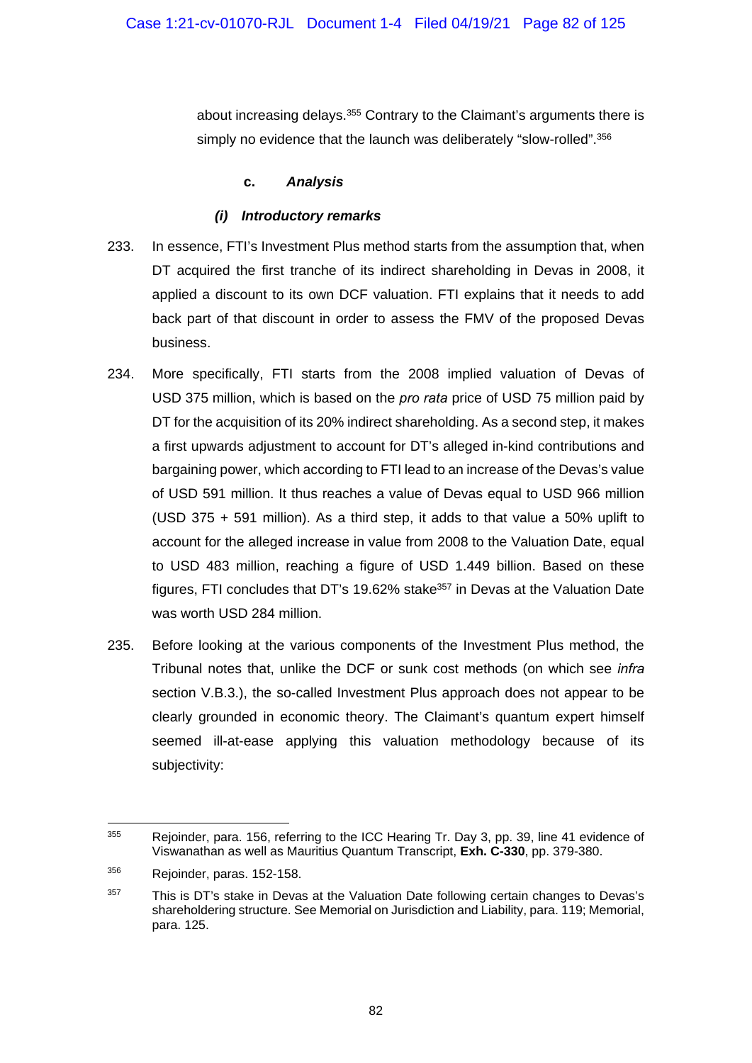about increasing delays.[355] Contrary to the Claimant's arguments there is simply no evidence that the launch was deliberately "slow-rolled".[356]

#### c. *Analysis*

##### *(i) Introductory remarks*

233. In essence, FTI's Investment Plus method starts from the assumption that, when DT acquired the first tranche of its indirect shareholding in Devas in 2008, it applied a discount to its own DCF valuation. FTI explains that it needs to add back part of that discount in order to assess the FMV of the proposed Devas business.

234. More specifically, FTI starts from the 2008 implied valuation of Devas of USD 375 million, which is based on the *pro rata* price of USD 75 million paid by DT for the acquisition of its 20% indirect shareholding. As a second step, it makes a first upwards adjustment to account for DT's alleged in-kind contributions and bargaining power, which according to FTI lead to an increase of the Devas's value of USD 591 million. It thus reaches a value of Devas equal to USD 966 million (USD 375 + 591 million). As a third step, it adds to that value a 50% uplift to account for the alleged increase in value from 2008 to the Valuation Date, equal to USD 483 million, reaching a figure of USD 1.449 billion. Based on these figures, FTI concludes that DT's 19.62% stake[357] in Devas at the Valuation Date was worth USD 284 million.

235. Before looking at the various components of the Investment Plus method, the Tribunal notes that, unlike the DCF or sunk cost methods (on which see *infra* section V.B.3.), the so-called Investment Plus approach does not appear to be clearly grounded in economic theory. The Claimant's quantum expert himself seemed ill-at-ease applying this valuation methodology because of its subjectivity:

---

[355] Rejoinder, para. 156, referring to the ICC Hearing Tr. Day 3, pp. 39, line 41 evidence of Viswanathan as well as Mauritius Quantum Transcript, **Exh. C-330**, pp. 379-380.

[356] Rejoinder, paras. 152-158.

[357] This is DT's stake in Devas at the Valuation Date following certain changes to Devas's shareholdering structure. See Memorial on Jurisdiction and Liability, para. 119; Memorial, para. 125.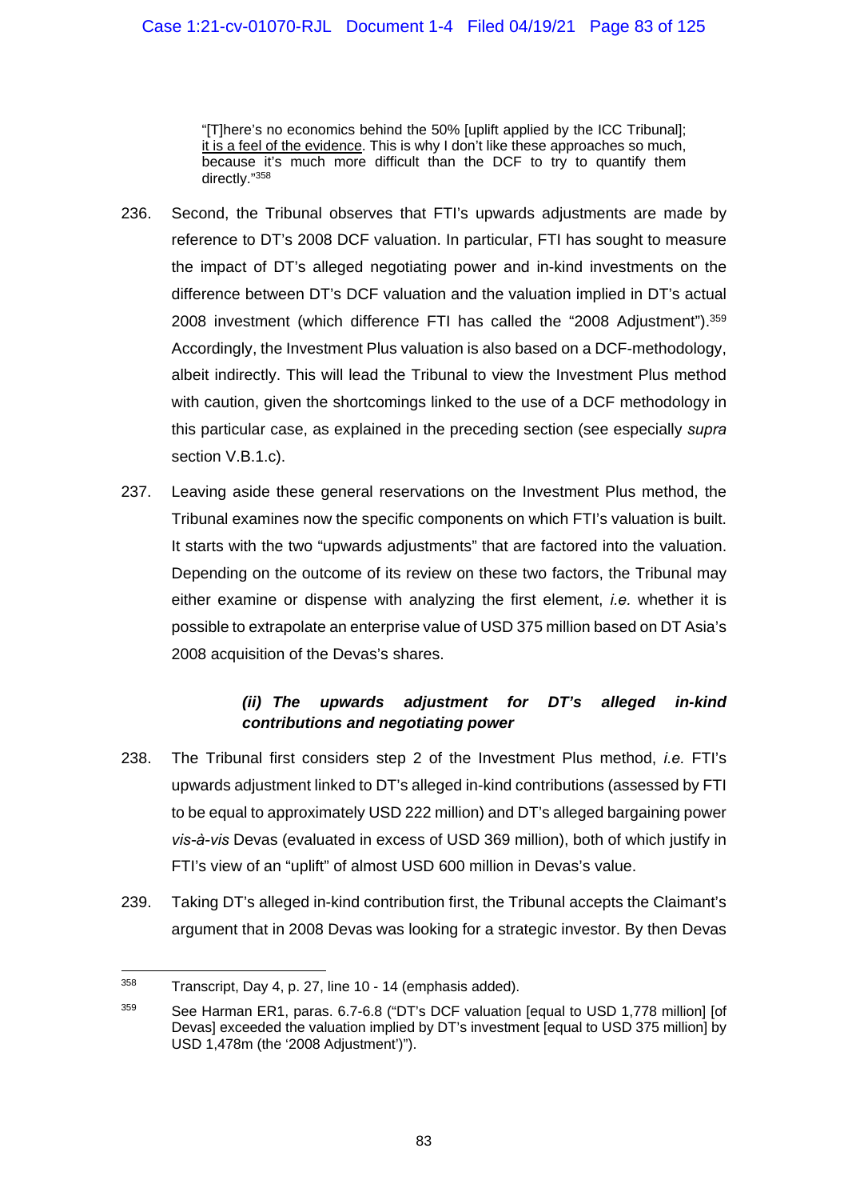> "[T]here's no economics behind the 50% [uplift applied by the ICC Tribunal]; <u>it is a feel of the evidence</u>. This is why I don't like these approaches so much, because it's much more difficult than the DCF to try to quantify them directly."[358]

236. Second, the Tribunal observes that FTI's upwards adjustments are made by reference to DT's 2008 DCF valuation. In particular, FTI has sought to measure the impact of DT's alleged negotiating power and in-kind investments on the difference between DT's DCF valuation and the valuation implied in DT's actual 2008 investment (which difference FTI has called the "2008 Adjustment").[359] Accordingly, the Investment Plus valuation is also based on a DCF-methodology, albeit indirectly. This will lead the Tribunal to view the Investment Plus method with caution, given the shortcomings linked to the use of a DCF methodology in this particular case, as explained in the preceding section (see especially *supra* section V.B.1.c).

237. Leaving aside these general reservations on the Investment Plus method, the Tribunal examines now the specific components on which FTI's valuation is built. It starts with the two "upwards adjustments" that are factored into the valuation. Depending on the outcome of its review on these two factors, the Tribunal may either examine or dispense with analyzing the first element, *i.e.* whether it is possible to extrapolate an enterprise value of USD 375 million based on DT Asia's 2008 acquisition of the Devas's shares.

#### *(ii) The upwards adjustment for DT's alleged in-kind contributions and negotiating power*

238. The Tribunal first considers step 2 of the Investment Plus method, *i.e.* FTI's upwards adjustment linked to DT's alleged in-kind contributions (assessed by FTI to be equal to approximately USD 222 million) and DT's alleged bargaining power *vis-à-vis* Devas (evaluated in excess of USD 369 million), both of which justify in FTI's view of an "uplift" of almost USD 600 million in Devas's value.

239. Taking DT's alleged in-kind contribution first, the Tribunal accepts the Claimant's argument that in 2008 Devas was looking for a strategic investor. By then Devas

---

[358] Transcript, Day 4, p. 27, line 10 - 14 (emphasis added).

[359] See Harman ER1, paras. 6.7-6.8 ("DT's DCF valuation [equal to USD 1,778 million] [of Devas] exceeded the valuation implied by DT's investment [equal to USD 375 million] by USD 1,478m (the '2008 Adjustment')").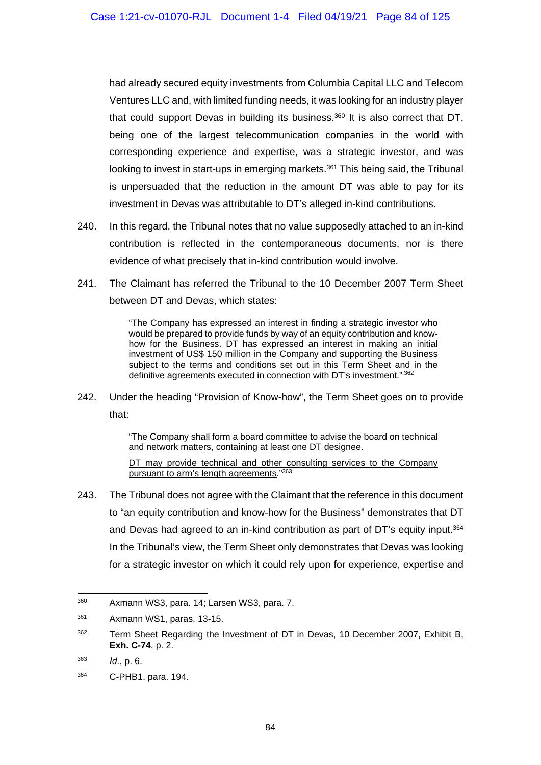had already secured equity investments from Columbia Capital LLC and Telecom Ventures LLC and, with limited funding needs, it was looking for an industry player that could support Devas in building its business.[360] It is also correct that DT, being one of the largest telecommunication companies in the world with corresponding experience and expertise, was a strategic investor, and was looking to invest in start-ups in emerging markets.[361] This being said, the Tribunal is unpersuaded that the reduction in the amount DT was able to pay for its investment in Devas was attributable to DT's alleged in-kind contributions.

240. In this regard, the Tribunal notes that no value supposedly attached to an in-kind contribution is reflected in the contemporaneous documents, nor is there evidence of what precisely that in-kind contribution would involve.

241. The Claimant has referred the Tribunal to the 10 December 2007 Term Sheet between DT and Devas, which states:

> "The Company has expressed an interest in finding a strategic investor who would be prepared to provide funds by way of an equity contribution and know-how for the Business. DT has expressed an interest in making an initial investment of US$ 150 million in the Company and supporting the Business subject to the terms and conditions set out in this Term Sheet and in the definitive agreements executed in connection with DT's investment." [362]

242. Under the heading "Provision of Know-how", the Term Sheet goes on to provide that:

> "The Company shall form a board committee to advise the board on technical and network matters, containing at least one DT designee.
>
> <u>DT may provide technical and other consulting services to the Company pursuant to arm's length agreements</u>."[363]

243. The Tribunal does not agree with the Claimant that the reference in this document to "an equity contribution and know-how for the Business" demonstrates that DT and Devas had agreed to an in-kind contribution as part of DT's equity input.[364] In the Tribunal's view, the Term Sheet only demonstrates that Devas was looking for a strategic investor on which it could rely upon for experience, expertise and

---

[360] Axmann WS3, para. 14; Larsen WS3, para. 7.

[361] Axmann WS1, paras. 13-15.

[362] Term Sheet Regarding the Investment of DT in Devas, 10 December 2007, Exhibit B, **Exh. C-74**, p. 2.

[363] *Id.*, p. 6.

[364] C-PHB1, para. 194.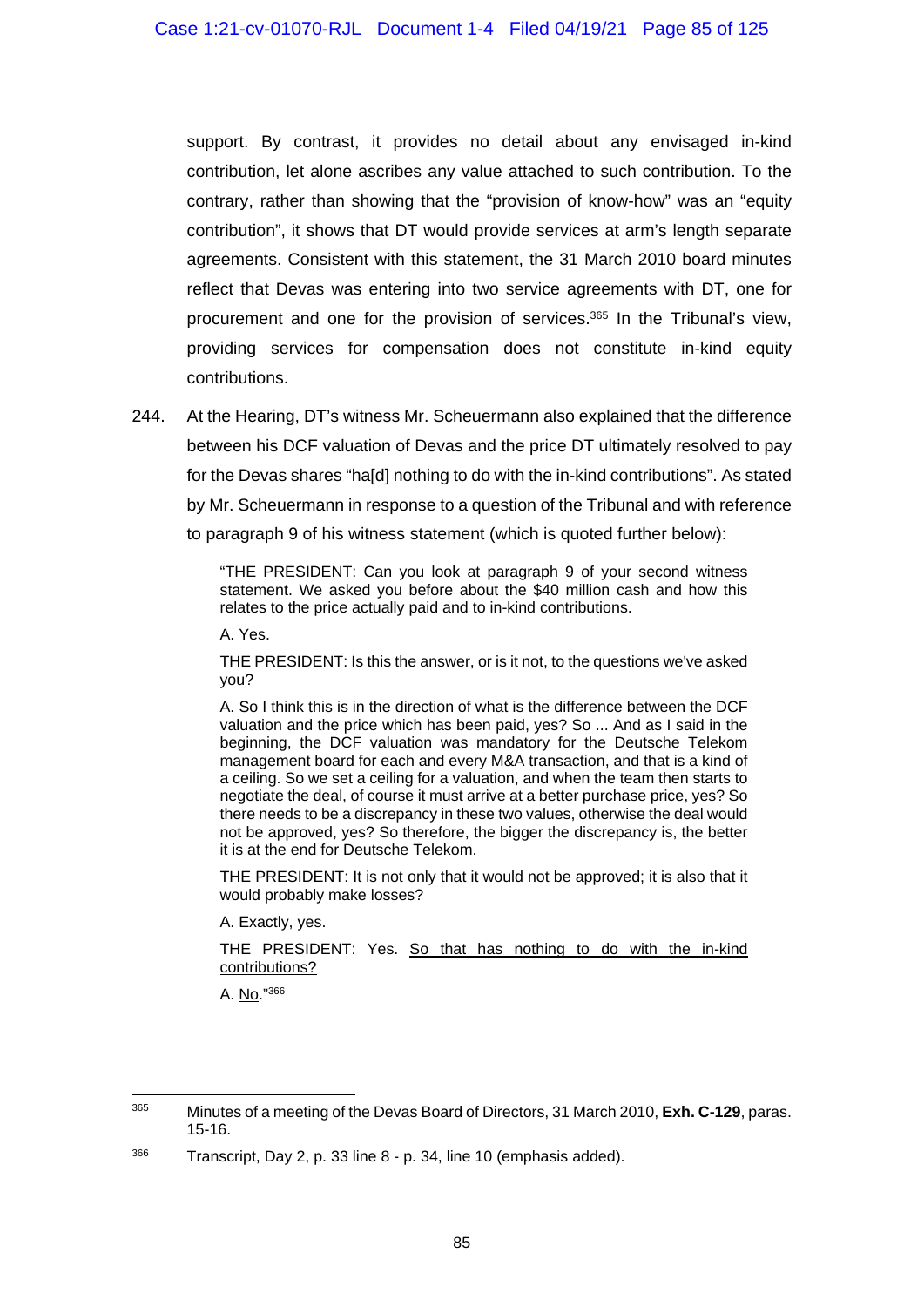support. By contrast, it provides no detail about any envisaged in-kind contribution, let alone ascribes any value attached to such contribution. To the contrary, rather than showing that the "provision of know-how" was an "equity contribution", it shows that DT would provide services at arm's length separate agreements. Consistent with this statement, the 31 March 2010 board minutes reflect that Devas was entering into two service agreements with DT, one for procurement and one for the provision of services.[365] In the Tribunal's view, providing services for compensation does not constitute in-kind equity contributions.

244. At the Hearing, DT's witness Mr. Scheuermann also explained that the difference between his DCF valuation of Devas and the price DT ultimately resolved to pay for the Devas shares "ha[d] nothing to do with the in-kind contributions". As stated by Mr. Scheuermann in response to a question of the Tribunal and with reference to paragraph 9 of his witness statement (which is quoted further below):

> "THE PRESIDENT: Can you look at paragraph 9 of your second witness statement. We asked you before about the $40 million cash and how this relates to the price actually paid and to in-kind contributions.
>
> A. Yes.
>
> THE PRESIDENT: Is this the answer, or is it not, to the questions we've asked you?
>
> A. So I think this is in the direction of what is the difference between the DCF valuation and the price which has been paid, yes? So ... And as I said in the beginning, the DCF valuation was mandatory for the Deutsche Telekom management board for each and every M&A transaction, and that is a kind of a ceiling. So we set a ceiling for a valuation, and when the team then starts to negotiate the deal, of course it must arrive at a better purchase price, yes? So there needs to be a discrepancy in these two values, otherwise the deal would not be approved, yes? So therefore, the bigger the discrepancy is, the better it is at the end for Deutsche Telekom.
>
> THE PRESIDENT: It is not only that it would not be approved; it is also that it would probably make losses?
>
> A. Exactly, yes.
>
> THE PRESIDENT: Yes. <u>So that has nothing to do with the in-kind contributions?</u>
>
> A. <u>No</u>."[366]

---

[365] Minutes of a meeting of the Devas Board of Directors, 31 March 2010, **Exh. C-129**, paras. 15-16.

[366] Transcript, Day 2, p. 33 line 8 - p. 34, line 10 (emphasis added).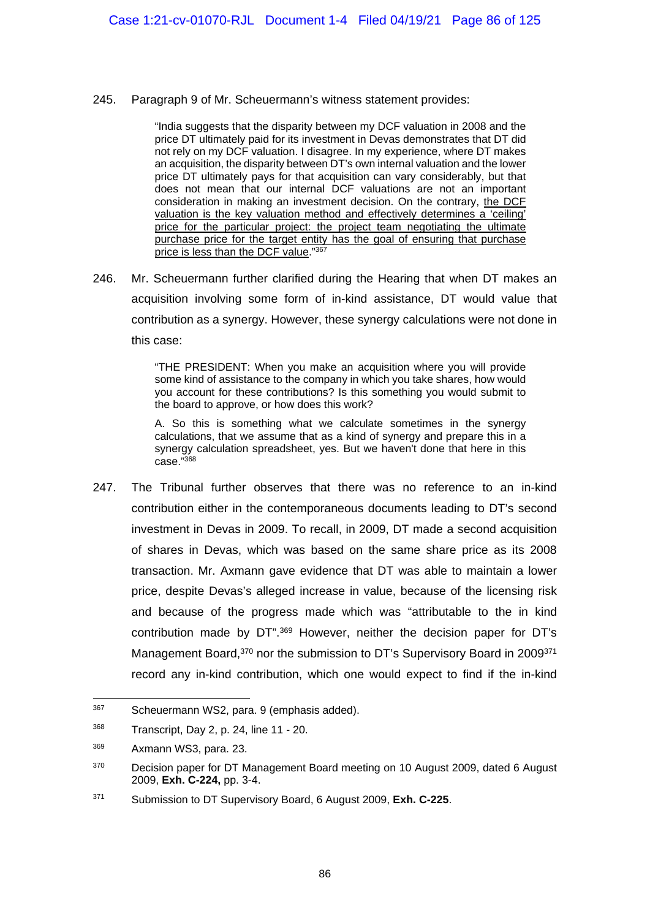245. Paragraph 9 of Mr. Scheuermann's witness statement provides:

> "India suggests that the disparity between my DCF valuation in 2008 and the price DT ultimately paid for its investment in Devas demonstrates that DT did not rely on my DCF valuation. I disagree. In my experience, where DT makes an acquisition, the disparity between DT's own internal valuation and the lower price DT ultimately pays for that acquisition can vary considerably, but that does not mean that our internal DCF valuations are not an important consideration in making an investment decision. On the contrary, <u>the DCF valuation is the key valuation method and effectively determines a 'ceiling' price for the particular project: the project team negotiating the ultimate purchase price for the target entity has the goal of ensuring that purchase price is less than the DCF value</u>."[367]

246. Mr. Scheuermann further clarified during the Hearing that when DT makes an acquisition involving some form of in-kind assistance, DT would value that contribution as a synergy. However, these synergy calculations were not done in this case:

> "THE PRESIDENT: When you make an acquisition where you will provide some kind of assistance to the company in which you take shares, how would you account for these contributions? Is this something you would submit to the board to approve, or how does this work?
>
> A. So this is something what we calculate sometimes in the synergy calculations, that we assume that as a kind of synergy and prepare this in a synergy calculation spreadsheet, yes. But we haven't done that here in this case."[368]

247. The Tribunal further observes that there was no reference to an in-kind contribution either in the contemporaneous documents leading to DT's second investment in Devas in 2009. To recall, in 2009, DT made a second acquisition of shares in Devas, which was based on the same share price as its 2008 transaction. Mr. Axmann gave evidence that DT was able to maintain a lower price, despite Devas's alleged increase in value, because of the licensing risk and because of the progress made which was "attributable to the in kind contribution made by DT".[369] However, neither the decision paper for DT's Management Board,[370] nor the submission to DT's Supervisory Board in 2009[371] record any in-kind contribution, which one would expect to find if the in-kind

---

[367] Scheuermann WS2, para. 9 (emphasis added).

[368] Transcript, Day 2, p. 24, line 11 - 20.

[369] Axmann WS3, para. 23.

[370] Decision paper for DT Management Board meeting on 10 August 2009, dated 6 August 2009, **Exh. C-224,** pp. 3-4.

[371] Submission to DT Supervisory Board, 6 August 2009, **Exh. C-225**.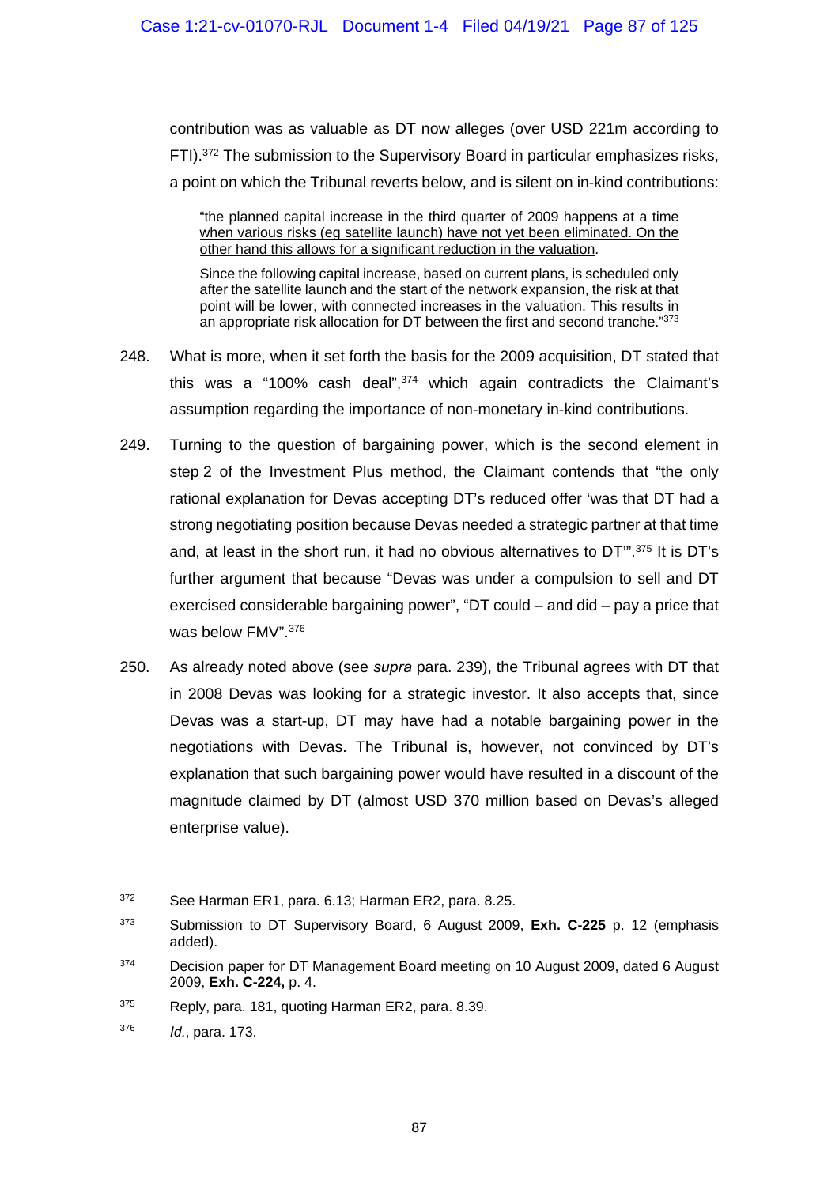contribution was as valuable as DT now alleges (over USD 221m according to FTI).[372] The submission to the Supervisory Board in particular emphasizes risks, a point on which the Tribunal reverts below, and is silent on in-kind contributions:

> "the planned capital increase in the third quarter of 2009 happens at a time <u>when various risks (eg satellite launch) have not yet been eliminated. On the other hand this allows for a significant reduction in the valuation</u>.
>
> Since the following capital increase, based on current plans, is scheduled only after the satellite launch and the start of the network expansion, the risk at that point will be lower, with connected increases in the valuation. This results in an appropriate risk allocation for DT between the first and second tranche."[373]

248. What is more, when it set forth the basis for the 2009 acquisition, DT stated that this was a "100% cash deal",[374] which again contradicts the Claimant's assumption regarding the importance of non-monetary in-kind contributions.

249. Turning to the question of bargaining power, which is the second element in step 2 of the Investment Plus method, the Claimant contends that "the only rational explanation for Devas accepting DT's reduced offer 'was that DT had a strong negotiating position because Devas needed a strategic partner at that time and, at least in the short run, it had no obvious alternatives to DT'".[375] It is DT's further argument that because "Devas was under a compulsion to sell and DT exercised considerable bargaining power", "DT could – and did – pay a price that was below FMV".[376]

250. As already noted above (see *supra* para. 239), the Tribunal agrees with DT that in 2008 Devas was looking for a strategic investor. It also accepts that, since Devas was a start-up, DT may have had a notable bargaining power in the negotiations with Devas. The Tribunal is, however, not convinced by DT's explanation that such bargaining power would have resulted in a discount of the magnitude claimed by DT (almost USD 370 million based on Devas's alleged enterprise value).

---

[372] See Harman ER1, para. 6.13; Harman ER2, para. 8.25.

[373] Submission to DT Supervisory Board, 6 August 2009, **Exh. C-225** p. 12 (emphasis added).

[374] Decision paper for DT Management Board meeting on 10 August 2009, dated 6 August 2009, **Exh. C-224,** p. 4.

[375] Reply, para. 181, quoting Harman ER2, para. 8.39.

[376] *Id.*, para. 173.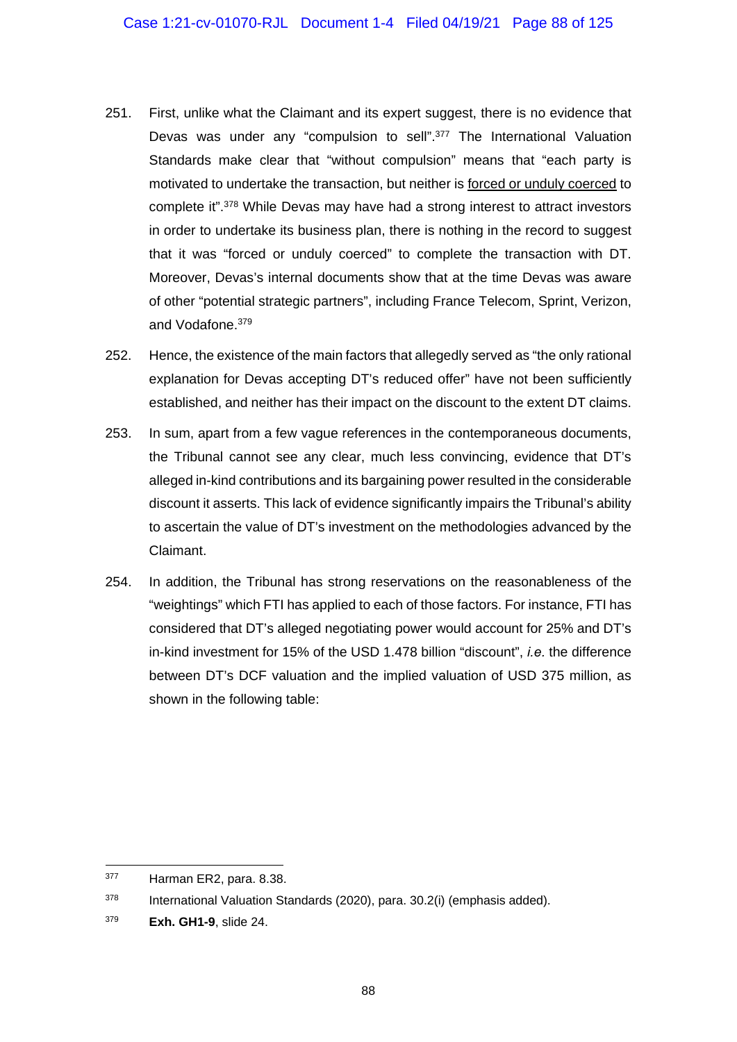251. First, unlike what the Claimant and its expert suggest, there is no evidence that Devas was under any "compulsion to sell".[377] The International Valuation Standards make clear that "without compulsion" means that "each party is motivated to undertake the transaction, but neither is <u>forced or unduly coerced</u> to complete it".[378] While Devas may have had a strong interest to attract investors in order to undertake its business plan, there is nothing in the record to suggest that it was "forced or unduly coerced" to complete the transaction with DT. Moreover, Devas's internal documents show that at the time Devas was aware of other "potential strategic partners", including France Telecom, Sprint, Verizon, and Vodafone.[379]

252. Hence, the existence of the main factors that allegedly served as "the only rational explanation for Devas accepting DT's reduced offer" have not been sufficiently established, and neither has their impact on the discount to the extent DT claims.

253. In sum, apart from a few vague references in the contemporaneous documents, the Tribunal cannot see any clear, much less convincing, evidence that DT's alleged in-kind contributions and its bargaining power resulted in the considerable discount it asserts. This lack of evidence significantly impairs the Tribunal's ability to ascertain the value of DT's investment on the methodologies advanced by the Claimant.

254. In addition, the Tribunal has strong reservations on the reasonableness of the "weightings" which FTI has applied to each of those factors. For instance, FTI has considered that DT's alleged negotiating power would account for 25% and DT's in-kind investment for 15% of the USD 1.478 billion "discount", *i.e.* the difference between DT's DCF valuation and the implied valuation of USD 375 million, as shown in the following table:

---

[377] Harman ER2, para. 8.38.

[378] International Valuation Standards (2020), para. 30.2(i) (emphasis added).

[379] **Exh. GH1-9**, slide 24.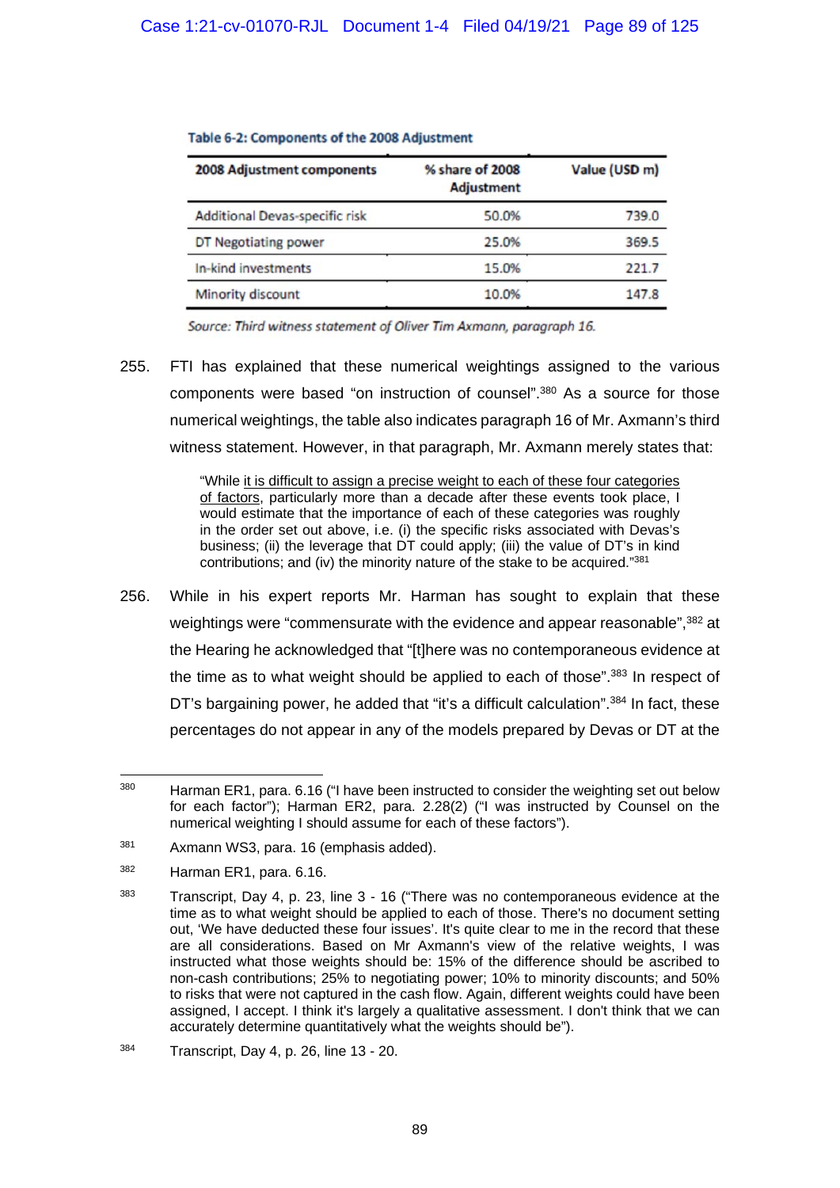**Table 6-2: Components of the 2008 Adjustment**

| 2008 Adjustment components | % share of 2008 Adjustment | Value (USD m) |
|---|---|---|
| Additional Devas-specific risk | 50.0% | 739.0 |
| DT Negotiating power | 25.0% | 369.5 |
| In-kind investments | 15.0% | 221.7 |
| Minority discount | 10.0% | 147.8 |

*Source: Third witness statement of Oliver Tim Axmann, paragraph 16.*

255. FTI has explained that these numerical weightings assigned to the various components were based "on instruction of counsel".[380] As a source for those numerical weightings, the table also indicates paragraph 16 of Mr. Axmann's third witness statement. However, in that paragraph, Mr. Axmann merely states that:

> "While it is difficult to assign a precise weight to each of these four categories of factors, particularly more than a decade after these events took place, I would estimate that the importance of each of these categories was roughly in the order set out above, i.e. (i) the specific risks associated with Devas's business; (ii) the leverage that DT could apply; (iii) the value of DT's in kind contributions; and (iv) the minority nature of the stake to be acquired."[381]

256. While in his expert reports Mr. Harman has sought to explain that these weightings were "commensurate with the evidence and appear reasonable",[382] at the Hearing he acknowledged that "[t]here was no contemporaneous evidence at the time as to what weight should be applied to each of those".[383] In respect of DT's bargaining power, he added that "it's a difficult calculation".[384] In fact, these percentages do not appear in any of the models prepared by Devas or DT at the

---

[380] Harman ER1, para. 6.16 ("I have been instructed to consider the weighting set out below for each factor"); Harman ER2, para. 2.28(2) ("I was instructed by Counsel on the numerical weighting I should assume for each of these factors").

[381] Axmann WS3, para. 16 (emphasis added).

[382] Harman ER1, para. 6.16.

[383] Transcript, Day 4, p. 23, line 3 - 16 ("There was no contemporaneous evidence at the time as to what weight should be applied to each of those. There's no document setting out, 'We have deducted these four issues'. It's quite clear to me in the record that these are all considerations. Based on Mr Axmann's view of the relative weights, I was instructed what those weights should be: 15% of the difference should be ascribed to non-cash contributions; 25% to negotiating power; 10% to minority discounts; and 50% to risks that were not captured in the cash flow. Again, different weights could have been assigned, I accept. I think it's largely a qualitative assessment. I don't think that we can accurately determine quantitatively what the weights should be").

[384] Transcript, Day 4, p. 26, line 13 - 20.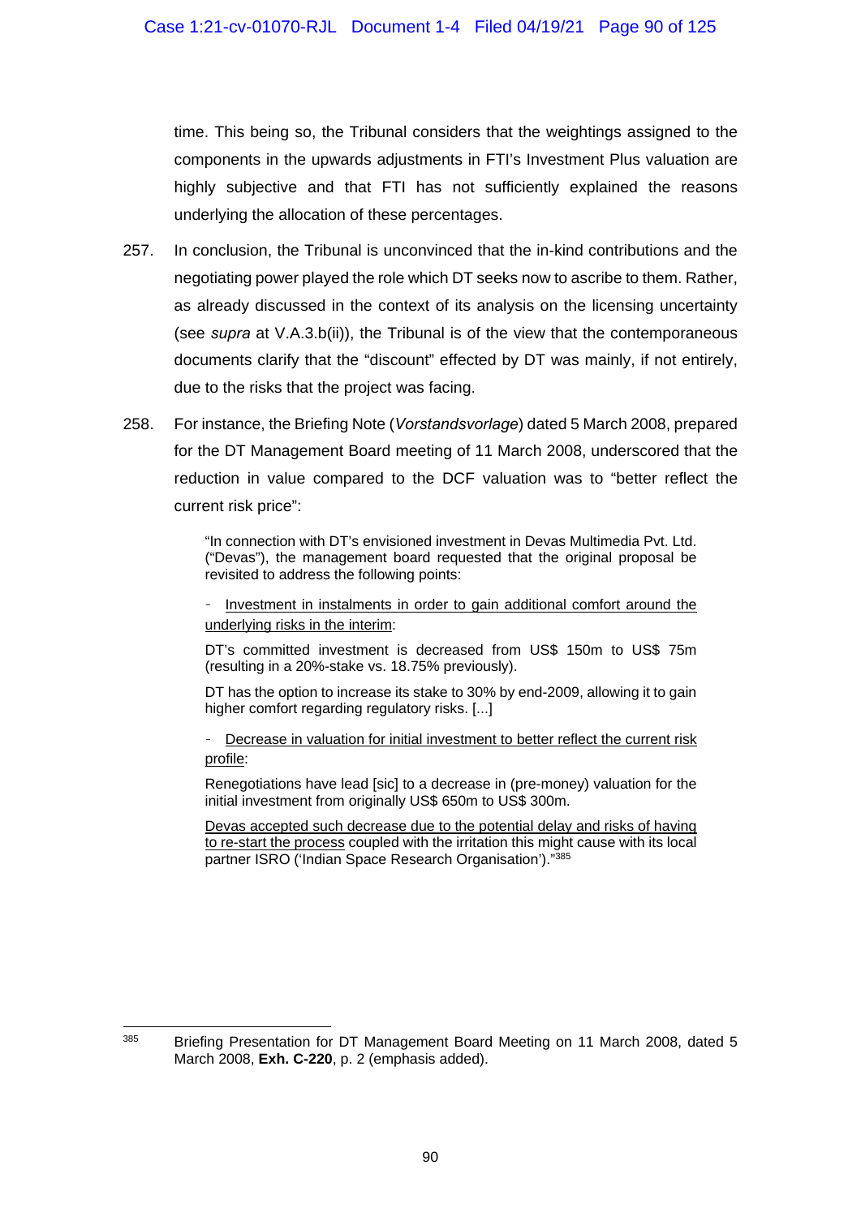time. This being so, the Tribunal considers that the weightings assigned to the components in the upwards adjustments in FTI's Investment Plus valuation are highly subjective and that FTI has not sufficiently explained the reasons underlying the allocation of these percentages.

257. In conclusion, the Tribunal is unconvinced that the in-kind contributions and the negotiating power played the role which DT seeks now to ascribe to them. Rather, as already discussed in the context of its analysis on the licensing uncertainty (see *supra* at V.A.3.b(ii)), the Tribunal is of the view that the contemporaneous documents clarify that the "discount" effected by DT was mainly, if not entirely, due to the risks that the project was facing.

258. For instance, the Briefing Note (*Vorstandsvorlage*) dated 5 March 2008, prepared for the DT Management Board meeting of 11 March 2008, underscored that the reduction in value compared to the DCF valuation was to "better reflect the current risk price":

> "In connection with DT's envisioned investment in Devas Multimedia Pvt. Ltd. ("Devas"), the management board requested that the original proposal be revisited to address the following points:
>
> - <u>Investment in instalments in order to gain additional comfort around the underlying risks in the interim</u>:
>
> DT's committed investment is decreased from US$ 150m to US$ 75m (resulting in a 20%-stake vs. 18.75% previously).
>
> DT has the option to increase its stake to 30% by end-2009, allowing it to gain higher comfort regarding regulatory risks. [...]
>
> - <u>Decrease in valuation for initial investment to better reflect the current risk profile</u>:
>
> Renegotiations have lead [sic] to a decrease in (pre-money) valuation for the initial investment from originally US$ 650m to US$ 300m.
>
> <u>Devas accepted such decrease due to the potential delay and risks of having to re-start the process</u> coupled with the irritation this might cause with its local partner ISRO ('Indian Space Research Organisation')."[385]

---

[385] Briefing Presentation for DT Management Board Meeting on 11 March 2008, dated 5 March 2008, **Exh. C-220**, p. 2 (emphasis added).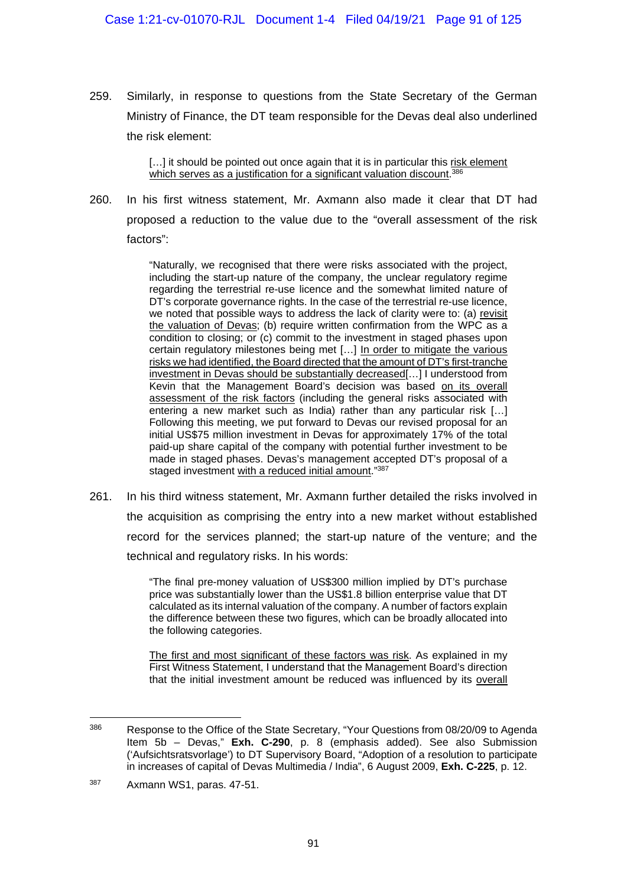259. Similarly, in response to questions from the State Secretary of the German Ministry of Finance, the DT team responsible for the Devas deal also underlined the risk element:

> […] it should be pointed out once again that it is in particular this risk element which serves as a justification for a significant valuation discount.[386]

260. In his first witness statement, Mr. Axmann also made it clear that DT had proposed a reduction to the value due to the "overall assessment of the risk factors":

> "Naturally, we recognised that there were risks associated with the project, including the start-up nature of the company, the unclear regulatory regime regarding the terrestrial re-use licence and the somewhat limited nature of DT's corporate governance rights. In the case of the terrestrial re-use licence, we noted that possible ways to address the lack of clarity were to: (a) revisit the valuation of Devas; (b) require written confirmation from the WPC as a condition to closing; or (c) commit to the investment in staged phases upon certain regulatory milestones being met […] In order to mitigate the various risks we had identified, the Board directed that the amount of DT's first-tranche investment in Devas should be substantially decreased[…] I understood from Kevin that the Management Board's decision was based on its overall assessment of the risk factors (including the general risks associated with entering a new market such as India) rather than any particular risk […] Following this meeting, we put forward to Devas our revised proposal for an initial US\$75 million investment in Devas for approximately 17% of the total paid-up share capital of the company with potential further investment to be made in staged phases. Devas's management accepted DT's proposal of a staged investment with a reduced initial amount."[387]

261. In his third witness statement, Mr. Axmann further detailed the risks involved in the acquisition as comprising the entry into a new market without established record for the services planned; the start-up nature of the venture; and the technical and regulatory risks. In his words:

> "The final pre-money valuation of US\$300 million implied by DT's purchase price was substantially lower than the US\$1.8 billion enterprise value that DT calculated as its internal valuation of the company. A number of factors explain the difference between these two figures, which can be broadly allocated into the following categories.
>
> The first and most significant of these factors was risk. As explained in my First Witness Statement, I understand that the Management Board's direction that the initial investment amount be reduced was influenced by its overall

---

[386] Response to the Office of the State Secretary, "Your Questions from 08/20/09 to Agenda Item 5b – Devas," **Exh. C-290**, p. 8 (emphasis added). See also Submission ('Aufsichtsratsvorlage') to DT Supervisory Board, "Adoption of a resolution to participate in increases of capital of Devas Multimedia / India", 6 August 2009, **Exh. C-225**, p. 12.

[387] Axmann WS1, paras. 47-51.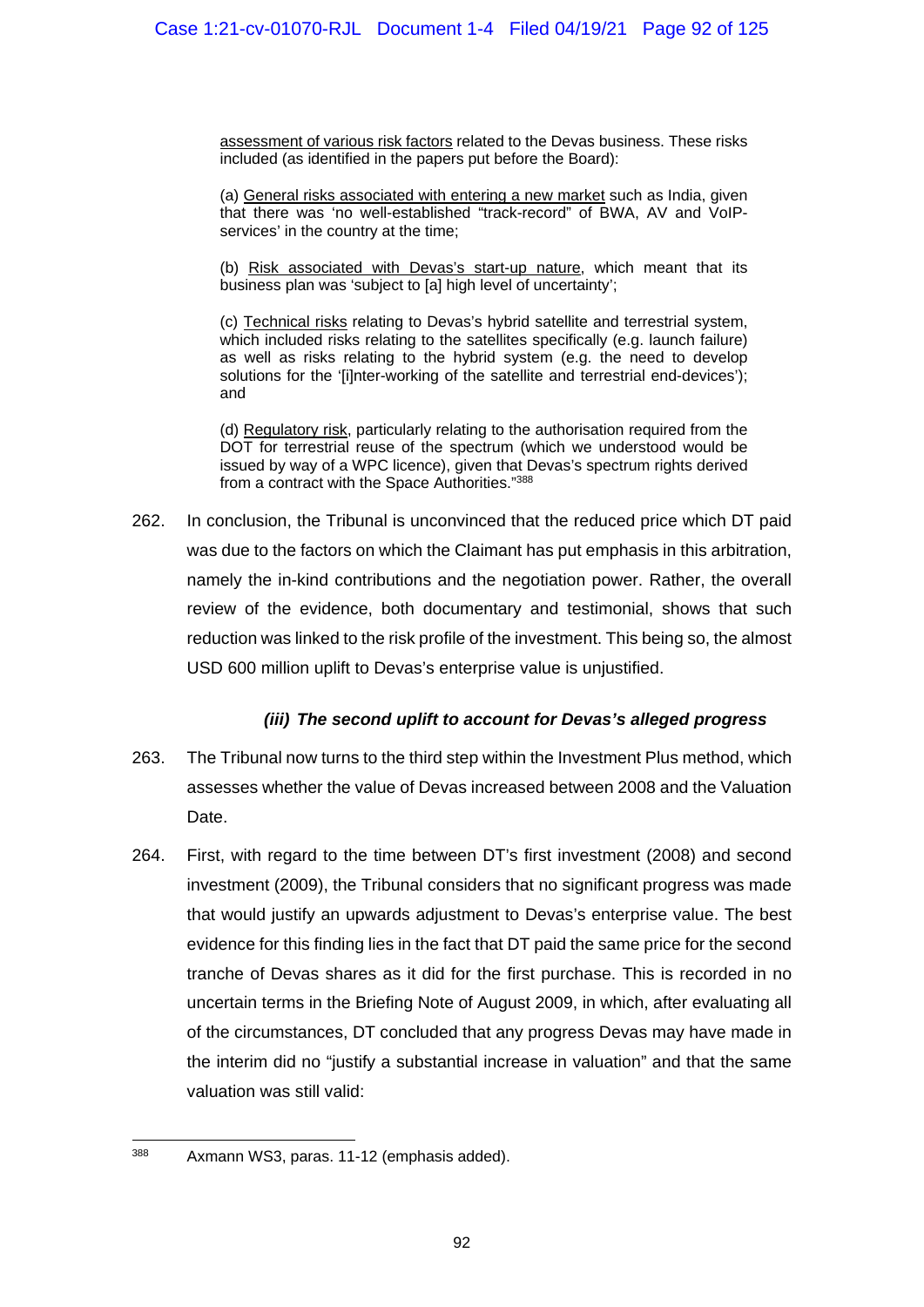assessment of various risk factors related to the Devas business. These risks included (as identified in the papers put before the Board):

(a) General risks associated with entering a new market such as India, given that there was 'no well-established "track-record" of BWA, AV and VoIP-services' in the country at the time;

(b) Risk associated with Devas's start-up nature, which meant that its business plan was 'subject to [a] high level of uncertainty';

(c) Technical risks relating to Devas's hybrid satellite and terrestrial system, which included risks relating to the satellites specifically (e.g. launch failure) as well as risks relating to the hybrid system (e.g. the need to develop solutions for the '[i]nter-working of the satellite and terrestrial end-devices'); and

(d) Regulatory risk, particularly relating to the authorisation required from the DOT for terrestrial reuse of the spectrum (which we understood would be issued by way of a WPC licence), given that Devas's spectrum rights derived from a contract with the Space Authorities."[388]

262. In conclusion, the Tribunal is unconvinced that the reduced price which DT paid was due to the factors on which the Claimant has put emphasis in this arbitration, namely the in-kind contributions and the negotiation power. Rather, the overall review of the evidence, both documentary and testimonial, shows that such reduction was linked to the risk profile of the investment. This being so, the almost USD 600 million uplift to Devas's enterprise value is unjustified.

#### *(iii) The second uplift to account for Devas's alleged progress*

263. The Tribunal now turns to the third step within the Investment Plus method, which assesses whether the value of Devas increased between 2008 and the Valuation Date.

264. First, with regard to the time between DT's first investment (2008) and second investment (2009), the Tribunal considers that no significant progress was made that would justify an upwards adjustment to Devas's enterprise value. The best evidence for this finding lies in the fact that DT paid the same price for the second tranche of Devas shares as it did for the first purchase. This is recorded in no uncertain terms in the Briefing Note of August 2009, in which, after evaluating all of the circumstances, DT concluded that any progress Devas may have made in the interim did no "justify a substantial increase in valuation" and that the same valuation was still valid:

---

[388] Axmann WS3, paras. 11-12 (emphasis added).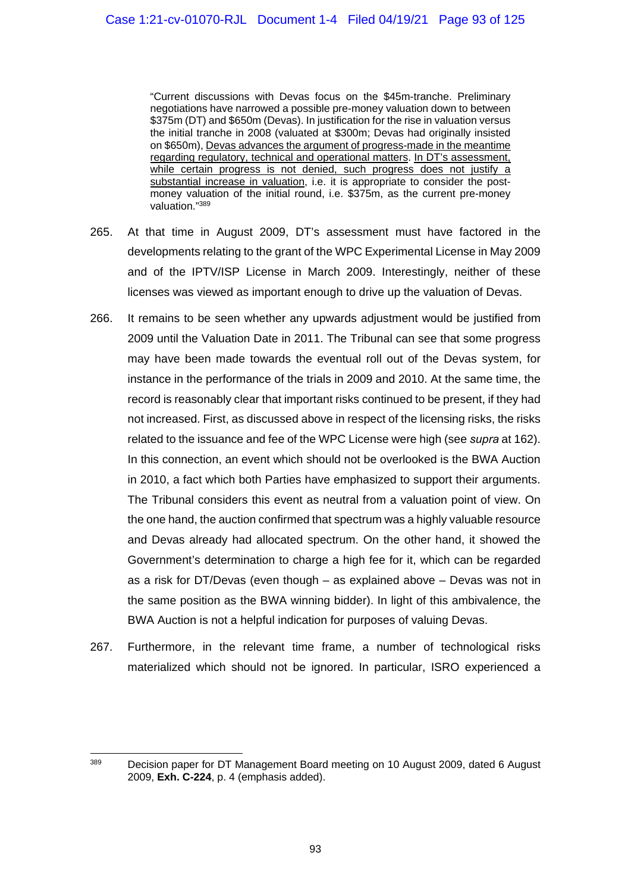> "Current discussions with Devas focus on the $45m-tranche. Preliminary negotiations have narrowed a possible pre-money valuation down to between $375m (DT) and $650m (Devas). In justification for the rise in valuation versus the initial tranche in 2008 (valuated at $300m; Devas had originally insisted on $650m), <u>Devas advances the argument of progress-made in the meantime regarding regulatory, technical and operational matters</u>. <u>In DT's assessment, while certain progress is not denied, such progress does not justify a substantial increase in valuation</u>, i.e. it is appropriate to consider the post-money valuation of the initial round, i.e. $375m, as the current pre-money valuation."[389]

265. At that time in August 2009, DT's assessment must have factored in the developments relating to the grant of the WPC Experimental License in May 2009 and of the IPTV/ISP License in March 2009. Interestingly, neither of these licenses was viewed as important enough to drive up the valuation of Devas.

266. It remains to be seen whether any upwards adjustment would be justified from 2009 until the Valuation Date in 2011. The Tribunal can see that some progress may have been made towards the eventual roll out of the Devas system, for instance in the performance of the trials in 2009 and 2010. At the same time, the record is reasonably clear that important risks continued to be present, if they had not increased. First, as discussed above in respect of the licensing risks, the risks related to the issuance and fee of the WPC License were high (see *supra* at 162). In this connection, an event which should not be overlooked is the BWA Auction in 2010, a fact which both Parties have emphasized to support their arguments. The Tribunal considers this event as neutral from a valuation point of view. On the one hand, the auction confirmed that spectrum was a highly valuable resource and Devas already had allocated spectrum. On the other hand, it showed the Government's determination to charge a high fee for it, which can be regarded as a risk for DT/Devas (even though – as explained above – Devas was not in the same position as the BWA winning bidder). In light of this ambivalence, the BWA Auction is not a helpful indication for purposes of valuing Devas.

267. Furthermore, in the relevant time frame, a number of technological risks materialized which should not be ignored. In particular, ISRO experienced a

---

[389] Decision paper for DT Management Board meeting on 10 August 2009, dated 6 August 2009, **Exh. C-224**, p. 4 (emphasis added).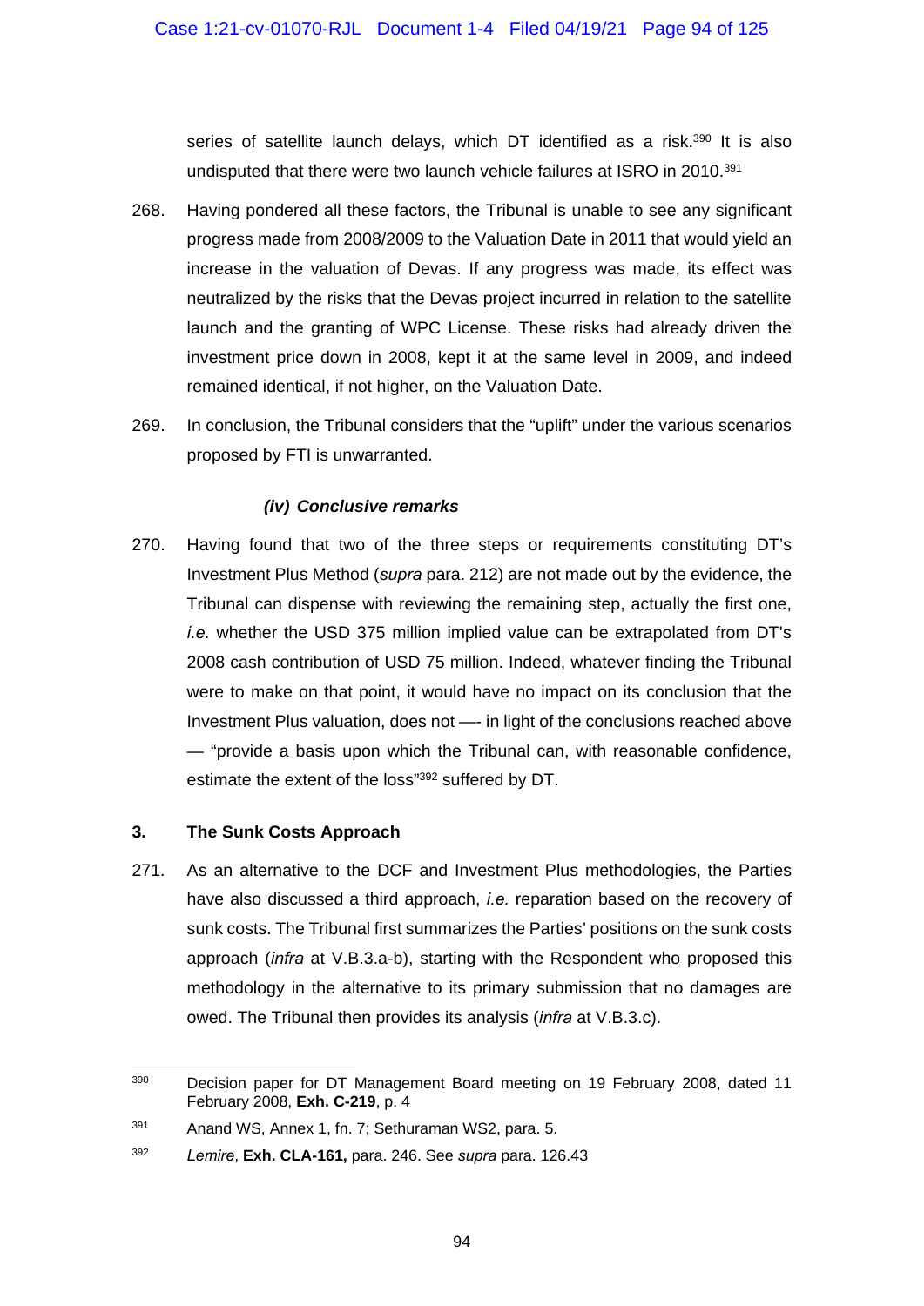series of satellite launch delays, which DT identified as a risk.[390] It is also undisputed that there were two launch vehicle failures at ISRO in 2010.[391]

268. Having pondered all these factors, the Tribunal is unable to see any significant progress made from 2008/2009 to the Valuation Date in 2011 that would yield an increase in the valuation of Devas. If any progress was made, its effect was neutralized by the risks that the Devas project incurred in relation to the satellite launch and the granting of WPC License. These risks had already driven the investment price down in 2008, kept it at the same level in 2009, and indeed remained identical, if not higher, on the Valuation Date.

269. In conclusion, the Tribunal considers that the "uplift" under the various scenarios proposed by FTI is unwarranted.

#### *(iv) Conclusive remarks*

270. Having found that two of the three steps or requirements constituting DT's Investment Plus Method (*supra* para. 212) are not made out by the evidence, the Tribunal can dispense with reviewing the remaining step, actually the first one, *i.e.* whether the USD 375 million implied value can be extrapolated from DT's 2008 cash contribution of USD 75 million. Indeed, whatever finding the Tribunal were to make on that point, it would have no impact on its conclusion that the Investment Plus valuation, does not —- in light of the conclusions reached above — "provide a basis upon which the Tribunal can, with reasonable confidence, estimate the extent of the loss"[392] suffered by DT.

### 3. The Sunk Costs Approach

271. As an alternative to the DCF and Investment Plus methodologies, the Parties have also discussed a third approach, *i.e.* reparation based on the recovery of sunk costs. The Tribunal first summarizes the Parties' positions on the sunk costs approach (*infra* at V.B.3.a-b), starting with the Respondent who proposed this methodology in the alternative to its primary submission that no damages are owed. The Tribunal then provides its analysis (*infra* at V.B.3.c).

---

[390] Decision paper for DT Management Board meeting on 19 February 2008, dated 11 February 2008, **Exh. C-219**, p. 4

[391] Anand WS, Annex 1, fn. 7; Sethuraman WS2, para. 5.

[392] *Lemire*, **Exh. CLA-161,** para. 246. See *supra* para. 126.43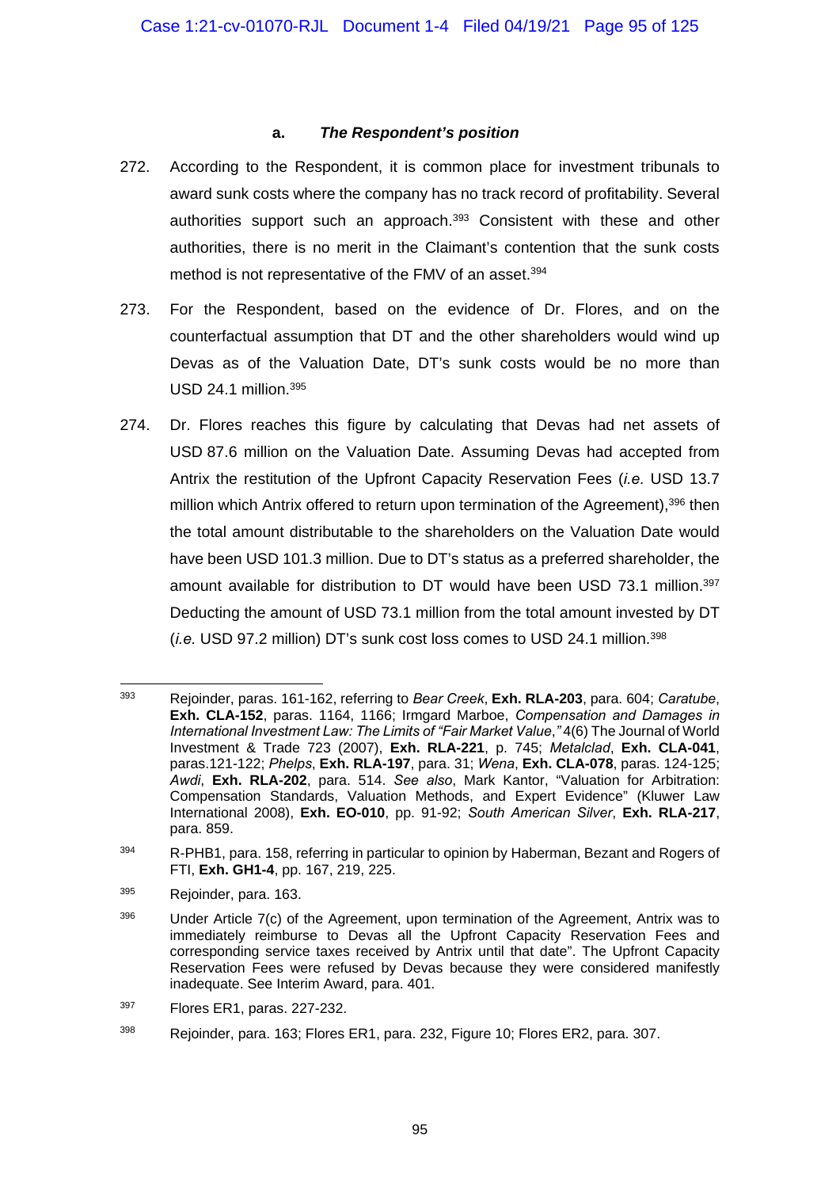#### a. *The Respondent's position*

272. According to the Respondent, it is common place for investment tribunals to award sunk costs where the company has no track record of profitability. Several authorities support such an approach.[393] Consistent with these and other authorities, there is no merit in the Claimant's contention that the sunk costs method is not representative of the FMV of an asset.[394]

273. For the Respondent, based on the evidence of Dr. Flores, and on the counterfactual assumption that DT and the other shareholders would wind up Devas as of the Valuation Date, DT's sunk costs would be no more than USD 24.1 million.[395]

274. Dr. Flores reaches this figure by calculating that Devas had net assets of USD 87.6 million on the Valuation Date. Assuming Devas had accepted from Antrix the restitution of the Upfront Capacity Reservation Fees (*i.e.* USD 13.7 million which Antrix offered to return upon termination of the Agreement),[396] then the total amount distributable to the shareholders on the Valuation Date would have been USD 101.3 million. Due to DT's status as a preferred shareholder, the amount available for distribution to DT would have been USD 73.1 million.[397] Deducting the amount of USD 73.1 million from the total amount invested by DT (*i.e.* USD 97.2 million) DT's sunk cost loss comes to USD 24.1 million.[398]

---

[393] Rejoinder, paras. 161-162, referring to *Bear Creek*, **Exh. RLA-203**, para. 604; *Caratube*, **Exh. CLA-152**, paras. 1164, 1166; Irmgard Marboe, *Compensation and Damages in International Investment Law: The Limits of "Fair Market Value,"* 4(6) The Journal of World Investment & Trade 723 (2007), **Exh. RLA-221**, p. 745; *Metalclad*, **Exh. CLA-041**, paras.121-122; *Phelps*, **Exh. RLA-197**, para. 31; *Wena*, **Exh. CLA-078**, paras. 124-125; *Awdi*, **Exh. RLA-202**, para. 514. *See also*, Mark Kantor, "Valuation for Arbitration: Compensation Standards, Valuation Methods, and Expert Evidence" (Kluwer Law International 2008), **Exh. EO-010**, pp. 91-92; *South American Silver*, **Exh. RLA-217**, para. 859.

[394] R-PHB1, para. 158, referring in particular to opinion by Haberman, Bezant and Rogers of FTI, **Exh. GH1-4**, pp. 167, 219, 225.

[395] Rejoinder, para. 163.

[396] Under Article 7(c) of the Agreement, upon termination of the Agreement, Antrix was to immediately reimburse to Devas all the Upfront Capacity Reservation Fees and corresponding service taxes received by Antrix until that date". The Upfront Capacity Reservation Fees were refused by Devas because they were considered manifestly inadequate. See Interim Award, para. 401.

[397] Flores ER1, paras. 227-232.

[398] Rejoinder, para. 163; Flores ER1, para. 232, Figure 10; Flores ER2, para. 307.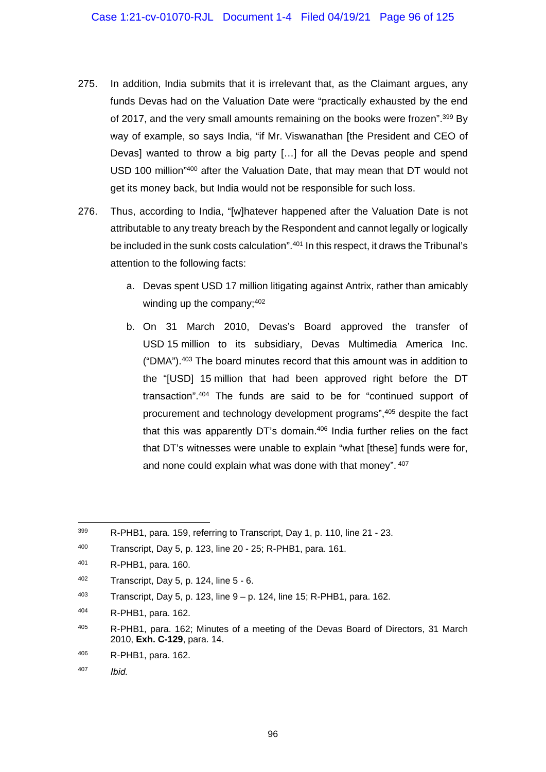275. In addition, India submits that it is irrelevant that, as the Claimant argues, any funds Devas had on the Valuation Date were "practically exhausted by the end of 2017, and the very small amounts remaining on the books were frozen".[399] By way of example, so says India, "if Mr. Viswanathan [the President and CEO of Devas] wanted to throw a big party […] for all the Devas people and spend USD 100 million"[400] after the Valuation Date, that may mean that DT would not get its money back, but India would not be responsible for such loss.

276. Thus, according to India, "[w]hatever happened after the Valuation Date is not attributable to any treaty breach by the Respondent and cannot legally or logically be included in the sunk costs calculation".[401] In this respect, it draws the Tribunal's attention to the following facts:

   a. Devas spent USD 17 million litigating against Antrix, rather than amicably winding up the company;[402]

   b. On 31 March 2010, Devas's Board approved the transfer of USD 15 million to its subsidiary, Devas Multimedia America Inc. ("DMA").[403] The board minutes record that this amount was in addition to the "[USD] 15 million that had been approved right before the DT transaction".[404] The funds are said to be for "continued support of procurement and technology development programs",[405] despite the fact that this was apparently DT's domain.[406] India further relies on the fact that DT's witnesses were unable to explain "what [these] funds were for, and none could explain what was done with that money".[407]

---

[399] R-PHB1, para. 159, referring to Transcript, Day 1, p. 110, line 21 - 23.

[400] Transcript, Day 5, p. 123, line 20 - 25; R-PHB1, para. 161.

[401] R-PHB1, para. 160.

[402] Transcript, Day 5, p. 124, line 5 - 6.

[403] Transcript, Day 5, p. 123, line 9 – p. 124, line 15; R-PHB1, para. 162.

[404] R-PHB1, para. 162.

[405] R-PHB1, para. 162; Minutes of a meeting of the Devas Board of Directors, 31 March 2010, **Exh. C-129**, para. 14.

[406] R-PHB1, para. 162.

[407] *Ibid.*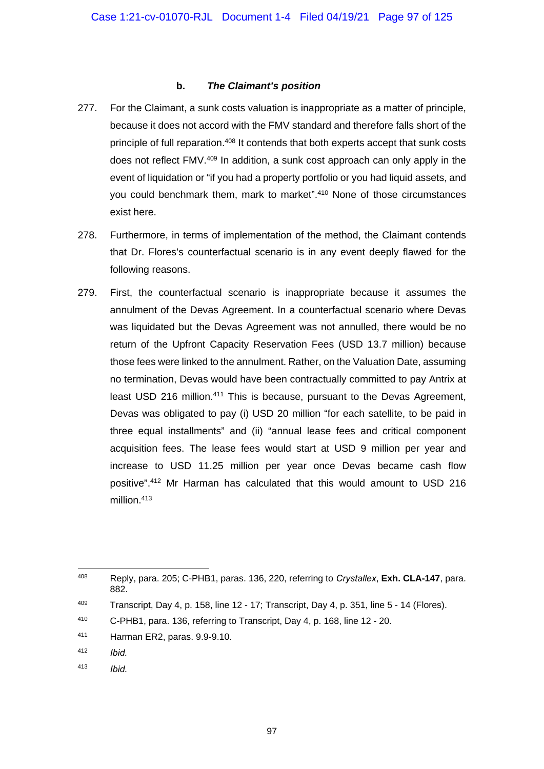#### b. ***The Claimant's position***

277. For the Claimant, a sunk costs valuation is inappropriate as a matter of principle, because it does not accord with the FMV standard and therefore falls short of the principle of full reparation.[408] It contends that both experts accept that sunk costs does not reflect FMV.[409] In addition, a sunk cost approach can only apply in the event of liquidation or "if you had a property portfolio or you had liquid assets, and you could benchmark them, mark to market".[410] None of those circumstances exist here.

278. Furthermore, in terms of implementation of the method, the Claimant contends that Dr. Flores's counterfactual scenario is in any event deeply flawed for the following reasons.

279. First, the counterfactual scenario is inappropriate because it assumes the annulment of the Devas Agreement. In a counterfactual scenario where Devas was liquidated but the Devas Agreement was not annulled, there would be no return of the Upfront Capacity Reservation Fees (USD 13.7 million) because those fees were linked to the annulment. Rather, on the Valuation Date, assuming no termination, Devas would have been contractually committed to pay Antrix at least USD 216 million.[411] This is because, pursuant to the Devas Agreement, Devas was obligated to pay (i) USD 20 million "for each satellite, to be paid in three equal installments" and (ii) "annual lease fees and critical component acquisition fees. The lease fees would start at USD 9 million per year and increase to USD 11.25 million per year once Devas became cash flow positive".[412] Mr Harman has calculated that this would amount to USD 216 million.[413]

---

[408] Reply, para. 205; C-PHB1, paras. 136, 220, referring to *Crystallex*, **Exh. CLA-147**, para. 882.

[409] Transcript, Day 4, p. 158, line 12 - 17; Transcript, Day 4, p. 351, line 5 - 14 (Flores).

[410] C-PHB1, para. 136, referring to Transcript, Day 4, p. 168, line 12 - 20.

[411] Harman ER2, paras. 9.9-9.10.

[412] *Ibid.*

[413] *Ibid.*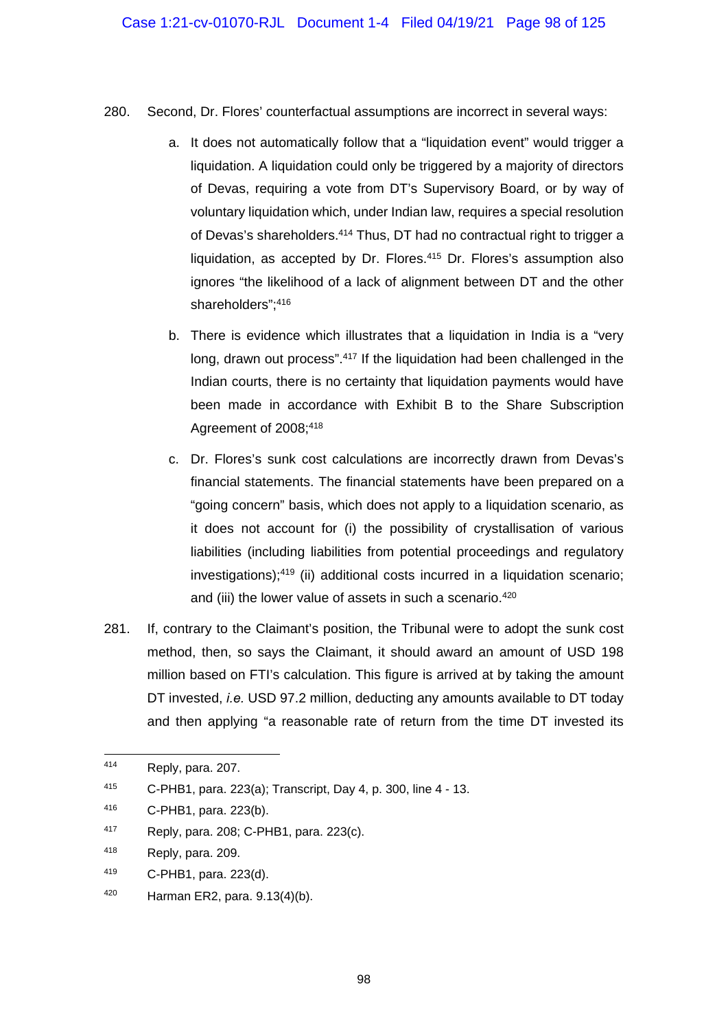280. Second, Dr. Flores' counterfactual assumptions are incorrect in several ways:

   a. It does not automatically follow that a "liquidation event" would trigger a liquidation. A liquidation could only be triggered by a majority of directors of Devas, requiring a vote from DT's Supervisory Board, or by way of voluntary liquidation which, under Indian law, requires a special resolution of Devas's shareholders.[414] Thus, DT had no contractual right to trigger a liquidation, as accepted by Dr. Flores.[415] Dr. Flores's assumption also ignores "the likelihood of a lack of alignment between DT and the other shareholders";[416]

   b. There is evidence which illustrates that a liquidation in India is a "very long, drawn out process".[417] If the liquidation had been challenged in the Indian courts, there is no certainty that liquidation payments would have been made in accordance with Exhibit B to the Share Subscription Agreement of 2008;[418]

   c. Dr. Flores's sunk cost calculations are incorrectly drawn from Devas's financial statements. The financial statements have been prepared on a "going concern" basis, which does not apply to a liquidation scenario, as it does not account for (i) the possibility of crystallisation of various liabilities (including liabilities from potential proceedings and regulatory investigations);[419] (ii) additional costs incurred in a liquidation scenario; and (iii) the lower value of assets in such a scenario.[420]

281. If, contrary to the Claimant's position, the Tribunal were to adopt the sunk cost method, then, so says the Claimant, it should award an amount of USD 198 million based on FTI's calculation. This figure is arrived at by taking the amount DT invested, *i.e.* USD 97.2 million, deducting any amounts available to DT today and then applying "a reasonable rate of return from the time DT invested its

---

[414] Reply, para. 207.

[415] C-PHB1, para. 223(a); Transcript, Day 4, p. 300, line 4 - 13.

[416] C-PHB1, para. 223(b).

[417] Reply, para. 208; C-PHB1, para. 223(c).

[418] Reply, para. 209.

[419] C-PHB1, para. 223(d).

[420] Harman ER2, para. 9.13(4)(b).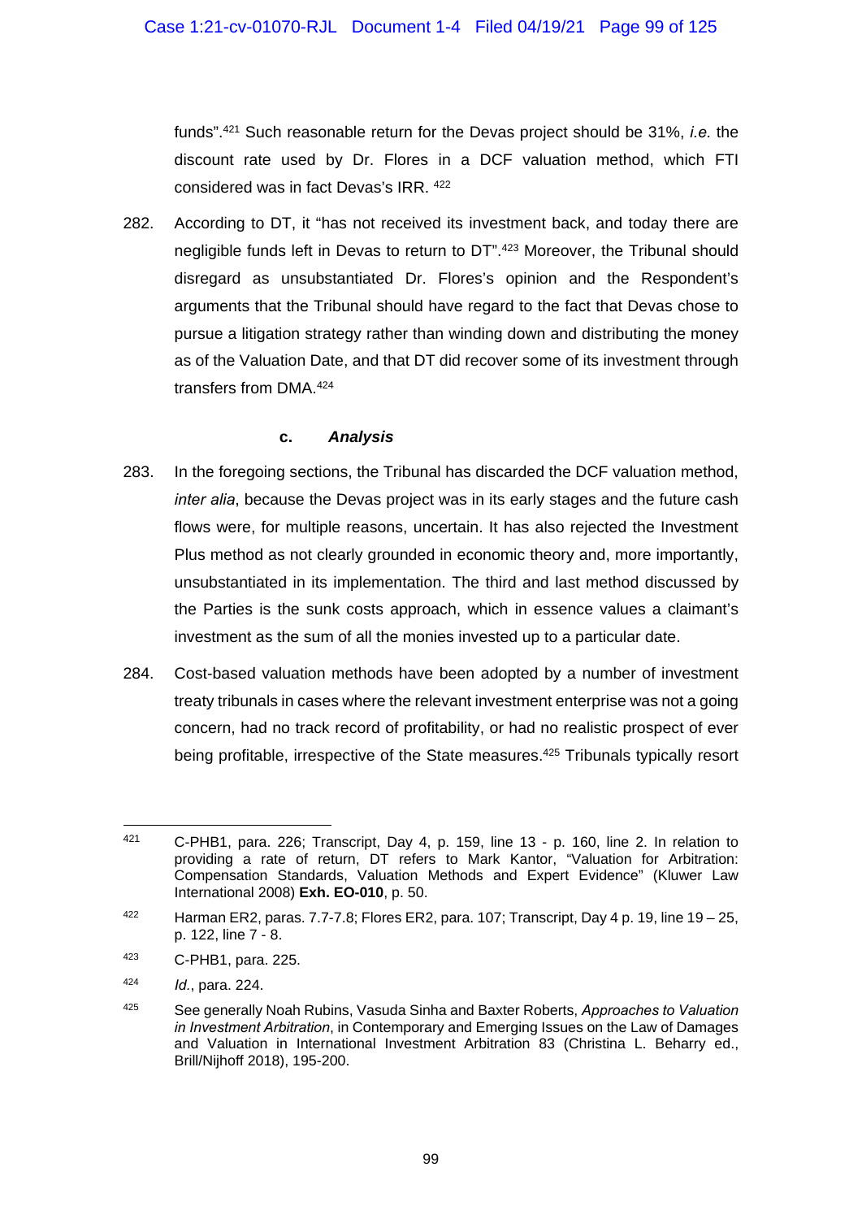funds".[421] Such reasonable return for the Devas project should be 31%, *i.e.* the discount rate used by Dr. Flores in a DCF valuation method, which FTI considered was in fact Devas's IRR. [422]

282. According to DT, it "has not received its investment back, and today there are negligible funds left in Devas to return to DT".[423] Moreover, the Tribunal should disregard as unsubstantiated Dr. Flores's opinion and the Respondent's arguments that the Tribunal should have regard to the fact that Devas chose to pursue a litigation strategy rather than winding down and distributing the money as of the Valuation Date, and that DT did recover some of its investment through transfers from DMA.[424]

#### c. *Analysis*

283. In the foregoing sections, the Tribunal has discarded the DCF valuation method, *inter alia*, because the Devas project was in its early stages and the future cash flows were, for multiple reasons, uncertain. It has also rejected the Investment Plus method as not clearly grounded in economic theory and, more importantly, unsubstantiated in its implementation. The third and last method discussed by the Parties is the sunk costs approach, which in essence values a claimant's investment as the sum of all the monies invested up to a particular date.

284. Cost-based valuation methods have been adopted by a number of investment treaty tribunals in cases where the relevant investment enterprise was not a going concern, had no track record of profitability, or had no realistic prospect of ever being profitable, irrespective of the State measures.[425] Tribunals typically resort

---

[421] C-PHB1, para. 226; Transcript, Day 4, p. 159, line 13 - p. 160, line 2. In relation to providing a rate of return, DT refers to Mark Kantor, "Valuation for Arbitration: Compensation Standards, Valuation Methods and Expert Evidence" (Kluwer Law International 2008) **Exh. EO-010**, p. 50.

[422] Harman ER2, paras. 7.7-7.8; Flores ER2, para. 107; Transcript, Day 4 p. 19, line 19 – 25, p. 122, line 7 - 8.

[423] C-PHB1, para. 225.

[424] *Id.*, para. 224.

[425] See generally Noah Rubins, Vasuda Sinha and Baxter Roberts, *Approaches to Valuation in Investment Arbitration*, in Contemporary and Emerging Issues on the Law of Damages and Valuation in International Investment Arbitration 83 (Christina L. Beharry ed., Brill/Nijhoff 2018), 195-200.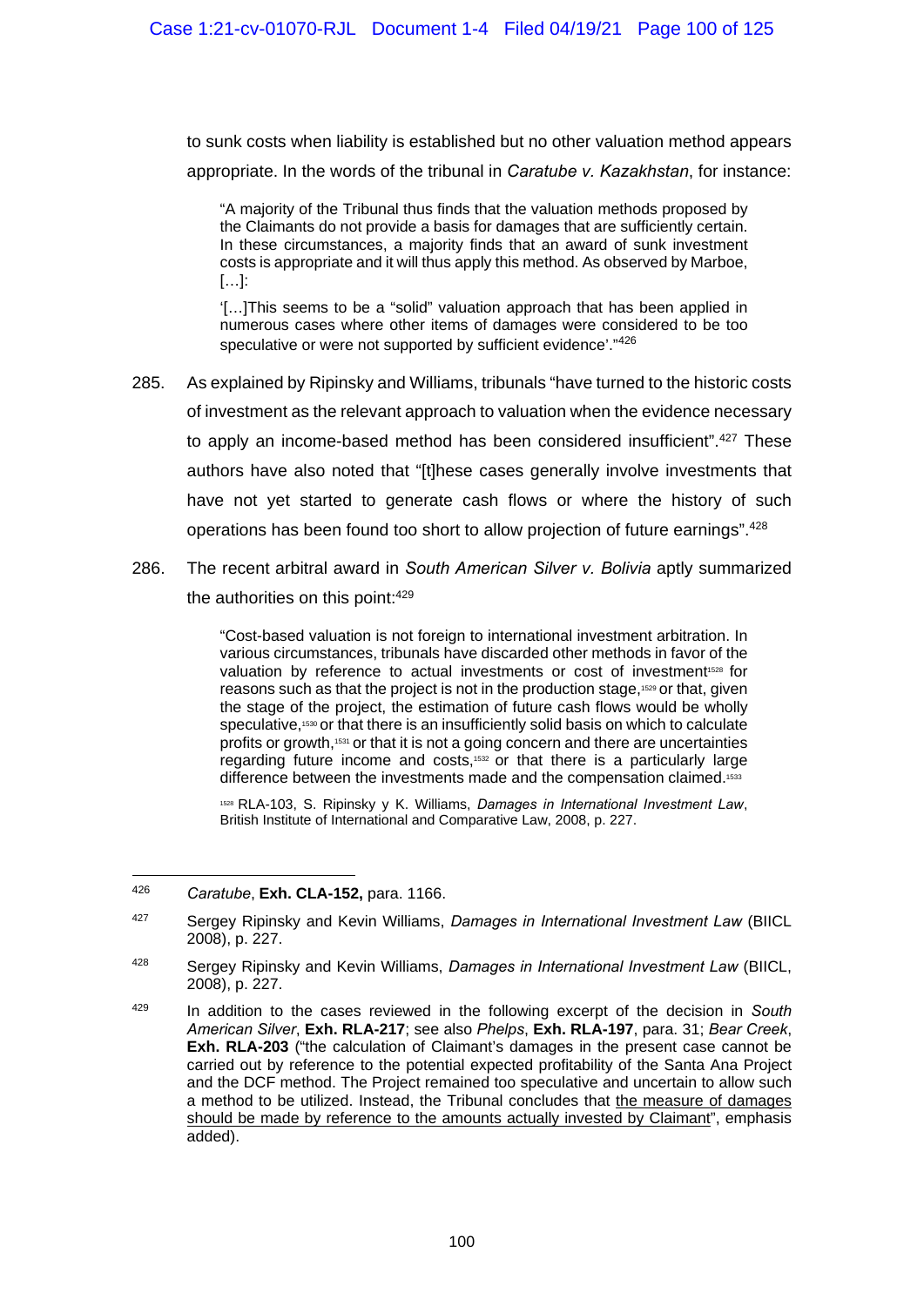to sunk costs when liability is established but no other valuation method appears appropriate. In the words of the tribunal in *Caratube v. Kazakhstan*, for instance:

> "A majority of the Tribunal thus finds that the valuation methods proposed by the Claimants do not provide a basis for damages that are sufficiently certain. In these circumstances, a majority finds that an award of sunk investment costs is appropriate and it will thus apply this method. As observed by Marboe, […]:
>
> '[…]This seems to be a "solid" valuation approach that has been applied in numerous cases where other items of damages were considered to be too speculative or were not supported by sufficient evidence'."[426]

285. As explained by Ripinsky and Williams, tribunals "have turned to the historic costs of investment as the relevant approach to valuation when the evidence necessary to apply an income-based method has been considered insufficient".[427] These authors have also noted that "[t]hese cases generally involve investments that have not yet started to generate cash flows or where the history of such operations has been found too short to allow projection of future earnings".[428]

286. The recent arbitral award in *South American Silver v. Bolivia* aptly summarized the authorities on this point:[429]

> "Cost-based valuation is not foreign to international investment arbitration. In various circumstances, tribunals have discarded other methods in favor of the valuation by reference to actual investments or cost of investment[1528] for reasons such as that the project is not in the production stage,[1529] or that, given the stage of the project, the estimation of future cash flows would be wholly speculative,[1530] or that there is an insufficiently solid basis on which to calculate profits or growth,[1531] or that it is not a going concern and there are uncertainties regarding future income and costs,[1532] or that there is a particularly large difference between the investments made and the compensation claimed.[1533]
>
> [1528] RLA-103, S. Ripinsky y K. Williams, *Damages in International Investment Law*, British Institute of International and Comparative Law, 2008, p. 227.

---

[426] *Caratube*, **Exh. CLA-152,** para. 1166.

[427] Sergey Ripinsky and Kevin Williams, *Damages in International Investment Law* (BIICL 2008), p. 227.

[428] Sergey Ripinsky and Kevin Williams, *Damages in International Investment Law* (BIICL, 2008), p. 227.

[429] In addition to the cases reviewed in the following excerpt of the decision in *South American Silver*, **Exh. RLA-217**; see also *Phelps*, **Exh. RLA-197**, para. 31; *Bear Creek*, **Exh. RLA-203** ("the calculation of Claimant's damages in the present case cannot be carried out by reference to the potential expected profitability of the Santa Ana Project and the DCF method. The Project remained too speculative and uncertain to allow such a method to be utilized. Instead, the Tribunal concludes that <u>the measure of damages should be made by reference to the amounts actually invested by Claimant</u>", emphasis added).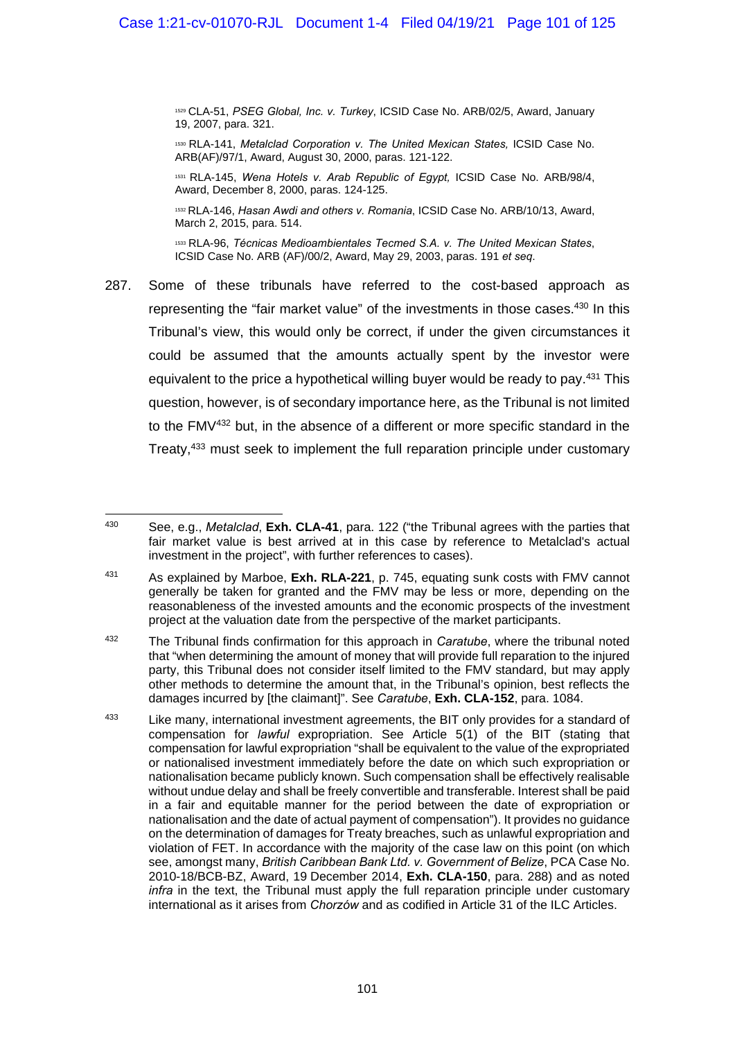[1529] CLA-51, *PSEG Global, Inc. v. Turkey*, ICSID Case No. ARB/02/5, Award, January 19, 2007, para. 321.

[1530] RLA-141, *Metalclad Corporation v. The United Mexican States,* ICSID Case No. ARB(AF)/97/1, Award, August 30, 2000, paras. 121-122.

[1531] RLA-145, *Wena Hotels v. Arab Republic of Egypt,* ICSID Case No. ARB/98/4, Award, December 8, 2000, paras. 124-125.

[1532] RLA-146, *Hasan Awdi and others v. Romania*, ICSID Case No. ARB/10/13, Award, March 2, 2015, para. 514.

[1533] RLA-96, *Técnicas Medioambientales Tecmed S.A. v. The United Mexican States*, ICSID Case No. ARB (AF)/00/2, Award, May 29, 2003, paras. 191 *et seq*.

287. Some of these tribunals have referred to the cost-based approach as representing the "fair market value" of the investments in those cases.[430] In this Tribunal's view, this would only be correct, if under the given circumstances it could be assumed that the amounts actually spent by the investor were equivalent to the price a hypothetical willing buyer would be ready to pay.[431] This question, however, is of secondary importance here, as the Tribunal is not limited to the FMV[432] but, in the absence of a different or more specific standard in the Treaty,[433] must seek to implement the full reparation principle under customary

---

[430] See, e.g., *Metalclad*, **Exh. CLA-41**, para. 122 ("the Tribunal agrees with the parties that fair market value is best arrived at in this case by reference to Metalclad's actual investment in the project", with further references to cases).

[431] As explained by Marboe, **Exh. RLA-221**, p. 745, equating sunk costs with FMV cannot generally be taken for granted and the FMV may be less or more, depending on the reasonableness of the invested amounts and the economic prospects of the investment project at the valuation date from the perspective of the market participants.

[432] The Tribunal finds confirmation for this approach in *Caratube*, where the tribunal noted that "when determining the amount of money that will provide full reparation to the injured party, this Tribunal does not consider itself limited to the FMV standard, but may apply other methods to determine the amount that, in the Tribunal's opinion, best reflects the damages incurred by [the claimant]". See *Caratube*, **Exh. CLA-152**, para. 1084.

[433] Like many, international investment agreements, the BIT only provides for a standard of compensation for *lawful* expropriation. See Article 5(1) of the BIT (stating that compensation for lawful expropriation "shall be equivalent to the value of the expropriated or nationalised investment immediately before the date on which such expropriation or nationalisation became publicly known. Such compensation shall be effectively realisable without undue delay and shall be freely convertible and transferable. Interest shall be paid in a fair and equitable manner for the period between the date of expropriation or nationalisation and the date of actual payment of compensation"). It provides no guidance on the determination of damages for Treaty breaches, such as unlawful expropriation and violation of FET. In accordance with the majority of the case law on this point (on which see, amongst many, *British Caribbean Bank Ltd. v. Government of Belize*, PCA Case No. 2010-18/BCB-BZ, Award, 19 December 2014, **Exh. CLA-150**, para. 288) and as noted *infra* in the text, the Tribunal must apply the full reparation principle under customary international as it arises from *Chorzów* and as codified in Article 31 of the ILC Articles.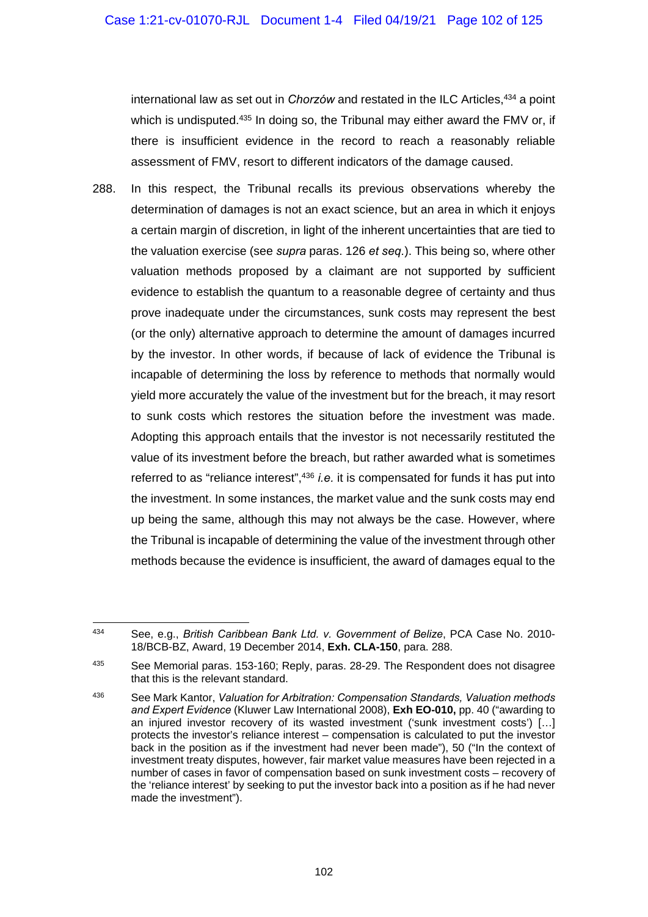international law as set out in *Chorzów* and restated in the ILC Articles,[434] a point which is undisputed.[435] In doing so, the Tribunal may either award the FMV or, if there is insufficient evidence in the record to reach a reasonably reliable assessment of FMV, resort to different indicators of the damage caused.

288. In this respect, the Tribunal recalls its previous observations whereby the determination of damages is not an exact science, but an area in which it enjoys a certain margin of discretion, in light of the inherent uncertainties that are tied to the valuation exercise (see *supra* paras. 126 *et seq.*). This being so, where other valuation methods proposed by a claimant are not supported by sufficient evidence to establish the quantum to a reasonable degree of certainty and thus prove inadequate under the circumstances, sunk costs may represent the best (or the only) alternative approach to determine the amount of damages incurred by the investor. In other words, if because of lack of evidence the Tribunal is incapable of determining the loss by reference to methods that normally would yield more accurately the value of the investment but for the breach, it may resort to sunk costs which restores the situation before the investment was made. Adopting this approach entails that the investor is not necessarily restituted the value of its investment before the breach, but rather awarded what is sometimes referred to as "reliance interest",[436] *i.e.* it is compensated for funds it has put into the investment. In some instances, the market value and the sunk costs may end up being the same, although this may not always be the case. However, where the Tribunal is incapable of determining the value of the investment through other methods because the evidence is insufficient, the award of damages equal to the

---

[434] See, e.g., *British Caribbean Bank Ltd. v. Government of Belize*, PCA Case No. 2010-18/BCB-BZ, Award, 19 December 2014, **Exh. CLA-150**, para. 288.

[435] See Memorial paras. 153-160; Reply, paras. 28-29. The Respondent does not disagree that this is the relevant standard.

[436] See Mark Kantor, *Valuation for Arbitration: Compensation Standards, Valuation methods and Expert Evidence* (Kluwer Law International 2008), **Exh EO-010,** pp. 40 ("awarding to an injured investor recovery of its wasted investment ('sunk investment costs') […] protects the investor's reliance interest – compensation is calculated to put the investor back in the position as if the investment had never been made"), 50 ("In the context of investment treaty disputes, however, fair market value measures have been rejected in a number of cases in favor of compensation based on sunk investment costs – recovery of the 'reliance interest' by seeking to put the investor back into a position as if he had never made the investment").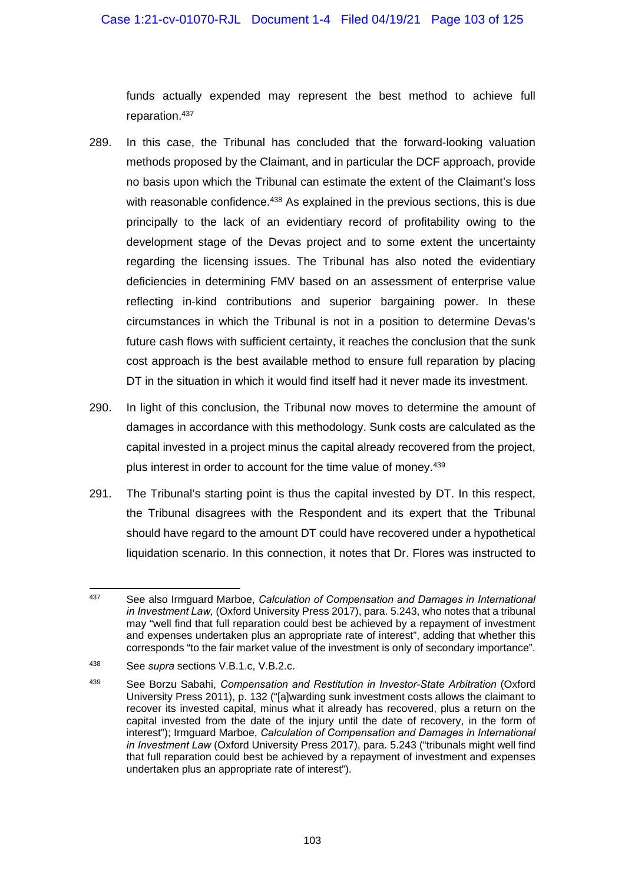funds actually expended may represent the best method to achieve full reparation.[437]

289. In this case, the Tribunal has concluded that the forward-looking valuation methods proposed by the Claimant, and in particular the DCF approach, provide no basis upon which the Tribunal can estimate the extent of the Claimant's loss with reasonable confidence.[438] As explained in the previous sections, this is due principally to the lack of an evidentiary record of profitability owing to the development stage of the Devas project and to some extent the uncertainty regarding the licensing issues. The Tribunal has also noted the evidentiary deficiencies in determining FMV based on an assessment of enterprise value reflecting in-kind contributions and superior bargaining power. In these circumstances in which the Tribunal is not in a position to determine Devas's future cash flows with sufficient certainty, it reaches the conclusion that the sunk cost approach is the best available method to ensure full reparation by placing DT in the situation in which it would find itself had it never made its investment.

290. In light of this conclusion, the Tribunal now moves to determine the amount of damages in accordance with this methodology. Sunk costs are calculated as the capital invested in a project minus the capital already recovered from the project, plus interest in order to account for the time value of money.[439]

291. The Tribunal's starting point is thus the capital invested by DT. In this respect, the Tribunal disagrees with the Respondent and its expert that the Tribunal should have regard to the amount DT could have recovered under a hypothetical liquidation scenario. In this connection, it notes that Dr. Flores was instructed to

---

[437] See also Irmguard Marboe, *Calculation of Compensation and Damages in International in Investment Law,* (Oxford University Press 2017), para. 5.243, who notes that a tribunal may "well find that full reparation could best be achieved by a repayment of investment and expenses undertaken plus an appropriate rate of interest", adding that whether this corresponds "to the fair market value of the investment is only of secondary importance".

[438] See *supra* sections V.B.1.c, V.B.2.c.

[439] See Borzu Sabahi, *Compensation and Restitution in Investor-State Arbitration* (Oxford University Press 2011), p. 132 ("[a]warding sunk investment costs allows the claimant to recover its invested capital, minus what it already has recovered, plus a return on the capital invested from the date of the injury until the date of recovery, in the form of interest"); Irmguard Marboe, *Calculation of Compensation and Damages in International in Investment Law* (Oxford University Press 2017), para. 5.243 ("tribunals might well find that full reparation could best be achieved by a repayment of investment and expenses undertaken plus an appropriate rate of interest").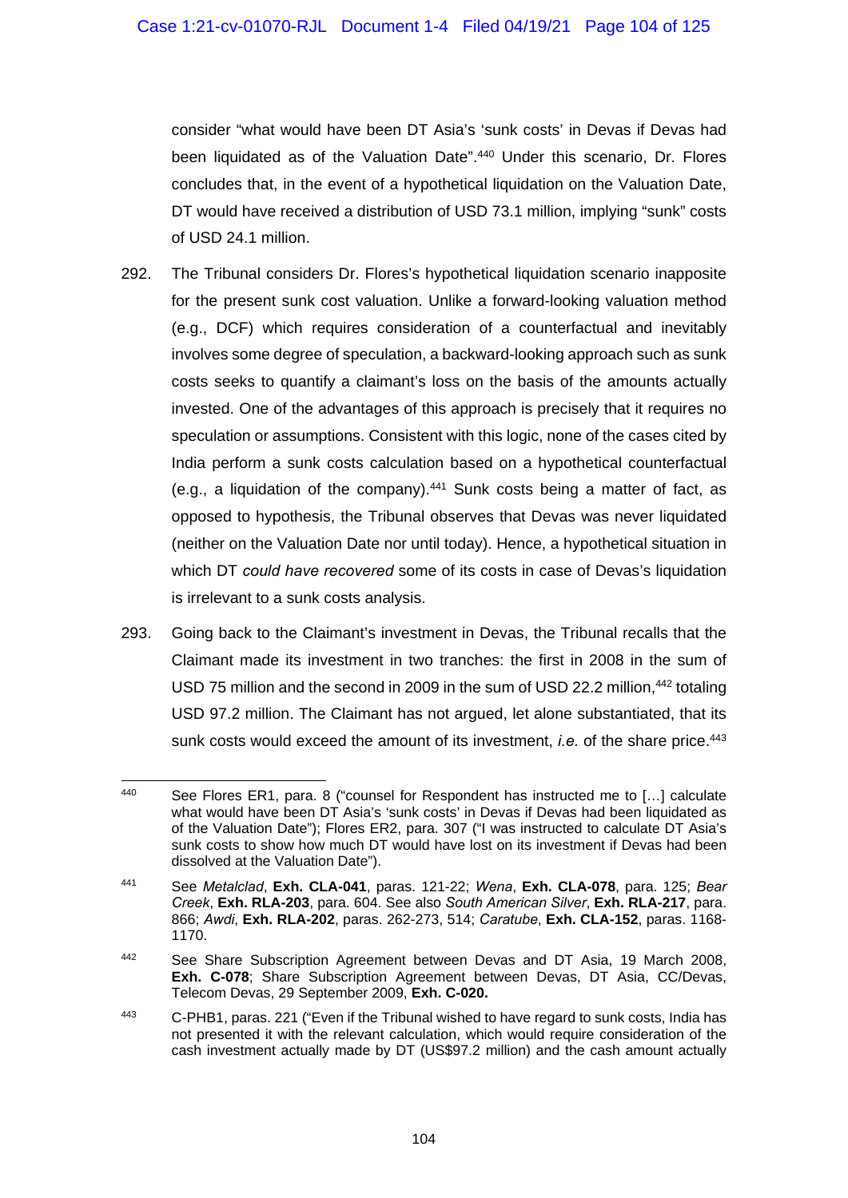consider "what would have been DT Asia's 'sunk costs' in Devas if Devas had been liquidated as of the Valuation Date".[440] Under this scenario, Dr. Flores concludes that, in the event of a hypothetical liquidation on the Valuation Date, DT would have received a distribution of USD 73.1 million, implying "sunk" costs of USD 24.1 million.

292. The Tribunal considers Dr. Flores's hypothetical liquidation scenario inapposite for the present sunk cost valuation. Unlike a forward-looking valuation method (e.g., DCF) which requires consideration of a counterfactual and inevitably involves some degree of speculation, a backward-looking approach such as sunk costs seeks to quantify a claimant's loss on the basis of the amounts actually invested. One of the advantages of this approach is precisely that it requires no speculation or assumptions. Consistent with this logic, none of the cases cited by India perform a sunk costs calculation based on a hypothetical counterfactual (e.g., a liquidation of the company).[441] Sunk costs being a matter of fact, as opposed to hypothesis, the Tribunal observes that Devas was never liquidated (neither on the Valuation Date nor until today). Hence, a hypothetical situation in which DT *could have recovered* some of its costs in case of Devas's liquidation is irrelevant to a sunk costs analysis.

293. Going back to the Claimant's investment in Devas, the Tribunal recalls that the Claimant made its investment in two tranches: the first in 2008 in the sum of USD 75 million and the second in 2009 in the sum of USD 22.2 million,[442] totaling USD 97.2 million. The Claimant has not argued, let alone substantiated, that its sunk costs would exceed the amount of its investment, *i.e.* of the share price.[443]

---

[440] See Flores ER1, para. 8 ("counsel for Respondent has instructed me to […] calculate what would have been DT Asia's 'sunk costs' in Devas if Devas had been liquidated as of the Valuation Date"); Flores ER2, para. 307 ("I was instructed to calculate DT Asia's sunk costs to show how much DT would have lost on its investment if Devas had been dissolved at the Valuation Date").

[441] See *Metalclad*, **Exh. CLA-041**, paras. 121-22; *Wena*, **Exh. CLA-078**, para. 125; *Bear Creek*, **Exh. RLA-203**, para. 604. See also *South American Silver*, **Exh. RLA-217**, para. 866; *Awdi*, **Exh. RLA-202**, paras. 262-273, 514; *Caratube*, **Exh. CLA-152**, paras. 1168-1170.

[442] See Share Subscription Agreement between Devas and DT Asia, 19 March 2008, **Exh. C-078**; Share Subscription Agreement between Devas, DT Asia, CC/Devas, Telecom Devas, 29 September 2009, **Exh. C-020.**

[443] C-PHB1, paras. 221 ("Even if the Tribunal wished to have regard to sunk costs, India has not presented it with the relevant calculation, which would require consideration of the cash investment actually made by DT (US$97.2 million) and the cash amount actually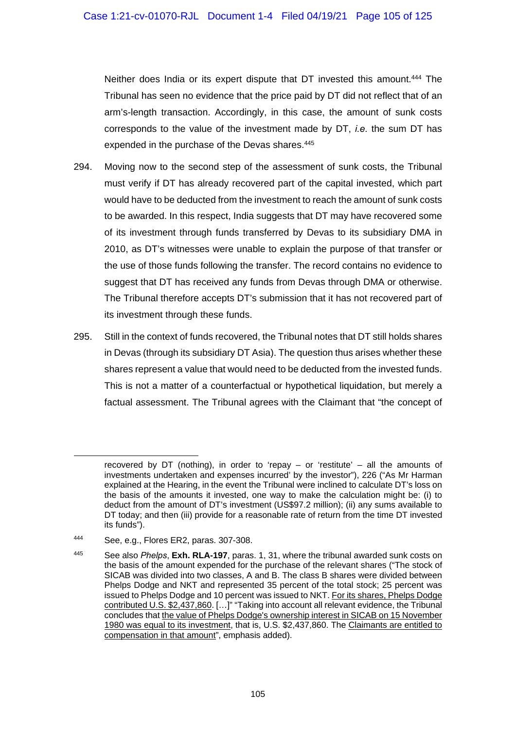Neither does India or its expert dispute that DT invested this amount.[444] The Tribunal has seen no evidence that the price paid by DT did not reflect that of an arm's-length transaction. Accordingly, in this case, the amount of sunk costs corresponds to the value of the investment made by DT, *i.e.* the sum DT has expended in the purchase of the Devas shares.[445]

294. Moving now to the second step of the assessment of sunk costs, the Tribunal must verify if DT has already recovered part of the capital invested, which part would have to be deducted from the investment to reach the amount of sunk costs to be awarded. In this respect, India suggests that DT may have recovered some of its investment through funds transferred by Devas to its subsidiary DMA in 2010, as DT's witnesses were unable to explain the purpose of that transfer or the use of those funds following the transfer. The record contains no evidence to suggest that DT has received any funds from Devas through DMA or otherwise. The Tribunal therefore accepts DT's submission that it has not recovered part of its investment through these funds.

295. Still in the context of funds recovered, the Tribunal notes that DT still holds shares in Devas (through its subsidiary DT Asia). The question thus arises whether these shares represent a value that would need to be deducted from the invested funds. This is not a matter of a counterfactual or hypothetical liquidation, but merely a factual assessment. The Tribunal agrees with the Claimant that "the concept of

---

recovered by DT (nothing), in order to 'repay – or 'restitute' – all the amounts of investments undertaken and expenses incurred' by the investor"), 226 ("As Mr Harman explained at the Hearing, in the event the Tribunal were inclined to calculate DT's loss on the basis of the amounts it invested, one way to make the calculation might be: (i) to deduct from the amount of DT's investment (US$97.2 million); (ii) any sums available to DT today; and then (iii) provide for a reasonable rate of return from the time DT invested its funds").

[444] See, e.g., Flores ER2, paras. 307-308.

[445] See also *Phelps*, **Exh. RLA-197**, paras. 1, 31, where the tribunal awarded sunk costs on the basis of the amount expended for the purchase of the relevant shares ("The stock of SICAB was divided into two classes, A and B. The class B shares were divided between Phelps Dodge and NKT and represented 35 percent of the total stock; 25 percent was issued to Phelps Dodge and 10 percent was issued to NKT. <u>For its shares, Phelps Dodge contributed U.S. $2,437,860</u>. […]" "Taking into account all relevant evidence, the Tribunal concludes that <u>the value of Phelps Dodge's ownership interest in SICAB on 15 November 1980 was equal to its investment</u>, that is, U.S. $2,437,860. The <u>Claimants are entitled to compensation in that amount</u>", emphasis added).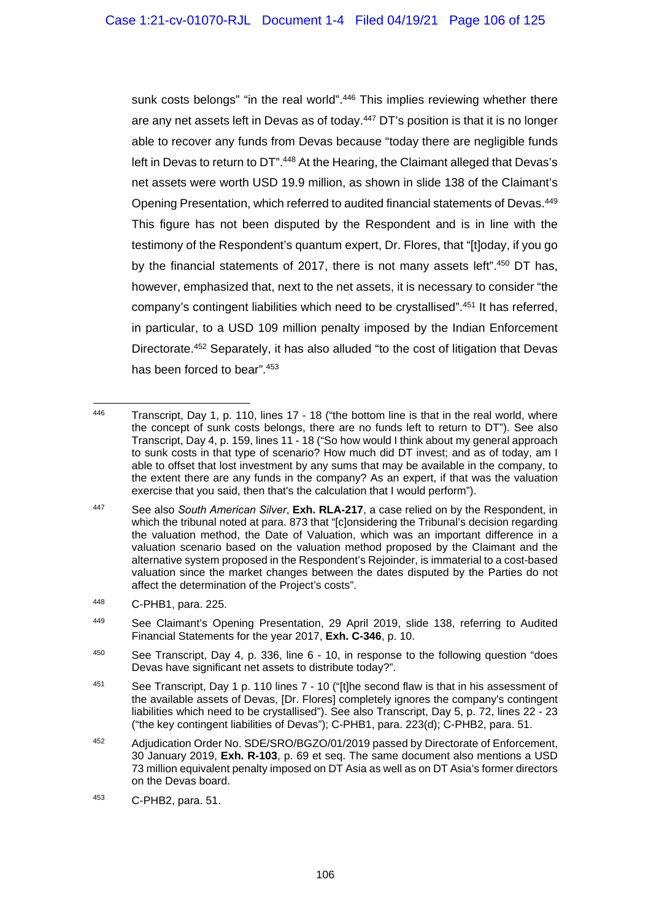sunk costs belongs" "in the real world".[446] This implies reviewing whether there are any net assets left in Devas as of today.[447] DT's position is that it is no longer able to recover any funds from Devas because "today there are negligible funds left in Devas to return to DT".[448] At the Hearing, the Claimant alleged that Devas's net assets were worth USD 19.9 million, as shown in slide 138 of the Claimant's Opening Presentation, which referred to audited financial statements of Devas.[449] This figure has not been disputed by the Respondent and is in line with the testimony of the Respondent's quantum expert, Dr. Flores, that "[t]oday, if you go by the financial statements of 2017, there is not many assets left".[450] DT has, however, emphasized that, next to the net assets, it is necessary to consider "the company's contingent liabilities which need to be crystallised".[451] It has referred, in particular, to a USD 109 million penalty imposed by the Indian Enforcement Directorate.[452] Separately, it has also alluded "to the cost of litigation that Devas has been forced to bear".[453]

---

[446] Transcript, Day 1, p. 110, lines 17 - 18 ("the bottom line is that in the real world, where the concept of sunk costs belongs, there are no funds left to return to DT"). See also Transcript, Day 4, p. 159, lines 11 - 18 ("So how would I think about my general approach to sunk costs in that type of scenario? How much did DT invest; and as of today, am I able to offset that lost investment by any sums that may be available in the company, to the extent there are any funds in the company? As an expert, if that was the valuation exercise that you said, then that's the calculation that I would perform").

[447] See also *South American Silver*, **Exh. RLA-217**, a case relied on by the Respondent, in which the tribunal noted at para. 873 that "[c]onsidering the Tribunal's decision regarding the valuation method, the Date of Valuation, which was an important difference in a valuation scenario based on the valuation method proposed by the Claimant and the alternative system proposed in the Respondent's Rejoinder, is immaterial to a cost-based valuation since the market changes between the dates disputed by the Parties do not affect the determination of the Project's costs".

[448] C-PHB1, para. 225.

[449] See Claimant's Opening Presentation, 29 April 2019, slide 138, referring to Audited Financial Statements for the year 2017, **Exh. C-346**, p. 10.

[450] See Transcript, Day 4, p. 336, line 6 - 10, in response to the following question "does Devas have significant net assets to distribute today?".

[451] See Transcript, Day 1 p. 110 lines 7 - 10 ("[t]he second flaw is that in his assessment of the available assets of Devas, [Dr. Flores] completely ignores the company's contingent liabilities which need to be crystallised"). See also Transcript, Day 5, p. 72, lines 22 - 23 ("the key contingent liabilities of Devas"); C-PHB1, para. 223(d); C-PHB2, para. 51.

[452] Adjudication Order No. SDE/SRO/BGZO/01/2019 passed by Directorate of Enforcement, 30 January 2019, **Exh. R-103**, p. 69 et seq. The same document also mentions a USD 73 million equivalent penalty imposed on DT Asia as well as on DT Asia's former directors on the Devas board.

[453] C-PHB2, para. 51.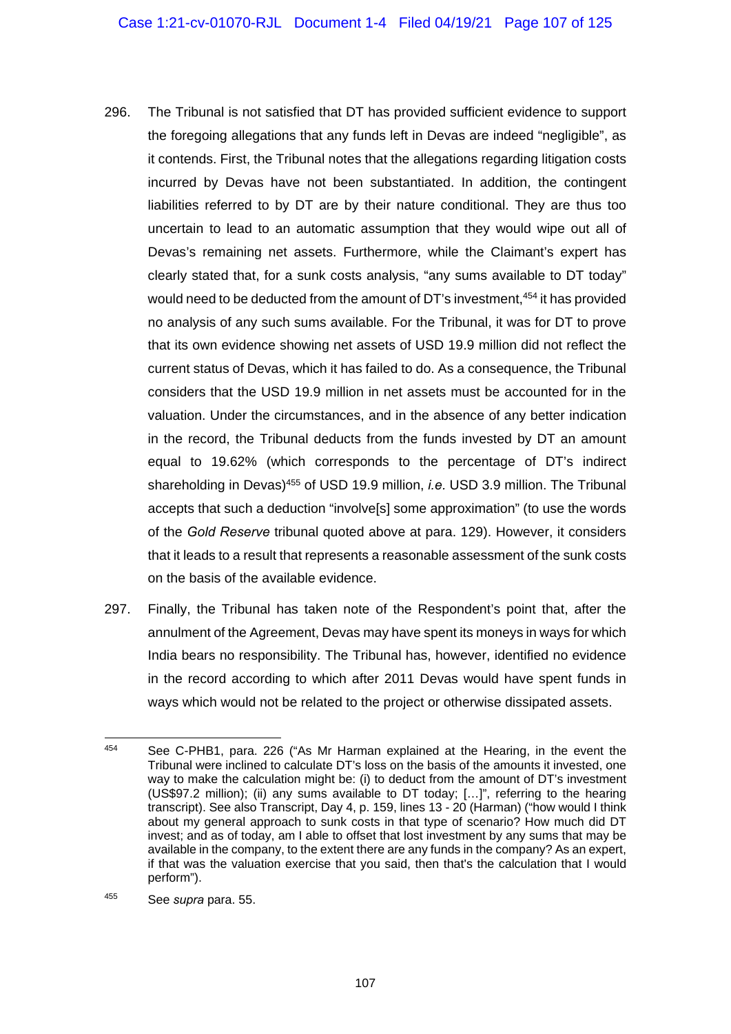296. The Tribunal is not satisfied that DT has provided sufficient evidence to support the foregoing allegations that any funds left in Devas are indeed "negligible", as it contends. First, the Tribunal notes that the allegations regarding litigation costs incurred by Devas have not been substantiated. In addition, the contingent liabilities referred to by DT are by their nature conditional. They are thus too uncertain to lead to an automatic assumption that they would wipe out all of Devas's remaining net assets. Furthermore, while the Claimant's expert has clearly stated that, for a sunk costs analysis, "any sums available to DT today" would need to be deducted from the amount of DT's investment,[454] it has provided no analysis of any such sums available. For the Tribunal, it was for DT to prove that its own evidence showing net assets of USD 19.9 million did not reflect the current status of Devas, which it has failed to do. As a consequence, the Tribunal considers that the USD 19.9 million in net assets must be accounted for in the valuation. Under the circumstances, and in the absence of any better indication in the record, the Tribunal deducts from the funds invested by DT an amount equal to 19.62% (which corresponds to the percentage of DT's indirect shareholding in Devas)[455] of USD 19.9 million, *i.e.* USD 3.9 million. The Tribunal accepts that such a deduction "involve[s] some approximation" (to use the words of the *Gold Reserve* tribunal quoted above at para. 129). However, it considers that it leads to a result that represents a reasonable assessment of the sunk costs on the basis of the available evidence.

297. Finally, the Tribunal has taken note of the Respondent's point that, after the annulment of the Agreement, Devas may have spent its moneys in ways for which India bears no responsibility. The Tribunal has, however, identified no evidence in the record according to which after 2011 Devas would have spent funds in ways which would not be related to the project or otherwise dissipated assets.

---

[454] See C-PHB1, para. 226 ("As Mr Harman explained at the Hearing, in the event the Tribunal were inclined to calculate DT's loss on the basis of the amounts it invested, one way to make the calculation might be: (i) to deduct from the amount of DT's investment (US$97.2 million); (ii) any sums available to DT today; […]", referring to the hearing transcript). See also Transcript, Day 4, p. 159, lines 13 - 20 (Harman) ("how would I think about my general approach to sunk costs in that type of scenario? How much did DT invest; and as of today, am I able to offset that lost investment by any sums that may be available in the company, to the extent there are any funds in the company? As an expert, if that was the valuation exercise that you said, then that's the calculation that I would perform").

[455] See *supra* para. 55.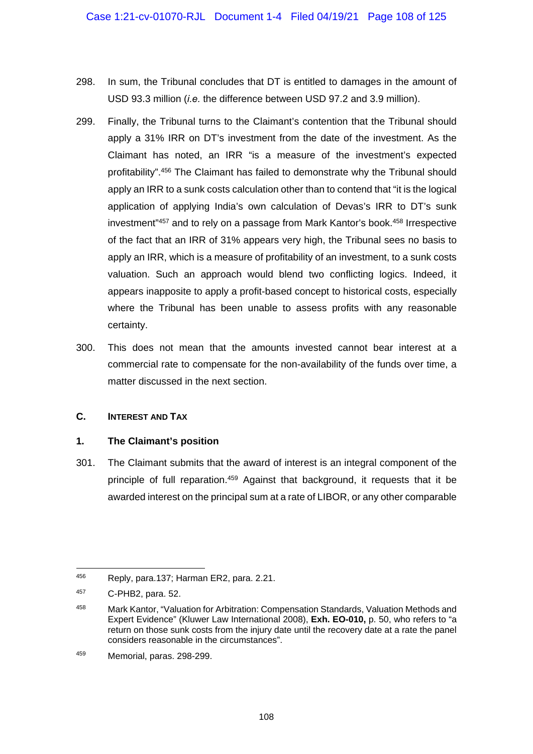298. In sum, the Tribunal concludes that DT is entitled to damages in the amount of USD 93.3 million (*i.e.* the difference between USD 97.2 and 3.9 million).

299. Finally, the Tribunal turns to the Claimant's contention that the Tribunal should apply a 31% IRR on DT's investment from the date of the investment. As the Claimant has noted, an IRR "is a measure of the investment's expected profitability".[456] The Claimant has failed to demonstrate why the Tribunal should apply an IRR to a sunk costs calculation other than to contend that "it is the logical application of applying India's own calculation of Devas's IRR to DT's sunk investment"[457] and to rely on a passage from Mark Kantor's book.[458] Irrespective of the fact that an IRR of 31% appears very high, the Tribunal sees no basis to apply an IRR, which is a measure of profitability of an investment, to a sunk costs valuation. Such an approach would blend two conflicting logics. Indeed, it appears inapposite to apply a profit-based concept to historical costs, especially where the Tribunal has been unable to assess profits with any reasonable certainty.

300. This does not mean that the amounts invested cannot bear interest at a commercial rate to compensate for the non-availability of the funds over time, a matter discussed in the next section.

## C. Interest and Tax

### 1. The Claimant's position

301. The Claimant submits that the award of interest is an integral component of the principle of full reparation.[459] Against that background, it requests that it be awarded interest on the principal sum at a rate of LIBOR, or any other comparable

---

[456] Reply, para.137; Harman ER2, para. 2.21.

[457] C-PHB2, para. 52.

[458] Mark Kantor, "Valuation for Arbitration: Compensation Standards, Valuation Methods and Expert Evidence" (Kluwer Law International 2008), **Exh. EO-010,** p. 50, who refers to "a return on those sunk costs from the injury date until the recovery date at a rate the panel considers reasonable in the circumstances".

[459] Memorial, paras. 298-299.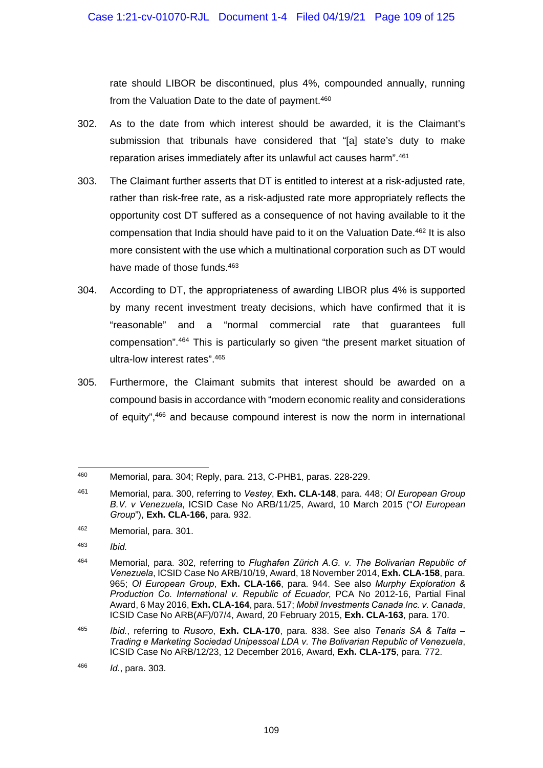rate should LIBOR be discontinued, plus 4%, compounded annually, running from the Valuation Date to the date of payment.[460]

302. As to the date from which interest should be awarded, it is the Claimant's submission that tribunals have considered that "[a] state's duty to make reparation arises immediately after its unlawful act causes harm".[461]

303. The Claimant further asserts that DT is entitled to interest at a risk-adjusted rate, rather than risk-free rate, as a risk-adjusted rate more appropriately reflects the opportunity cost DT suffered as a consequence of not having available to it the compensation that India should have paid to it on the Valuation Date.[462] It is also more consistent with the use which a multinational corporation such as DT would have made of those funds.[463]

304. According to DT, the appropriateness of awarding LIBOR plus 4% is supported by many recent investment treaty decisions, which have confirmed that it is "reasonable" and a "normal commercial rate that guarantees full compensation".[464] This is particularly so given "the present market situation of ultra-low interest rates".[465]

305. Furthermore, the Claimant submits that interest should be awarded on a compound basis in accordance with "modern economic reality and considerations of equity",[466] and because compound interest is now the norm in international

---

[460] Memorial, para. 304; Reply, para. 213, C-PHB1, paras. 228-229.

[461] Memorial, para. 300, referring to *Vestey*, **Exh. CLA-148**, para. 448; *OI European Group B.V. v Venezuela*, ICSID Case No ARB/11/25, Award, 10 March 2015 ("*OI European Group*"), **Exh. CLA-166**, para. 932.

[462] Memorial, para. 301.

[463] *Ibid.*

[464] Memorial, para. 302, referring to *Flughafen Zürich A.G. v. The Bolivarian Republic of Venezuela*, ICSID Case No ARB/10/19, Award, 18 November 2014, **Exh. CLA-158**, para. 965; *OI European Group*, **Exh. CLA-166**, para. 944. See also *Murphy Exploration & Production Co. International v. Republic of Ecuador*, PCA No 2012-16, Partial Final Award, 6 May 2016, **Exh. CLA-164**, para. 517; *Mobil Investments Canada Inc. v. Canada*, ICSID Case No ARB(AF)/07/4, Award, 20 February 2015, **Exh. CLA-163**, para. 170.

[465] *Ibid.*, referring to *Rusoro*, **Exh. CLA-170**, para. 838. See also *Tenaris SA & Talta – Trading e Marketing Sociedad Unipessoal LDA v. The Bolivarian Republic of Venezuela*, ICSID Case No ARB/12/23, 12 December 2016, Award, **Exh. CLA-175**, para. 772.

[466] *Id.*, para. 303.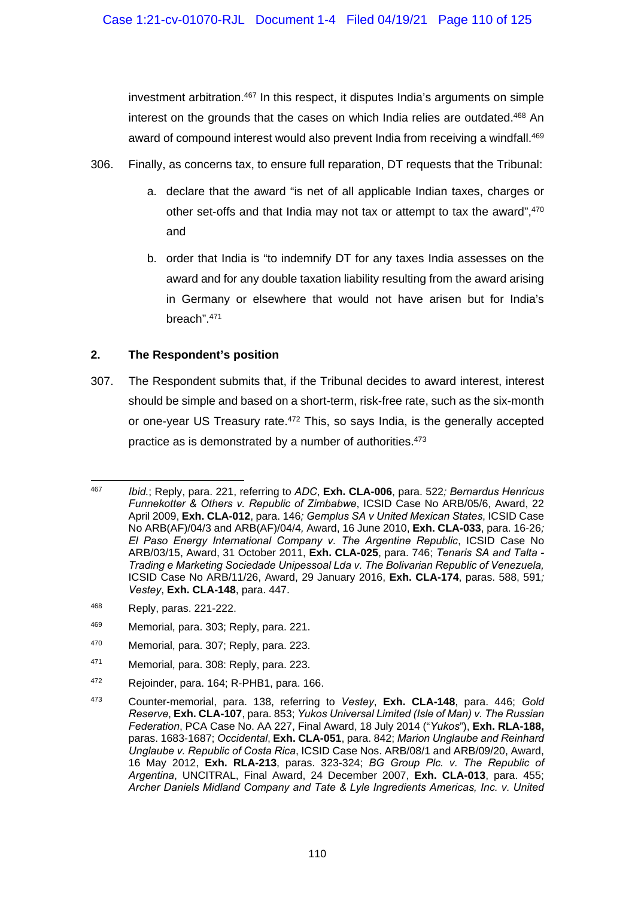investment arbitration.[467] In this respect, it disputes India's arguments on simple interest on the grounds that the cases on which India relies are outdated.[468] An award of compound interest would also prevent India from receiving a windfall.[469]

306. Finally, as concerns tax, to ensure full reparation, DT requests that the Tribunal:

a. declare that the award "is net of all applicable Indian taxes, charges or other set-offs and that India may not tax or attempt to tax the award",[470] and

b. order that India is "to indemnify DT for any taxes India assesses on the award and for any double taxation liability resulting from the award arising in Germany or elsewhere that would not have arisen but for India's breach".[471]

### 2. The Respondent's position

307. The Respondent submits that, if the Tribunal decides to award interest, interest should be simple and based on a short-term, risk-free rate, such as the six-month or one-year US Treasury rate.[472] This, so says India, is the generally accepted practice as is demonstrated by a number of authorities.[473]

---

[467] *Ibid.*; Reply, para. 221, referring to *ADC*, **Exh. CLA-006**, para. 522*; Bernardus Henricus Funnekotter & Others v. Republic of Zimbabwe*, ICSID Case No ARB/05/6, Award, 22 April 2009, **Exh. CLA-012**, para. 146*; Gemplus SA v United Mexican States*, ICSID Case No ARB(AF)/04/3 and ARB(AF)/04/4*,* Award, 16 June 2010, **Exh. CLA-033**, para. 16-26*; El Paso Energy International Company v. The Argentine Republic*, ICSID Case No ARB/03/15, Award, 31 October 2011, **Exh. CLA-025**, para. 746; *Tenaris SA and Talta - Trading e Marketing Sociedade Unipessoal Lda v. The Bolivarian Republic of Venezuela,* ICSID Case No ARB/11/26, Award, 29 January 2016, **Exh. CLA-174**, paras. 588, 591*; Vestey*, **Exh. CLA-148**, para. 447.

[468] Reply, paras. 221-222.

[469] Memorial, para. 303; Reply, para. 221.

[470] Memorial, para. 307; Reply, para. 223.

[471] Memorial, para. 308: Reply, para. 223.

[472] Rejoinder, para. 164; R-PHB1, para. 166.

[473] Counter-memorial, para. 138, referring to *Vestey*, **Exh. CLA-148**, para. 446; *Gold Reserve*, **Exh. CLA-107**, para. 853; *Yukos Universal Limited (Isle of Man) v. The Russian Federation*, PCA Case No. AA 227, Final Award, 18 July 2014 ("*Yukos*"), **Exh. RLA-188,** paras. 1683-1687; *Occidental*, **Exh. CLA-051**, para. 842; *Marion Unglaube and Reinhard Unglaube v. Republic of Costa Rica*, ICSID Case Nos. ARB/08/1 and ARB/09/20, Award, 16 May 2012, **Exh. RLA-213**, paras. 323-324; *BG Group Plc. v. The Republic of Argentina*, UNCITRAL, Final Award, 24 December 2007, **Exh. CLA-013**, para. 455; *Archer Daniels Midland Company and Tate & Lyle Ingredients Americas, Inc. v. United*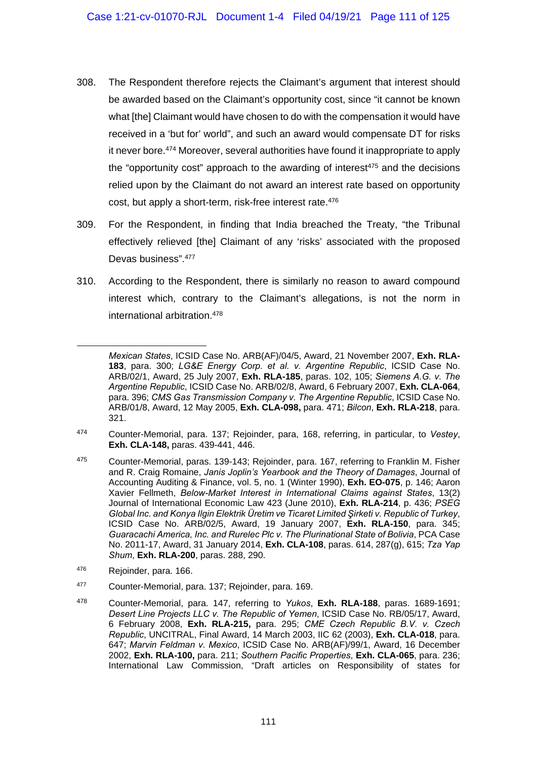308. The Respondent therefore rejects the Claimant's argument that interest should be awarded based on the Claimant's opportunity cost, since "it cannot be known what [the] Claimant would have chosen to do with the compensation it would have received in a 'but for' world", and such an award would compensate DT for risks it never bore.[474] Moreover, several authorities have found it inappropriate to apply the "opportunity cost" approach to the awarding of interest[475] and the decisions relied upon by the Claimant do not award an interest rate based on opportunity cost, but apply a short-term, risk-free interest rate.[476]

309. For the Respondent, in finding that India breached the Treaty, "the Tribunal effectively relieved [the] Claimant of any 'risks' associated with the proposed Devas business".[477]

310. According to the Respondent, there is similarly no reason to award compound interest which, contrary to the Claimant's allegations, is not the norm in international arbitration.[478]

---

*Mexican States*, ICSID Case No. ARB(AF)/04/5, Award, 21 November 2007, **Exh. RLA-183**, para. 300; *LG&E Energy Corp. et al. v. Argentine Republic*, ICSID Case No. ARB/02/1, Award, 25 July 2007, **Exh. RLA-185**, paras. 102, 105; *Siemens A.G. v. The Argentine Republic*, ICSID Case No. ARB/02/8, Award, 6 February 2007, **Exh. CLA-064**, para. 396; *CMS Gas Transmission Company v. The Argentine Republic*, ICSID Case No. ARB/01/8, Award, 12 May 2005, **Exh. CLA-098,** para. 471; *Bilcon*, **Exh. RLA-218**, para. 321.

[474] Counter-Memorial, para. 137; Rejoinder, para, 168, referring, in particular, to *Vestey*, **Exh. CLA-148,** paras. 439-441, 446.

[475] Counter-Memorial, paras. 139-143; Rejoinder, para. 167, referring to Franklin M. Fisher and R. Craig Romaine, *Janis Joplin's Yearbook and the Theory of Damages*, Journal of Accounting Auditing & Finance, vol. 5, no. 1 (Winter 1990), **Exh. EO-075**, p. 146; Aaron Xavier Fellmeth, *Below-Market Interest in International Claims against States*, 13(2) Journal of International Economic Law 423 (June 2010), **Exh. RLA-214**, p. 436; *PSEG Global Inc. and Konya Ilgin Elektrik Üretim ve Ticaret Limited Şirketi v. Republic of Turkey*, ICSID Case No. ARB/02/5, Award, 19 January 2007, **Exh. RLA-150**, para. 345; *Guaracachi America, Inc. and Rurelec Plc v. The Plurinational State of Bolivia*, PCA Case No. 2011-17, Award, 31 January 2014, **Exh. CLA-108**, paras. 614, 287(g), 615; *Tza Yap Shum*, **Exh. RLA-200**, paras. 288, 290.

[476] Rejoinder, para. 166.

[477] Counter-Memorial, para. 137; Rejoinder, para. 169.

[478] Counter-Memorial, para. 147, referring to *Yukos*, **Exh. RLA-188**, paras. 1689-1691; *Desert Line Projects LLC v. The Republic of Yemen*, ICSID Case No. RB/05/17, Award, 6 February 2008, **Exh. RLA-215,** para. 295; *CME Czech Republic B.V. v. Czech Republic*, UNCITRAL, Final Award, 14 March 2003, IIC 62 (2003), **Exh. CLA-018**, para. 647; *Marvin Feldman v. Mexico*, ICSID Case No. ARB(AF)/99/1, Award, 16 December 2002, **Exh. RLA-100,** para. 211; *Southern Pacific Properties*, **Exh. CLA-065**, para. 236; International Law Commission, "Draft articles on Responsibility of states for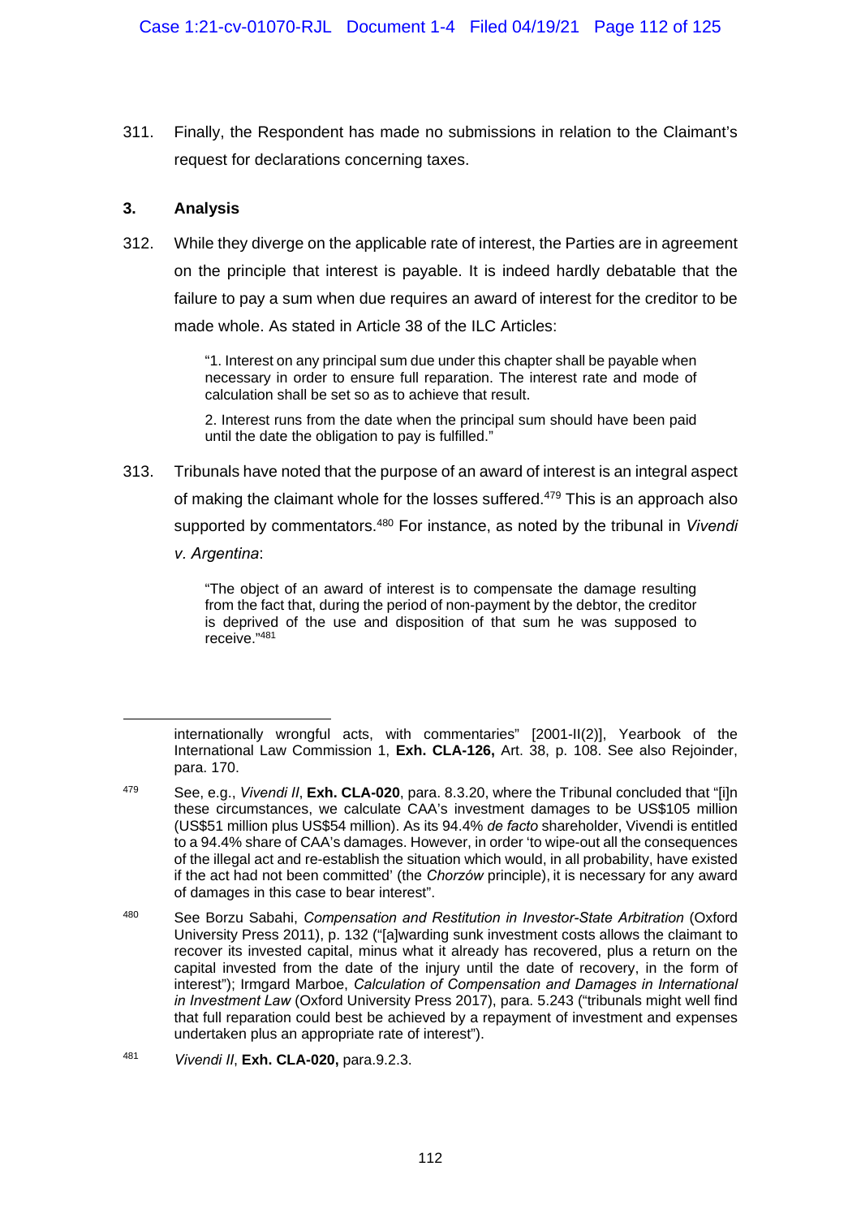311. Finally, the Respondent has made no submissions in relation to the Claimant's request for declarations concerning taxes.

### 3. Analysis

312. While they diverge on the applicable rate of interest, the Parties are in agreement on the principle that interest is payable. It is indeed hardly debatable that the failure to pay a sum when due requires an award of interest for the creditor to be made whole. As stated in Article 38 of the ILC Articles:

> "1. Interest on any principal sum due under this chapter shall be payable when necessary in order to ensure full reparation. The interest rate and mode of calculation shall be set so as to achieve that result.
>
> 2. Interest runs from the date when the principal sum should have been paid until the date the obligation to pay is fulfilled."

313. Tribunals have noted that the purpose of an award of interest is an integral aspect of making the claimant whole for the losses suffered.[479] This is an approach also supported by commentators.[480] For instance, as noted by the tribunal in *Vivendi v. Argentina*:

> "The object of an award of interest is to compensate the damage resulting from the fact that, during the period of non-payment by the debtor, the creditor is deprived of the use and disposition of that sum he was supposed to receive."[481]

---

internationally wrongful acts, with commentaries" [2001-II(2)], Yearbook of the International Law Commission 1, **Exh. CLA-126,** Art. 38, p. 108. See also Rejoinder, para. 170.

[479] See, e.g., *Vivendi II*, **Exh. CLA-020**, para. 8.3.20, where the Tribunal concluded that "[i]n these circumstances, we calculate CAA's investment damages to be US$105 million (US$51 million plus US$54 million). As its 94.4% *de facto* shareholder, Vivendi is entitled to a 94.4% share of CAA's damages. However, in order 'to wipe-out all the consequences of the illegal act and re-establish the situation which would, in all probability, have existed if the act had not been committed' (the *Chorzów* principle), it is necessary for any award of damages in this case to bear interest".

[480] See Borzu Sabahi, *Compensation and Restitution in Investor-State Arbitration* (Oxford University Press 2011), p. 132 ("[a]warding sunk investment costs allows the claimant to recover its invested capital, minus what it already has recovered, plus a return on the capital invested from the date of the injury until the date of recovery, in the form of interest"); Irmgard Marboe, *Calculation of Compensation and Damages in International in Investment Law* (Oxford University Press 2017), para. 5.243 ("tribunals might well find that full reparation could best be achieved by a repayment of investment and expenses undertaken plus an appropriate rate of interest").

[481] *Vivendi II*, **Exh. CLA-020,** para.9.2.3.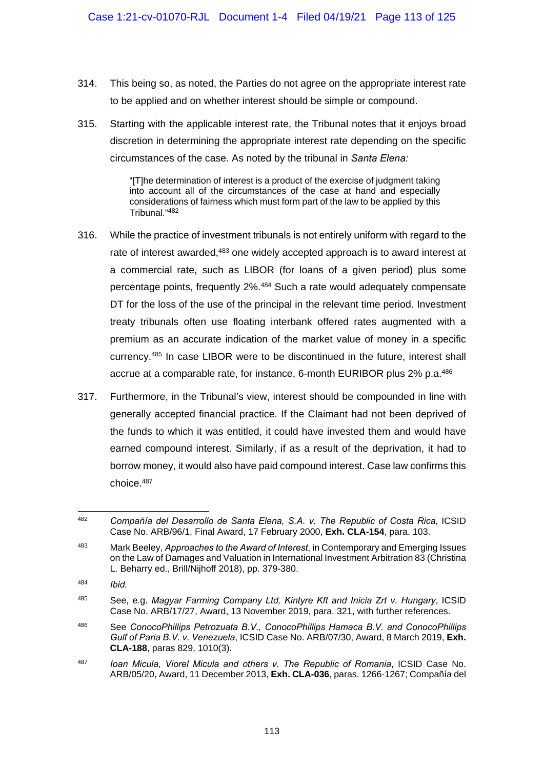314. This being so, as noted, the Parties do not agree on the appropriate interest rate to be applied and on whether interest should be simple or compound.

315. Starting with the applicable interest rate, the Tribunal notes that it enjoys broad discretion in determining the appropriate interest rate depending on the specific circumstances of the case. As noted by the tribunal in *Santa Elena:*

> "[T]he determination of interest is a product of the exercise of judgment taking into account all of the circumstances of the case at hand and especially considerations of fairness which must form part of the law to be applied by this Tribunal."[482]

316. While the practice of investment tribunals is not entirely uniform with regard to the rate of interest awarded,[483] one widely accepted approach is to award interest at a commercial rate, such as LIBOR (for loans of a given period) plus some percentage points, frequently 2%.[484] Such a rate would adequately compensate DT for the loss of the use of the principal in the relevant time period. Investment treaty tribunals often use floating interbank offered rates augmented with a premium as an accurate indication of the market value of money in a specific currency.[485] In case LIBOR were to be discontinued in the future, interest shall accrue at a comparable rate, for instance, 6-month EURIBOR plus 2% p.a.[486]

317. Furthermore, in the Tribunal's view, interest should be compounded in line with generally accepted financial practice. If the Claimant had not been deprived of the funds to which it was entitled, it could have invested them and would have earned compound interest. Similarly, if as a result of the deprivation, it had to borrow money, it would also have paid compound interest. Case law confirms this choice.[487]

---

[482] *Compañía del Desarrollo de Santa Elena, S.A. v. The Republic of Costa Rica*, ICSID Case No. ARB/96/1, Final Award, 17 February 2000, **Exh. CLA-154**, para. 103.

[483] Mark Beeley, *Approaches to the Award of Interest*, in Contemporary and Emerging Issues on the Law of Damages and Valuation in International Investment Arbitration 83 (Christina L. Beharry ed., Brill/Nijhoff 2018), pp. 379-380.

[484] *Ibid.*

[485] See, e.g. *Magyar Farming Company Ltd, Kintyre Kft and Inicia Zrt v. Hungary*, ICSID Case No. ARB/17/27, Award, 13 November 2019, para. 321, with further references.

[486] See *ConocoPhillips Petrozuata B.V., ConocoPhillips Hamaca B.V. and ConocoPhillips Gulf of Paria B.V. v. Venezuela*, ICSID Case No. ARB/07/30, Award, 8 March 2019, **Exh. CLA-188**, paras 829, 1010(3).

[487] *Ioan Micula, Viorel Micula and others v. The Republic of Romania*, ICSID Case No. ARB/05/20, Award, 11 December 2013, **Exh. CLA-036**, paras. 1266-1267; Compañía del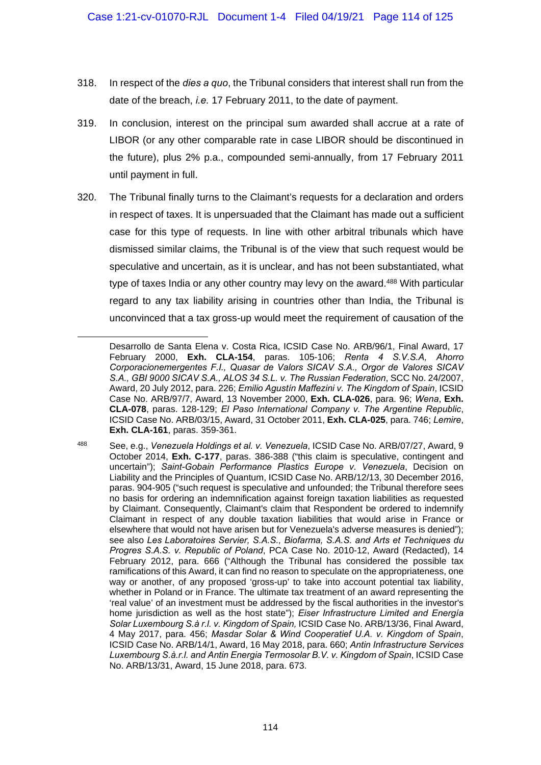318. In respect of the *dies a quo*, the Tribunal considers that interest shall run from the date of the breach, *i.e.* 17 February 2011, to the date of payment.

319. In conclusion, interest on the principal sum awarded shall accrue at a rate of LIBOR (or any other comparable rate in case LIBOR should be discontinued in the future), plus 2% p.a., compounded semi-annually, from 17 February 2011 until payment in full.

320. The Tribunal finally turns to the Claimant's requests for a declaration and orders in respect of taxes. It is unpersuaded that the Claimant has made out a sufficient case for this type of requests. In line with other arbitral tribunals which have dismissed similar claims, the Tribunal is of the view that such request would be speculative and uncertain, as it is unclear, and has not been substantiated, what type of taxes India or any other country may levy on the award.[488] With particular regard to any tax liability arising in countries other than India, the Tribunal is unconvinced that a tax gross-up would meet the requirement of causation of the

---

Desarrollo de Santa Elena v. Costa Rica, ICSID Case No. ARB/96/1, Final Award, 17 February 2000, **Exh. CLA-154**, paras. 105-106; *Renta 4 S.V.S.A, Ahorro Corporacionemergentes F.I., Quasar de Valors SICAV S.A., Orgor de Valores SICAV S.A., GBI 9000 SICAV S.A., ALOS 34 S.L. v. The Russian Federation*, SCC No. 24/2007, Award, 20 July 2012, para. 226; *Emilio Agustín Maffezini v. The Kingdom of Spain*, ICSID Case No. ARB/97/7, Award, 13 November 2000, **Exh. CLA-026**, para. 96; *Wena*, **Exh. CLA-078**, paras. 128-129; *El Paso International Company v. The Argentine Republic*, ICSID Case No. ARB/03/15, Award, 31 October 2011, **Exh. CLA-025**, para. 746; *Lemire*, **Exh. CLA-161**, paras. 359-361.

[488] See, e.g., *Venezuela Holdings et al. v. Venezuela*, ICSID Case No. ARB/07/27, Award, 9 October 2014, **Exh. C-177**, paras. 386-388 ("this claim is speculative, contingent and uncertain"); *Saint-Gobain Performance Plastics Europe v. Venezuela*, Decision on Liability and the Principles of Quantum, ICSID Case No. ARB/12/13, 30 December 2016, paras. 904-905 ("such request is speculative and unfounded; the Tribunal therefore sees no basis for ordering an indemnification against foreign taxation liabilities as requested by Claimant. Consequently, Claimant's claim that Respondent be ordered to indemnify Claimant in respect of any double taxation liabilities that would arise in France or elsewhere that would not have arisen but for Venezuela's adverse measures is denied"); see also *Les Laboratoires Servier, S.A.S., Biofarma, S.A.S. and Arts et Techniques du Progres S.A.S. v. Republic of Poland*, PCA Case No. 2010-12, Award (Redacted), 14 February 2012, para. 666 ("Although the Tribunal has considered the possible tax ramifications of this Award, it can find no reason to speculate on the appropriateness, one way or another, of any proposed 'gross-up' to take into account potential tax liability, whether in Poland or in France. The ultimate tax treatment of an award representing the 'real value' of an investment must be addressed by the fiscal authorities in the investor's home jurisdiction as well as the host state"); *Eiser Infrastructure Limited and Energía Solar Luxembourg S.à r.l. v. Kingdom of Spain,* ICSID Case No. ARB/13/36, Final Award, 4 May 2017, para. 456; *Masdar Solar & Wind Cooperatief U.A. v. Kingdom of Spain*, ICSID Case No. ARB/14/1, Award, 16 May 2018, para. 660; *Antin Infrastructure Services Luxembourg S.à.r.l. and Antin Energia Termosolar B.V. v. Kingdom of Spain*, ICSID Case No. ARB/13/31, Award, 15 June 2018, para. 673.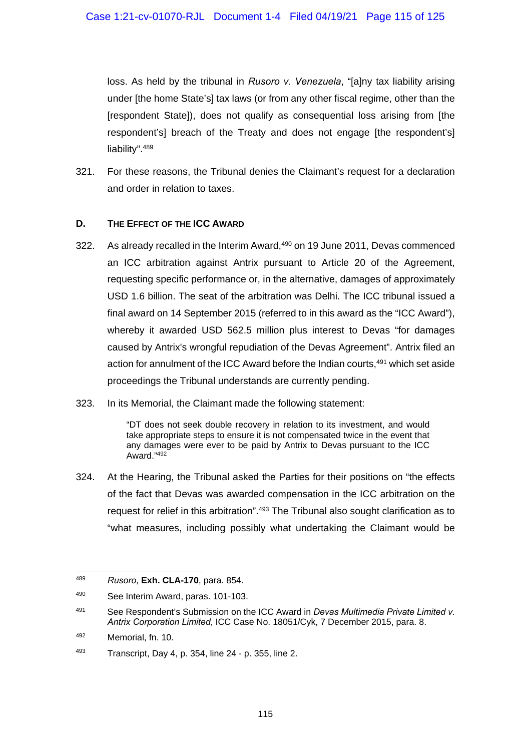loss. As held by the tribunal in *Rusoro v. Venezuela*, "[a]ny tax liability arising under [the home State's] tax laws (or from any other fiscal regime, other than the [respondent State]), does not qualify as consequential loss arising from [the respondent's] breach of the Treaty and does not engage [the respondent's] liability".[489]

321. For these reasons, the Tribunal denies the Claimant's request for a declaration and order in relation to taxes.

### D. THE EFFECT OF THE ICC AWARD

322. As already recalled in the Interim Award,[490] on 19 June 2011, Devas commenced an ICC arbitration against Antrix pursuant to Article 20 of the Agreement, requesting specific performance or, in the alternative, damages of approximately USD 1.6 billion. The seat of the arbitration was Delhi. The ICC tribunal issued a final award on 14 September 2015 (referred to in this award as the "ICC Award"), whereby it awarded USD 562.5 million plus interest to Devas "for damages caused by Antrix's wrongful repudiation of the Devas Agreement". Antrix filed an action for annulment of the ICC Award before the Indian courts,[491] which set aside proceedings the Tribunal understands are currently pending.

323. In its Memorial, the Claimant made the following statement:

> "DT does not seek double recovery in relation to its investment, and would take appropriate steps to ensure it is not compensated twice in the event that any damages were ever to be paid by Antrix to Devas pursuant to the ICC Award."[492]

324. At the Hearing, the Tribunal asked the Parties for their positions on "the effects of the fact that Devas was awarded compensation in the ICC arbitration on the request for relief in this arbitration".[493] The Tribunal also sought clarification as to "what measures, including possibly what undertaking the Claimant would be

---

[489] *Rusoro*, **Exh. CLA-170**, para. 854.

[490] See Interim Award, paras. 101-103.

[491] See Respondent's Submission on the ICC Award in *Devas Multimedia Private Limited v. Antrix Corporation Limited*, ICC Case No. 18051/Cyk, 7 December 2015, para. 8.

[492] Memorial, fn. 10.

[493] Transcript, Day 4, p. 354, line 24 - p. 355, line 2.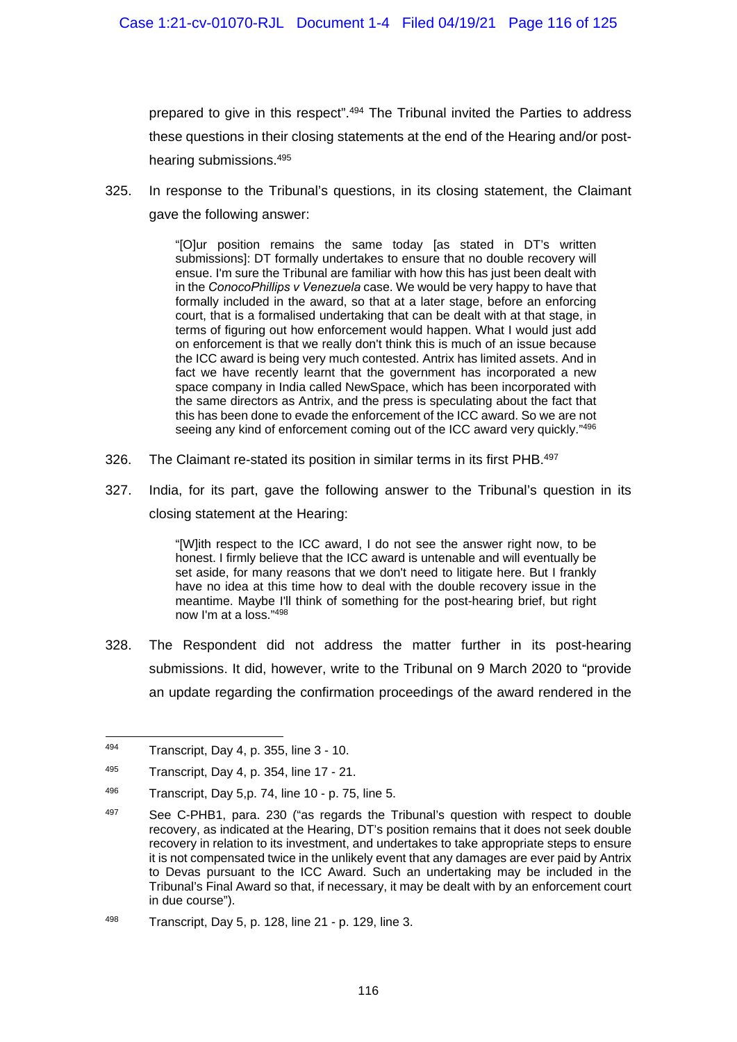prepared to give in this respect".[494] The Tribunal invited the Parties to address these questions in their closing statements at the end of the Hearing and/or post-hearing submissions.[495]

325. In response to the Tribunal's questions, in its closing statement, the Claimant gave the following answer:

> "[O]ur position remains the same today [as stated in DT's written submissions]: DT formally undertakes to ensure that no double recovery will ensue. I'm sure the Tribunal are familiar with how this has just been dealt with in the *ConocoPhillips v Venezuela* case. We would be very happy to have that formally included in the award, so that at a later stage, before an enforcing court, that is a formalised undertaking that can be dealt with at that stage, in terms of figuring out how enforcement would happen. What I would just add on enforcement is that we really don't think this is much of an issue because the ICC award is being very much contested. Antrix has limited assets. And in fact we have recently learnt that the government has incorporated a new space company in India called NewSpace, which has been incorporated with the same directors as Antrix, and the press is speculating about the fact that this has been done to evade the enforcement of the ICC award. So we are not seeing any kind of enforcement coming out of the ICC award very quickly."[496]

326. The Claimant re-stated its position in similar terms in its first PHB.[497]

327. India, for its part, gave the following answer to the Tribunal's question in its closing statement at the Hearing:

> "[W]ith respect to the ICC award, I do not see the answer right now, to be honest. I firmly believe that the ICC award is untenable and will eventually be set aside, for many reasons that we don't need to litigate here. But I frankly have no idea at this time how to deal with the double recovery issue in the meantime. Maybe I'll think of something for the post-hearing brief, but right now I'm at a loss."[498]

328. The Respondent did not address the matter further in its post-hearing submissions. It did, however, write to the Tribunal on 9 March 2020 to "provide an update regarding the confirmation proceedings of the award rendered in the

---

[494] Transcript, Day 4, p. 355, line 3 - 10.

[495] Transcript, Day 4, p. 354, line 17 - 21.

[496] Transcript, Day 5,p. 74, line 10 - p. 75, line 5.

[497] See C-PHB1, para. 230 ("as regards the Tribunal's question with respect to double recovery, as indicated at the Hearing, DT's position remains that it does not seek double recovery in relation to its investment, and undertakes to take appropriate steps to ensure it is not compensated twice in the unlikely event that any damages are ever paid by Antrix to Devas pursuant to the ICC Award. Such an undertaking may be included in the Tribunal's Final Award so that, if necessary, it may be dealt with by an enforcement court in due course").

[498] Transcript, Day 5, p. 128, line 21 - p. 129, line 3.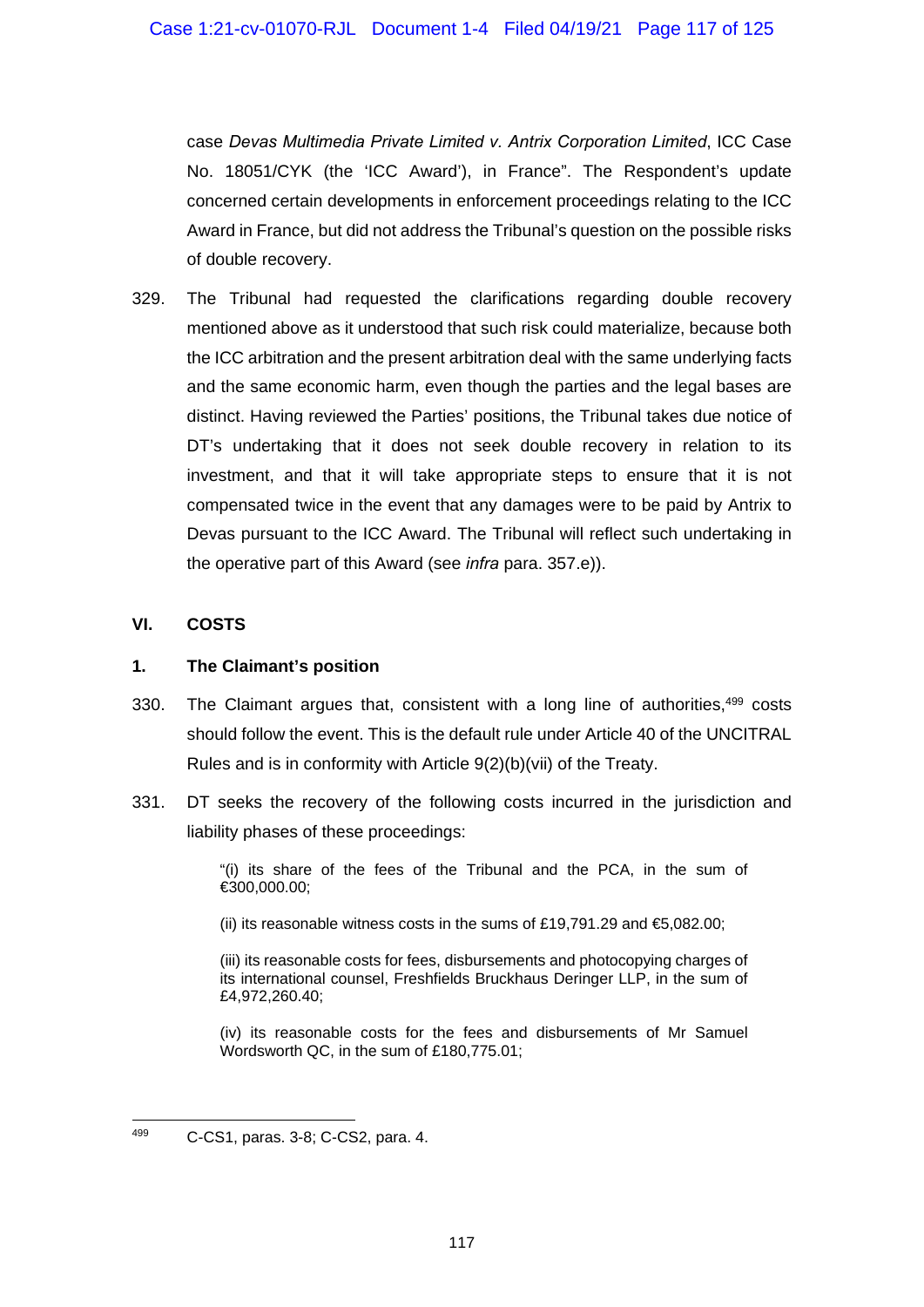case *Devas Multimedia Private Limited v. Antrix Corporation Limited*, ICC Case No. 18051/CYK (the 'ICC Award'), in France". The Respondent's update concerned certain developments in enforcement proceedings relating to the ICC Award in France, but did not address the Tribunal's question on the possible risks of double recovery.

329. The Tribunal had requested the clarifications regarding double recovery mentioned above as it understood that such risk could materialize, because both the ICC arbitration and the present arbitration deal with the same underlying facts and the same economic harm, even though the parties and the legal bases are distinct. Having reviewed the Parties' positions, the Tribunal takes due notice of DT's undertaking that it does not seek double recovery in relation to its investment, and that it will take appropriate steps to ensure that it is not compensated twice in the event that any damages were to be paid by Antrix to Devas pursuant to the ICC Award. The Tribunal will reflect such undertaking in the operative part of this Award (see *infra* para. 357.e)).

## VI. COSTS

### 1. The Claimant's position

330. The Claimant argues that, consistent with a long line of authorities,[499] costs should follow the event. This is the default rule under Article 40 of the UNCITRAL Rules and is in conformity with Article 9(2)(b)(vii) of the Treaty.

331. DT seeks the recovery of the following costs incurred in the jurisdiction and liability phases of these proceedings:

> "(i) its share of the fees of the Tribunal and the PCA, in the sum of €300,000.00;
>
> (ii) its reasonable witness costs in the sums of £19,791.29 and €5,082.00;
>
> (iii) its reasonable costs for fees, disbursements and photocopying charges of its international counsel, Freshfields Bruckhaus Deringer LLP, in the sum of £4,972,260.40;
>
> (iv) its reasonable costs for the fees and disbursements of Mr Samuel Wordsworth QC, in the sum of £180,775.01;

---

[499] C-CS1, paras. 3-8; C-CS2, para. 4.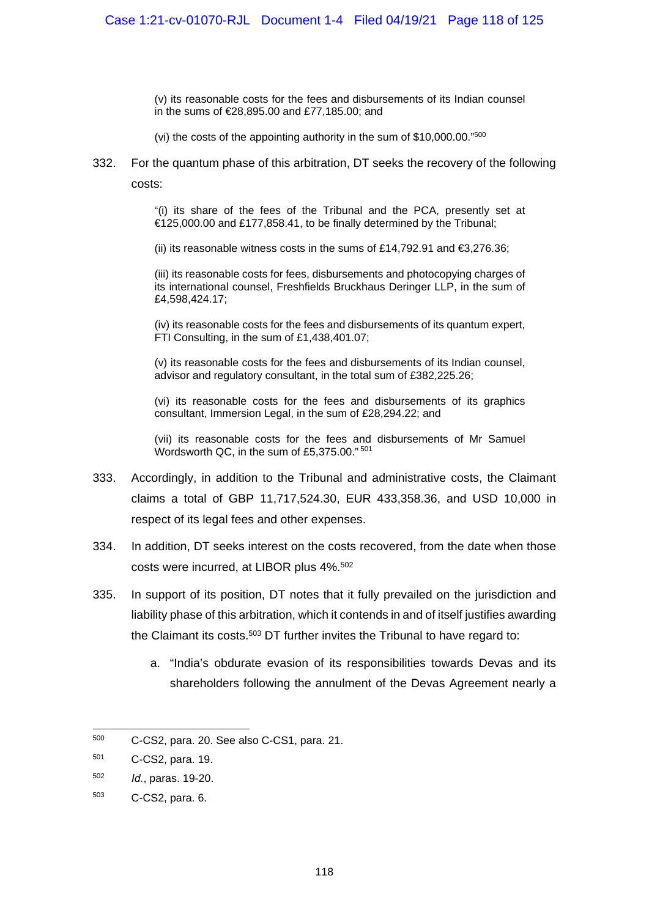(v) its reasonable costs for the fees and disbursements of its Indian counsel in the sums of €28,895.00 and £77,185.00; and

(vi) the costs of the appointing authority in the sum of $10,000.00."[500]

332. For the quantum phase of this arbitration, DT seeks the recovery of the following costs:

> "(i) its share of the fees of the Tribunal and the PCA, presently set at €125,000.00 and £177,858.41, to be finally determined by the Tribunal;
>
> (ii) its reasonable witness costs in the sums of £14,792.91 and €3,276.36;
>
> (iii) its reasonable costs for fees, disbursements and photocopying charges of its international counsel, Freshfields Bruckhaus Deringer LLP, in the sum of £4,598,424.17;
>
> (iv) its reasonable costs for the fees and disbursements of its quantum expert, FTI Consulting, in the sum of £1,438,401.07;
>
> (v) its reasonable costs for the fees and disbursements of its Indian counsel, advisor and regulatory consultant, in the total sum of £382,225.26;
>
> (vi) its reasonable costs for the fees and disbursements of its graphics consultant, Immersion Legal, in the sum of £28,294.22; and
>
> (vii) its reasonable costs for the fees and disbursements of Mr Samuel Wordsworth QC, in the sum of £5,375.00." [501]

333. Accordingly, in addition to the Tribunal and administrative costs, the Claimant claims a total of GBP 11,717,524.30, EUR 433,358.36, and USD 10,000 in respect of its legal fees and other expenses.

334. In addition, DT seeks interest on the costs recovered, from the date when those costs were incurred, at LIBOR plus 4%.[502]

335. In support of its position, DT notes that it fully prevailed on the jurisdiction and liability phase of this arbitration, which it contends in and of itself justifies awarding the Claimant its costs.[503] DT further invites the Tribunal to have regard to:

   a. "India's obdurate evasion of its responsibilities towards Devas and its shareholders following the annulment of the Devas Agreement nearly a

---

[500] C-CS2, para. 20. See also C-CS1, para. 21.

[501] C-CS2, para. 19.

[502] *Id.*, paras. 19-20.

[503] C-CS2, para. 6.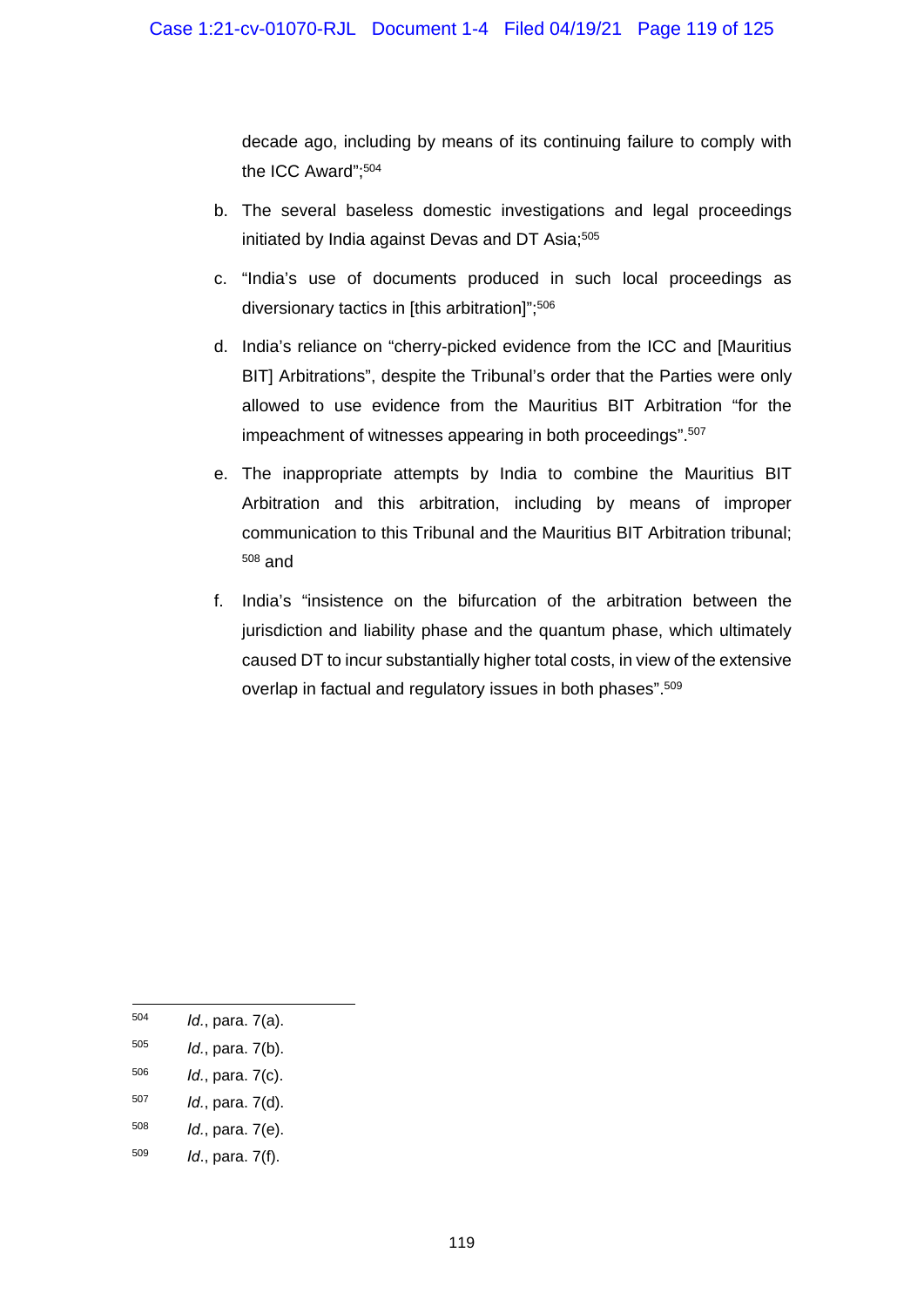decade ago, including by means of its continuing failure to comply with the ICC Award";[504]

b. The several baseless domestic investigations and legal proceedings initiated by India against Devas and DT Asia;[505]

c. "India's use of documents produced in such local proceedings as diversionary tactics in [this arbitration]";[506]

d. India's reliance on "cherry-picked evidence from the ICC and [Mauritius BIT] Arbitrations", despite the Tribunal's order that the Parties were only allowed to use evidence from the Mauritius BIT Arbitration "for the impeachment of witnesses appearing in both proceedings".[507]

e. The inappropriate attempts by India to combine the Mauritius BIT Arbitration and this arbitration, including by means of improper communication to this Tribunal and the Mauritius BIT Arbitration tribunal; [508] and

f. India's "insistence on the bifurcation of the arbitration between the jurisdiction and liability phase and the quantum phase, which ultimately caused DT to incur substantially higher total costs, in view of the extensive overlap in factual and regulatory issues in both phases".[509]

---

[504] *Id.*, para. 7(a).

[505] *Id.*, para. 7(b).

[506] *Id.*, para. 7(c).

[507] *Id.*, para. 7(d).

[508] *Id.*, para. 7(e).

[509] *Id.*, para. 7(f).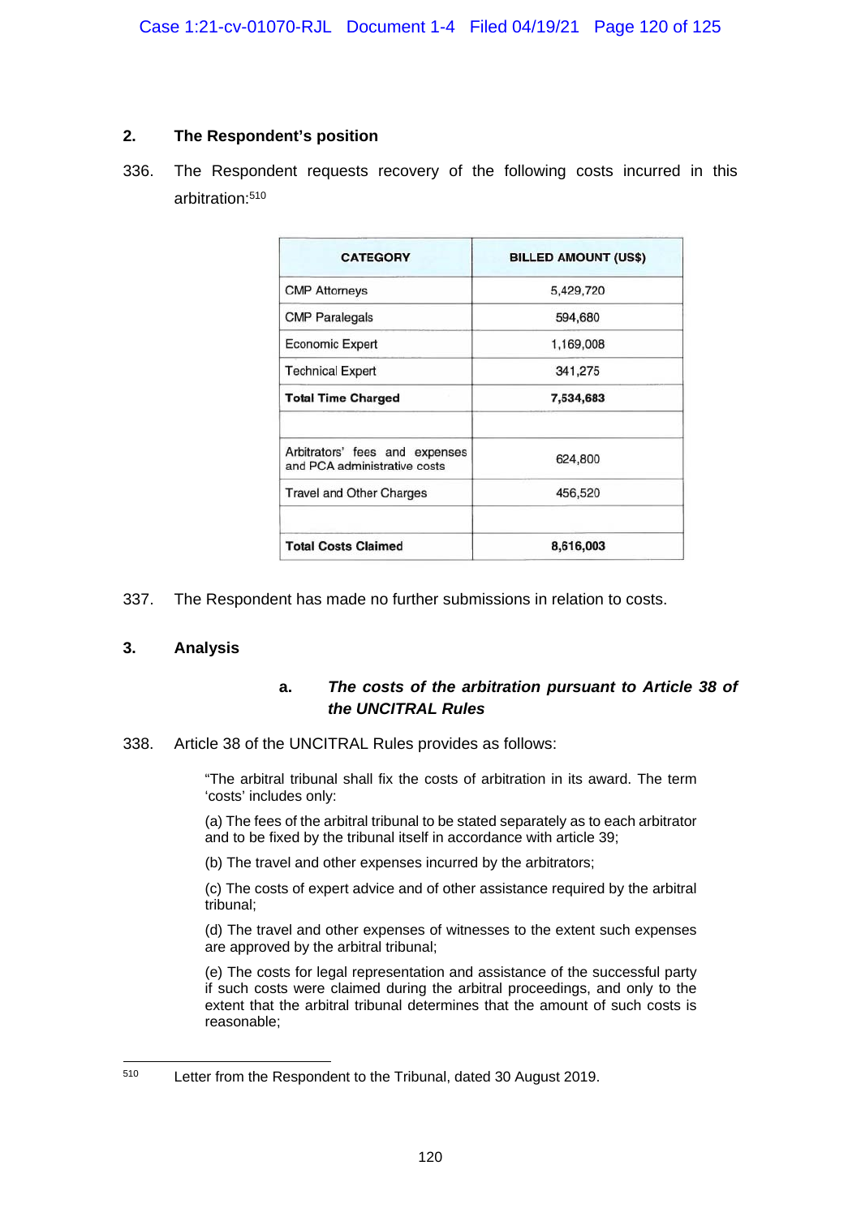## 2. The Respondent's position

336. The Respondent requests recovery of the following costs incurred in this arbitration:[510]

| CATEGORY | BILLED AMOUNT (US$) |
|---|---|
| CMP Attorneys | 5,429,720 |
| CMP Paralegals | 594,680 |
| Economic Expert | 1,169,008 |
| Technical Expert | 341,275 |
| **Total Time Charged** | **7,534,683** |
| | |
| Arbitrators' fees and expenses and PCA administrative costs | 624,800 |
| Travel and Other Charges | 456,520 |
| | |
| **Total Costs Claimed** | **8,616,003** |

337. The Respondent has made no further submissions in relation to costs.

## 3. Analysis

### a. *The costs of the arbitration pursuant to Article 38 of the UNCITRAL Rules*

338. Article 38 of the UNCITRAL Rules provides as follows:

> "The arbitral tribunal shall fix the costs of arbitration in its award. The term 'costs' includes only:
>
> (a) The fees of the arbitral tribunal to be stated separately as to each arbitrator and to be fixed by the tribunal itself in accordance with article 39;
>
> (b) The travel and other expenses incurred by the arbitrators;
>
> (c) The costs of expert advice and of other assistance required by the arbitral tribunal;
>
> (d) The travel and other expenses of witnesses to the extent such expenses are approved by the arbitral tribunal;
>
> (e) The costs for legal representation and assistance of the successful party if such costs were claimed during the arbitral proceedings, and only to the extent that the arbitral tribunal determines that the amount of such costs is reasonable;

---

[510] Letter from the Respondent to the Tribunal, dated 30 August 2019.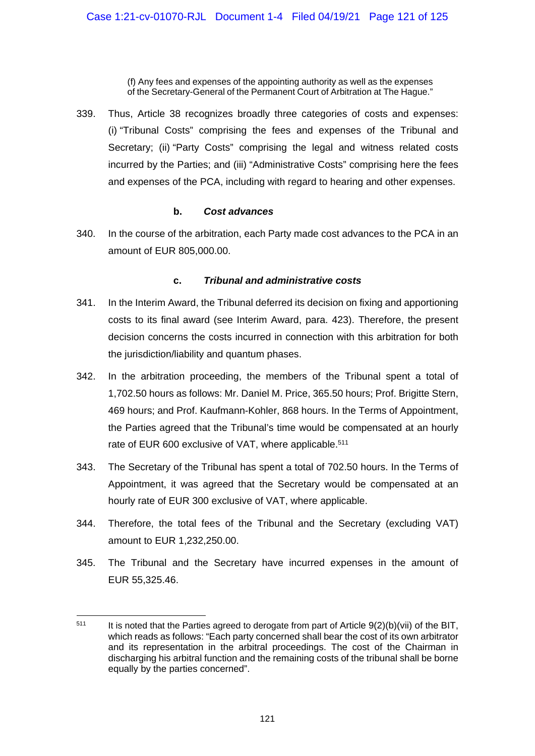(f) Any fees and expenses of the appointing authority as well as the expenses of the Secretary-General of the Permanent Court of Arbitration at The Hague."

339. Thus, Article 38 recognizes broadly three categories of costs and expenses: (i) "Tribunal Costs" comprising the fees and expenses of the Tribunal and Secretary; (ii) "Party Costs" comprising the legal and witness related costs incurred by the Parties; and (iii) "Administrative Costs" comprising here the fees and expenses of the PCA, including with regard to hearing and other expenses.

#### b. *Cost advances*

340. In the course of the arbitration, each Party made cost advances to the PCA in an amount of EUR 805,000.00.

#### c. *Tribunal and administrative costs*

341. In the Interim Award, the Tribunal deferred its decision on fixing and apportioning costs to its final award (see Interim Award, para. 423). Therefore, the present decision concerns the costs incurred in connection with this arbitration for both the jurisdiction/liability and quantum phases.

342. In the arbitration proceeding, the members of the Tribunal spent a total of 1,702.50 hours as follows: Mr. Daniel M. Price, 365.50 hours; Prof. Brigitte Stern, 469 hours; and Prof. Kaufmann-Kohler, 868 hours. In the Terms of Appointment, the Parties agreed that the Tribunal's time would be compensated at an hourly rate of EUR 600 exclusive of VAT, where applicable.[511]

343. The Secretary of the Tribunal has spent a total of 702.50 hours. In the Terms of Appointment, it was agreed that the Secretary would be compensated at an hourly rate of EUR 300 exclusive of VAT, where applicable.

344. Therefore, the total fees of the Tribunal and the Secretary (excluding VAT) amount to EUR 1,232,250.00.

345. The Tribunal and the Secretary have incurred expenses in the amount of EUR 55,325.46.

---

[511] It is noted that the Parties agreed to derogate from part of Article 9(2)(b)(vii) of the BIT, which reads as follows: "Each party concerned shall bear the cost of its own arbitrator and its representation in the arbitral proceedings. The cost of the Chairman in discharging his arbitral function and the remaining costs of the tribunal shall be borne equally by the parties concerned".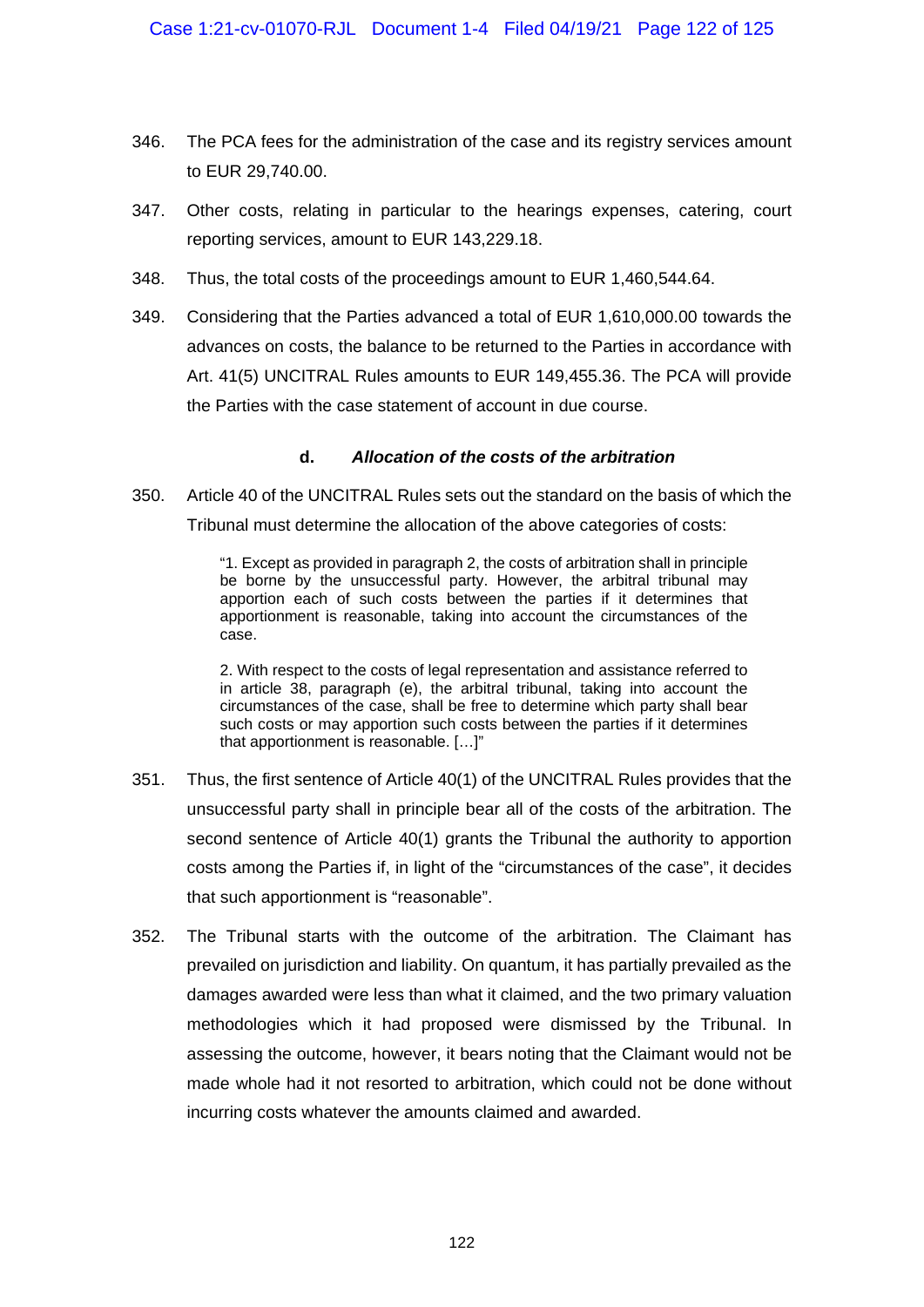346. The PCA fees for the administration of the case and its registry services amount to EUR 29,740.00.

347. Other costs, relating in particular to the hearings expenses, catering, court reporting services, amount to EUR 143,229.18.

348. Thus, the total costs of the proceedings amount to EUR 1,460,544.64.

349. Considering that the Parties advanced a total of EUR 1,610,000.00 towards the advances on costs, the balance to be returned to the Parties in accordance with Art. 41(5) UNCITRAL Rules amounts to EUR 149,455.36. The PCA will provide the Parties with the case statement of account in due course.

#### d. *Allocation of the costs of the arbitration*

350. Article 40 of the UNCITRAL Rules sets out the standard on the basis of which the Tribunal must determine the allocation of the above categories of costs:

> "1. Except as provided in paragraph 2, the costs of arbitration shall in principle be borne by the unsuccessful party. However, the arbitral tribunal may apportion each of such costs between the parties if it determines that apportionment is reasonable, taking into account the circumstances of the case.
>
> 2. With respect to the costs of legal representation and assistance referred to in article 38, paragraph (e), the arbitral tribunal, taking into account the circumstances of the case, shall be free to determine which party shall bear such costs or may apportion such costs between the parties if it determines that apportionment is reasonable. […]"

351. Thus, the first sentence of Article 40(1) of the UNCITRAL Rules provides that the unsuccessful party shall in principle bear all of the costs of the arbitration. The second sentence of Article 40(1) grants the Tribunal the authority to apportion costs among the Parties if, in light of the "circumstances of the case", it decides that such apportionment is "reasonable".

352. The Tribunal starts with the outcome of the arbitration. The Claimant has prevailed on jurisdiction and liability. On quantum, it has partially prevailed as the damages awarded were less than what it claimed, and the two primary valuation methodologies which it had proposed were dismissed by the Tribunal. In assessing the outcome, however, it bears noting that the Claimant would not be made whole had it not resorted to arbitration, which could not be done without incurring costs whatever the amounts claimed and awarded.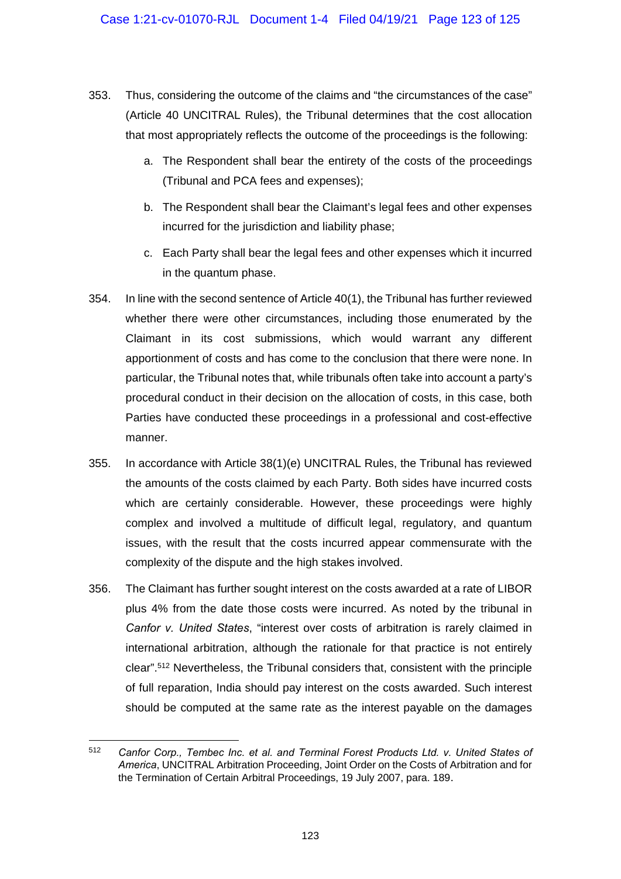353. Thus, considering the outcome of the claims and "the circumstances of the case" (Article 40 UNCITRAL Rules), the Tribunal determines that the cost allocation that most appropriately reflects the outcome of the proceedings is the following:

   a. The Respondent shall bear the entirety of the costs of the proceedings (Tribunal and PCA fees and expenses);

   b. The Respondent shall bear the Claimant's legal fees and other expenses incurred for the jurisdiction and liability phase;

   c. Each Party shall bear the legal fees and other expenses which it incurred in the quantum phase.

354. In line with the second sentence of Article 40(1), the Tribunal has further reviewed whether there were other circumstances, including those enumerated by the Claimant in its cost submissions, which would warrant any different apportionment of costs and has come to the conclusion that there were none. In particular, the Tribunal notes that, while tribunals often take into account a party's procedural conduct in their decision on the allocation of costs, in this case, both Parties have conducted these proceedings in a professional and cost-effective manner.

355. In accordance with Article 38(1)(e) UNCITRAL Rules, the Tribunal has reviewed the amounts of the costs claimed by each Party. Both sides have incurred costs which are certainly considerable. However, these proceedings were highly complex and involved a multitude of difficult legal, regulatory, and quantum issues, with the result that the costs incurred appear commensurate with the complexity of the dispute and the high stakes involved.

356. The Claimant has further sought interest on the costs awarded at a rate of LIBOR plus 4% from the date those costs were incurred. As noted by the tribunal in *Canfor v. United States*, "interest over costs of arbitration is rarely claimed in international arbitration, although the rationale for that practice is not entirely clear".[512] Nevertheless, the Tribunal considers that, consistent with the principle of full reparation, India should pay interest on the costs awarded. Such interest should be computed at the same rate as the interest payable on the damages

---

[512] *Canfor Corp., Tembec Inc. et al. and Terminal Forest Products Ltd. v. United States of America*, UNCITRAL Arbitration Proceeding, Joint Order on the Costs of Arbitration and for the Termination of Certain Arbitral Proceedings, 19 July 2007, para. 189.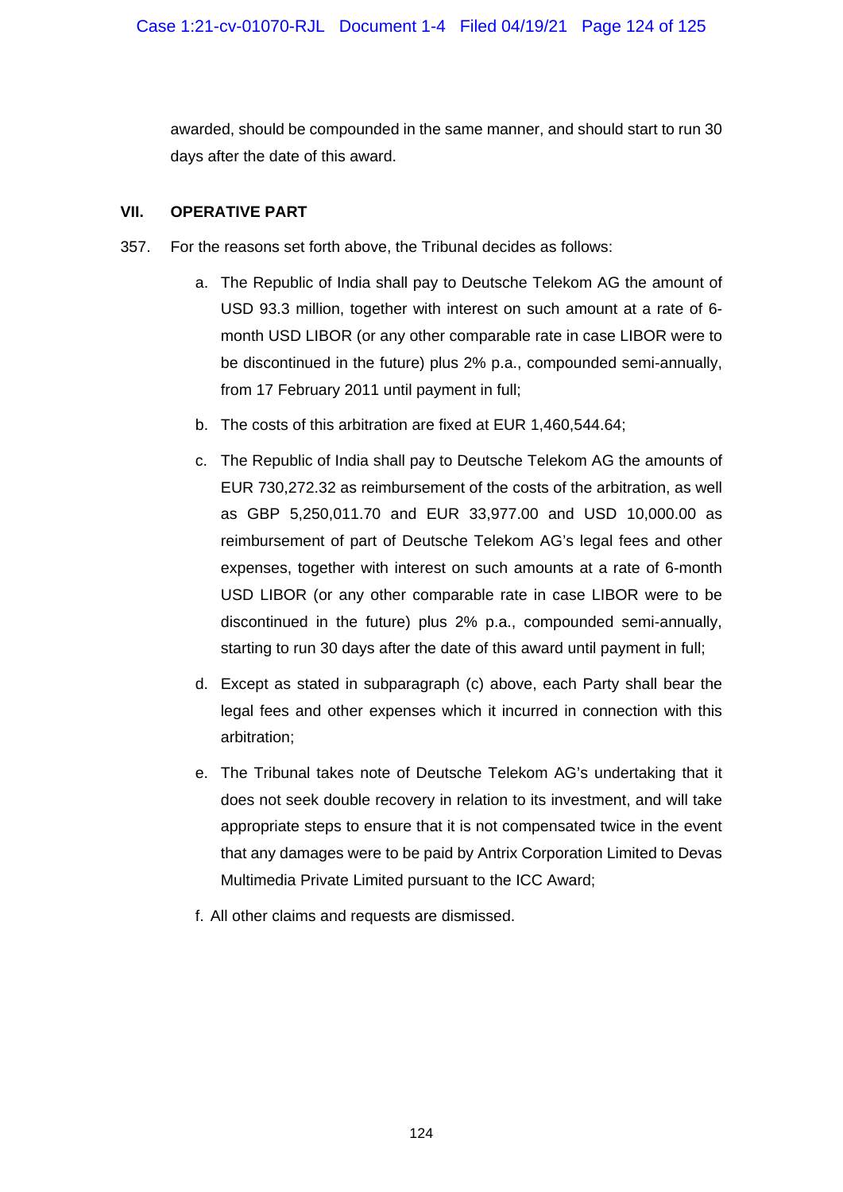awarded, should be compounded in the same manner, and should start to run 30 days after the date of this award.

## VII. OPERATIVE PART

357. For the reasons set forth above, the Tribunal decides as follows:

   a. The Republic of India shall pay to Deutsche Telekom AG the amount of USD 93.3 million, together with interest on such amount at a rate of 6-month USD LIBOR (or any other comparable rate in case LIBOR were to be discontinued in the future) plus 2% p.a., compounded semi-annually, from 17 February 2011 until payment in full;

   b. The costs of this arbitration are fixed at EUR 1,460,544.64;

   c. The Republic of India shall pay to Deutsche Telekom AG the amounts of EUR 730,272.32 as reimbursement of the costs of the arbitration, as well as GBP 5,250,011.70 and EUR 33,977.00 and USD 10,000.00 as reimbursement of part of Deutsche Telekom AG's legal fees and other expenses, together with interest on such amounts at a rate of 6-month USD LIBOR (or any other comparable rate in case LIBOR were to be discontinued in the future) plus 2% p.a., compounded semi-annually, starting to run 30 days after the date of this award until payment in full;

   d. Except as stated in subparagraph (c) above, each Party shall bear the legal fees and other expenses which it incurred in connection with this arbitration;

   e. The Tribunal takes note of Deutsche Telekom AG's undertaking that it does not seek double recovery in relation to its investment, and will take appropriate steps to ensure that it is not compensated twice in the event that any damages were to be paid by Antrix Corporation Limited to Devas Multimedia Private Limited pursuant to the ICC Award;

   f. All other claims and requests are dismissed.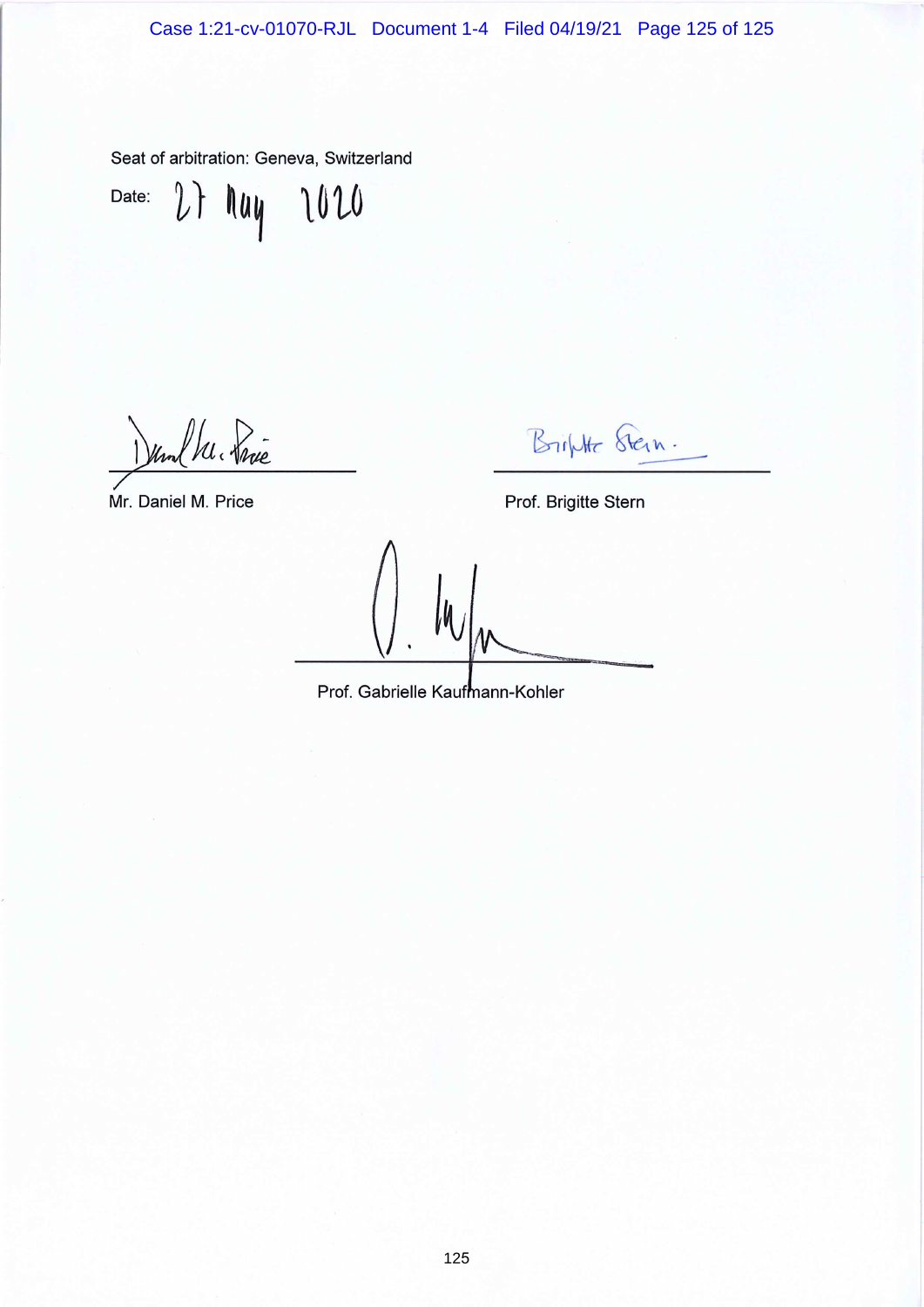Seat of arbitration: Geneva, Switzerland

Date: 27 May 2020

Mr. Daniel M. Price

Prof. Brigitte Stern

Prof. Gabrielle Kaufmann-Kohler